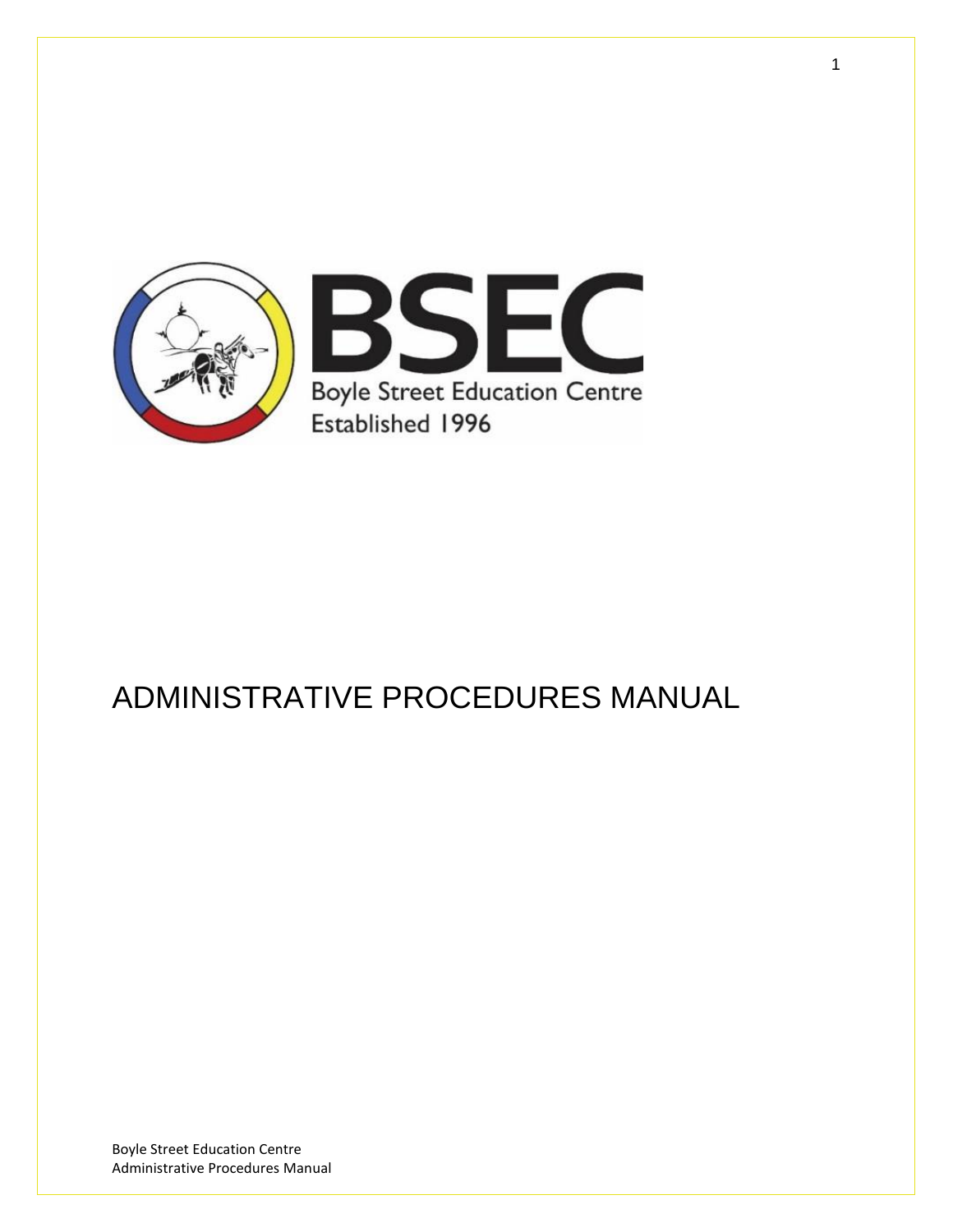BSEC

Boyle Street Education Centre
Established 1996

# ADMINISTRATIVE PROCEDURES MANUAL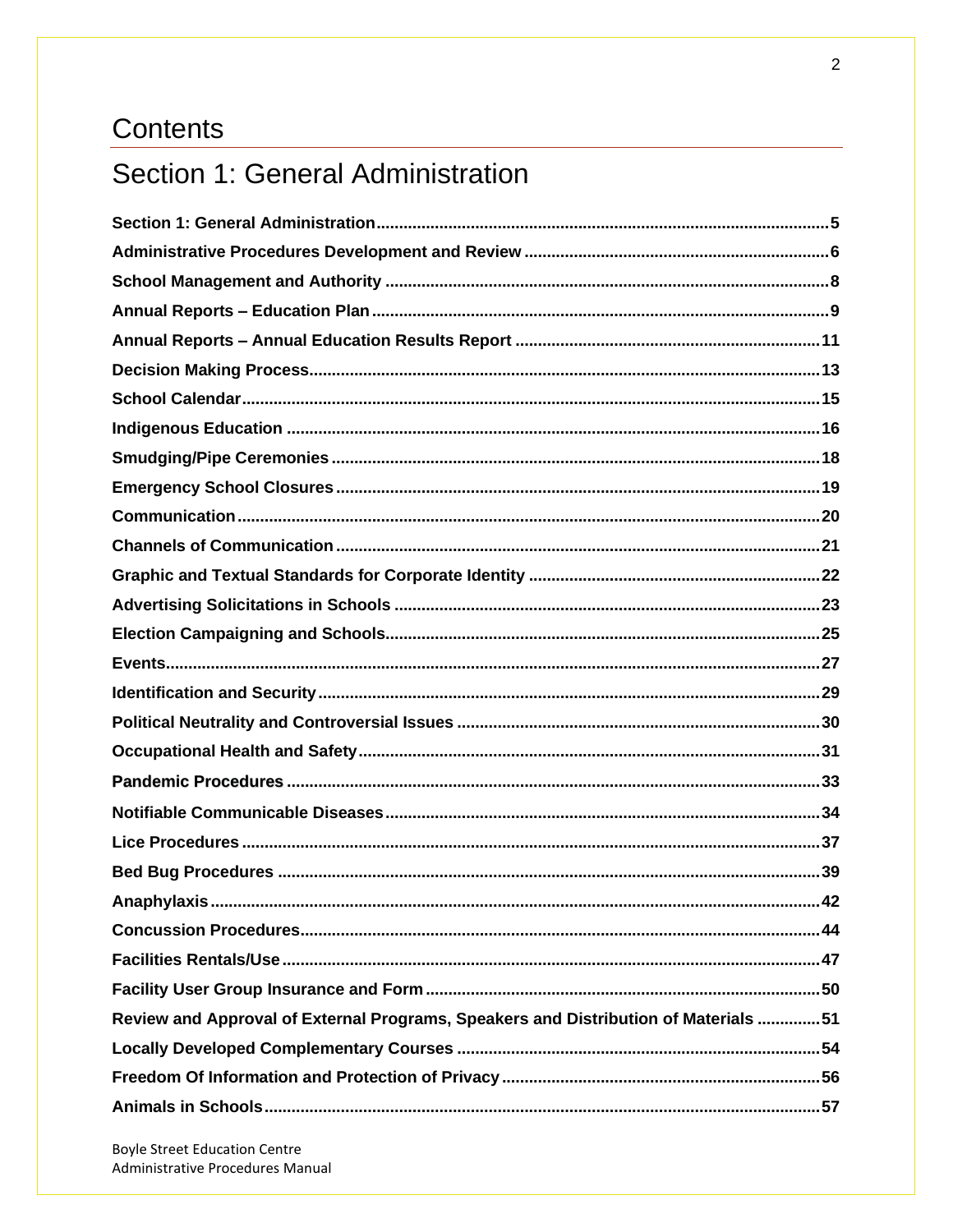# Contents

## Section 1: General Administration

**Section 1: General Administration** .......... 5
**Administrative Procedures Development and Review** .......... 6
**School Management and Authority** .......... 8
**Annual Reports – Education Plan** .......... 9
**Annual Reports – Annual Education Results Report** .......... 11
**Decision Making Process** .......... 13
**School Calendar** .......... 15
**Indigenous Education** .......... 16
**Smudging/Pipe Ceremonies** .......... 18
**Emergency School Closures** .......... 19
**Communication** .......... 20
**Channels of Communication** .......... 21
**Graphic and Textual Standards for Corporate Identity** .......... 22
**Advertising Solicitations in Schools** .......... 23
**Election Campaigning and Schools** .......... 25
**Events** .......... 27
**Identification and Security** .......... 29
**Political Neutrality and Controversial Issues** .......... 30
**Occupational Health and Safety** .......... 31
**Pandemic Procedures** .......... 33
**Notifiable Communicable Diseases** .......... 34
**Lice Procedures** .......... 37
**Bed Bug Procedures** .......... 39
**Anaphylaxis** .......... 42
**Concussion Procedures** .......... 44
**Facilities Rentals/Use** .......... 47
**Facility User Group Insurance and Form** .......... 50
**Review and Approval of External Programs, Speakers and Distribution of Materials** .......... 51
**Locally Developed Complementary Courses** .......... 54
**Freedom Of Information and Protection of Privacy** .......... 56
**Animals in Schools** .......... 57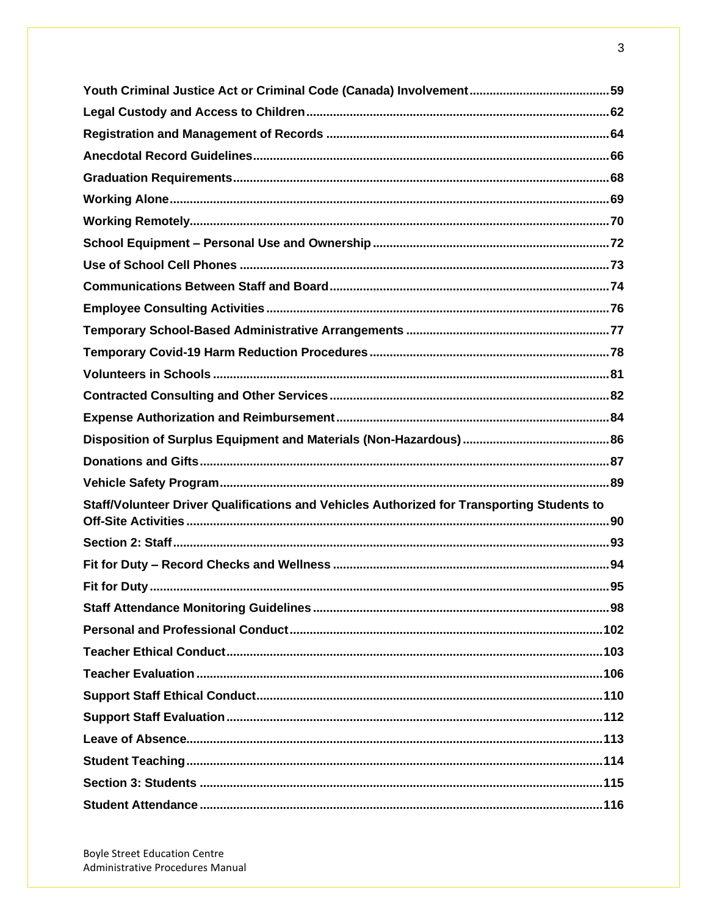**Youth Criminal Justice Act or Criminal Code (Canada) Involvement** ..... 59

**Legal Custody and Access to Children** ..... 62

**Registration and Management of Records** ..... 64

**Anecdotal Record Guidelines** ..... 66

**Graduation Requirements** ..... 68

**Working Alone** ..... 69

**Working Remotely** ..... 70

**School Equipment – Personal Use and Ownership** ..... 72

**Use of School Cell Phones** ..... 73

**Communications Between Staff and Board** ..... 74

**Employee Consulting Activities** ..... 76

**Temporary School-Based Administrative Arrangements** ..... 77

**Temporary Covid-19 Harm Reduction Procedures** ..... 78

**Volunteers in Schools** ..... 81

**Contracted Consulting and Other Services** ..... 82

**Expense Authorization and Reimbursement** ..... 84

**Disposition of Surplus Equipment and Materials (Non-Hazardous)** ..... 86

**Donations and Gifts** ..... 87

**Vehicle Safety Program** ..... 89

**Staff/Volunteer Driver Qualifications and Vehicles Authorized for Transporting Students to Off-Site Activities** ..... 90

**Section 2: Staff** ..... 93

**Fit for Duty – Record Checks and Wellness** ..... 94

**Fit for Duty** ..... 95

**Staff Attendance Monitoring Guidelines** ..... 98

**Personal and Professional Conduct** ..... 102

**Teacher Ethical Conduct** ..... 103

**Teacher Evaluation** ..... 106

**Support Staff Ethical Conduct** ..... 110

**Support Staff Evaluation** ..... 112

**Leave of Absence** ..... 113

**Student Teaching** ..... 114

**Section 3: Students** ..... 115

**Student Attendance** ..... 116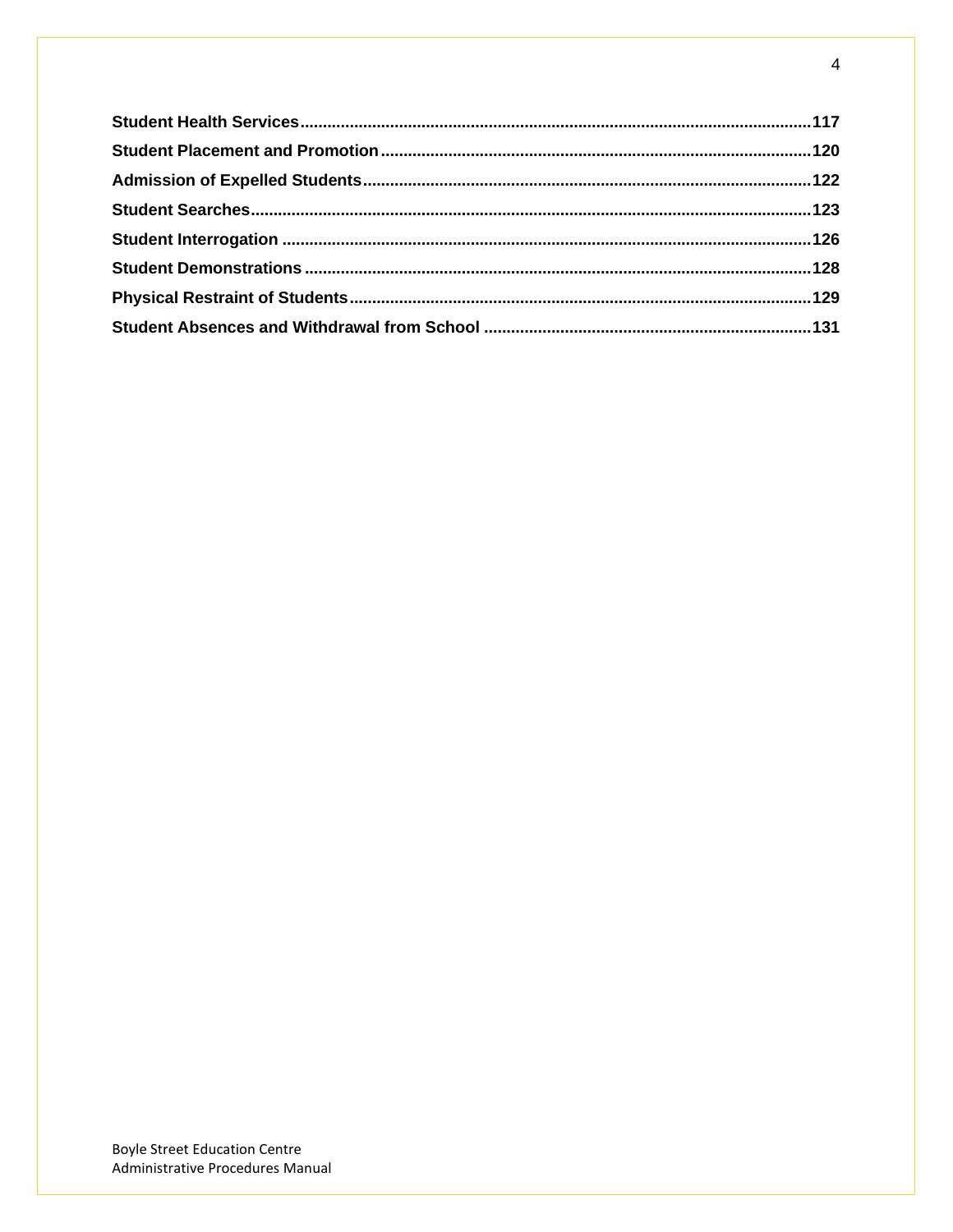**Student Health Services**.....117

**Student Placement and Promotion**.....120

**Admission of Expelled Students**.....122

**Student Searches**.....123

**Student Interrogation**.....126

**Student Demonstrations**.....128

**Physical Restraint of Students**.....129

**Student Absences and Withdrawal from School**.....131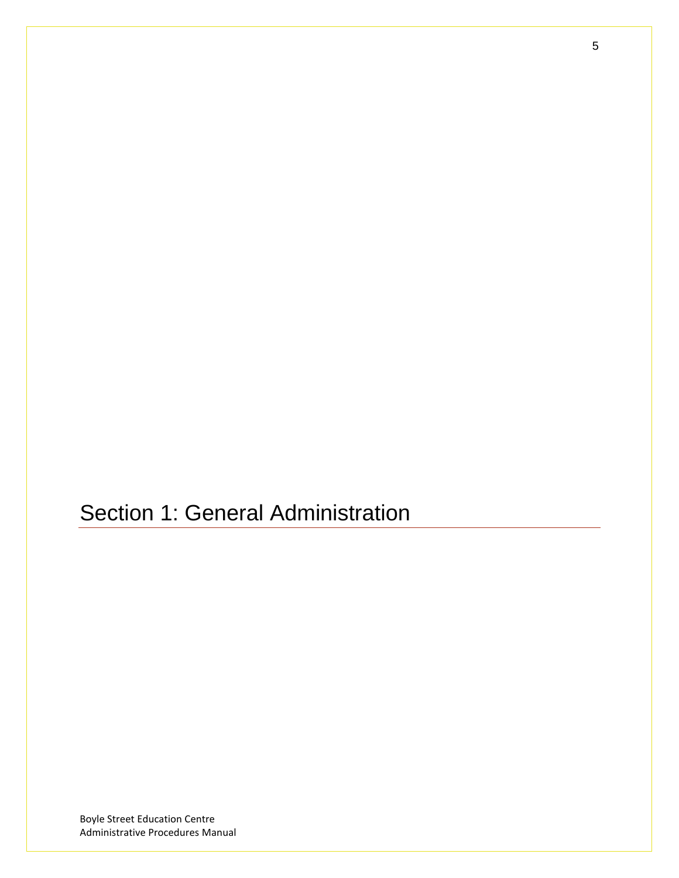# Section 1: General Administration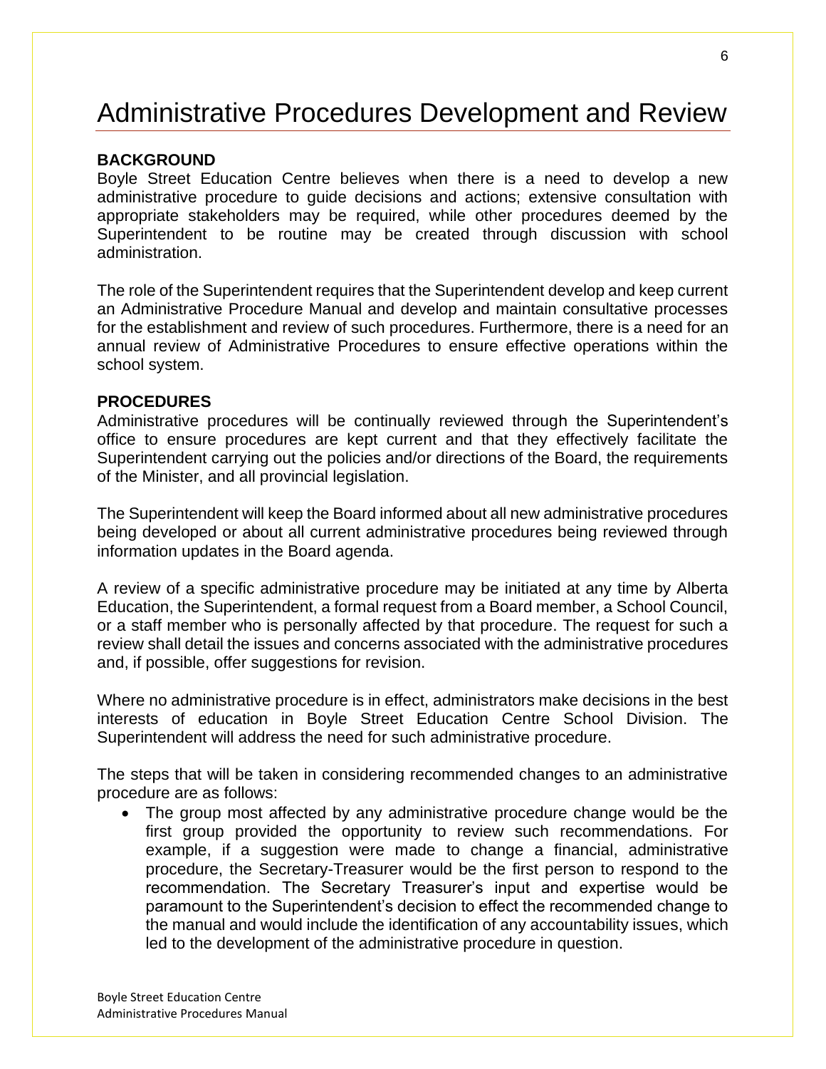# Administrative Procedures Development and Review

**BACKGROUND**

Boyle Street Education Centre believes when there is a need to develop a new administrative procedure to guide decisions and actions; extensive consultation with appropriate stakeholders may be required, while other procedures deemed by the Superintendent to be routine may be created through discussion with school administration.

The role of the Superintendent requires that the Superintendent develop and keep current an Administrative Procedure Manual and develop and maintain consultative processes for the establishment and review of such procedures. Furthermore, there is a need for an annual review of Administrative Procedures to ensure effective operations within the school system.

**PROCEDURES**

Administrative procedures will be continually reviewed through the Superintendent's office to ensure procedures are kept current and that they effectively facilitate the Superintendent carrying out the policies and/or directions of the Board, the requirements of the Minister, and all provincial legislation.

The Superintendent will keep the Board informed about all new administrative procedures being developed or about all current administrative procedures being reviewed through information updates in the Board agenda.

A review of a specific administrative procedure may be initiated at any time by Alberta Education, the Superintendent, a formal request from a Board member, a School Council, or a staff member who is personally affected by that procedure. The request for such a review shall detail the issues and concerns associated with the administrative procedures and, if possible, offer suggestions for revision.

Where no administrative procedure is in effect, administrators make decisions in the best interests of education in Boyle Street Education Centre School Division. The Superintendent will address the need for such administrative procedure.

The steps that will be taken in considering recommended changes to an administrative procedure are as follows:

- The group most affected by any administrative procedure change would be the first group provided the opportunity to review such recommendations. For example, if a suggestion were made to change a financial, administrative procedure, the Secretary-Treasurer would be the first person to respond to the recommendation. The Secretary Treasurer's input and expertise would be paramount to the Superintendent's decision to effect the recommended change to the manual and would include the identification of any accountability issues, which led to the development of the administrative procedure in question.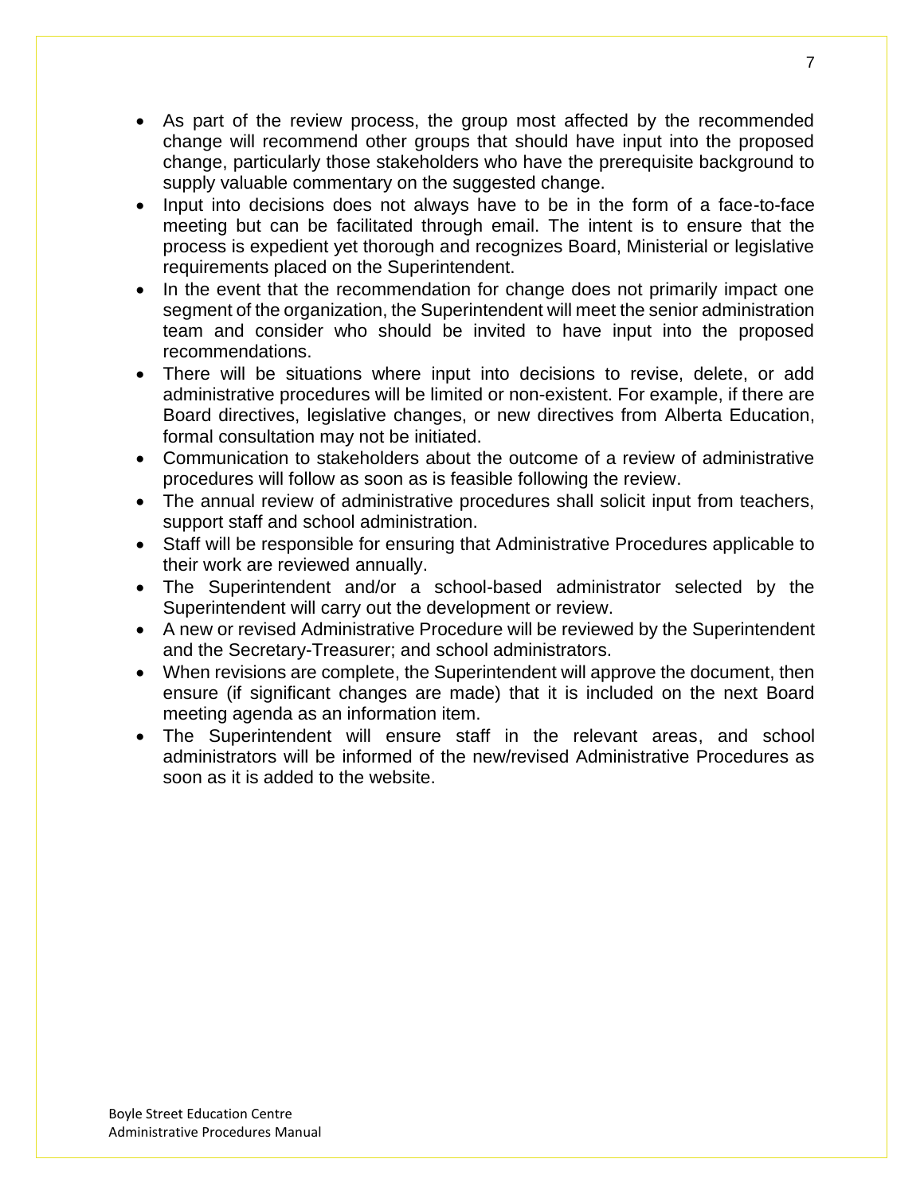- As part of the review process, the group most affected by the recommended change will recommend other groups that should have input into the proposed change, particularly those stakeholders who have the prerequisite background to supply valuable commentary on the suggested change.
- Input into decisions does not always have to be in the form of a face-to-face meeting but can be facilitated through email. The intent is to ensure that the process is expedient yet thorough and recognizes Board, Ministerial or legislative requirements placed on the Superintendent.
- In the event that the recommendation for change does not primarily impact one segment of the organization, the Superintendent will meet the senior administration team and consider who should be invited to have input into the proposed recommendations.
- There will be situations where input into decisions to revise, delete, or add administrative procedures will be limited or non-existent. For example, if there are Board directives, legislative changes, or new directives from Alberta Education, formal consultation may not be initiated.
- Communication to stakeholders about the outcome of a review of administrative procedures will follow as soon as is feasible following the review.
- The annual review of administrative procedures shall solicit input from teachers, support staff and school administration.
- Staff will be responsible for ensuring that Administrative Procedures applicable to their work are reviewed annually.
- The Superintendent and/or a school-based administrator selected by the Superintendent will carry out the development or review.
- A new or revised Administrative Procedure will be reviewed by the Superintendent and the Secretary-Treasurer; and school administrators.
- When revisions are complete, the Superintendent will approve the document, then ensure (if significant changes are made) that it is included on the next Board meeting agenda as an information item.
- The Superintendent will ensure staff in the relevant areas, and school administrators will be informed of the new/revised Administrative Procedures as soon as it is added to the website.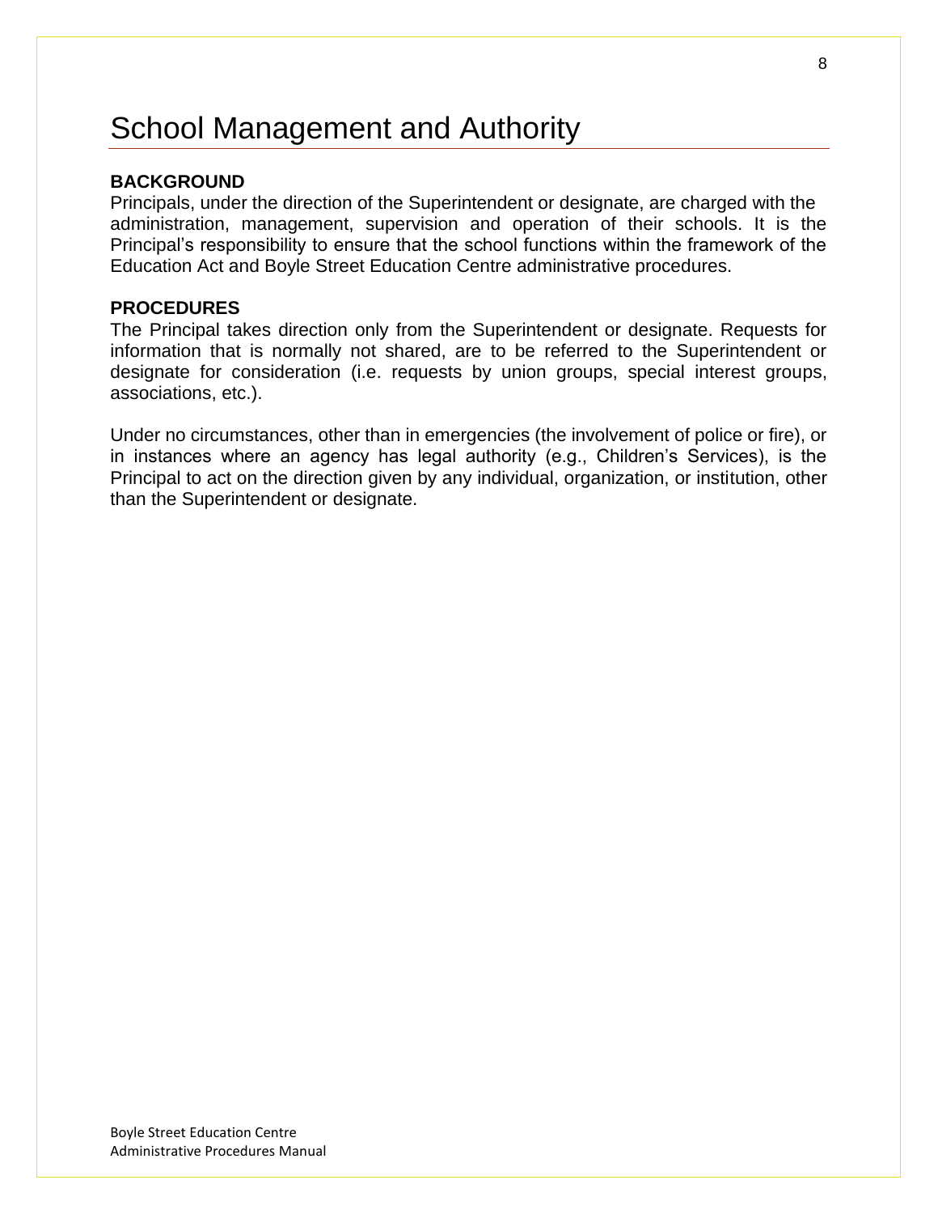# School Management and Authority

**BACKGROUND**

Principals, under the direction of the Superintendent or designate, are charged with the administration, management, supervision and operation of their schools. It is the Principal's responsibility to ensure that the school functions within the framework of the Education Act and Boyle Street Education Centre administrative procedures.

**PROCEDURES**

The Principal takes direction only from the Superintendent or designate. Requests for information that is normally not shared, are to be referred to the Superintendent or designate for consideration (i.e. requests by union groups, special interest groups, associations, etc.).

Under no circumstances, other than in emergencies (the involvement of police or fire), or in instances where an agency has legal authority (e.g., Children's Services), is the Principal to act on the direction given by any individual, organization, or institution, other than the Superintendent or designate.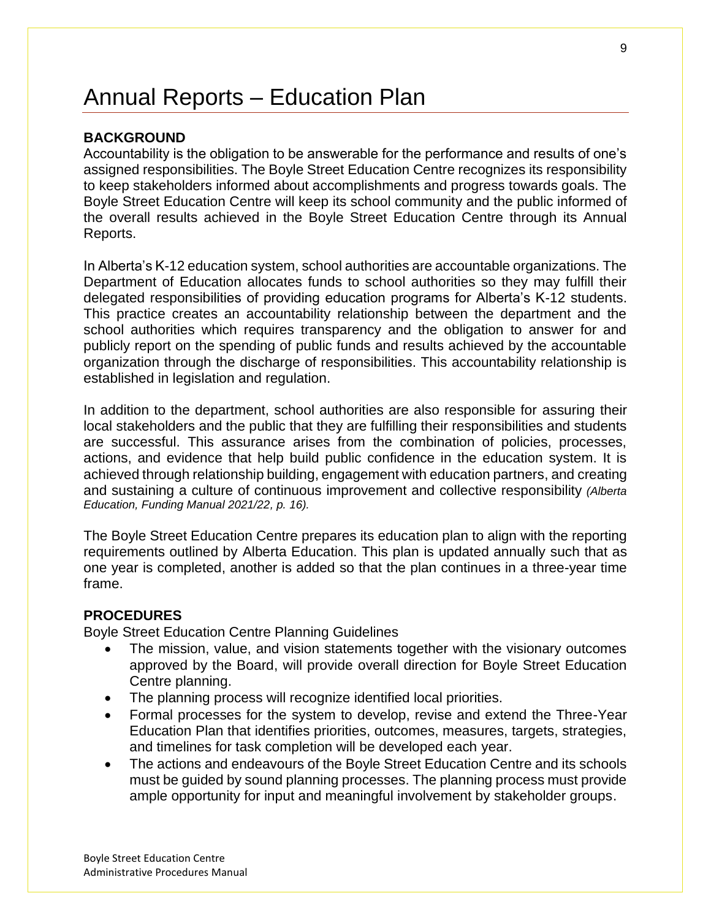# Annual Reports – Education Plan

**BACKGROUND**

Accountability is the obligation to be answerable for the performance and results of one's assigned responsibilities. The Boyle Street Education Centre recognizes its responsibility to keep stakeholders informed about accomplishments and progress towards goals. The Boyle Street Education Centre will keep its school community and the public informed of the overall results achieved in the Boyle Street Education Centre through its Annual Reports.

In Alberta's K-12 education system, school authorities are accountable organizations. The Department of Education allocates funds to school authorities so they may fulfill their delegated responsibilities of providing education programs for Alberta's K-12 students. This practice creates an accountability relationship between the department and the school authorities which requires transparency and the obligation to answer for and publicly report on the spending of public funds and results achieved by the accountable organization through the discharge of responsibilities. This accountability relationship is established in legislation and regulation.

In addition to the department, school authorities are also responsible for assuring their local stakeholders and the public that they are fulfilling their responsibilities and students are successful. This assurance arises from the combination of policies, processes, actions, and evidence that help build public confidence in the education system. It is achieved through relationship building, engagement with education partners, and creating and sustaining a culture of continuous improvement and collective responsibility *(Alberta Education, Funding Manual 2021/22, p. 16).*

The Boyle Street Education Centre prepares its education plan to align with the reporting requirements outlined by Alberta Education. This plan is updated annually such that as one year is completed, another is added so that the plan continues in a three-year time frame.

**PROCEDURES**

Boyle Street Education Centre Planning Guidelines

- The mission, value, and vision statements together with the visionary outcomes approved by the Board, will provide overall direction for Boyle Street Education Centre planning.
- The planning process will recognize identified local priorities.
- Formal processes for the system to develop, revise and extend the Three-Year Education Plan that identifies priorities, outcomes, measures, targets, strategies, and timelines for task completion will be developed each year.
- The actions and endeavours of the Boyle Street Education Centre and its schools must be guided by sound planning processes. The planning process must provide ample opportunity for input and meaningful involvement by stakeholder groups.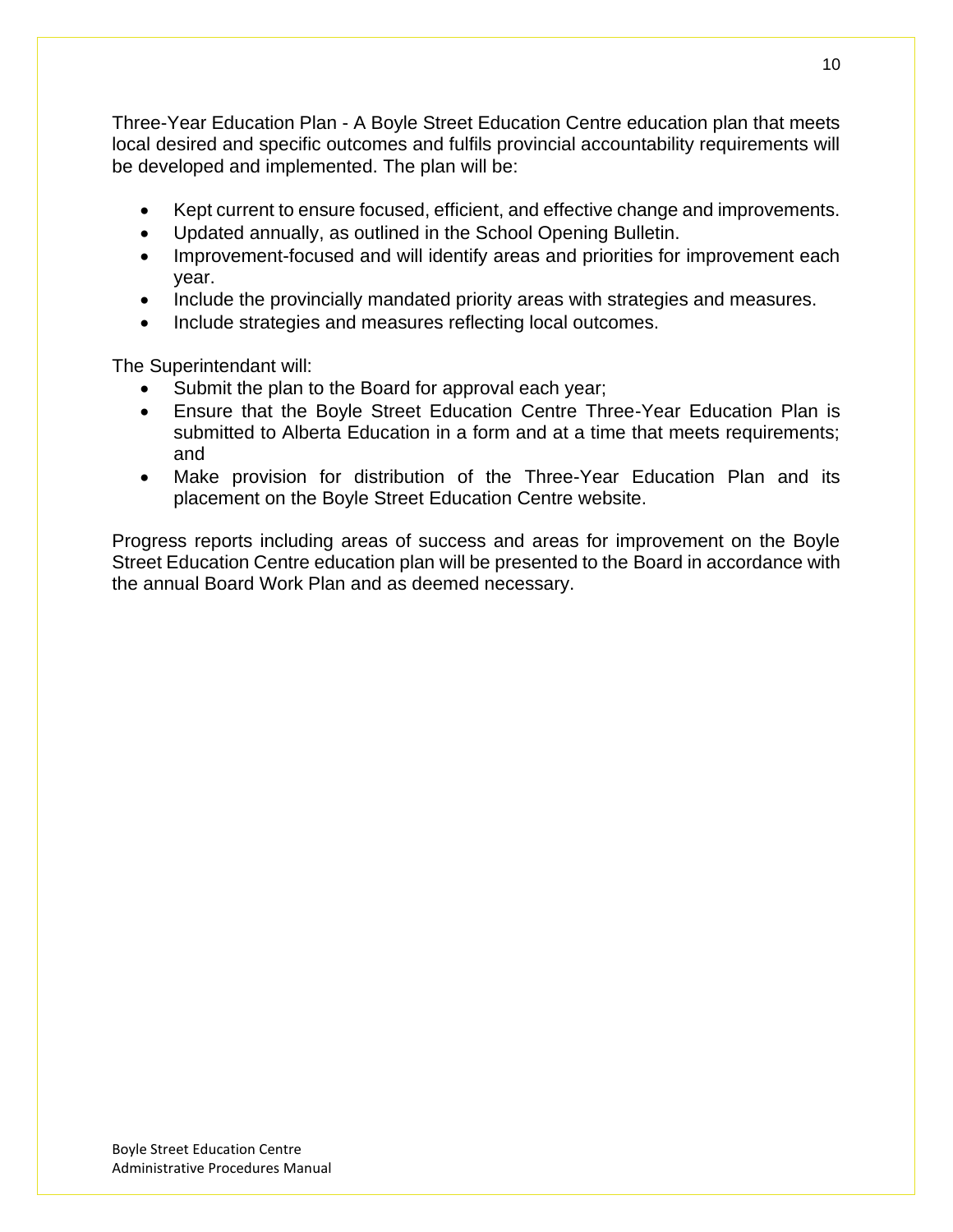Three-Year Education Plan - A Boyle Street Education Centre education plan that meets local desired and specific outcomes and fulfils provincial accountability requirements will be developed and implemented. The plan will be:

- Kept current to ensure focused, efficient, and effective change and improvements.
- Updated annually, as outlined in the School Opening Bulletin.
- Improvement-focused and will identify areas and priorities for improvement each year.
- Include the provincially mandated priority areas with strategies and measures.
- Include strategies and measures reflecting local outcomes.

The Superintendant will:

- Submit the plan to the Board for approval each year;
- Ensure that the Boyle Street Education Centre Three-Year Education Plan is submitted to Alberta Education in a form and at a time that meets requirements; and
- Make provision for distribution of the Three-Year Education Plan and its placement on the Boyle Street Education Centre website.

Progress reports including areas of success and areas for improvement on the Boyle Street Education Centre education plan will be presented to the Board in accordance with the annual Board Work Plan and as deemed necessary.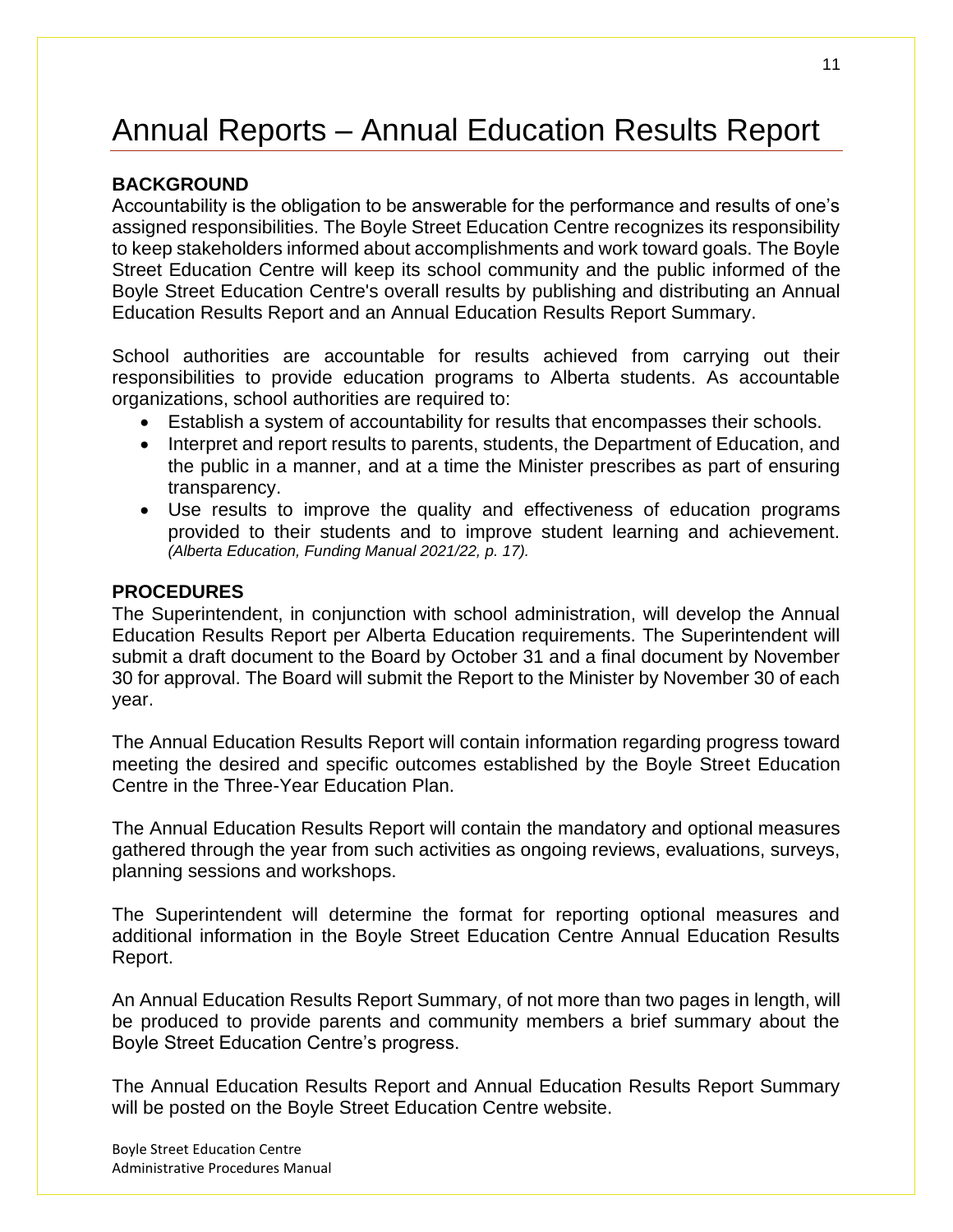# Annual Reports – Annual Education Results Report

**BACKGROUND**

Accountability is the obligation to be answerable for the performance and results of one's assigned responsibilities. The Boyle Street Education Centre recognizes its responsibility to keep stakeholders informed about accomplishments and work toward goals. The Boyle Street Education Centre will keep its school community and the public informed of the Boyle Street Education Centre's overall results by publishing and distributing an Annual Education Results Report and an Annual Education Results Report Summary.

School authorities are accountable for results achieved from carrying out their responsibilities to provide education programs to Alberta students. As accountable organizations, school authorities are required to:

- Establish a system of accountability for results that encompasses their schools.
- Interpret and report results to parents, students, the Department of Education, and the public in a manner, and at a time the Minister prescribes as part of ensuring transparency.
- Use results to improve the quality and effectiveness of education programs provided to their students and to improve student learning and achievement. *(Alberta Education, Funding Manual 2021/22, p. 17).*

**PROCEDURES**

The Superintendent, in conjunction with school administration, will develop the Annual Education Results Report per Alberta Education requirements. The Superintendent will submit a draft document to the Board by October 31 and a final document by November 30 for approval. The Board will submit the Report to the Minister by November 30 of each year.

The Annual Education Results Report will contain information regarding progress toward meeting the desired and specific outcomes established by the Boyle Street Education Centre in the Three-Year Education Plan.

The Annual Education Results Report will contain the mandatory and optional measures gathered through the year from such activities as ongoing reviews, evaluations, surveys, planning sessions and workshops.

The Superintendent will determine the format for reporting optional measures and additional information in the Boyle Street Education Centre Annual Education Results Report.

An Annual Education Results Report Summary, of not more than two pages in length, will be produced to provide parents and community members a brief summary about the Boyle Street Education Centre's progress.

The Annual Education Results Report and Annual Education Results Report Summary will be posted on the Boyle Street Education Centre website.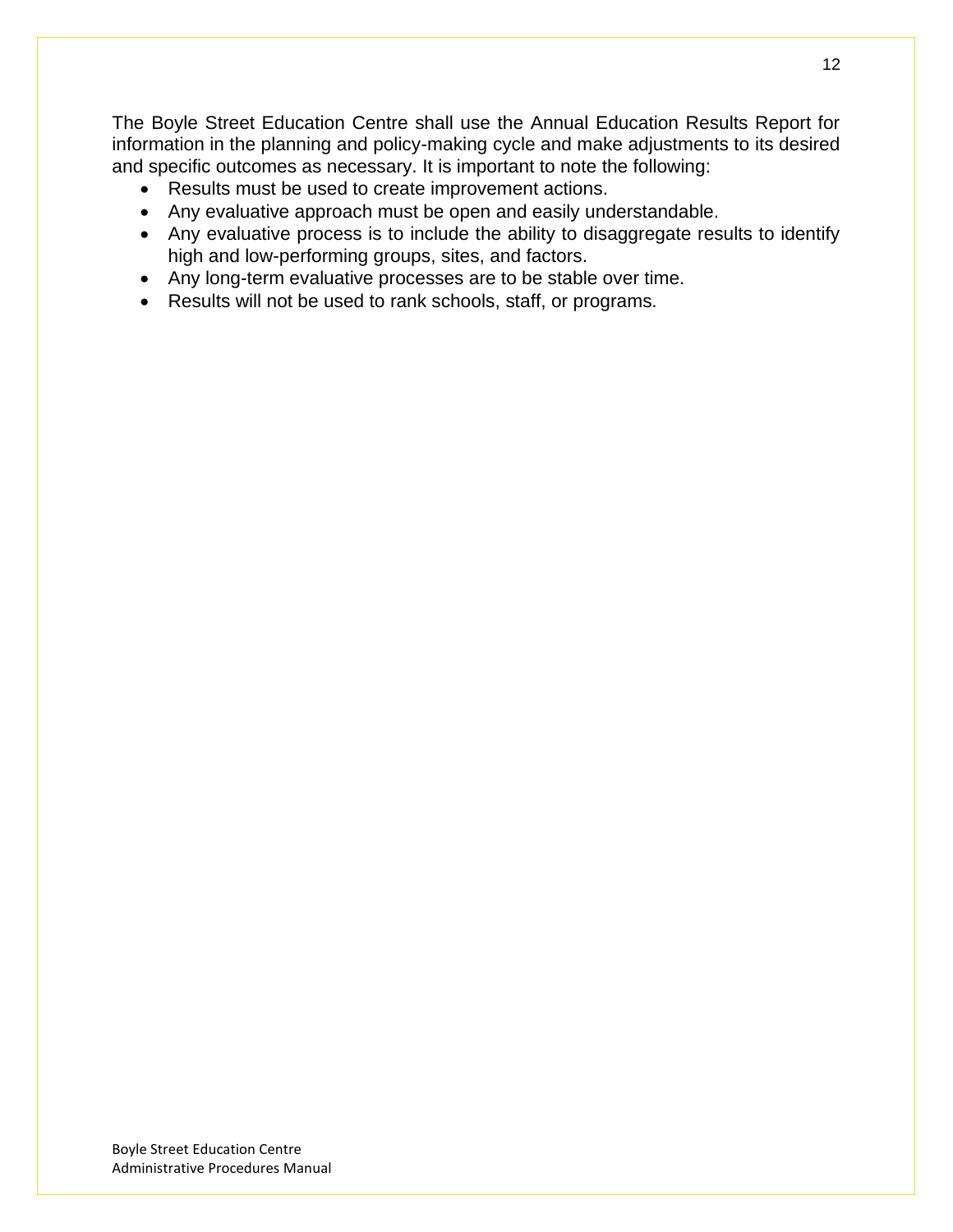The Boyle Street Education Centre shall use the Annual Education Results Report for information in the planning and policy-making cycle and make adjustments to its desired and specific outcomes as necessary. It is important to note the following:

- Results must be used to create improvement actions.
- Any evaluative approach must be open and easily understandable.
- Any evaluative process is to include the ability to disaggregate results to identify high and low-performing groups, sites, and factors.
- Any long-term evaluative processes are to be stable over time.
- Results will not be used to rank schools, staff, or programs.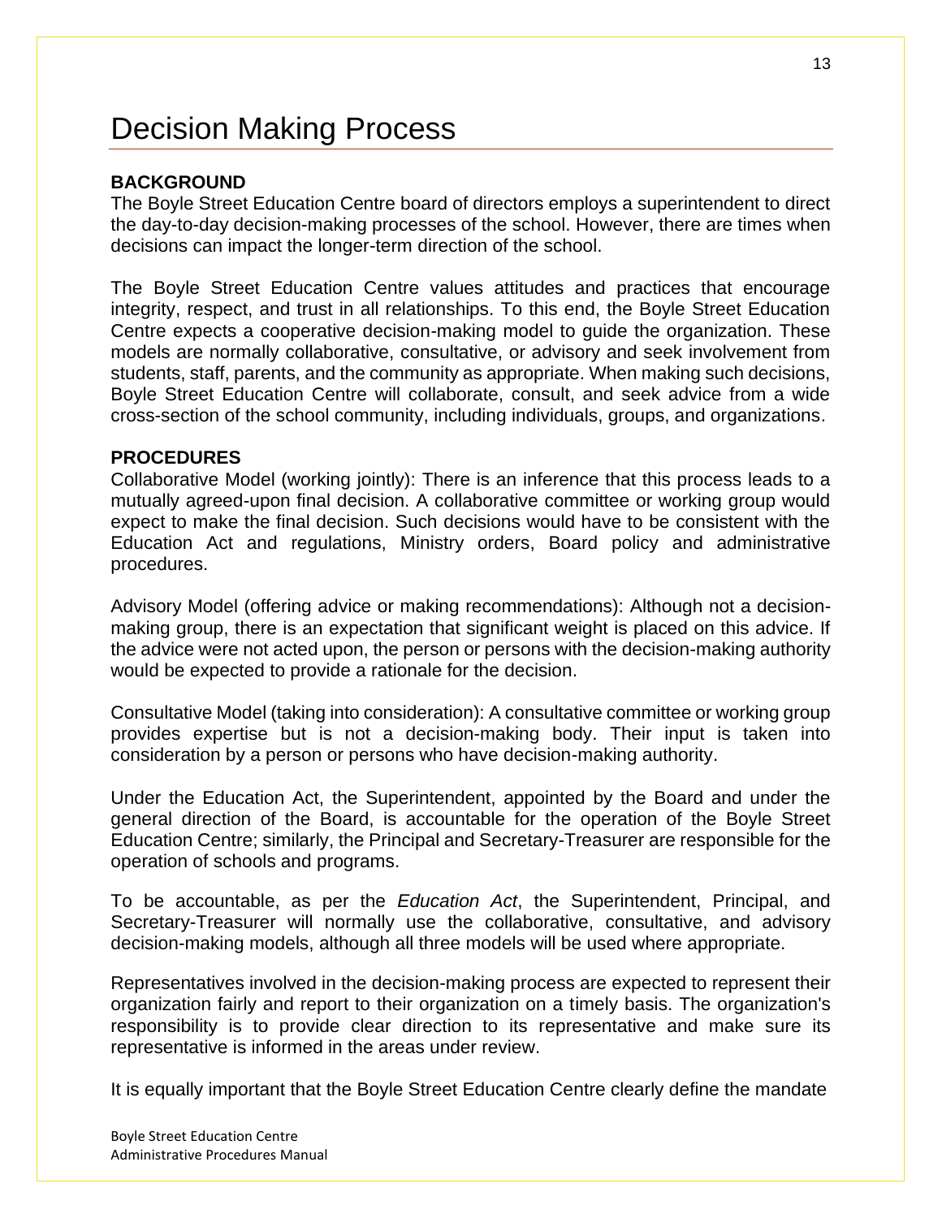# Decision Making Process

**BACKGROUND**

The Boyle Street Education Centre board of directors employs a superintendent to direct the day-to-day decision-making processes of the school. However, there are times when decisions can impact the longer-term direction of the school.

The Boyle Street Education Centre values attitudes and practices that encourage integrity, respect, and trust in all relationships. To this end, the Boyle Street Education Centre expects a cooperative decision-making model to guide the organization. These models are normally collaborative, consultative, or advisory and seek involvement from students, staff, parents, and the community as appropriate. When making such decisions, Boyle Street Education Centre will collaborate, consult, and seek advice from a wide cross-section of the school community, including individuals, groups, and organizations.

**PROCEDURES**

Collaborative Model (working jointly): There is an inference that this process leads to a mutually agreed-upon final decision. A collaborative committee or working group would expect to make the final decision. Such decisions would have to be consistent with the Education Act and regulations, Ministry orders, Board policy and administrative procedures.

Advisory Model (offering advice or making recommendations): Although not a decision-making group, there is an expectation that significant weight is placed on this advice. If the advice were not acted upon, the person or persons with the decision-making authority would be expected to provide a rationale for the decision.

Consultative Model (taking into consideration): A consultative committee or working group provides expertise but is not a decision-making body. Their input is taken into consideration by a person or persons who have decision-making authority.

Under the Education Act, the Superintendent, appointed by the Board and under the general direction of the Board, is accountable for the operation of the Boyle Street Education Centre; similarly, the Principal and Secretary-Treasurer are responsible for the operation of schools and programs.

To be accountable, as per the *Education Act*, the Superintendent, Principal, and Secretary-Treasurer will normally use the collaborative, consultative, and advisory decision-making models, although all three models will be used where appropriate.

Representatives involved in the decision-making process are expected to represent their organization fairly and report to their organization on a timely basis. The organization's responsibility is to provide clear direction to its representative and make sure its representative is informed in the areas under review.

It is equally important that the Boyle Street Education Centre clearly define the mandate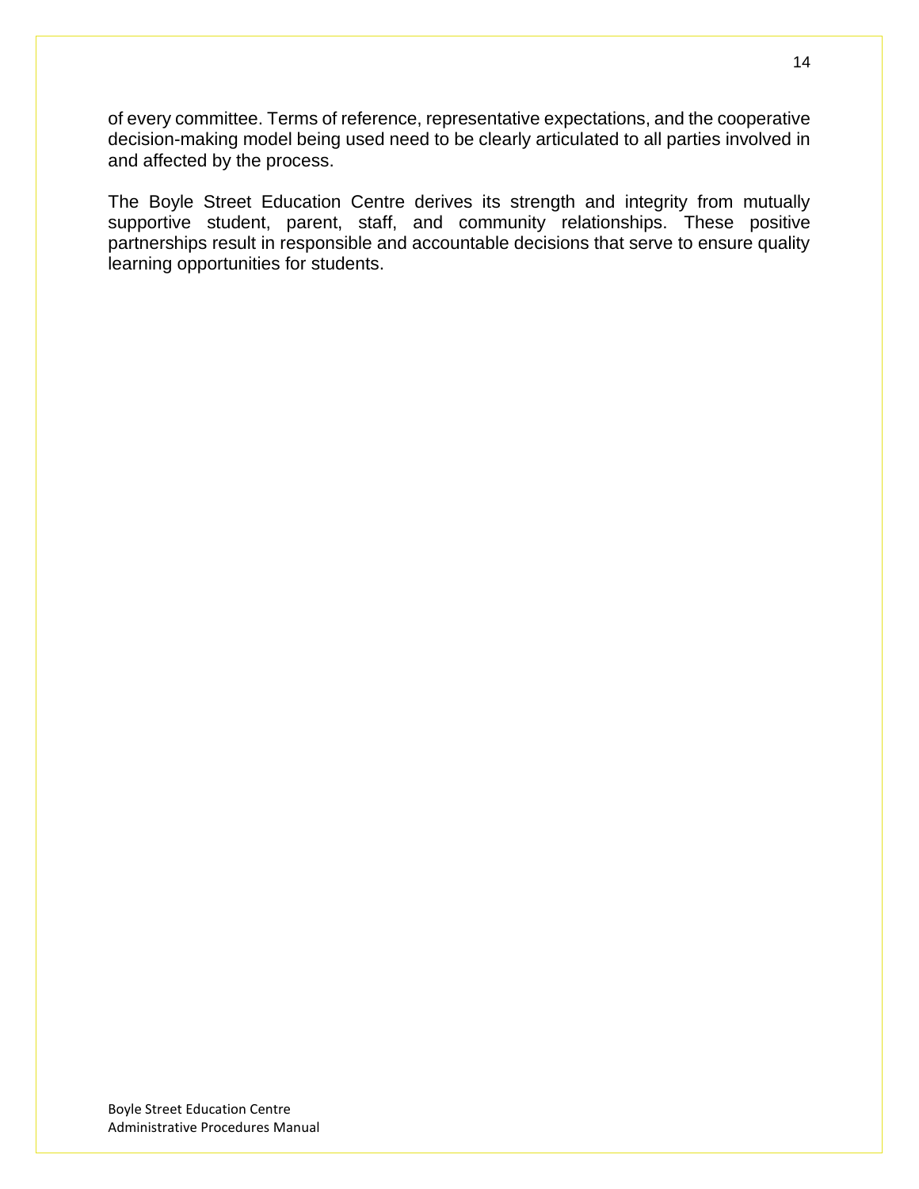of every committee. Terms of reference, representative expectations, and the cooperative decision-making model being used need to be clearly articulated to all parties involved in and affected by the process.

The Boyle Street Education Centre derives its strength and integrity from mutually supportive student, parent, staff, and community relationships. These positive partnerships result in responsible and accountable decisions that serve to ensure quality learning opportunities for students.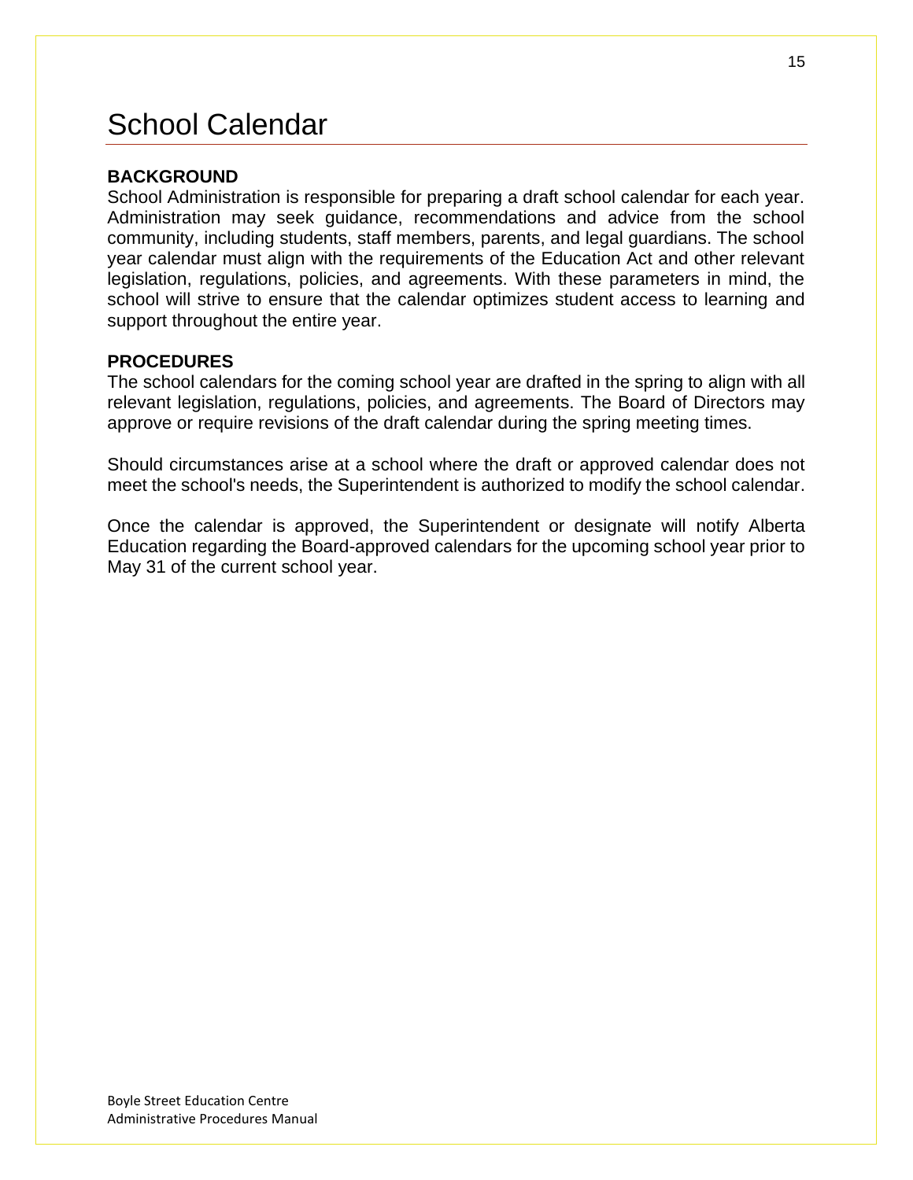# School Calendar

**BACKGROUND**

School Administration is responsible for preparing a draft school calendar for each year. Administration may seek guidance, recommendations and advice from the school community, including students, staff members, parents, and legal guardians. The school year calendar must align with the requirements of the Education Act and other relevant legislation, regulations, policies, and agreements. With these parameters in mind, the school will strive to ensure that the calendar optimizes student access to learning and support throughout the entire year.

**PROCEDURES**

The school calendars for the coming school year are drafted in the spring to align with all relevant legislation, regulations, policies, and agreements. The Board of Directors may approve or require revisions of the draft calendar during the spring meeting times.

Should circumstances arise at a school where the draft or approved calendar does not meet the school's needs, the Superintendent is authorized to modify the school calendar.

Once the calendar is approved, the Superintendent or designate will notify Alberta Education regarding the Board-approved calendars for the upcoming school year prior to May 31 of the current school year.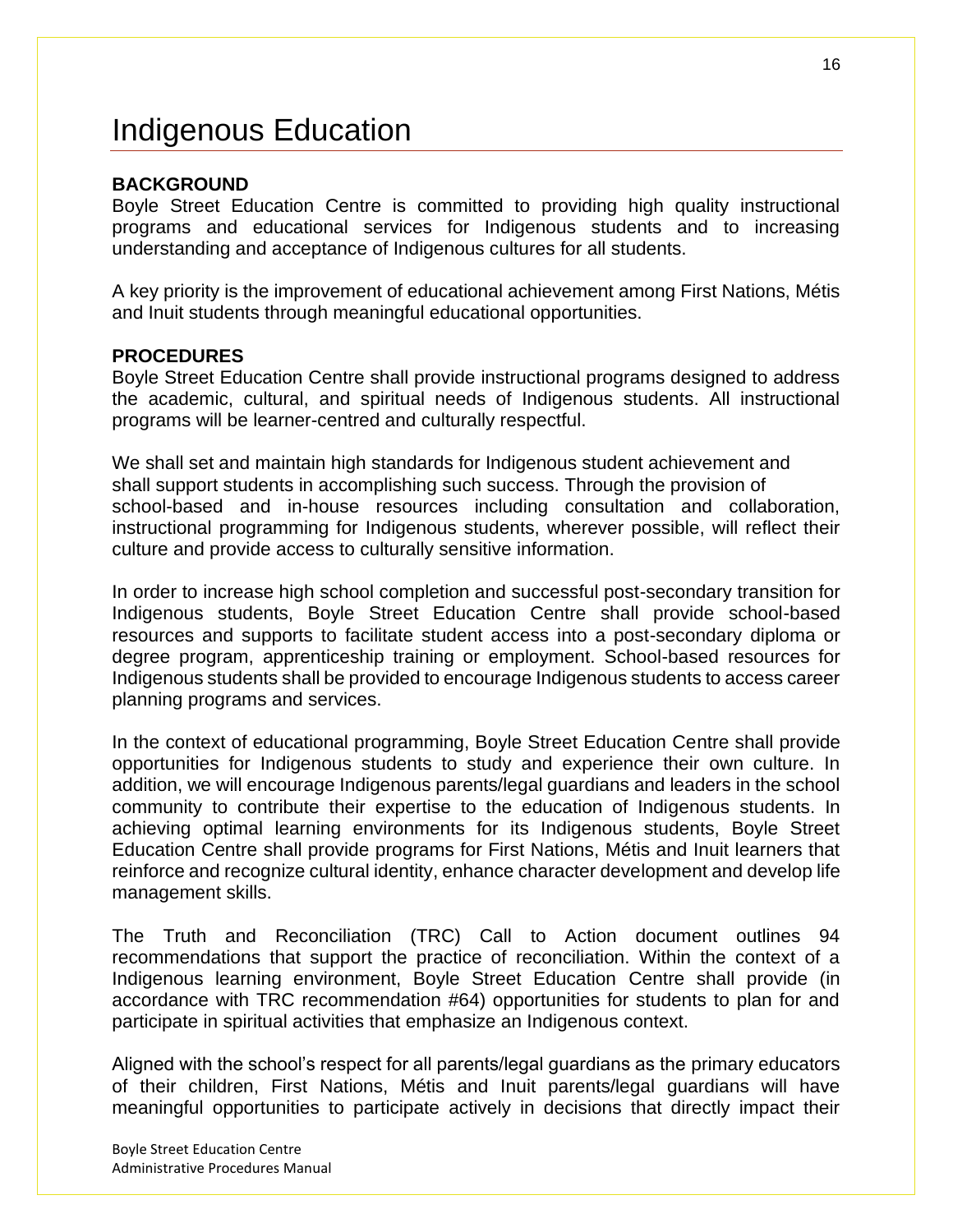# Indigenous Education

**BACKGROUND**

Boyle Street Education Centre is committed to providing high quality instructional programs and educational services for Indigenous students and to increasing understanding and acceptance of Indigenous cultures for all students.

A key priority is the improvement of educational achievement among First Nations, Métis and Inuit students through meaningful educational opportunities.

**PROCEDURES**

Boyle Street Education Centre shall provide instructional programs designed to address the academic, cultural, and spiritual needs of Indigenous students. All instructional programs will be learner-centred and culturally respectful.

We shall set and maintain high standards for Indigenous student achievement and shall support students in accomplishing such success. Through the provision of school-based and in-house resources including consultation and collaboration, instructional programming for Indigenous students, wherever possible, will reflect their culture and provide access to culturally sensitive information.

In order to increase high school completion and successful post-secondary transition for Indigenous students, Boyle Street Education Centre shall provide school-based resources and supports to facilitate student access into a post-secondary diploma or degree program, apprenticeship training or employment. School-based resources for Indigenous students shall be provided to encourage Indigenous students to access career planning programs and services.

In the context of educational programming, Boyle Street Education Centre shall provide opportunities for Indigenous students to study and experience their own culture. In addition, we will encourage Indigenous parents/legal guardians and leaders in the school community to contribute their expertise to the education of Indigenous students. In achieving optimal learning environments for its Indigenous students, Boyle Street Education Centre shall provide programs for First Nations, Métis and Inuit learners that reinforce and recognize cultural identity, enhance character development and develop life management skills.

The Truth and Reconciliation (TRC) Call to Action document outlines 94 recommendations that support the practice of reconciliation. Within the context of a Indigenous learning environment, Boyle Street Education Centre shall provide (in accordance with TRC recommendation #64) opportunities for students to plan for and participate in spiritual activities that emphasize an Indigenous context.

Aligned with the school's respect for all parents/legal guardians as the primary educators of their children, First Nations, Métis and Inuit parents/legal guardians will have meaningful opportunities to participate actively in decisions that directly impact their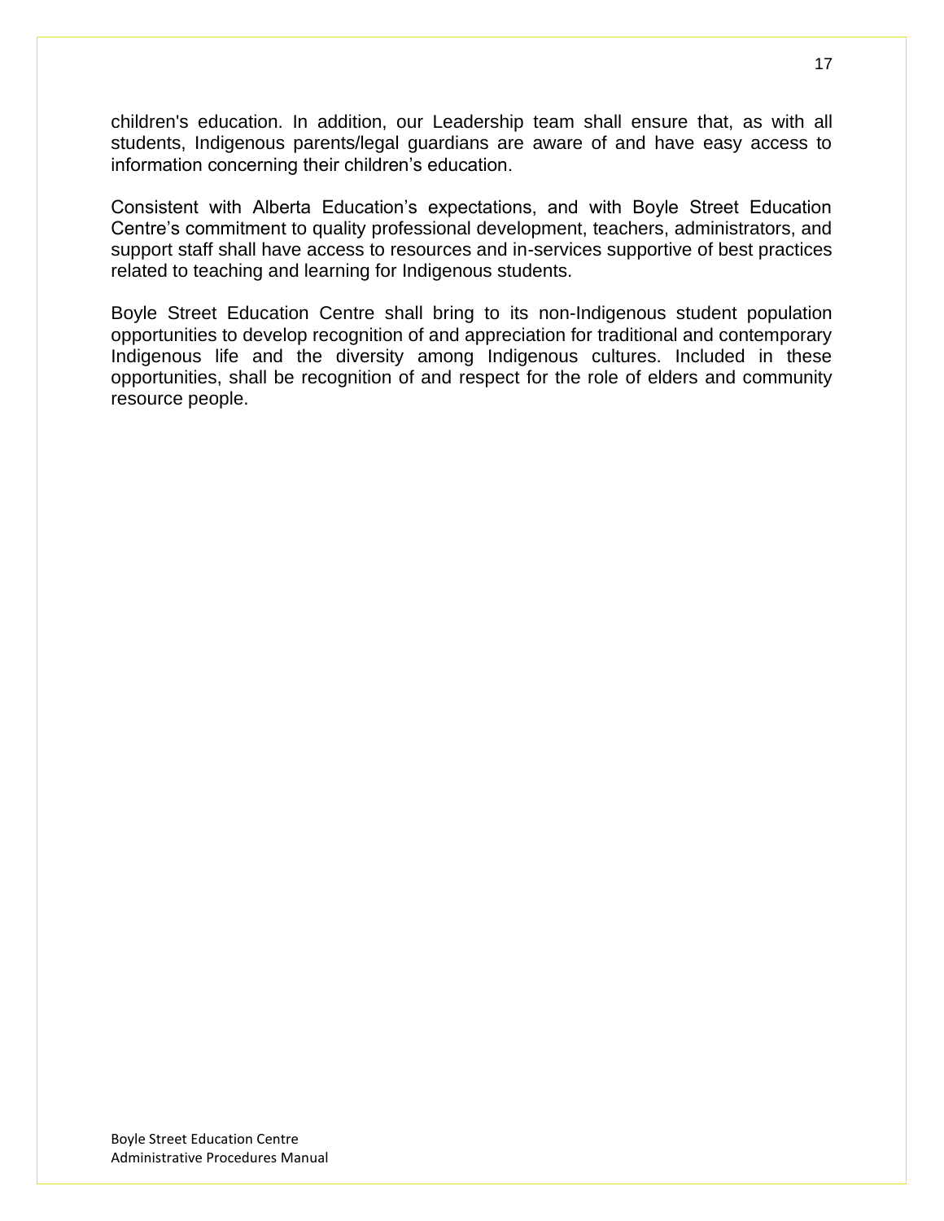children's education. In addition, our Leadership team shall ensure that, as with all students, Indigenous parents/legal guardians are aware of and have easy access to information concerning their children's education.

Consistent with Alberta Education's expectations, and with Boyle Street Education Centre's commitment to quality professional development, teachers, administrators, and support staff shall have access to resources and in-services supportive of best practices related to teaching and learning for Indigenous students.

Boyle Street Education Centre shall bring to its non-Indigenous student population opportunities to develop recognition of and appreciation for traditional and contemporary Indigenous life and the diversity among Indigenous cultures. Included in these opportunities, shall be recognition of and respect for the role of elders and community resource people.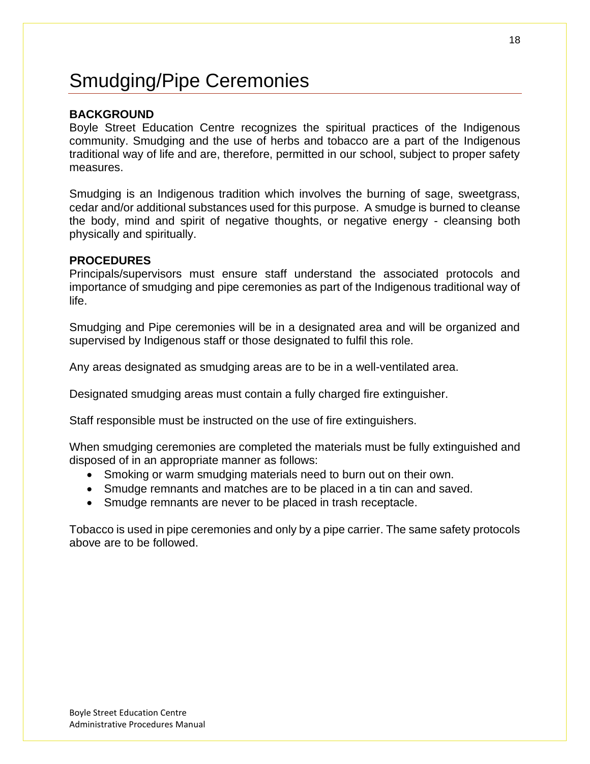# Smudging/Pipe Ceremonies

**BACKGROUND**

Boyle Street Education Centre recognizes the spiritual practices of the Indigenous community. Smudging and the use of herbs and tobacco are a part of the Indigenous traditional way of life and are, therefore, permitted in our school, subject to proper safety measures.

Smudging is an Indigenous tradition which involves the burning of sage, sweetgrass, cedar and/or additional substances used for this purpose. A smudge is burned to cleanse the body, mind and spirit of negative thoughts, or negative energy - cleansing both physically and spiritually.

**PROCEDURES**

Principals/supervisors must ensure staff understand the associated protocols and importance of smudging and pipe ceremonies as part of the Indigenous traditional way of life.

Smudging and Pipe ceremonies will be in a designated area and will be organized and supervised by Indigenous staff or those designated to fulfil this role.

Any areas designated as smudging areas are to be in a well-ventilated area.

Designated smudging areas must contain a fully charged fire extinguisher.

Staff responsible must be instructed on the use of fire extinguishers.

When smudging ceremonies are completed the materials must be fully extinguished and disposed of in an appropriate manner as follows:

- Smoking or warm smudging materials need to burn out on their own.
- Smudge remnants and matches are to be placed in a tin can and saved.
- Smudge remnants are never to be placed in trash receptacle.

Tobacco is used in pipe ceremonies and only by a pipe carrier. The same safety protocols above are to be followed.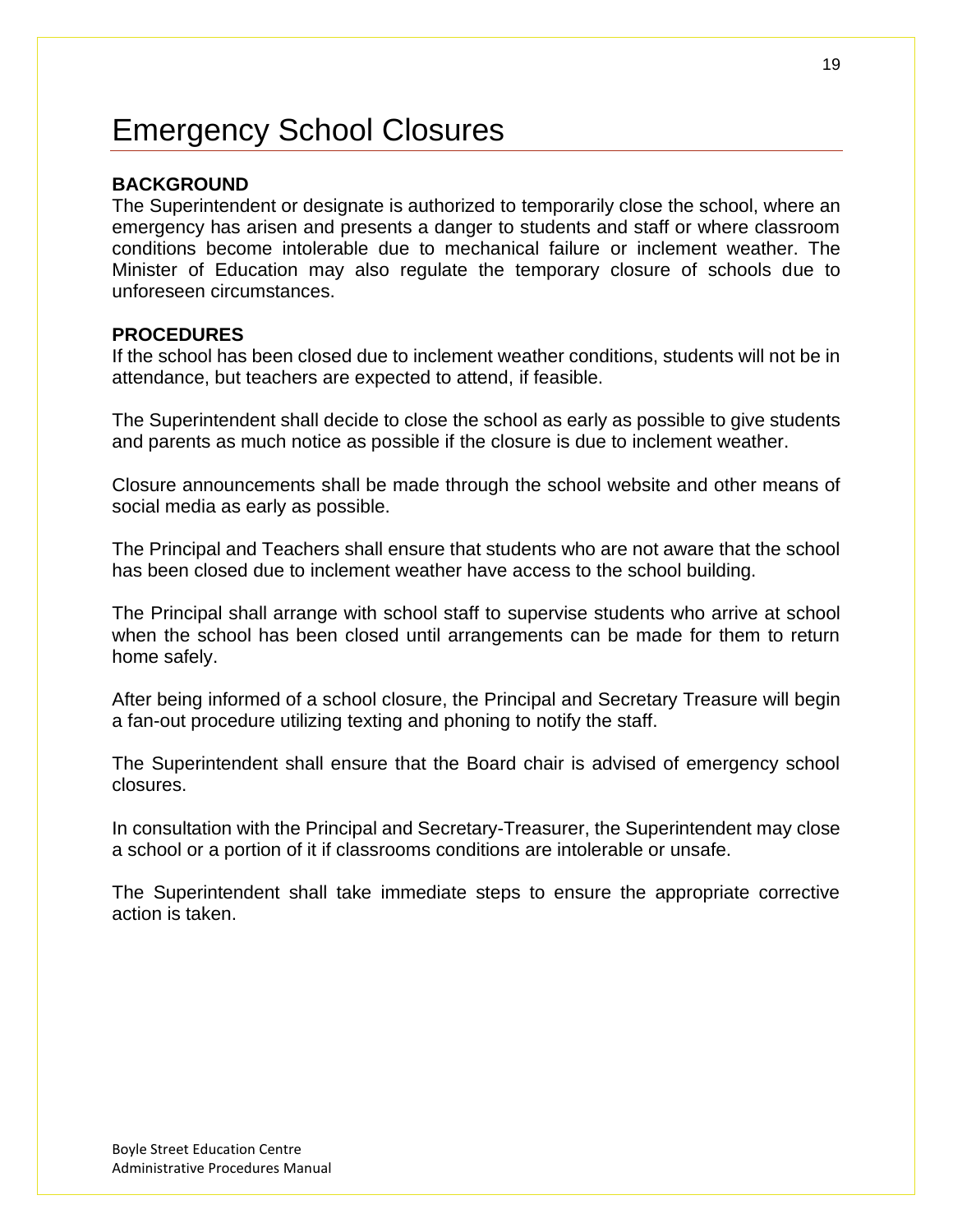# Emergency School Closures

**BACKGROUND**

The Superintendent or designate is authorized to temporarily close the school, where an emergency has arisen and presents a danger to students and staff or where classroom conditions become intolerable due to mechanical failure or inclement weather. The Minister of Education may also regulate the temporary closure of schools due to unforeseen circumstances.

**PROCEDURES**

If the school has been closed due to inclement weather conditions, students will not be in attendance, but teachers are expected to attend, if feasible.

The Superintendent shall decide to close the school as early as possible to give students and parents as much notice as possible if the closure is due to inclement weather.

Closure announcements shall be made through the school website and other means of social media as early as possible.

The Principal and Teachers shall ensure that students who are not aware that the school has been closed due to inclement weather have access to the school building.

The Principal shall arrange with school staff to supervise students who arrive at school when the school has been closed until arrangements can be made for them to return home safely.

After being informed of a school closure, the Principal and Secretary Treasure will begin a fan-out procedure utilizing texting and phoning to notify the staff.

The Superintendent shall ensure that the Board chair is advised of emergency school closures.

In consultation with the Principal and Secretary-Treasurer, the Superintendent may close a school or a portion of it if classrooms conditions are intolerable or unsafe.

The Superintendent shall take immediate steps to ensure the appropriate corrective action is taken.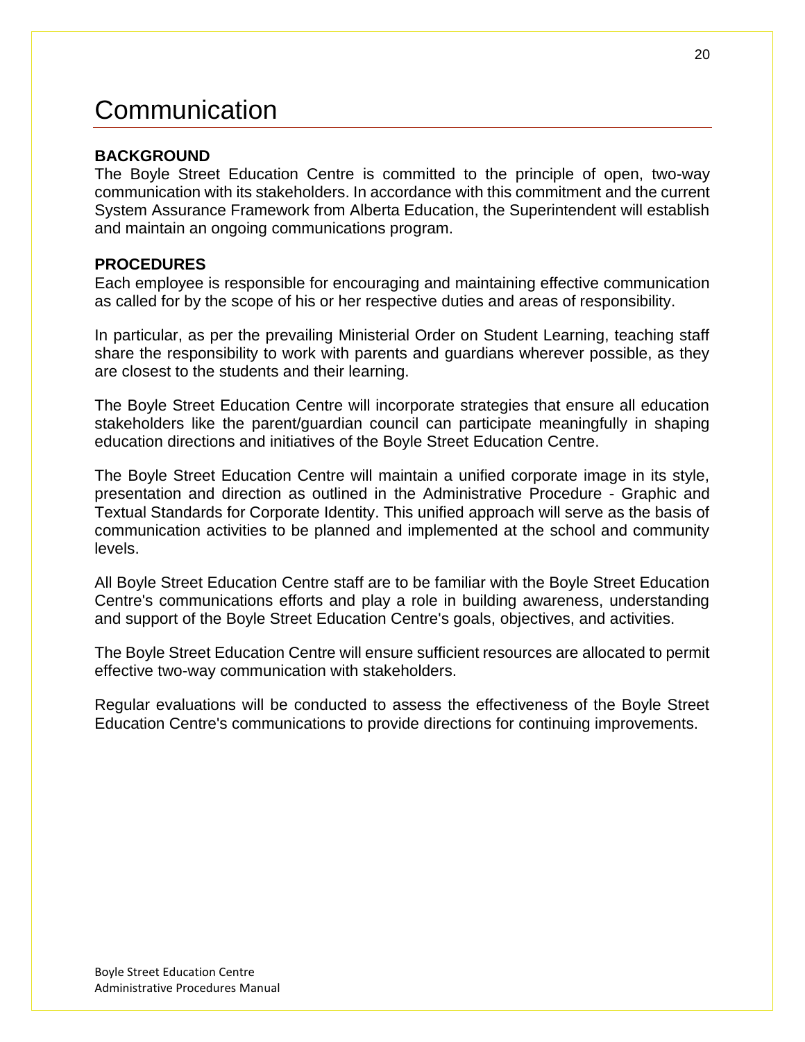# Communication

**BACKGROUND**

The Boyle Street Education Centre is committed to the principle of open, two-way communication with its stakeholders. In accordance with this commitment and the current System Assurance Framework from Alberta Education, the Superintendent will establish and maintain an ongoing communications program.

**PROCEDURES**

Each employee is responsible for encouraging and maintaining effective communication as called for by the scope of his or her respective duties and areas of responsibility.

In particular, as per the prevailing Ministerial Order on Student Learning, teaching staff share the responsibility to work with parents and guardians wherever possible, as they are closest to the students and their learning.

The Boyle Street Education Centre will incorporate strategies that ensure all education stakeholders like the parent/guardian council can participate meaningfully in shaping education directions and initiatives of the Boyle Street Education Centre.

The Boyle Street Education Centre will maintain a unified corporate image in its style, presentation and direction as outlined in the Administrative Procedure - Graphic and Textual Standards for Corporate Identity. This unified approach will serve as the basis of communication activities to be planned and implemented at the school and community levels.

All Boyle Street Education Centre staff are to be familiar with the Boyle Street Education Centre's communications efforts and play a role in building awareness, understanding and support of the Boyle Street Education Centre's goals, objectives, and activities.

The Boyle Street Education Centre will ensure sufficient resources are allocated to permit effective two-way communication with stakeholders.

Regular evaluations will be conducted to assess the effectiveness of the Boyle Street Education Centre's communications to provide directions for continuing improvements.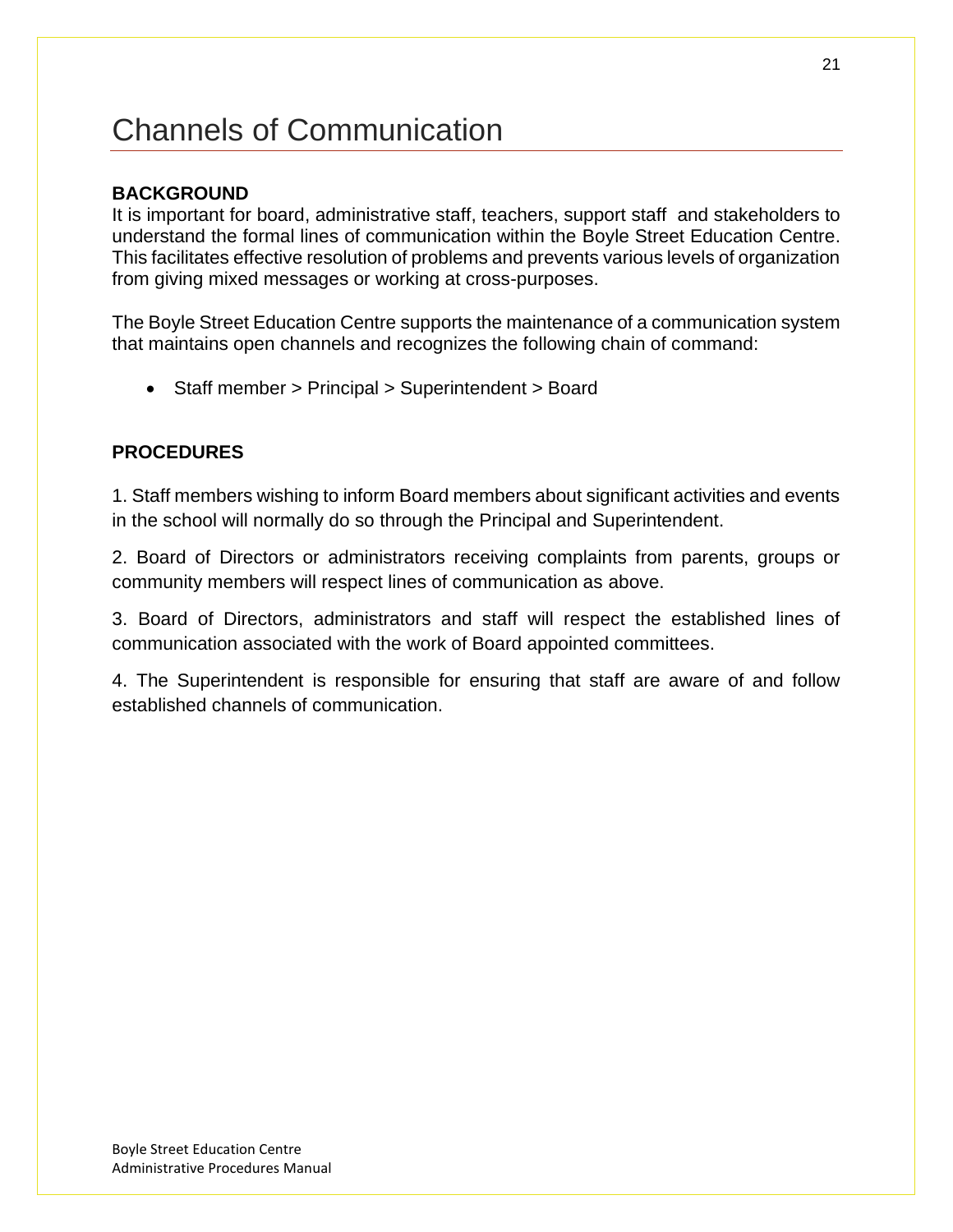# Channels of Communication

**BACKGROUND**

It is important for board, administrative staff, teachers, support staff and stakeholders to understand the formal lines of communication within the Boyle Street Education Centre. This facilitates effective resolution of problems and prevents various levels of organization from giving mixed messages or working at cross-purposes.

The Boyle Street Education Centre supports the maintenance of a communication system that maintains open channels and recognizes the following chain of command:

- Staff member > Principal > Superintendent > Board

**PROCEDURES**

1. Staff members wishing to inform Board members about significant activities and events in the school will normally do so through the Principal and Superintendent.

2. Board of Directors or administrators receiving complaints from parents, groups or community members will respect lines of communication as above.

3. Board of Directors, administrators and staff will respect the established lines of communication associated with the work of Board appointed committees.

4. The Superintendent is responsible for ensuring that staff are aware of and follow established channels of communication.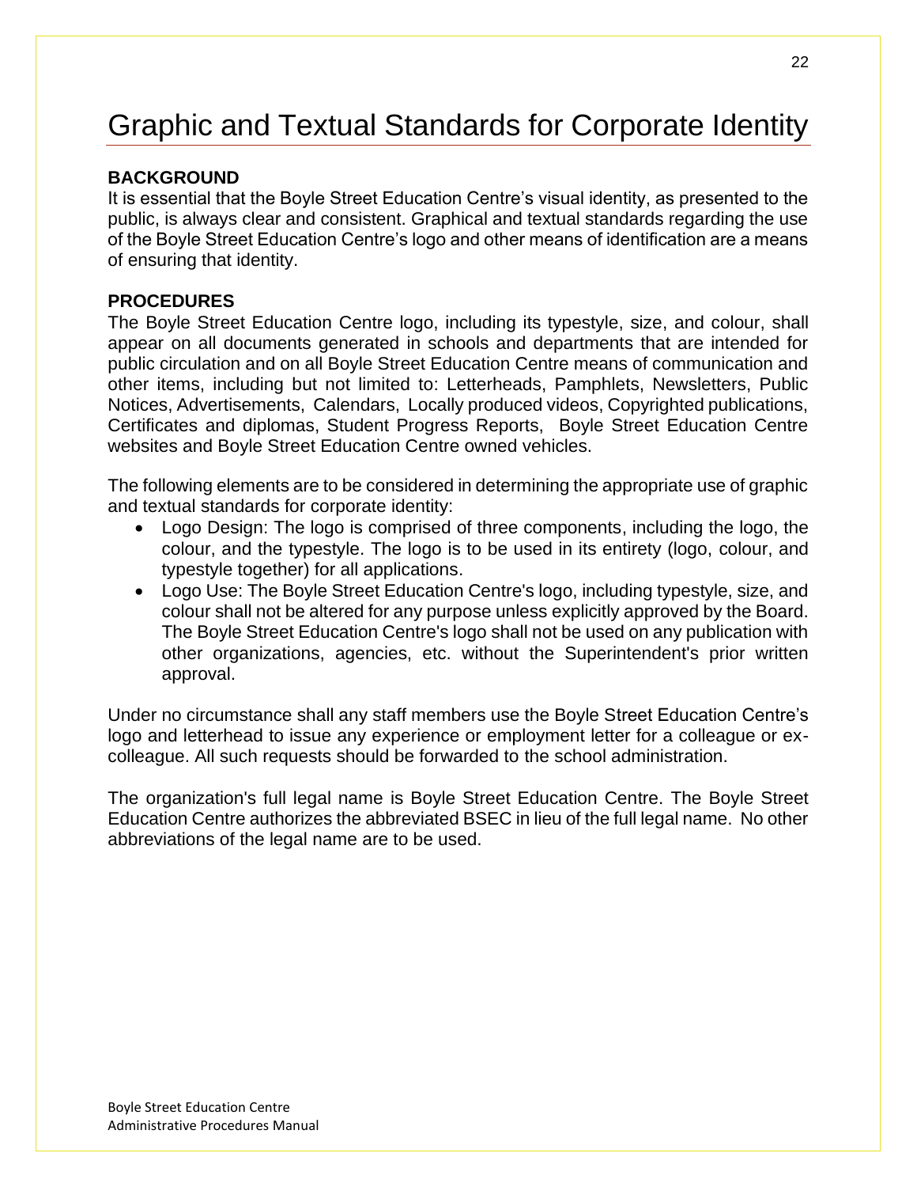# Graphic and Textual Standards for Corporate Identity

**BACKGROUND**

It is essential that the Boyle Street Education Centre's visual identity, as presented to the public, is always clear and consistent. Graphical and textual standards regarding the use of the Boyle Street Education Centre's logo and other means of identification are a means of ensuring that identity.

**PROCEDURES**

The Boyle Street Education Centre logo, including its typestyle, size, and colour, shall appear on all documents generated in schools and departments that are intended for public circulation and on all Boyle Street Education Centre means of communication and other items, including but not limited to: Letterheads, Pamphlets, Newsletters, Public Notices, Advertisements, Calendars, Locally produced videos, Copyrighted publications, Certificates and diplomas, Student Progress Reports, Boyle Street Education Centre websites and Boyle Street Education Centre owned vehicles.

The following elements are to be considered in determining the appropriate use of graphic and textual standards for corporate identity:

- Logo Design: The logo is comprised of three components, including the logo, the colour, and the typestyle. The logo is to be used in its entirety (logo, colour, and typestyle together) for all applications.
- Logo Use: The Boyle Street Education Centre's logo, including typestyle, size, and colour shall not be altered for any purpose unless explicitly approved by the Board. The Boyle Street Education Centre's logo shall not be used on any publication with other organizations, agencies, etc. without the Superintendent's prior written approval.

Under no circumstance shall any staff members use the Boyle Street Education Centre's logo and letterhead to issue any experience or employment letter for a colleague or ex-colleague. All such requests should be forwarded to the school administration.

The organization's full legal name is Boyle Street Education Centre. The Boyle Street Education Centre authorizes the abbreviated BSEC in lieu of the full legal name. No other abbreviations of the legal name are to be used.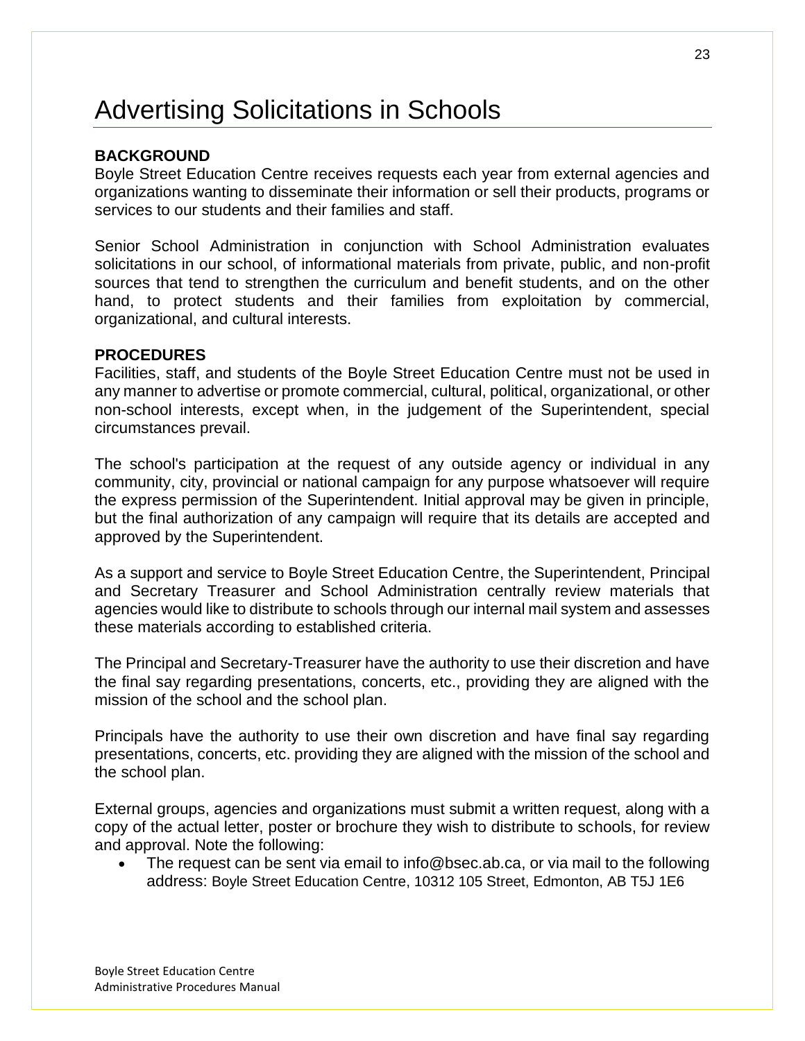# Advertising Solicitations in Schools

**BACKGROUND**
Boyle Street Education Centre receives requests each year from external agencies and organizations wanting to disseminate their information or sell their products, programs or services to our students and their families and staff.

Senior School Administration in conjunction with School Administration evaluates solicitations in our school, of informational materials from private, public, and non-profit sources that tend to strengthen the curriculum and benefit students, and on the other hand, to protect students and their families from exploitation by commercial, organizational, and cultural interests.

**PROCEDURES**
Facilities, staff, and students of the Boyle Street Education Centre must not be used in any manner to advertise or promote commercial, cultural, political, organizational, or other non-school interests, except when, in the judgement of the Superintendent, special circumstances prevail.

The school's participation at the request of any outside agency or individual in any community, city, provincial or national campaign for any purpose whatsoever will require the express permission of the Superintendent. Initial approval may be given in principle, but the final authorization of any campaign will require that its details are accepted and approved by the Superintendent.

As a support and service to Boyle Street Education Centre, the Superintendent, Principal and Secretary Treasurer and School Administration centrally review materials that agencies would like to distribute to schools through our internal mail system and assesses these materials according to established criteria.

The Principal and Secretary-Treasurer have the authority to use their discretion and have the final say regarding presentations, concerts, etc., providing they are aligned with the mission of the school and the school plan.

Principals have the authority to use their own discretion and have final say regarding presentations, concerts, etc. providing they are aligned with the mission of the school and the school plan.

External groups, agencies and organizations must submit a written request, along with a copy of the actual letter, poster or brochure they wish to distribute to schools, for review and approval. Note the following:

- The request can be sent via email to info@bsec.ab.ca, or via mail to the following address: Boyle Street Education Centre, 10312 105 Street, Edmonton, AB T5J 1E6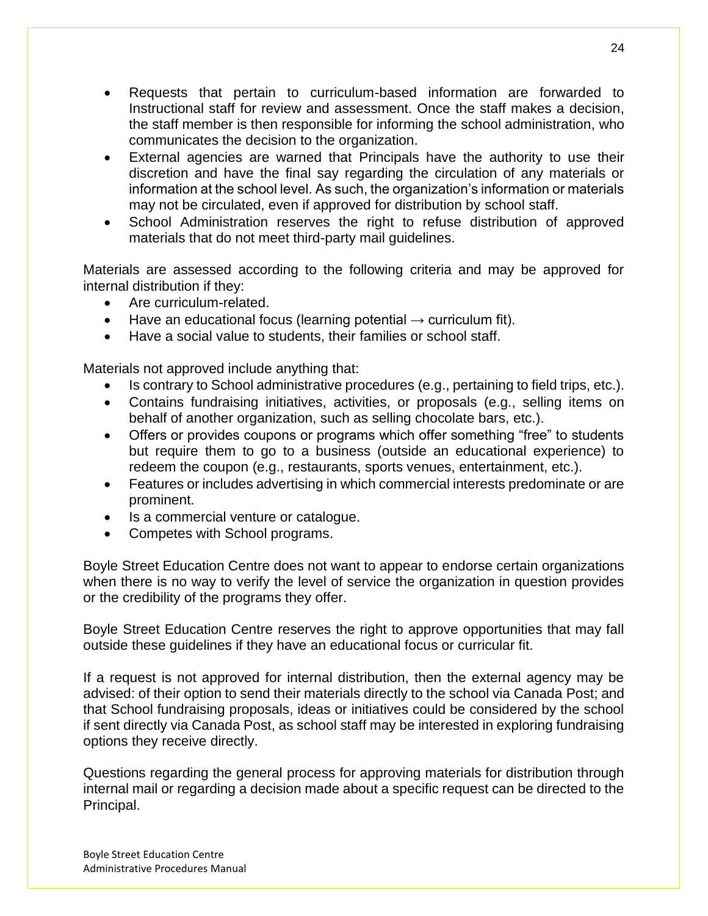- Requests that pertain to curriculum-based information are forwarded to Instructional staff for review and assessment. Once the staff makes a decision, the staff member is then responsible for informing the school administration, who communicates the decision to the organization.
- External agencies are warned that Principals have the authority to use their discretion and have the final say regarding the circulation of any materials or information at the school level. As such, the organization's information or materials may not be circulated, even if approved for distribution by school staff.
- School Administration reserves the right to refuse distribution of approved materials that do not meet third-party mail guidelines.

Materials are assessed according to the following criteria and may be approved for internal distribution if they:

- Are curriculum-related.
- Have an educational focus (learning potential → curriculum fit).
- Have a social value to students, their families or school staff.

Materials not approved include anything that:

- Is contrary to School administrative procedures (e.g., pertaining to field trips, etc.).
- Contains fundraising initiatives, activities, or proposals (e.g., selling items on behalf of another organization, such as selling chocolate bars, etc.).
- Offers or provides coupons or programs which offer something "free" to students but require them to go to a business (outside an educational experience) to redeem the coupon (e.g., restaurants, sports venues, entertainment, etc.).
- Features or includes advertising in which commercial interests predominate or are prominent.
- Is a commercial venture or catalogue.
- Competes with School programs.

Boyle Street Education Centre does not want to appear to endorse certain organizations when there is no way to verify the level of service the organization in question provides or the credibility of the programs they offer.

Boyle Street Education Centre reserves the right to approve opportunities that may fall outside these guidelines if they have an educational focus or curricular fit.

If a request is not approved for internal distribution, then the external agency may be advised: of their option to send their materials directly to the school via Canada Post; and that School fundraising proposals, ideas or initiatives could be considered by the school if sent directly via Canada Post, as school staff may be interested in exploring fundraising options they receive directly.

Questions regarding the general process for approving materials for distribution through internal mail or regarding a decision made about a specific request can be directed to the Principal.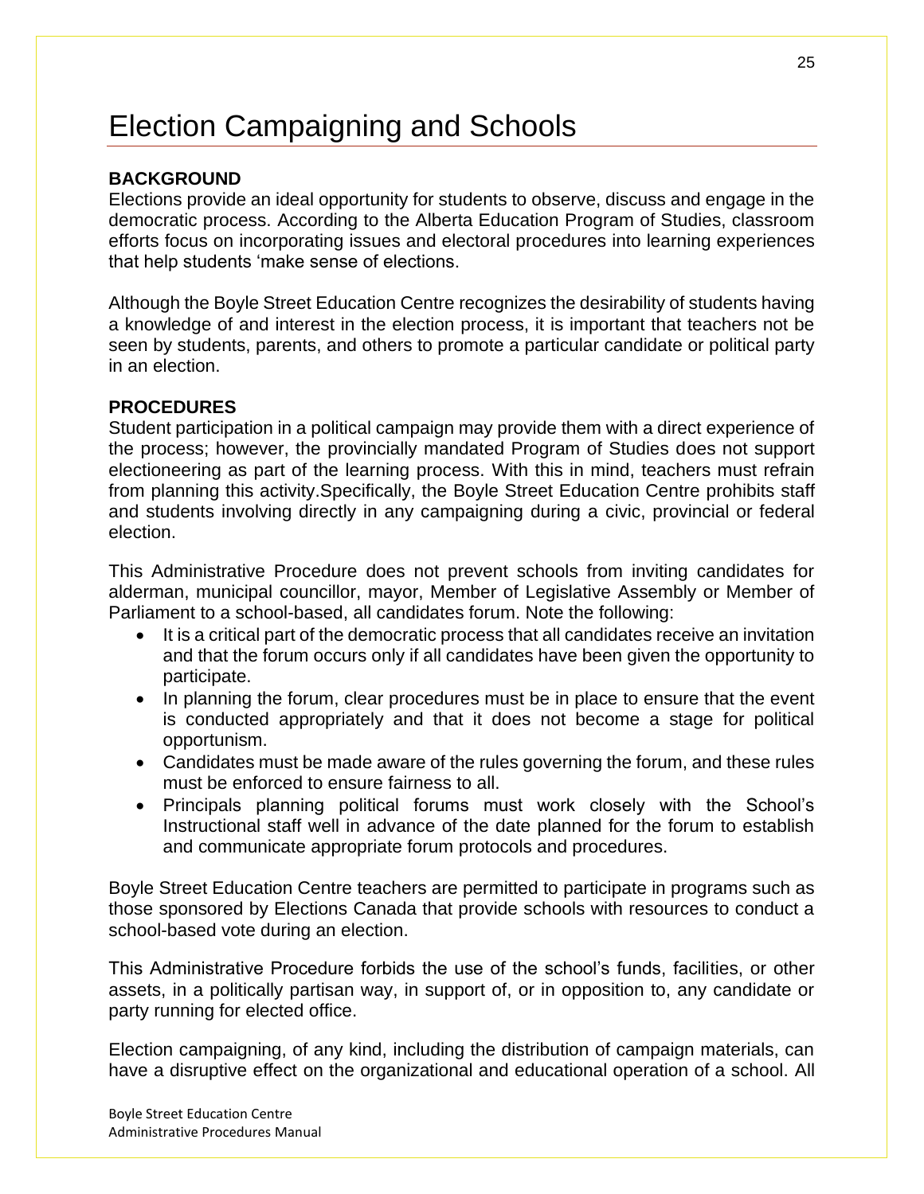# Election Campaigning and Schools

**BACKGROUND**

Elections provide an ideal opportunity for students to observe, discuss and engage in the democratic process. According to the Alberta Education Program of Studies, classroom efforts focus on incorporating issues and electoral procedures into learning experiences that help students 'make sense of elections.

Although the Boyle Street Education Centre recognizes the desirability of students having a knowledge of and interest in the election process, it is important that teachers not be seen by students, parents, and others to promote a particular candidate or political party in an election.

**PROCEDURES**

Student participation in a political campaign may provide them with a direct experience of the process; however, the provincially mandated Program of Studies does not support electioneering as part of the learning process. With this in mind, teachers must refrain from planning this activity.Specifically, the Boyle Street Education Centre prohibits staff and students involving directly in any campaigning during a civic, provincial or federal election.

This Administrative Procedure does not prevent schools from inviting candidates for alderman, municipal councillor, mayor, Member of Legislative Assembly or Member of Parliament to a school-based, all candidates forum. Note the following:

- It is a critical part of the democratic process that all candidates receive an invitation and that the forum occurs only if all candidates have been given the opportunity to participate.
- In planning the forum, clear procedures must be in place to ensure that the event is conducted appropriately and that it does not become a stage for political opportunism.
- Candidates must be made aware of the rules governing the forum, and these rules must be enforced to ensure fairness to all.
- Principals planning political forums must work closely with the School's Instructional staff well in advance of the date planned for the forum to establish and communicate appropriate forum protocols and procedures.

Boyle Street Education Centre teachers are permitted to participate in programs such as those sponsored by Elections Canada that provide schools with resources to conduct a school-based vote during an election.

This Administrative Procedure forbids the use of the school's funds, facilities, or other assets, in a politically partisan way, in support of, or in opposition to, any candidate or party running for elected office.

Election campaigning, of any kind, including the distribution of campaign materials, can have a disruptive effect on the organizational and educational operation of a school. All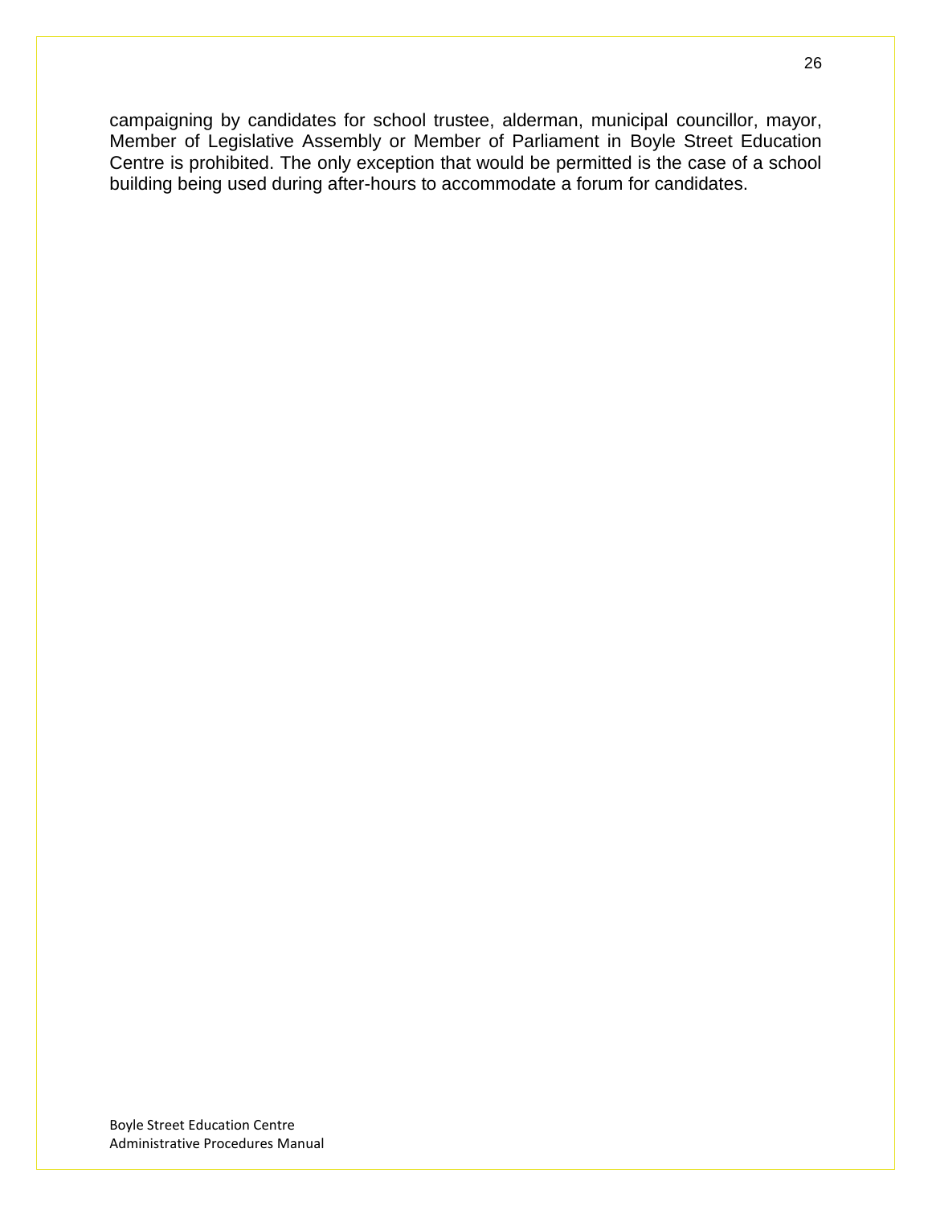campaigning by candidates for school trustee, alderman, municipal councillor, mayor, Member of Legislative Assembly or Member of Parliament in Boyle Street Education Centre is prohibited. The only exception that would be permitted is the case of a school building being used during after-hours to accommodate a forum for candidates.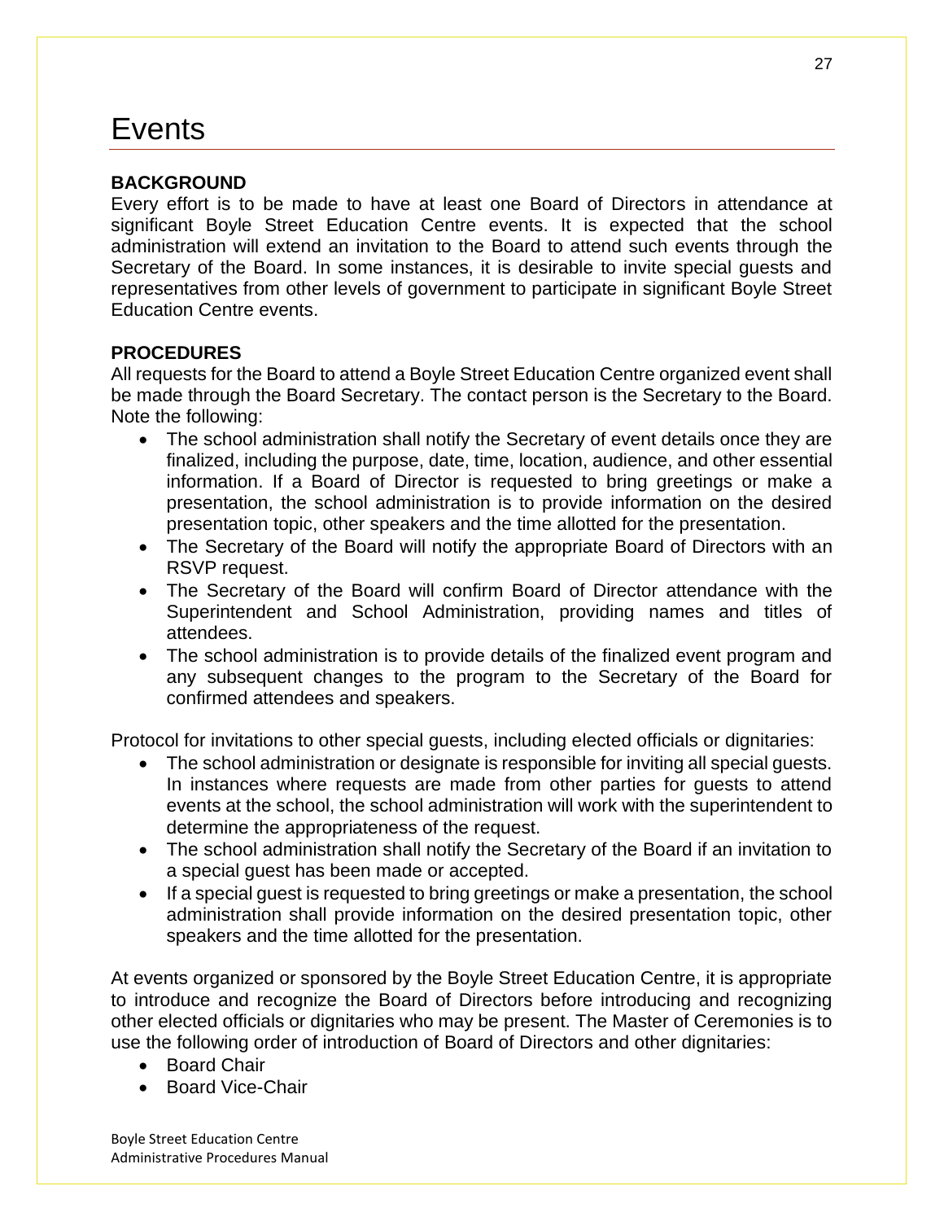# Events

**BACKGROUND**

Every effort is to be made to have at least one Board of Directors in attendance at significant Boyle Street Education Centre events. It is expected that the school administration will extend an invitation to the Board to attend such events through the Secretary of the Board. In some instances, it is desirable to invite special guests and representatives from other levels of government to participate in significant Boyle Street Education Centre events.

**PROCEDURES**

All requests for the Board to attend a Boyle Street Education Centre organized event shall be made through the Board Secretary. The contact person is the Secretary to the Board. Note the following:

- The school administration shall notify the Secretary of event details once they are finalized, including the purpose, date, time, location, audience, and other essential information. If a Board of Director is requested to bring greetings or make a presentation, the school administration is to provide information on the desired presentation topic, other speakers and the time allotted for the presentation.
- The Secretary of the Board will notify the appropriate Board of Directors with an RSVP request.
- The Secretary of the Board will confirm Board of Director attendance with the Superintendent and School Administration, providing names and titles of attendees.
- The school administration is to provide details of the finalized event program and any subsequent changes to the program to the Secretary of the Board for confirmed attendees and speakers.

Protocol for invitations to other special guests, including elected officials or dignitaries:

- The school administration or designate is responsible for inviting all special guests. In instances where requests are made from other parties for guests to attend events at the school, the school administration will work with the superintendent to determine the appropriateness of the request.
- The school administration shall notify the Secretary of the Board if an invitation to a special guest has been made or accepted.
- If a special guest is requested to bring greetings or make a presentation, the school administration shall provide information on the desired presentation topic, other speakers and the time allotted for the presentation.

At events organized or sponsored by the Boyle Street Education Centre, it is appropriate to introduce and recognize the Board of Directors before introducing and recognizing other elected officials or dignitaries who may be present. The Master of Ceremonies is to use the following order of introduction of Board of Directors and other dignitaries:

- Board Chair
- Board Vice-Chair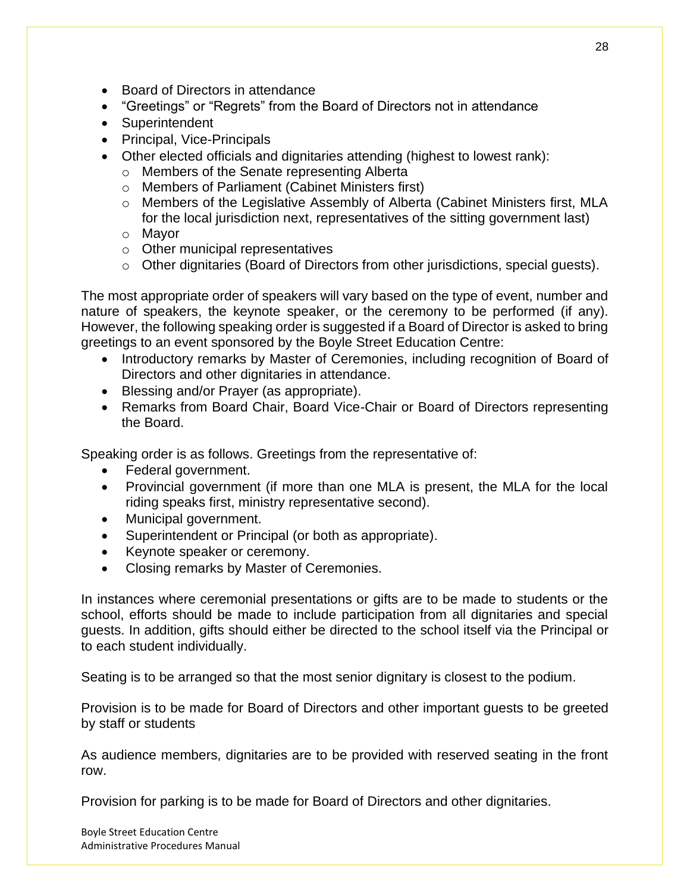- Board of Directors in attendance
- "Greetings" or "Regrets" from the Board of Directors not in attendance
- Superintendent
- Principal, Vice-Principals
- Other elected officials and dignitaries attending (highest to lowest rank):
  - Members of the Senate representing Alberta
  - Members of Parliament (Cabinet Ministers first)
  - Members of the Legislative Assembly of Alberta (Cabinet Ministers first, MLA for the local jurisdiction next, representatives of the sitting government last)
  - Mayor
  - Other municipal representatives
  - Other dignitaries (Board of Directors from other jurisdictions, special guests).

The most appropriate order of speakers will vary based on the type of event, number and nature of speakers, the keynote speaker, or the ceremony to be performed (if any). However, the following speaking order is suggested if a Board of Director is asked to bring greetings to an event sponsored by the Boyle Street Education Centre:

- Introductory remarks by Master of Ceremonies, including recognition of Board of Directors and other dignitaries in attendance.
- Blessing and/or Prayer (as appropriate).
- Remarks from Board Chair, Board Vice-Chair or Board of Directors representing the Board.

Speaking order is as follows. Greetings from the representative of:

- Federal government.
- Provincial government (if more than one MLA is present, the MLA for the local riding speaks first, ministry representative second).
- Municipal government.
- Superintendent or Principal (or both as appropriate).
- Keynote speaker or ceremony.
- Closing remarks by Master of Ceremonies.

In instances where ceremonial presentations or gifts are to be made to students or the school, efforts should be made to include participation from all dignitaries and special guests. In addition, gifts should either be directed to the school itself via the Principal or to each student individually.

Seating is to be arranged so that the most senior dignitary is closest to the podium.

Provision is to be made for Board of Directors and other important guests to be greeted by staff or students

As audience members, dignitaries are to be provided with reserved seating in the front row.

Provision for parking is to be made for Board of Directors and other dignitaries.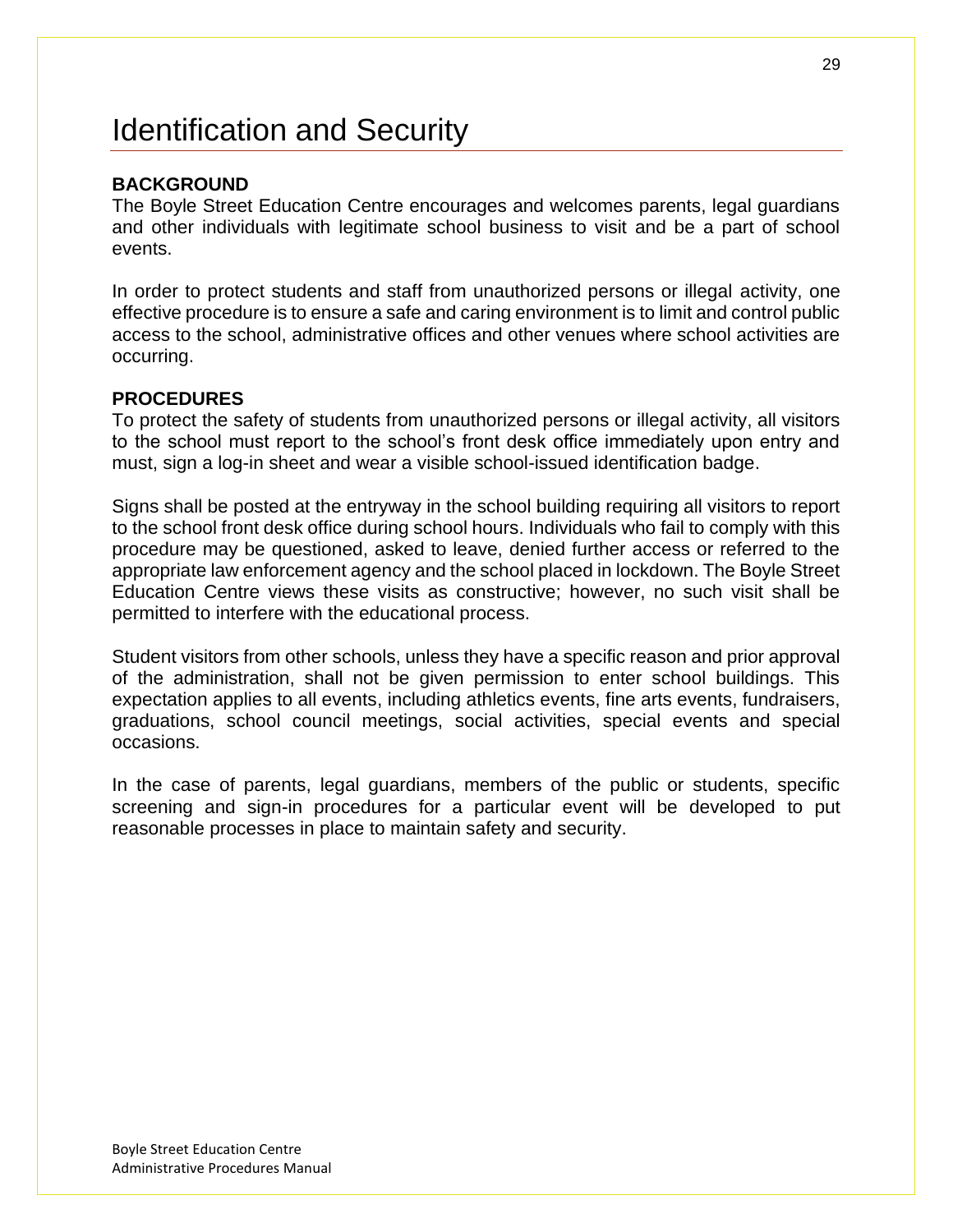# Identification and Security

**BACKGROUND**

The Boyle Street Education Centre encourages and welcomes parents, legal guardians and other individuals with legitimate school business to visit and be a part of school events.

In order to protect students and staff from unauthorized persons or illegal activity, one effective procedure is to ensure a safe and caring environment is to limit and control public access to the school, administrative offices and other venues where school activities are occurring.

**PROCEDURES**

To protect the safety of students from unauthorized persons or illegal activity, all visitors to the school must report to the school's front desk office immediately upon entry and must, sign a log-in sheet and wear a visible school-issued identification badge.

Signs shall be posted at the entryway in the school building requiring all visitors to report to the school front desk office during school hours. Individuals who fail to comply with this procedure may be questioned, asked to leave, denied further access or referred to the appropriate law enforcement agency and the school placed in lockdown. The Boyle Street Education Centre views these visits as constructive; however, no such visit shall be permitted to interfere with the educational process.

Student visitors from other schools, unless they have a specific reason and prior approval of the administration, shall not be given permission to enter school buildings. This expectation applies to all events, including athletics events, fine arts events, fundraisers, graduations, school council meetings, social activities, special events and special occasions.

In the case of parents, legal guardians, members of the public or students, specific screening and sign-in procedures for a particular event will be developed to put reasonable processes in place to maintain safety and security.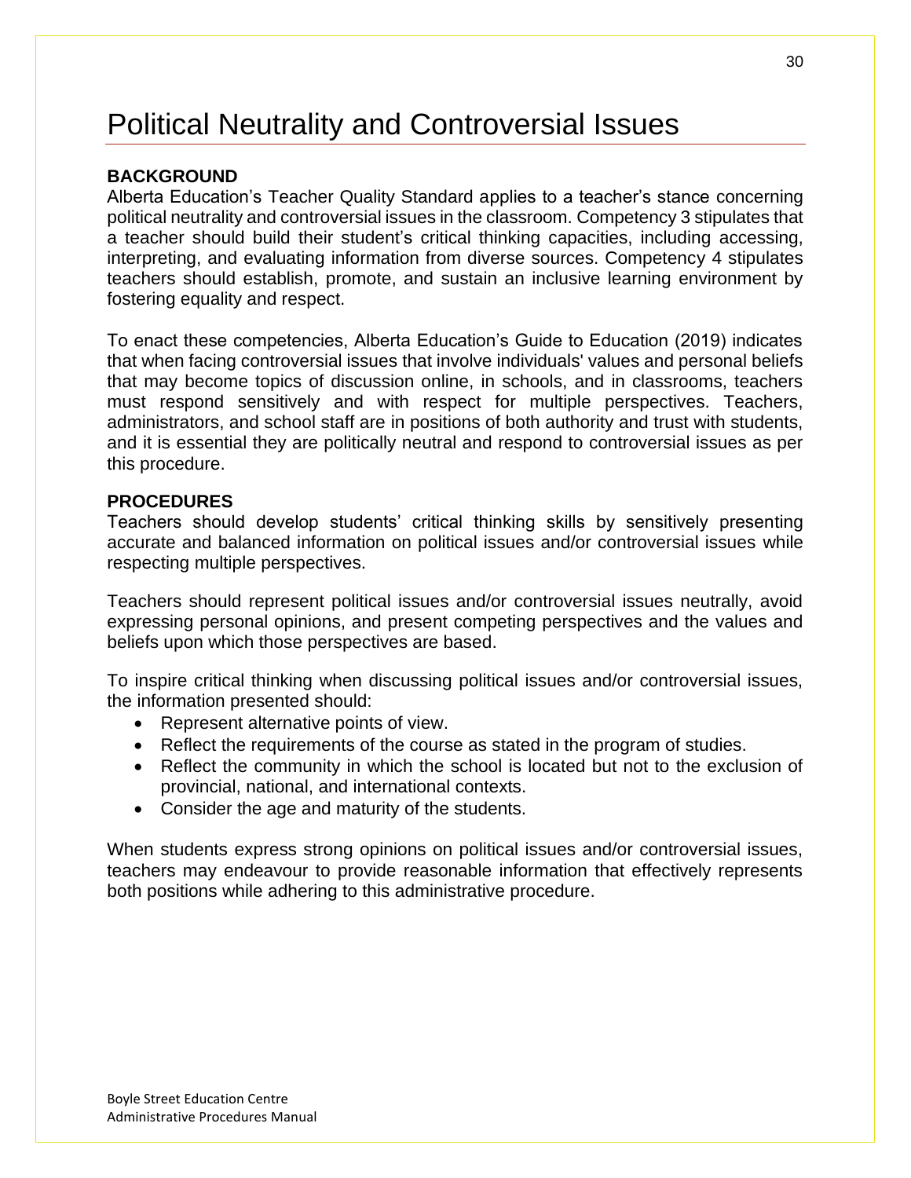# Political Neutrality and Controversial Issues

**BACKGROUND**

Alberta Education's Teacher Quality Standard applies to a teacher's stance concerning political neutrality and controversial issues in the classroom. Competency 3 stipulates that a teacher should build their student's critical thinking capacities, including accessing, interpreting, and evaluating information from diverse sources. Competency 4 stipulates teachers should establish, promote, and sustain an inclusive learning environment by fostering equality and respect.

To enact these competencies, Alberta Education's Guide to Education (2019) indicates that when facing controversial issues that involve individuals' values and personal beliefs that may become topics of discussion online, in schools, and in classrooms, teachers must respond sensitively and with respect for multiple perspectives. Teachers, administrators, and school staff are in positions of both authority and trust with students, and it is essential they are politically neutral and respond to controversial issues as per this procedure.

**PROCEDURES**

Teachers should develop students' critical thinking skills by sensitively presenting accurate and balanced information on political issues and/or controversial issues while respecting multiple perspectives.

Teachers should represent political issues and/or controversial issues neutrally, avoid expressing personal opinions, and present competing perspectives and the values and beliefs upon which those perspectives are based.

To inspire critical thinking when discussing political issues and/or controversial issues, the information presented should:

- Represent alternative points of view.
- Reflect the requirements of the course as stated in the program of studies.
- Reflect the community in which the school is located but not to the exclusion of provincial, national, and international contexts.
- Consider the age and maturity of the students.

When students express strong opinions on political issues and/or controversial issues, teachers may endeavour to provide reasonable information that effectively represents both positions while adhering to this administrative procedure.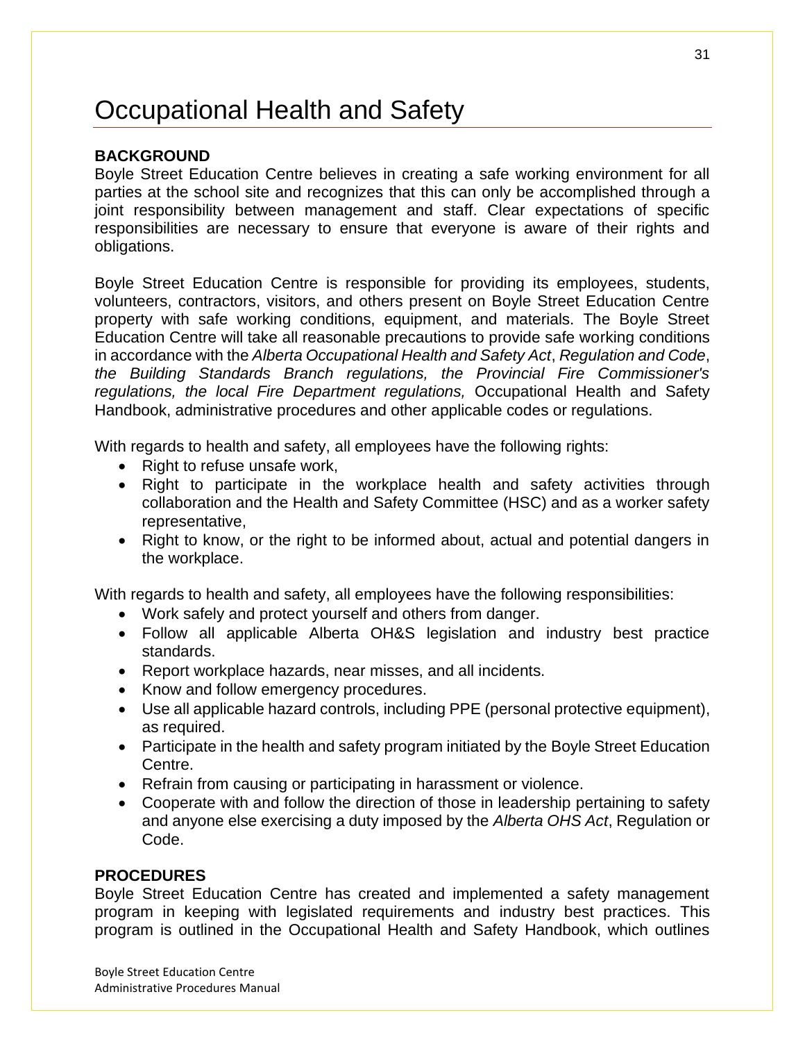# Occupational Health and Safety

**BACKGROUND**

Boyle Street Education Centre believes in creating a safe working environment for all parties at the school site and recognizes that this can only be accomplished through a joint responsibility between management and staff. Clear expectations of specific responsibilities are necessary to ensure that everyone is aware of their rights and obligations.

Boyle Street Education Centre is responsible for providing its employees, students, volunteers, contractors, visitors, and others present on Boyle Street Education Centre property with safe working conditions, equipment, and materials. The Boyle Street Education Centre will take all reasonable precautions to provide safe working conditions in accordance with the *Alberta Occupational Health and Safety Act*, *Regulation and Code*, *the Building Standards Branch regulations, the Provincial Fire Commissioner's regulations, the local Fire Department regulations,* Occupational Health and Safety Handbook, administrative procedures and other applicable codes or regulations.

With regards to health and safety, all employees have the following rights:

- Right to refuse unsafe work,
- Right to participate in the workplace health and safety activities through collaboration and the Health and Safety Committee (HSC) and as a worker safety representative,
- Right to know, or the right to be informed about, actual and potential dangers in the workplace.

With regards to health and safety, all employees have the following responsibilities:

- Work safely and protect yourself and others from danger.
- Follow all applicable Alberta OH&S legislation and industry best practice standards.
- Report workplace hazards, near misses, and all incidents.
- Know and follow emergency procedures.
- Use all applicable hazard controls, including PPE (personal protective equipment), as required.
- Participate in the health and safety program initiated by the Boyle Street Education Centre.
- Refrain from causing or participating in harassment or violence.
- Cooperate with and follow the direction of those in leadership pertaining to safety and anyone else exercising a duty imposed by the *Alberta OHS Act*, Regulation or Code.

**PROCEDURES**

Boyle Street Education Centre has created and implemented a safety management program in keeping with legislated requirements and industry best practices. This program is outlined in the Occupational Health and Safety Handbook, which outlines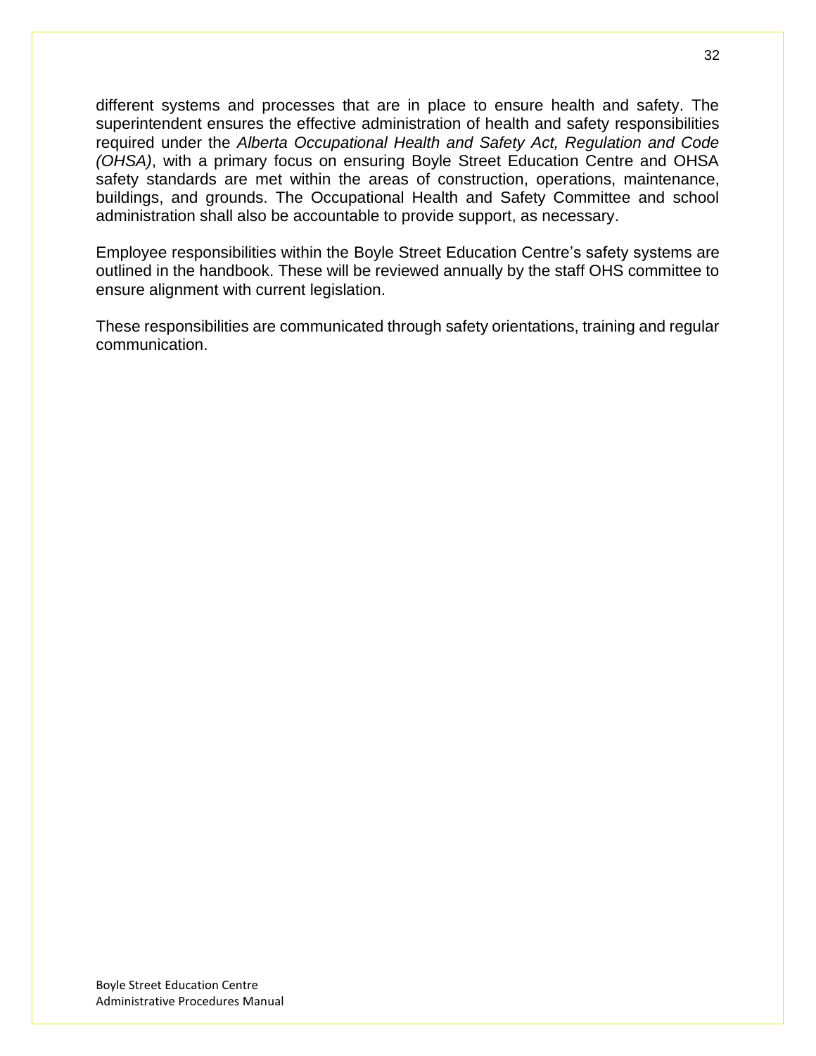different systems and processes that are in place to ensure health and safety. The superintendent ensures the effective administration of health and safety responsibilities required under the *Alberta Occupational Health and Safety Act, Regulation and Code (OHSA)*, with a primary focus on ensuring Boyle Street Education Centre and OHSA safety standards are met within the areas of construction, operations, maintenance, buildings, and grounds. The Occupational Health and Safety Committee and school administration shall also be accountable to provide support, as necessary.

Employee responsibilities within the Boyle Street Education Centre's safety systems are outlined in the handbook. These will be reviewed annually by the staff OHS committee to ensure alignment with current legislation.

These responsibilities are communicated through safety orientations, training and regular communication.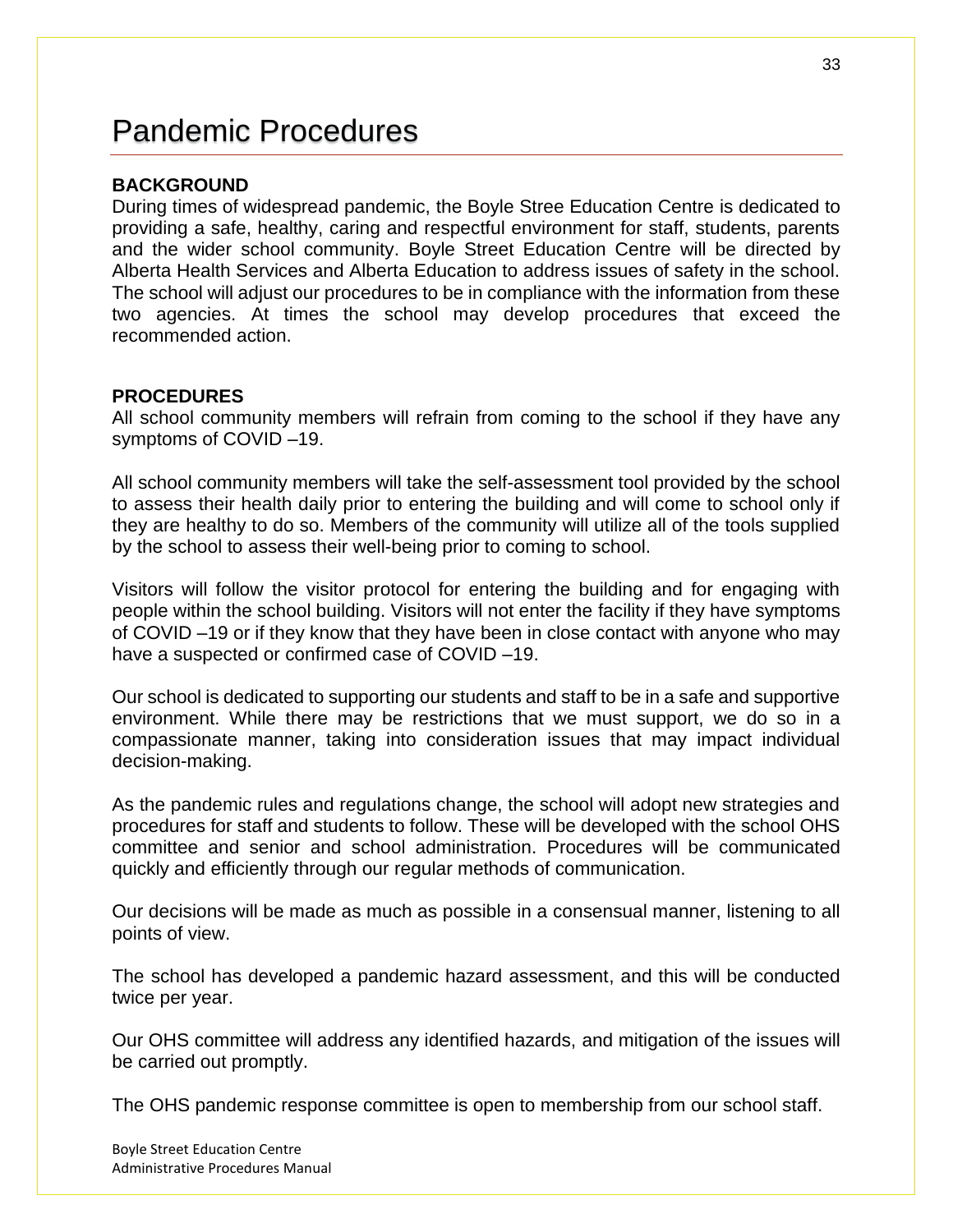# Pandemic Procedures

**BACKGROUND**

During times of widespread pandemic, the Boyle Stree Education Centre is dedicated to providing a safe, healthy, caring and respectful environment for staff, students, parents and the wider school community. Boyle Street Education Centre will be directed by Alberta Health Services and Alberta Education to address issues of safety in the school. The school will adjust our procedures to be in compliance with the information from these two agencies. At times the school may develop procedures that exceed the recommended action.

**PROCEDURES**

All school community members will refrain from coming to the school if they have any symptoms of COVID –19.

All school community members will take the self-assessment tool provided by the school to assess their health daily prior to entering the building and will come to school only if they are healthy to do so. Members of the community will utilize all of the tools supplied by the school to assess their well-being prior to coming to school.

Visitors will follow the visitor protocol for entering the building and for engaging with people within the school building. Visitors will not enter the facility if they have symptoms of COVID –19 or if they know that they have been in close contact with anyone who may have a suspected or confirmed case of COVID –19.

Our school is dedicated to supporting our students and staff to be in a safe and supportive environment. While there may be restrictions that we must support, we do so in a compassionate manner, taking into consideration issues that may impact individual decision-making.

As the pandemic rules and regulations change, the school will adopt new strategies and procedures for staff and students to follow. These will be developed with the school OHS committee and senior and school administration. Procedures will be communicated quickly and efficiently through our regular methods of communication.

Our decisions will be made as much as possible in a consensual manner, listening to all points of view.

The school has developed a pandemic hazard assessment, and this will be conducted twice per year.

Our OHS committee will address any identified hazards, and mitigation of the issues will be carried out promptly.

The OHS pandemic response committee is open to membership from our school staff.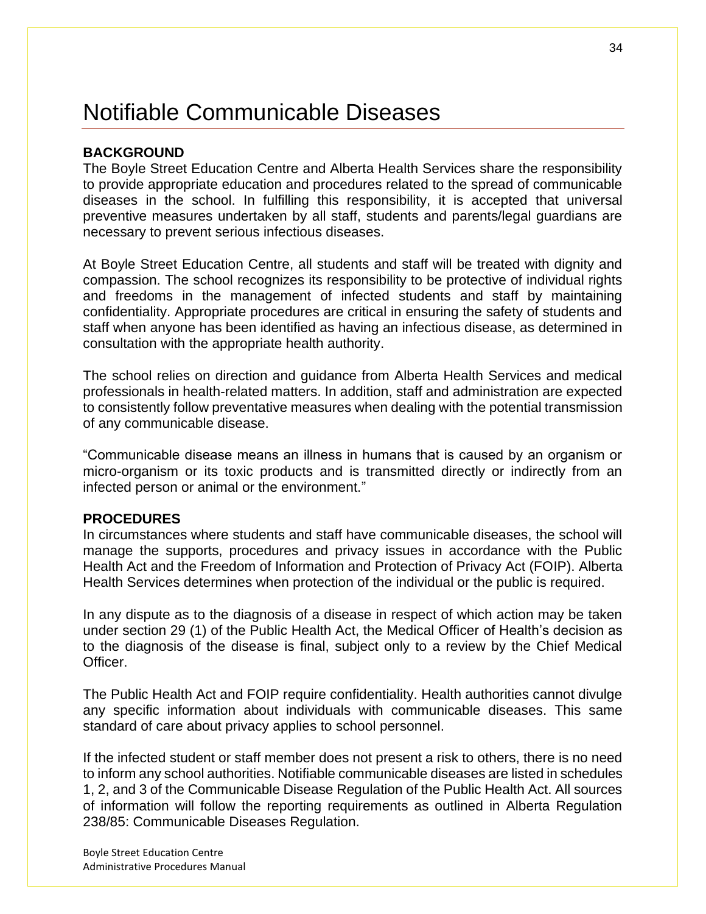# Notifiable Communicable Diseases

**BACKGROUND**

The Boyle Street Education Centre and Alberta Health Services share the responsibility to provide appropriate education and procedures related to the spread of communicable diseases in the school. In fulfilling this responsibility, it is accepted that universal preventive measures undertaken by all staff, students and parents/legal guardians are necessary to prevent serious infectious diseases.

At Boyle Street Education Centre, all students and staff will be treated with dignity and compassion. The school recognizes its responsibility to be protective of individual rights and freedoms in the management of infected students and staff by maintaining confidentiality. Appropriate procedures are critical in ensuring the safety of students and staff when anyone has been identified as having an infectious disease, as determined in consultation with the appropriate health authority.

The school relies on direction and guidance from Alberta Health Services and medical professionals in health-related matters. In addition, staff and administration are expected to consistently follow preventative measures when dealing with the potential transmission of any communicable disease.

"Communicable disease means an illness in humans that is caused by an organism or micro-organism or its toxic products and is transmitted directly or indirectly from an infected person or animal or the environment."

**PROCEDURES**

In circumstances where students and staff have communicable diseases, the school will manage the supports, procedures and privacy issues in accordance with the Public Health Act and the Freedom of Information and Protection of Privacy Act (FOIP). Alberta Health Services determines when protection of the individual or the public is required.

In any dispute as to the diagnosis of a disease in respect of which action may be taken under section 29 (1) of the Public Health Act, the Medical Officer of Health's decision as to the diagnosis of the disease is final, subject only to a review by the Chief Medical Officer.

The Public Health Act and FOIP require confidentiality. Health authorities cannot divulge any specific information about individuals with communicable diseases. This same standard of care about privacy applies to school personnel.

If the infected student or staff member does not present a risk to others, there is no need to inform any school authorities. Notifiable communicable diseases are listed in schedules 1, 2, and 3 of the Communicable Disease Regulation of the Public Health Act. All sources of information will follow the reporting requirements as outlined in Alberta Regulation 238/85: Communicable Diseases Regulation.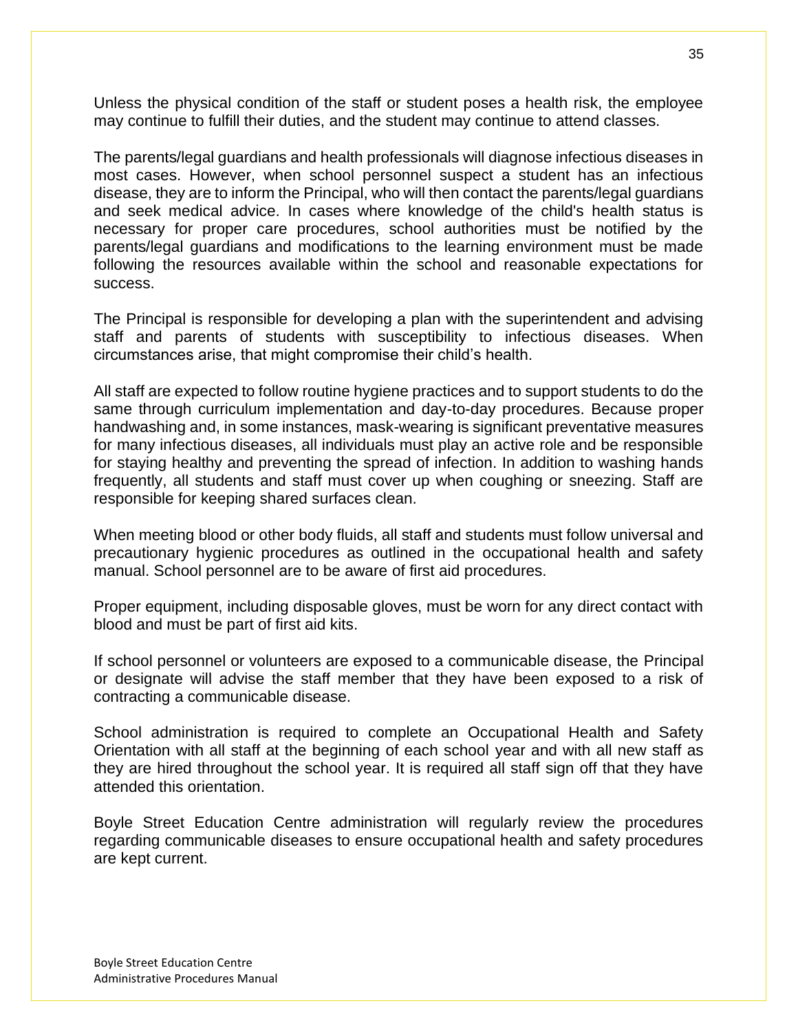Unless the physical condition of the staff or student poses a health risk, the employee may continue to fulfill their duties, and the student may continue to attend classes.

The parents/legal guardians and health professionals will diagnose infectious diseases in most cases. However, when school personnel suspect a student has an infectious disease, they are to inform the Principal, who will then contact the parents/legal guardians and seek medical advice. In cases where knowledge of the child's health status is necessary for proper care procedures, school authorities must be notified by the parents/legal guardians and modifications to the learning environment must be made following the resources available within the school and reasonable expectations for success.

The Principal is responsible for developing a plan with the superintendent and advising staff and parents of students with susceptibility to infectious diseases. When circumstances arise, that might compromise their child's health.

All staff are expected to follow routine hygiene practices and to support students to do the same through curriculum implementation and day-to-day procedures. Because proper handwashing and, in some instances, mask-wearing is significant preventative measures for many infectious diseases, all individuals must play an active role and be responsible for staying healthy and preventing the spread of infection. In addition to washing hands frequently, all students and staff must cover up when coughing or sneezing. Staff are responsible for keeping shared surfaces clean.

When meeting blood or other body fluids, all staff and students must follow universal and precautionary hygienic procedures as outlined in the occupational health and safety manual. School personnel are to be aware of first aid procedures.

Proper equipment, including disposable gloves, must be worn for any direct contact with blood and must be part of first aid kits.

If school personnel or volunteers are exposed to a communicable disease, the Principal or designate will advise the staff member that they have been exposed to a risk of contracting a communicable disease.

School administration is required to complete an Occupational Health and Safety Orientation with all staff at the beginning of each school year and with all new staff as they are hired throughout the school year. It is required all staff sign off that they have attended this orientation.

Boyle Street Education Centre administration will regularly review the procedures regarding communicable diseases to ensure occupational health and safety procedures are kept current.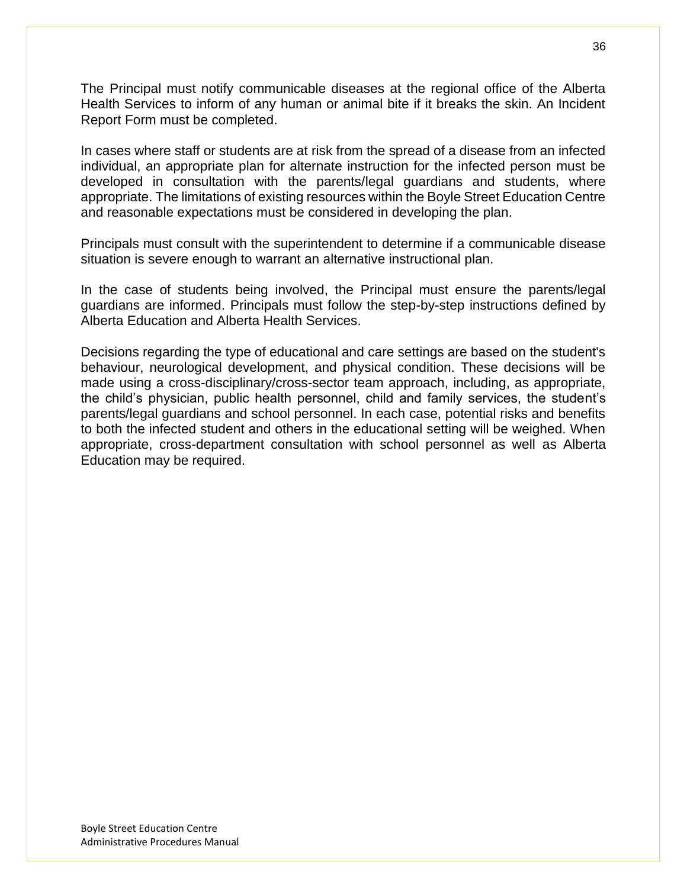The Principal must notify communicable diseases at the regional office of the Alberta Health Services to inform of any human or animal bite if it breaks the skin. An Incident Report Form must be completed.

In cases where staff or students are at risk from the spread of a disease from an infected individual, an appropriate plan for alternate instruction for the infected person must be developed in consultation with the parents/legal guardians and students, where appropriate. The limitations of existing resources within the Boyle Street Education Centre and reasonable expectations must be considered in developing the plan.

Principals must consult with the superintendent to determine if a communicable disease situation is severe enough to warrant an alternative instructional plan.

In the case of students being involved, the Principal must ensure the parents/legal guardians are informed. Principals must follow the step-by-step instructions defined by Alberta Education and Alberta Health Services.

Decisions regarding the type of educational and care settings are based on the student's behaviour, neurological development, and physical condition. These decisions will be made using a cross-disciplinary/cross-sector team approach, including, as appropriate, the child's physician, public health personnel, child and family services, the student's parents/legal guardians and school personnel. In each case, potential risks and benefits to both the infected student and others in the educational setting will be weighed. When appropriate, cross-department consultation with school personnel as well as Alberta Education may be required.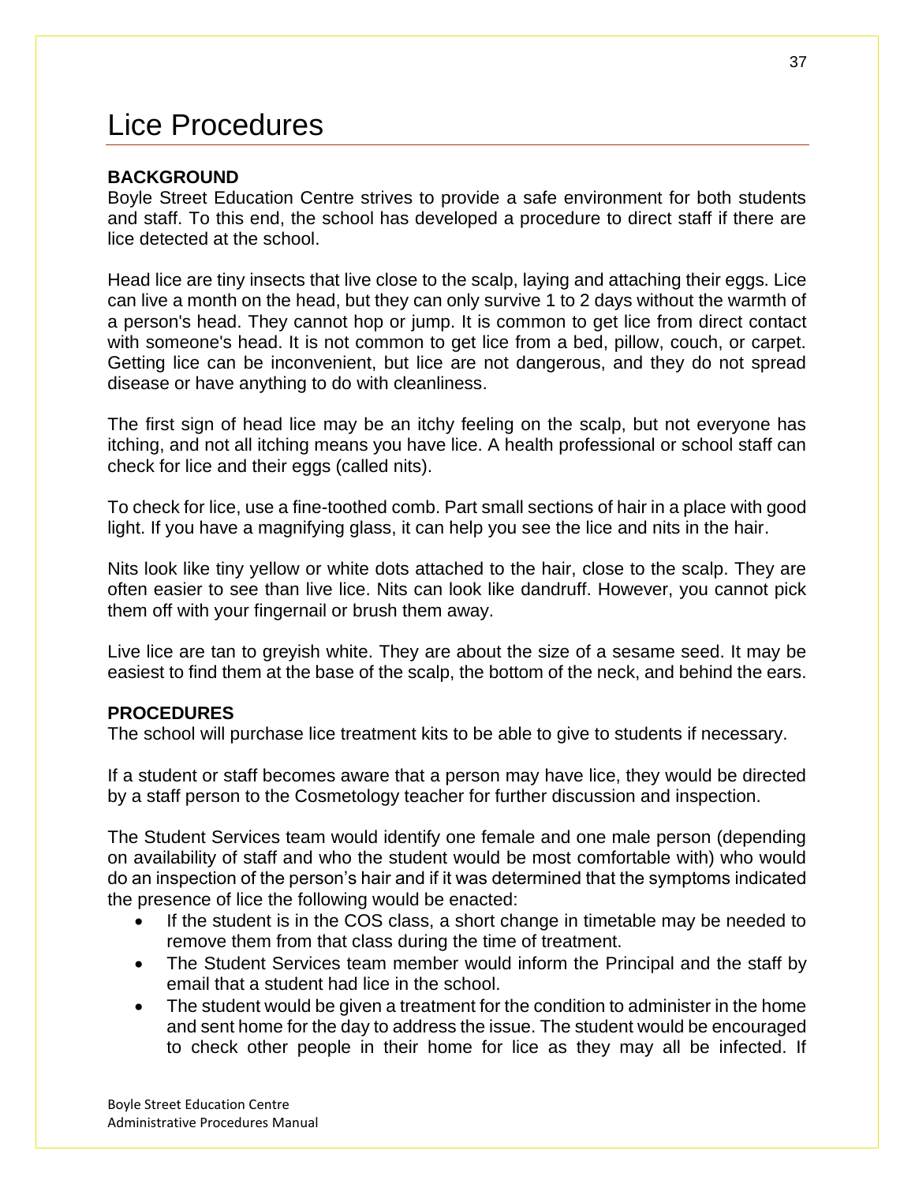# Lice Procedures

**BACKGROUND**

Boyle Street Education Centre strives to provide a safe environment for both students and staff. To this end, the school has developed a procedure to direct staff if there are lice detected at the school.

Head lice are tiny insects that live close to the scalp, laying and attaching their eggs. Lice can live a month on the head, but they can only survive 1 to 2 days without the warmth of a person's head. They cannot hop or jump. It is common to get lice from direct contact with someone's head. It is not common to get lice from a bed, pillow, couch, or carpet. Getting lice can be inconvenient, but lice are not dangerous, and they do not spread disease or have anything to do with cleanliness.

The first sign of head lice may be an itchy feeling on the scalp, but not everyone has itching, and not all itching means you have lice. A health professional or school staff can check for lice and their eggs (called nits).

To check for lice, use a fine-toothed comb. Part small sections of hair in a place with good light. If you have a magnifying glass, it can help you see the lice and nits in the hair.

Nits look like tiny yellow or white dots attached to the hair, close to the scalp. They are often easier to see than live lice. Nits can look like dandruff. However, you cannot pick them off with your fingernail or brush them away.

Live lice are tan to greyish white. They are about the size of a sesame seed. It may be easiest to find them at the base of the scalp, the bottom of the neck, and behind the ears.

**PROCEDURES**

The school will purchase lice treatment kits to be able to give to students if necessary.

If a student or staff becomes aware that a person may have lice, they would be directed by a staff person to the Cosmetology teacher for further discussion and inspection.

The Student Services team would identify one female and one male person (depending on availability of staff and who the student would be most comfortable with) who would do an inspection of the person's hair and if it was determined that the symptoms indicated the presence of lice the following would be enacted:

- If the student is in the COS class, a short change in timetable may be needed to remove them from that class during the time of treatment.
- The Student Services team member would inform the Principal and the staff by email that a student had lice in the school.
- The student would be given a treatment for the condition to administer in the home and sent home for the day to address the issue. The student would be encouraged to check other people in their home for lice as they may all be infected. If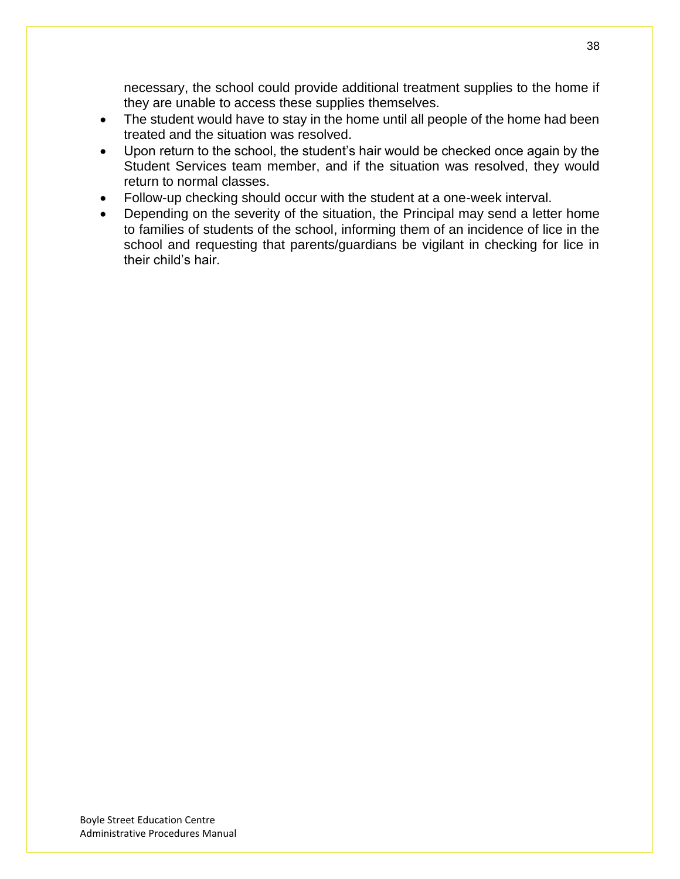necessary, the school could provide additional treatment supplies to the home if they are unable to access these supplies themselves.

- The student would have to stay in the home until all people of the home had been treated and the situation was resolved.
- Upon return to the school, the student's hair would be checked once again by the Student Services team member, and if the situation was resolved, they would return to normal classes.
- Follow-up checking should occur with the student at a one-week interval.
- Depending on the severity of the situation, the Principal may send a letter home to families of students of the school, informing them of an incidence of lice in the school and requesting that parents/guardians be vigilant in checking for lice in their child's hair.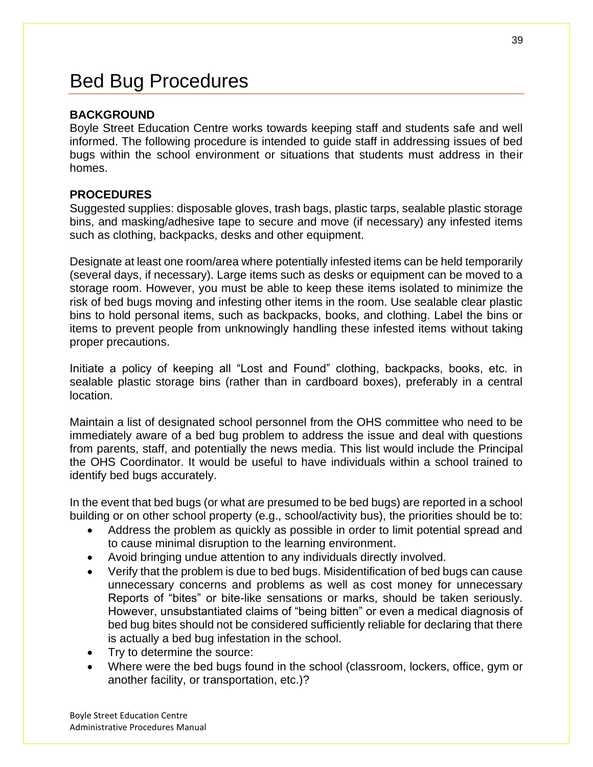# Bed Bug Procedures

**BACKGROUND**

Boyle Street Education Centre works towards keeping staff and students safe and well informed. The following procedure is intended to guide staff in addressing issues of bed bugs within the school environment or situations that students must address in their homes.

**PROCEDURES**

Suggested supplies: disposable gloves, trash bags, plastic tarps, sealable plastic storage bins, and masking/adhesive tape to secure and move (if necessary) any infested items such as clothing, backpacks, desks and other equipment.

Designate at least one room/area where potentially infested items can be held temporarily (several days, if necessary). Large items such as desks or equipment can be moved to a storage room. However, you must be able to keep these items isolated to minimize the risk of bed bugs moving and infesting other items in the room. Use sealable clear plastic bins to hold personal items, such as backpacks, books, and clothing. Label the bins or items to prevent people from unknowingly handling these infested items without taking proper precautions.

Initiate a policy of keeping all "Lost and Found" clothing, backpacks, books, etc. in sealable plastic storage bins (rather than in cardboard boxes), preferably in a central location.

Maintain a list of designated school personnel from the OHS committee who need to be immediately aware of a bed bug problem to address the issue and deal with questions from parents, staff, and potentially the news media. This list would include the Principal the OHS Coordinator. It would be useful to have individuals within a school trained to identify bed bugs accurately.

In the event that bed bugs (or what are presumed to be bed bugs) are reported in a school building or on other school property (e.g., school/activity bus), the priorities should be to:

- Address the problem as quickly as possible in order to limit potential spread and to cause minimal disruption to the learning environment.
- Avoid bringing undue attention to any individuals directly involved.
- Verify that the problem is due to bed bugs. Misidentification of bed bugs can cause unnecessary concerns and problems as well as cost money for unnecessary Reports of "bites" or bite-like sensations or marks, should be taken seriously. However, unsubstantiated claims of "being bitten" or even a medical diagnosis of bed bug bites should not be considered sufficiently reliable for declaring that there is actually a bed bug infestation in the school.
- Try to determine the source:
- Where were the bed bugs found in the school (classroom, lockers, office, gym or another facility, or transportation, etc.)?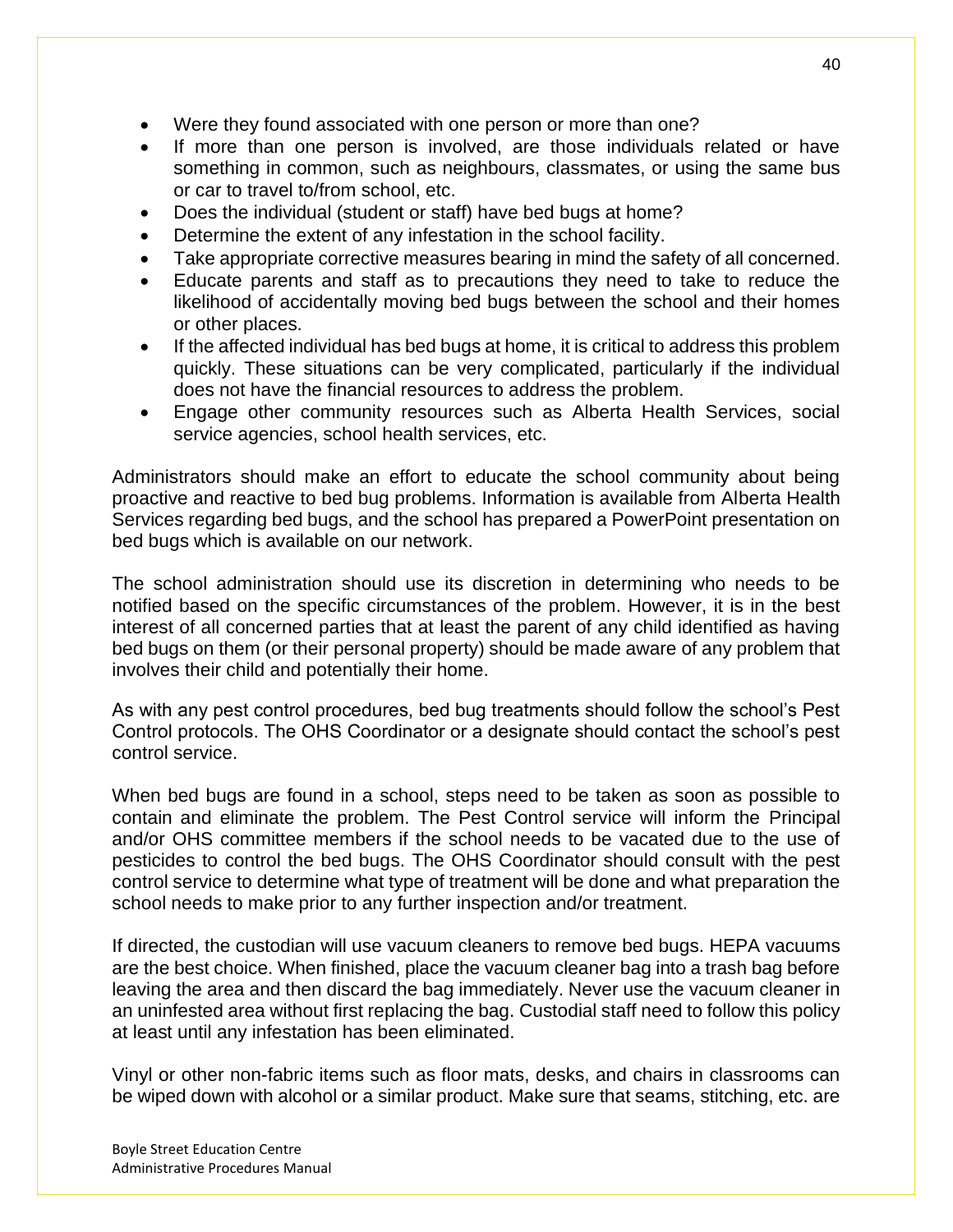- Were they found associated with one person or more than one?
- If more than one person is involved, are those individuals related or have something in common, such as neighbours, classmates, or using the same bus or car to travel to/from school, etc.
- Does the individual (student or staff) have bed bugs at home?
- Determine the extent of any infestation in the school facility.
- Take appropriate corrective measures bearing in mind the safety of all concerned.
- Educate parents and staff as to precautions they need to take to reduce the likelihood of accidentally moving bed bugs between the school and their homes or other places.
- If the affected individual has bed bugs at home, it is critical to address this problem quickly. These situations can be very complicated, particularly if the individual does not have the financial resources to address the problem.
- Engage other community resources such as Alberta Health Services, social service agencies, school health services, etc.

Administrators should make an effort to educate the school community about being proactive and reactive to bed bug problems. Information is available from Alberta Health Services regarding bed bugs, and the school has prepared a PowerPoint presentation on bed bugs which is available on our network.

The school administration should use its discretion in determining who needs to be notified based on the specific circumstances of the problem. However, it is in the best interest of all concerned parties that at least the parent of any child identified as having bed bugs on them (or their personal property) should be made aware of any problem that involves their child and potentially their home.

As with any pest control procedures, bed bug treatments should follow the school's Pest Control protocols. The OHS Coordinator or a designate should contact the school's pest control service.

When bed bugs are found in a school, steps need to be taken as soon as possible to contain and eliminate the problem. The Pest Control service will inform the Principal and/or OHS committee members if the school needs to be vacated due to the use of pesticides to control the bed bugs. The OHS Coordinator should consult with the pest control service to determine what type of treatment will be done and what preparation the school needs to make prior to any further inspection and/or treatment.

If directed, the custodian will use vacuum cleaners to remove bed bugs. HEPA vacuums are the best choice. When finished, place the vacuum cleaner bag into a trash bag before leaving the area and then discard the bag immediately. Never use the vacuum cleaner in an uninfested area without first replacing the bag. Custodial staff need to follow this policy at least until any infestation has been eliminated.

Vinyl or other non-fabric items such as floor mats, desks, and chairs in classrooms can be wiped down with alcohol or a similar product. Make sure that seams, stitching, etc. are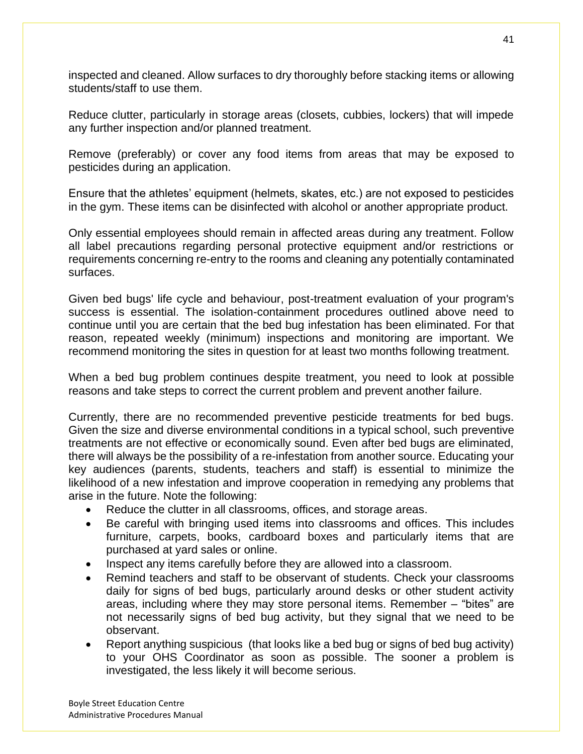inspected and cleaned. Allow surfaces to dry thoroughly before stacking items or allowing students/staff to use them.

Reduce clutter, particularly in storage areas (closets, cubbies, lockers) that will impede any further inspection and/or planned treatment.

Remove (preferably) or cover any food items from areas that may be exposed to pesticides during an application.

Ensure that the athletes' equipment (helmets, skates, etc.) are not exposed to pesticides in the gym. These items can be disinfected with alcohol or another appropriate product.

Only essential employees should remain in affected areas during any treatment. Follow all label precautions regarding personal protective equipment and/or restrictions or requirements concerning re-entry to the rooms and cleaning any potentially contaminated surfaces.

Given bed bugs' life cycle and behaviour, post-treatment evaluation of your program's success is essential. The isolation-containment procedures outlined above need to continue until you are certain that the bed bug infestation has been eliminated. For that reason, repeated weekly (minimum) inspections and monitoring are important. We recommend monitoring the sites in question for at least two months following treatment.

When a bed bug problem continues despite treatment, you need to look at possible reasons and take steps to correct the current problem and prevent another failure.

Currently, there are no recommended preventive pesticide treatments for bed bugs. Given the size and diverse environmental conditions in a typical school, such preventive treatments are not effective or economically sound. Even after bed bugs are eliminated, there will always be the possibility of a re-infestation from another source. Educating your key audiences (parents, students, teachers and staff) is essential to minimize the likelihood of a new infestation and improve cooperation in remedying any problems that arise in the future. Note the following:

- Reduce the clutter in all classrooms, offices, and storage areas.
- Be careful with bringing used items into classrooms and offices. This includes furniture, carpets, books, cardboard boxes and particularly items that are purchased at yard sales or online.
- Inspect any items carefully before they are allowed into a classroom.
- Remind teachers and staff to be observant of students. Check your classrooms daily for signs of bed bugs, particularly around desks or other student activity areas, including where they may store personal items. Remember – "bites" are not necessarily signs of bed bug activity, but they signal that we need to be observant.
- Report anything suspicious (that looks like a bed bug or signs of bed bug activity) to your OHS Coordinator as soon as possible. The sooner a problem is investigated, the less likely it will become serious.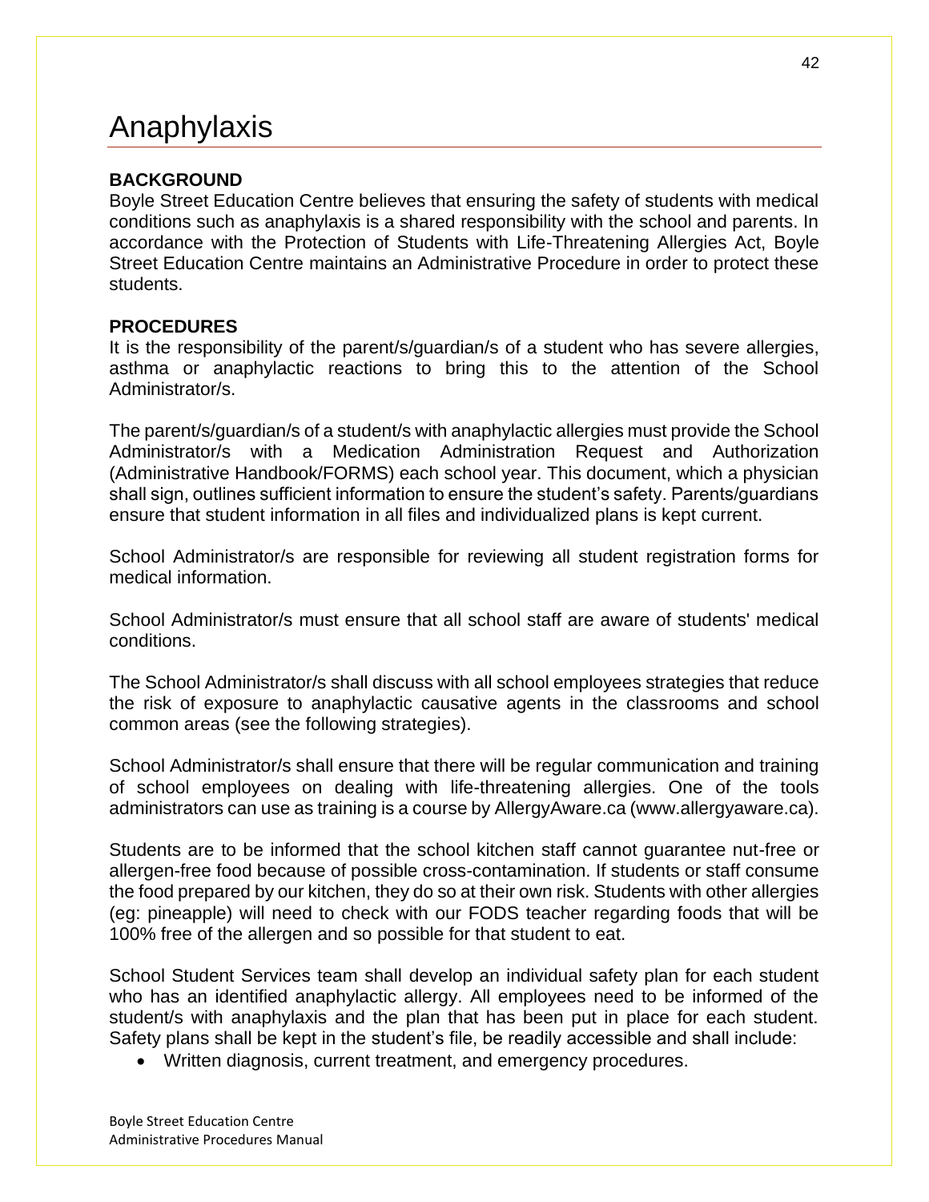# Anaphylaxis

**BACKGROUND**

Boyle Street Education Centre believes that ensuring the safety of students with medical conditions such as anaphylaxis is a shared responsibility with the school and parents. In accordance with the Protection of Students with Life-Threatening Allergies Act, Boyle Street Education Centre maintains an Administrative Procedure in order to protect these students.

**PROCEDURES**

It is the responsibility of the parent/s/guardian/s of a student who has severe allergies, asthma or anaphylactic reactions to bring this to the attention of the School Administrator/s.

The parent/s/guardian/s of a student/s with anaphylactic allergies must provide the School Administrator/s with a Medication Administration Request and Authorization (Administrative Handbook/FORMS) each school year. This document, which a physician shall sign, outlines sufficient information to ensure the student's safety. Parents/guardians ensure that student information in all files and individualized plans is kept current.

School Administrator/s are responsible for reviewing all student registration forms for medical information.

School Administrator/s must ensure that all school staff are aware of students' medical conditions.

The School Administrator/s shall discuss with all school employees strategies that reduce the risk of exposure to anaphylactic causative agents in the classrooms and school common areas (see the following strategies).

School Administrator/s shall ensure that there will be regular communication and training of school employees on dealing with life-threatening allergies. One of the tools administrators can use as training is a course by AllergyAware.ca (www.allergyaware.ca).

Students are to be informed that the school kitchen staff cannot guarantee nut-free or allergen-free food because of possible cross-contamination. If students or staff consume the food prepared by our kitchen, they do so at their own risk. Students with other allergies (eg: pineapple) will need to check with our FODS teacher regarding foods that will be 100% free of the allergen and so possible for that student to eat.

School Student Services team shall develop an individual safety plan for each student who has an identified anaphylactic allergy. All employees need to be informed of the student/s with anaphylaxis and the plan that has been put in place for each student. Safety plans shall be kept in the student's file, be readily accessible and shall include:

- Written diagnosis, current treatment, and emergency procedures.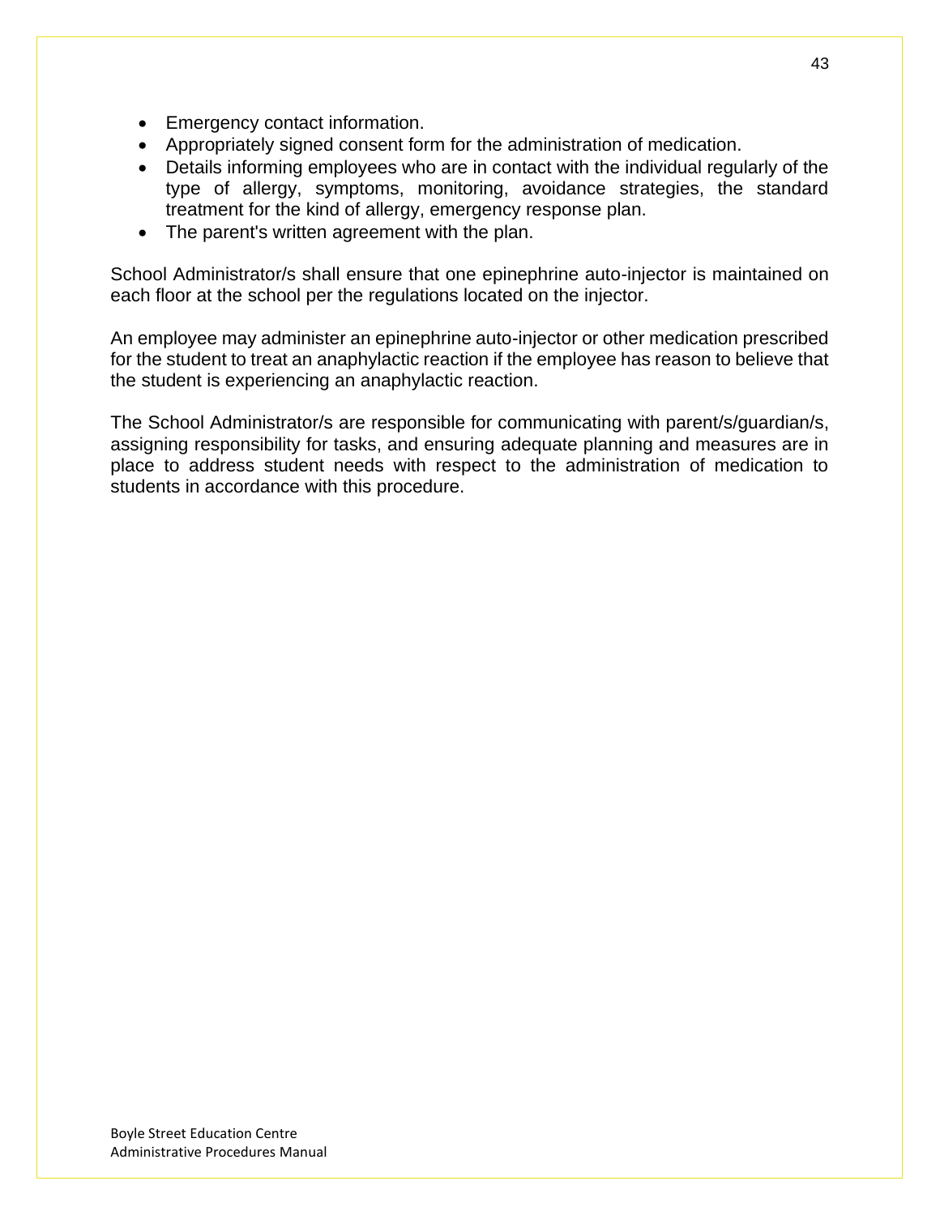- Emergency contact information.
- Appropriately signed consent form for the administration of medication.
- Details informing employees who are in contact with the individual regularly of the type of allergy, symptoms, monitoring, avoidance strategies, the standard treatment for the kind of allergy, emergency response plan.
- The parent's written agreement with the plan.

School Administrator/s shall ensure that one epinephrine auto-injector is maintained on each floor at the school per the regulations located on the injector.

An employee may administer an epinephrine auto-injector or other medication prescribed for the student to treat an anaphylactic reaction if the employee has reason to believe that the student is experiencing an anaphylactic reaction.

The School Administrator/s are responsible for communicating with parent/s/guardian/s, assigning responsibility for tasks, and ensuring adequate planning and measures are in place to address student needs with respect to the administration of medication to students in accordance with this procedure.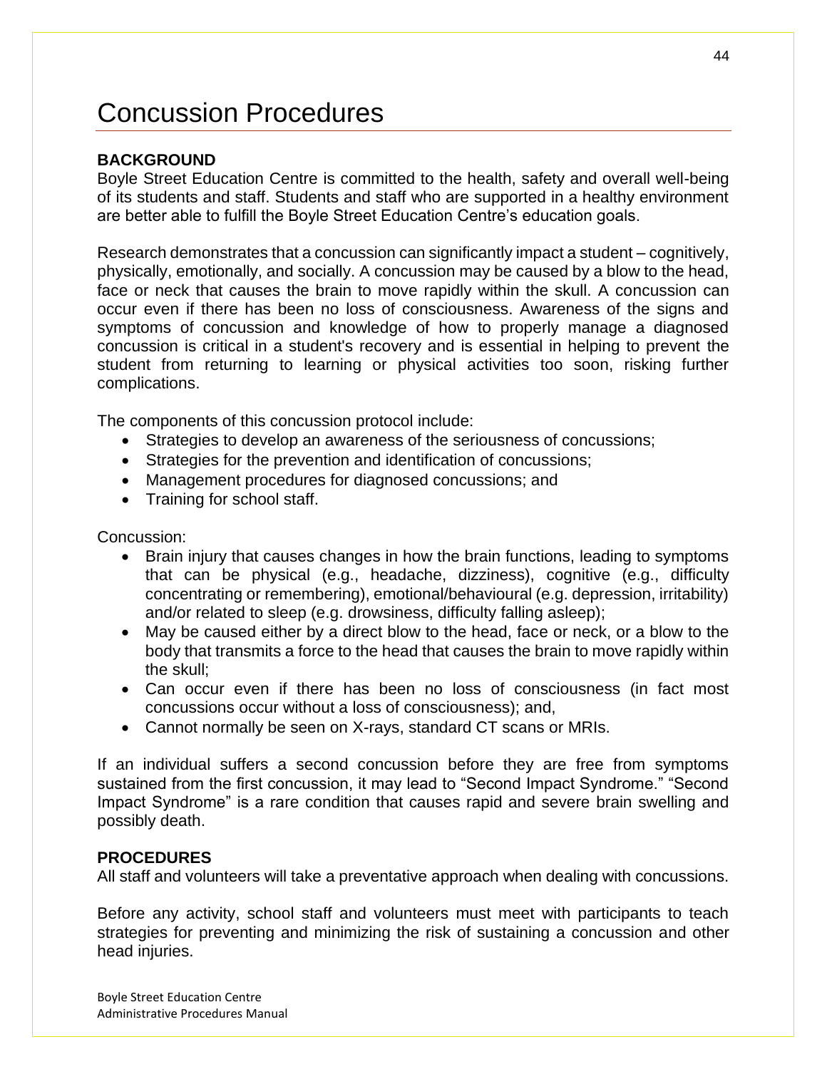# Concussion Procedures

**BACKGROUND**

Boyle Street Education Centre is committed to the health, safety and overall well-being of its students and staff. Students and staff who are supported in a healthy environment are better able to fulfill the Boyle Street Education Centre's education goals.

Research demonstrates that a concussion can significantly impact a student – cognitively, physically, emotionally, and socially. A concussion may be caused by a blow to the head, face or neck that causes the brain to move rapidly within the skull. A concussion can occur even if there has been no loss of consciousness. Awareness of the signs and symptoms of concussion and knowledge of how to properly manage a diagnosed concussion is critical in a student's recovery and is essential in helping to prevent the student from returning to learning or physical activities too soon, risking further complications.

The components of this concussion protocol include:

- Strategies to develop an awareness of the seriousness of concussions;
- Strategies for the prevention and identification of concussions;
- Management procedures for diagnosed concussions; and
- Training for school staff.

Concussion:

- Brain injury that causes changes in how the brain functions, leading to symptoms that can be physical (e.g., headache, dizziness), cognitive (e.g., difficulty concentrating or remembering), emotional/behavioural (e.g. depression, irritability) and/or related to sleep (e.g. drowsiness, difficulty falling asleep);
- May be caused either by a direct blow to the head, face or neck, or a blow to the body that transmits a force to the head that causes the brain to move rapidly within the skull;
- Can occur even if there has been no loss of consciousness (in fact most concussions occur without a loss of consciousness); and,
- Cannot normally be seen on X-rays, standard CT scans or MRIs.

If an individual suffers a second concussion before they are free from symptoms sustained from the first concussion, it may lead to "Second Impact Syndrome." "Second Impact Syndrome" is a rare condition that causes rapid and severe brain swelling and possibly death.

**PROCEDURES**

All staff and volunteers will take a preventative approach when dealing with concussions.

Before any activity, school staff and volunteers must meet with participants to teach strategies for preventing and minimizing the risk of sustaining a concussion and other head injuries.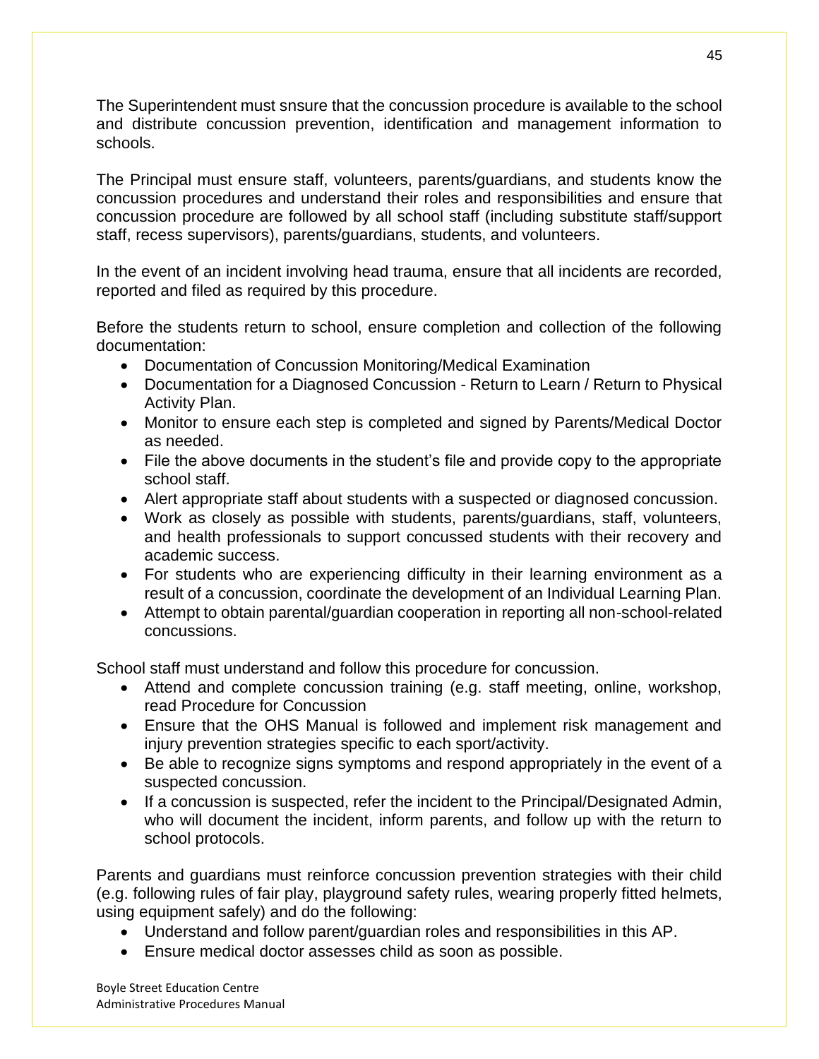The Superintendent must snsure that the concussion procedure is available to the school and distribute concussion prevention, identification and management information to schools.

The Principal must ensure staff, volunteers, parents/guardians, and students know the concussion procedures and understand their roles and responsibilities and ensure that concussion procedure are followed by all school staff (including substitute staff/support staff, recess supervisors), parents/guardians, students, and volunteers.

In the event of an incident involving head trauma, ensure that all incidents are recorded, reported and filed as required by this procedure.

Before the students return to school, ensure completion and collection of the following documentation:

- Documentation of Concussion Monitoring/Medical Examination
- Documentation for a Diagnosed Concussion - Return to Learn / Return to Physical Activity Plan.
- Monitor to ensure each step is completed and signed by Parents/Medical Doctor as needed.
- File the above documents in the student's file and provide copy to the appropriate school staff.
- Alert appropriate staff about students with a suspected or diagnosed concussion.
- Work as closely as possible with students, parents/guardians, staff, volunteers, and health professionals to support concussed students with their recovery and academic success.
- For students who are experiencing difficulty in their learning environment as a result of a concussion, coordinate the development of an Individual Learning Plan.
- Attempt to obtain parental/guardian cooperation in reporting all non-school-related concussions.

School staff must understand and follow this procedure for concussion.

- Attend and complete concussion training (e.g. staff meeting, online, workshop, read Procedure for Concussion
- Ensure that the OHS Manual is followed and implement risk management and injury prevention strategies specific to each sport/activity.
- Be able to recognize signs symptoms and respond appropriately in the event of a suspected concussion.
- If a concussion is suspected, refer the incident to the Principal/Designated Admin, who will document the incident, inform parents, and follow up with the return to school protocols.

Parents and guardians must reinforce concussion prevention strategies with their child (e.g. following rules of fair play, playground safety rules, wearing properly fitted helmets, using equipment safely) and do the following:

- Understand and follow parent/guardian roles and responsibilities in this AP.
- Ensure medical doctor assesses child as soon as possible.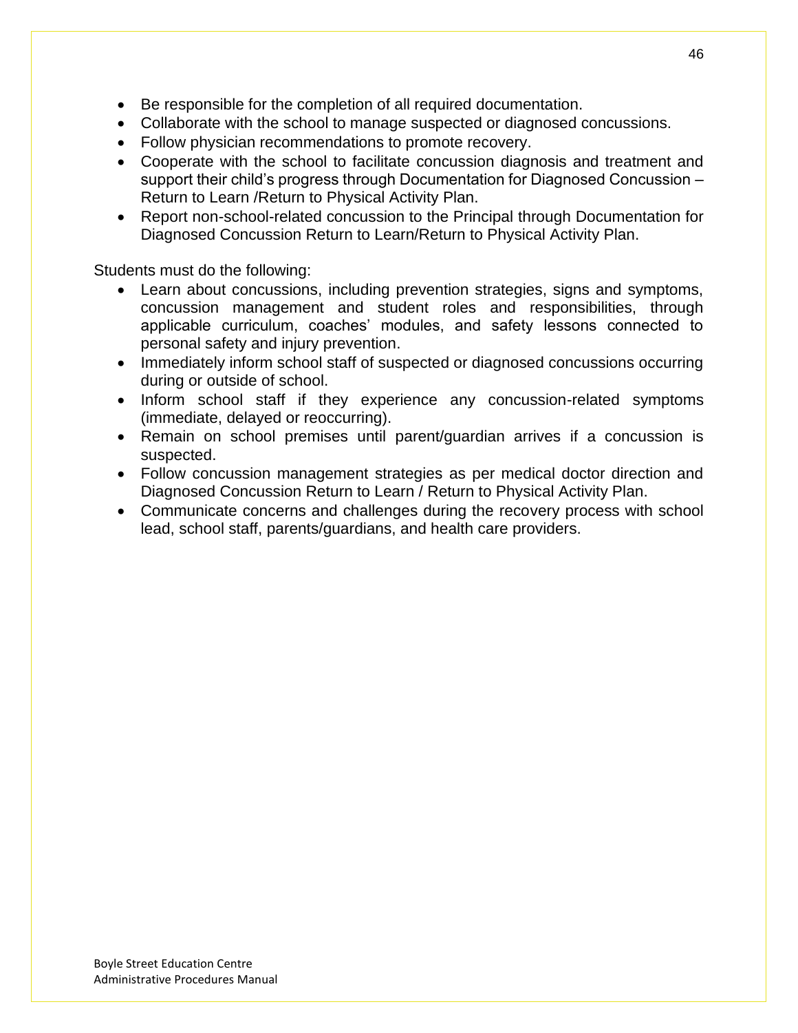- Be responsible for the completion of all required documentation.
- Collaborate with the school to manage suspected or diagnosed concussions.
- Follow physician recommendations to promote recovery.
- Cooperate with the school to facilitate concussion diagnosis and treatment and support their child's progress through Documentation for Diagnosed Concussion – Return to Learn /Return to Physical Activity Plan.
- Report non-school-related concussion to the Principal through Documentation for Diagnosed Concussion Return to Learn/Return to Physical Activity Plan.

Students must do the following:

- Learn about concussions, including prevention strategies, signs and symptoms, concussion management and student roles and responsibilities, through applicable curriculum, coaches' modules, and safety lessons connected to personal safety and injury prevention.
- Immediately inform school staff of suspected or diagnosed concussions occurring during or outside of school.
- Inform school staff if they experience any concussion-related symptoms (immediate, delayed or reoccurring).
- Remain on school premises until parent/guardian arrives if a concussion is suspected.
- Follow concussion management strategies as per medical doctor direction and Diagnosed Concussion Return to Learn / Return to Physical Activity Plan.
- Communicate concerns and challenges during the recovery process with school lead, school staff, parents/guardians, and health care providers.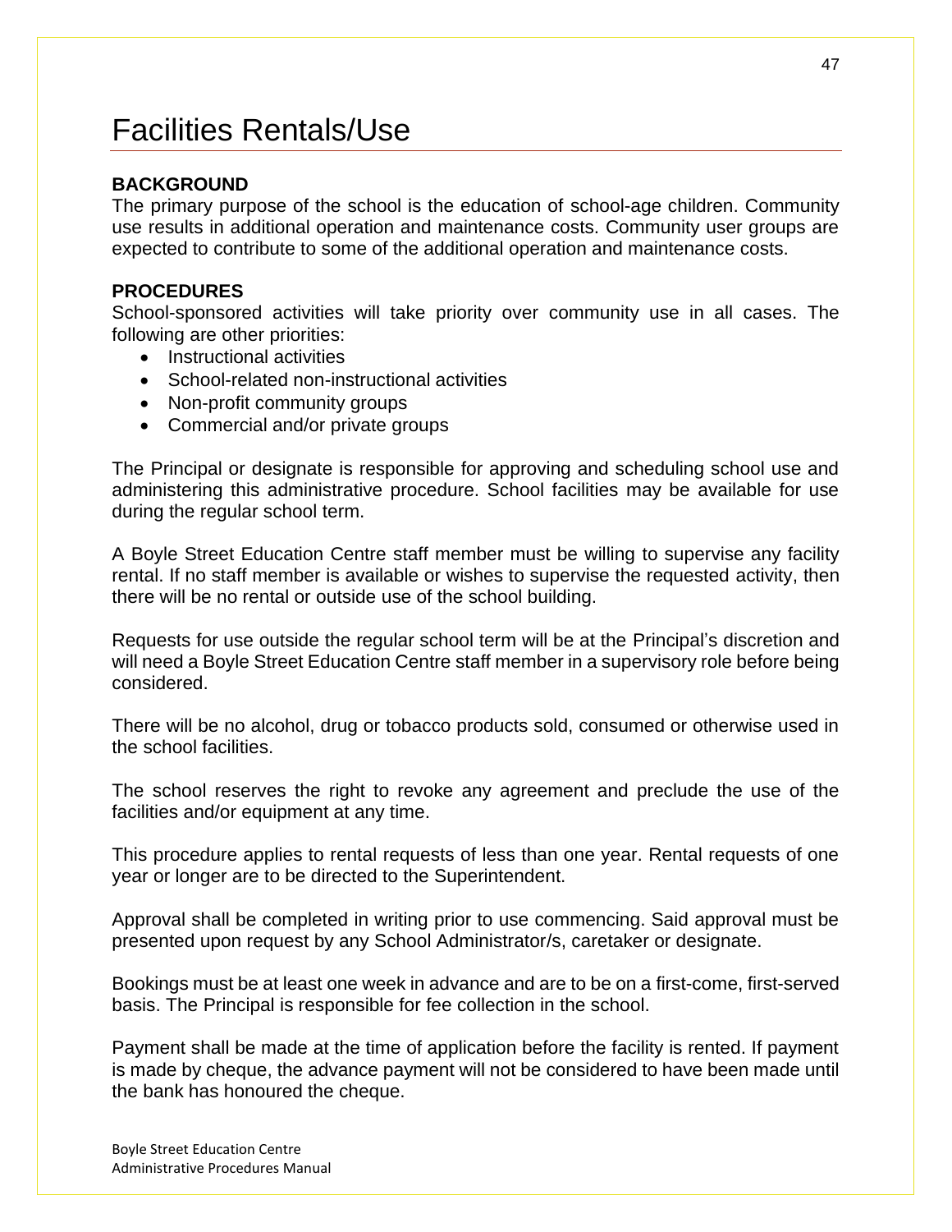# Facilities Rentals/Use

**BACKGROUND**

The primary purpose of the school is the education of school-age children. Community use results in additional operation and maintenance costs. Community user groups are expected to contribute to some of the additional operation and maintenance costs.

**PROCEDURES**

School-sponsored activities will take priority over community use in all cases. The following are other priorities:

- Instructional activities
- School-related non-instructional activities
- Non-profit community groups
- Commercial and/or private groups

The Principal or designate is responsible for approving and scheduling school use and administering this administrative procedure. School facilities may be available for use during the regular school term.

A Boyle Street Education Centre staff member must be willing to supervise any facility rental. If no staff member is available or wishes to supervise the requested activity, then there will be no rental or outside use of the school building.

Requests for use outside the regular school term will be at the Principal's discretion and will need a Boyle Street Education Centre staff member in a supervisory role before being considered.

There will be no alcohol, drug or tobacco products sold, consumed or otherwise used in the school facilities.

The school reserves the right to revoke any agreement and preclude the use of the facilities and/or equipment at any time.

This procedure applies to rental requests of less than one year. Rental requests of one year or longer are to be directed to the Superintendent.

Approval shall be completed in writing prior to use commencing. Said approval must be presented upon request by any School Administrator/s, caretaker or designate.

Bookings must be at least one week in advance and are to be on a first-come, first-served basis. The Principal is responsible for fee collection in the school.

Payment shall be made at the time of application before the facility is rented. If payment is made by cheque, the advance payment will not be considered to have been made until the bank has honoured the cheque.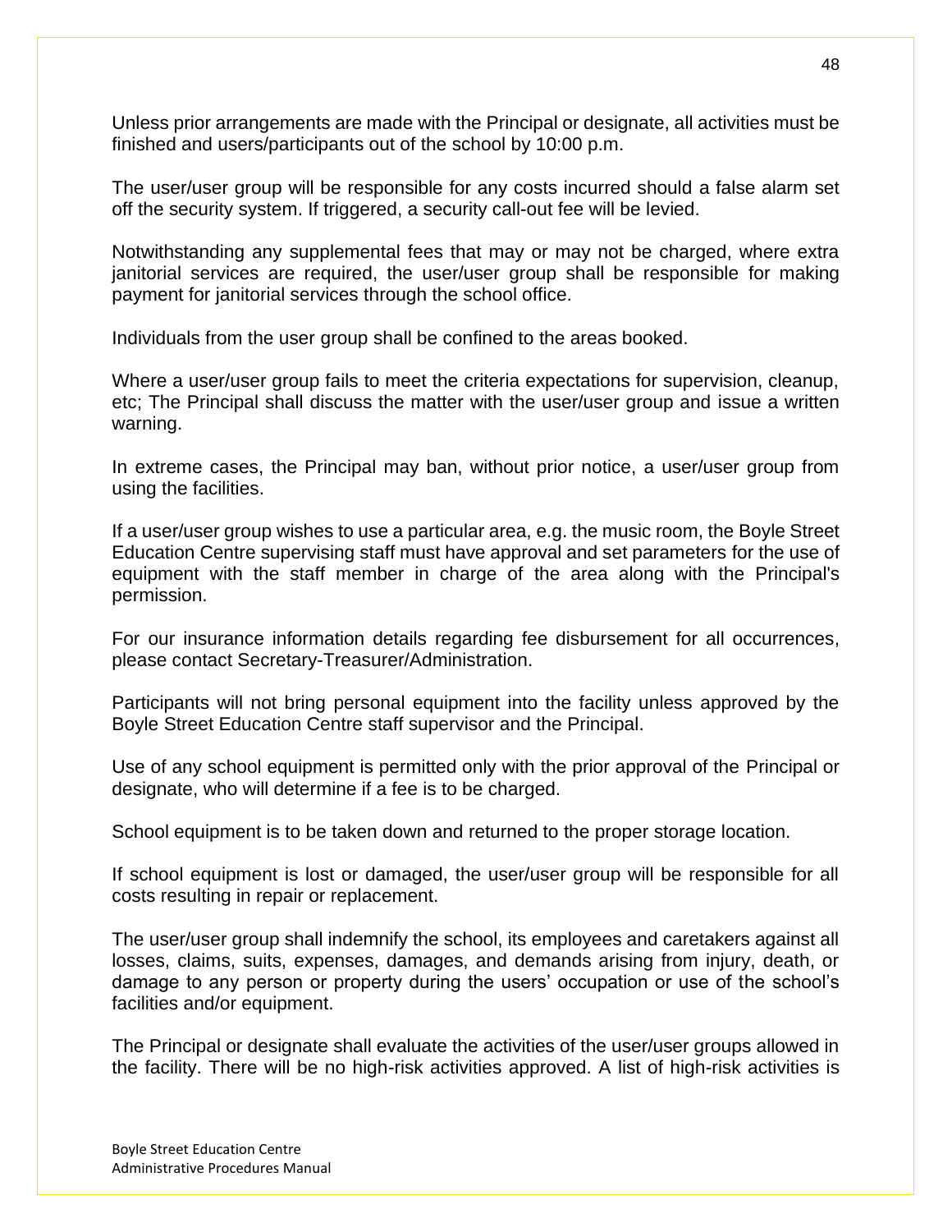Unless prior arrangements are made with the Principal or designate, all activities must be finished and users/participants out of the school by 10:00 p.m.

The user/user group will be responsible for any costs incurred should a false alarm set off the security system. If triggered, a security call-out fee will be levied.

Notwithstanding any supplemental fees that may or may not be charged, where extra janitorial services are required, the user/user group shall be responsible for making payment for janitorial services through the school office.

Individuals from the user group shall be confined to the areas booked.

Where a user/user group fails to meet the criteria expectations for supervision, cleanup, etc; The Principal shall discuss the matter with the user/user group and issue a written warning.

In extreme cases, the Principal may ban, without prior notice, a user/user group from using the facilities.

If a user/user group wishes to use a particular area, e.g. the music room, the Boyle Street Education Centre supervising staff must have approval and set parameters for the use of equipment with the staff member in charge of the area along with the Principal's permission.

For our insurance information details regarding fee disbursement for all occurrences, please contact Secretary-Treasurer/Administration.

Participants will not bring personal equipment into the facility unless approved by the Boyle Street Education Centre staff supervisor and the Principal.

Use of any school equipment is permitted only with the prior approval of the Principal or designate, who will determine if a fee is to be charged.

School equipment is to be taken down and returned to the proper storage location.

If school equipment is lost or damaged, the user/user group will be responsible for all costs resulting in repair or replacement.

The user/user group shall indemnify the school, its employees and caretakers against all losses, claims, suits, expenses, damages, and demands arising from injury, death, or damage to any person or property during the users' occupation or use of the school's facilities and/or equipment.

The Principal or designate shall evaluate the activities of the user/user groups allowed in the facility. There will be no high-risk activities approved. A list of high-risk activities is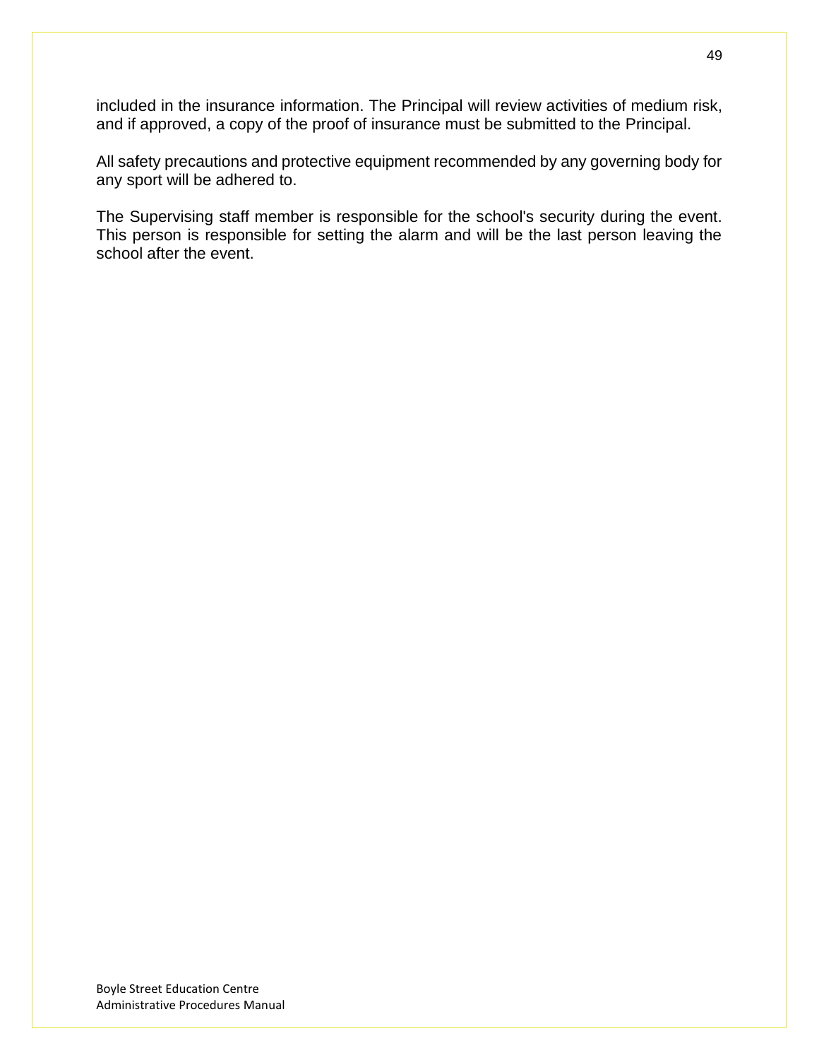included in the insurance information. The Principal will review activities of medium risk, and if approved, a copy of the proof of insurance must be submitted to the Principal.

All safety precautions and protective equipment recommended by any governing body for any sport will be adhered to.

The Supervising staff member is responsible for the school's security during the event. This person is responsible for setting the alarm and will be the last person leaving the school after the event.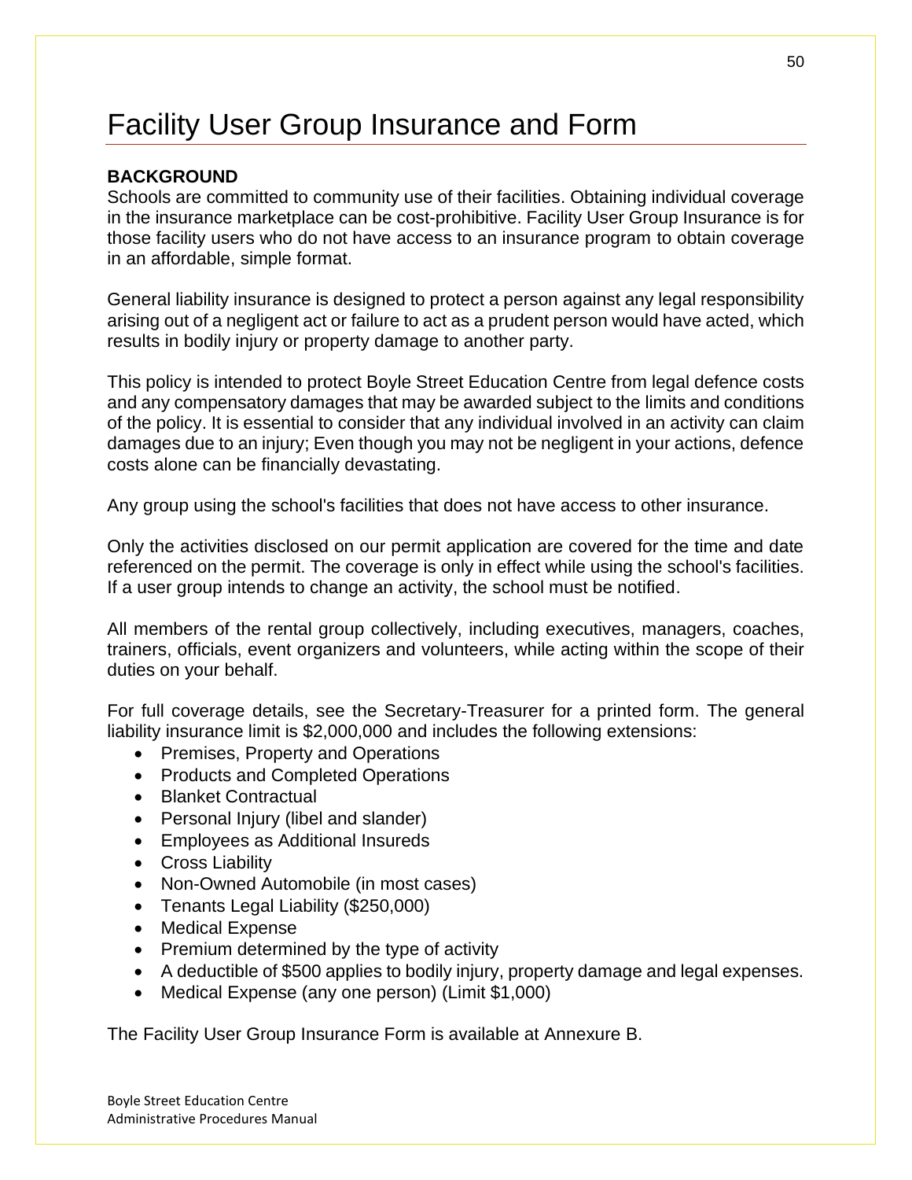# Facility User Group Insurance and Form

**BACKGROUND**

Schools are committed to community use of their facilities. Obtaining individual coverage in the insurance marketplace can be cost-prohibitive. Facility User Group Insurance is for those facility users who do not have access to an insurance program to obtain coverage in an affordable, simple format.

General liability insurance is designed to protect a person against any legal responsibility arising out of a negligent act or failure to act as a prudent person would have acted, which results in bodily injury or property damage to another party.

This policy is intended to protect Boyle Street Education Centre from legal defence costs and any compensatory damages that may be awarded subject to the limits and conditions of the policy. It is essential to consider that any individual involved in an activity can claim damages due to an injury; Even though you may not be negligent in your actions, defence costs alone can be financially devastating.

Any group using the school's facilities that does not have access to other insurance.

Only the activities disclosed on our permit application are covered for the time and date referenced on the permit. The coverage is only in effect while using the school's facilities. If a user group intends to change an activity, the school must be notified.

All members of the rental group collectively, including executives, managers, coaches, trainers, officials, event organizers and volunteers, while acting within the scope of their duties on your behalf.

For full coverage details, see the Secretary-Treasurer for a printed form. The general liability insurance limit is $2,000,000 and includes the following extensions:

- Premises, Property and Operations
- Products and Completed Operations
- Blanket Contractual
- Personal Injury (libel and slander)
- Employees as Additional Insureds
- Cross Liability
- Non-Owned Automobile (in most cases)
- Tenants Legal Liability ($250,000)
- Medical Expense
- Premium determined by the type of activity
- A deductible of $500 applies to bodily injury, property damage and legal expenses.
- Medical Expense (any one person) (Limit $1,000)

The Facility User Group Insurance Form is available at Annexure B.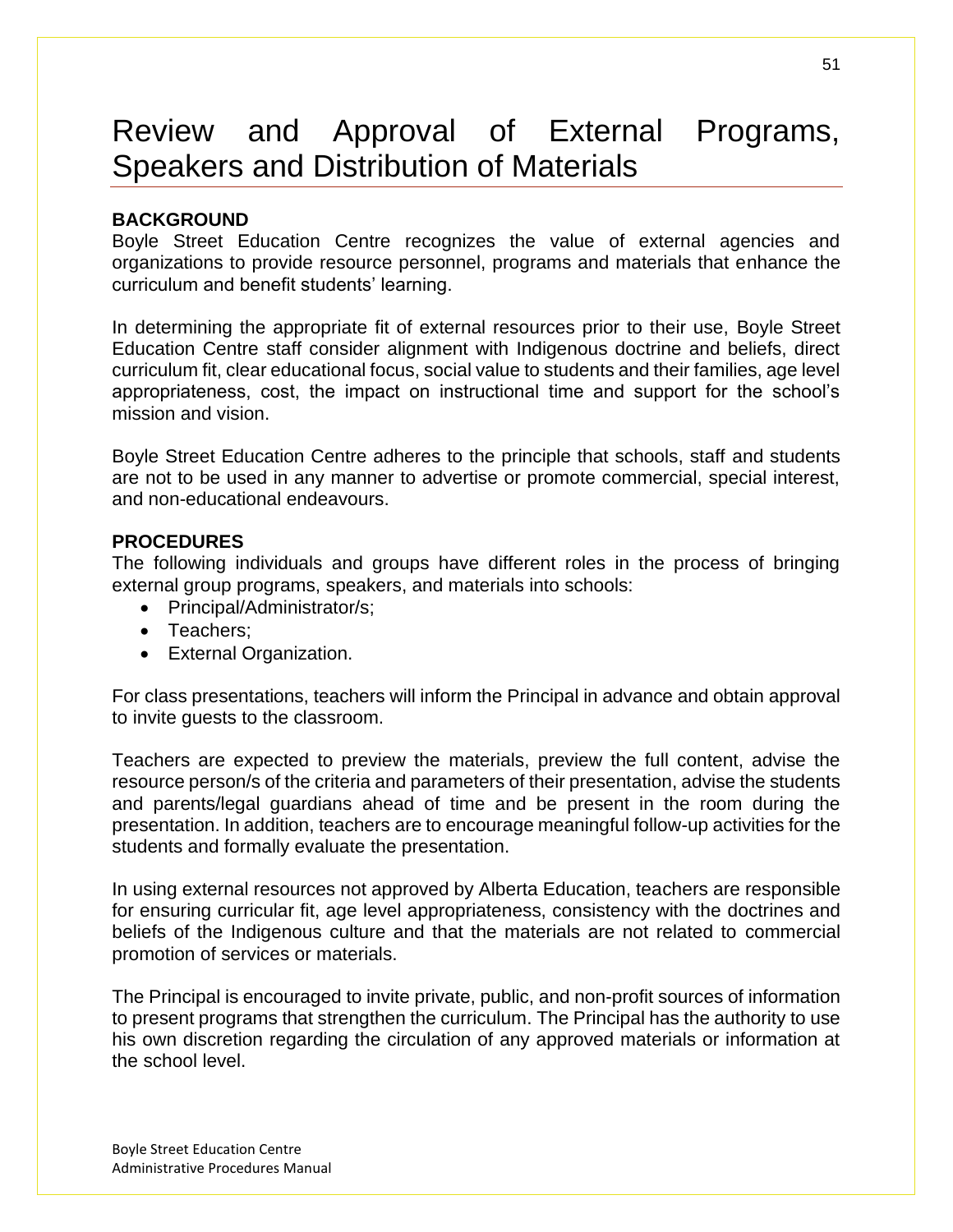# Review and Approval of External Programs, Speakers and Distribution of Materials

**BACKGROUND**

Boyle Street Education Centre recognizes the value of external agencies and organizations to provide resource personnel, programs and materials that enhance the curriculum and benefit students' learning.

In determining the appropriate fit of external resources prior to their use, Boyle Street Education Centre staff consider alignment with Indigenous doctrine and beliefs, direct curriculum fit, clear educational focus, social value to students and their families, age level appropriateness, cost, the impact on instructional time and support for the school's mission and vision.

Boyle Street Education Centre adheres to the principle that schools, staff and students are not to be used in any manner to advertise or promote commercial, special interest, and non-educational endeavours.

**PROCEDURES**

The following individuals and groups have different roles in the process of bringing external group programs, speakers, and materials into schools:

- Principal/Administrator/s;
- Teachers;
- External Organization.

For class presentations, teachers will inform the Principal in advance and obtain approval to invite guests to the classroom.

Teachers are expected to preview the materials, preview the full content, advise the resource person/s of the criteria and parameters of their presentation, advise the students and parents/legal guardians ahead of time and be present in the room during the presentation. In addition, teachers are to encourage meaningful follow-up activities for the students and formally evaluate the presentation.

In using external resources not approved by Alberta Education, teachers are responsible for ensuring curricular fit, age level appropriateness, consistency with the doctrines and beliefs of the Indigenous culture and that the materials are not related to commercial promotion of services or materials.

The Principal is encouraged to invite private, public, and non-profit sources of information to present programs that strengthen the curriculum. The Principal has the authority to use his own discretion regarding the circulation of any approved materials or information at the school level.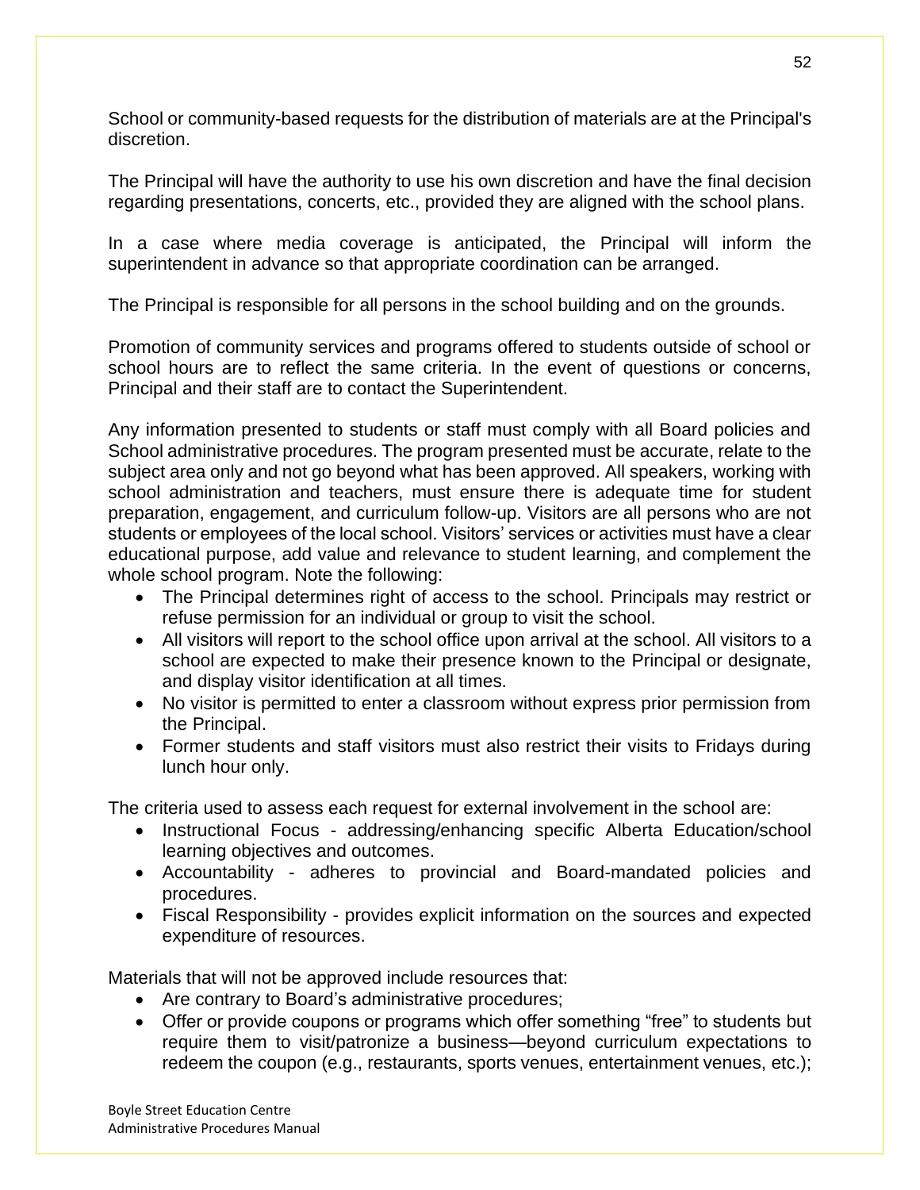School or community-based requests for the distribution of materials are at the Principal's discretion.

The Principal will have the authority to use his own discretion and have the final decision regarding presentations, concerts, etc., provided they are aligned with the school plans.

In a case where media coverage is anticipated, the Principal will inform the superintendent in advance so that appropriate coordination can be arranged.

The Principal is responsible for all persons in the school building and on the grounds.

Promotion of community services and programs offered to students outside of school or school hours are to reflect the same criteria. In the event of questions or concerns, Principal and their staff are to contact the Superintendent.

Any information presented to students or staff must comply with all Board policies and School administrative procedures. The program presented must be accurate, relate to the subject area only and not go beyond what has been approved. All speakers, working with school administration and teachers, must ensure there is adequate time for student preparation, engagement, and curriculum follow-up. Visitors are all persons who are not students or employees of the local school. Visitors' services or activities must have a clear educational purpose, add value and relevance to student learning, and complement the whole school program. Note the following:

- The Principal determines right of access to the school. Principals may restrict or refuse permission for an individual or group to visit the school.
- All visitors will report to the school office upon arrival at the school. All visitors to a school are expected to make their presence known to the Principal or designate, and display visitor identification at all times.
- No visitor is permitted to enter a classroom without express prior permission from the Principal.
- Former students and staff visitors must also restrict their visits to Fridays during lunch hour only.

The criteria used to assess each request for external involvement in the school are:

- Instructional Focus - addressing/enhancing specific Alberta Education/school learning objectives and outcomes.
- Accountability - adheres to provincial and Board-mandated policies and procedures.
- Fiscal Responsibility - provides explicit information on the sources and expected expenditure of resources.

Materials that will not be approved include resources that:

- Are contrary to Board's administrative procedures;
- Offer or provide coupons or programs which offer something "free" to students but require them to visit/patronize a business—beyond curriculum expectations to redeem the coupon (e.g., restaurants, sports venues, entertainment venues, etc.);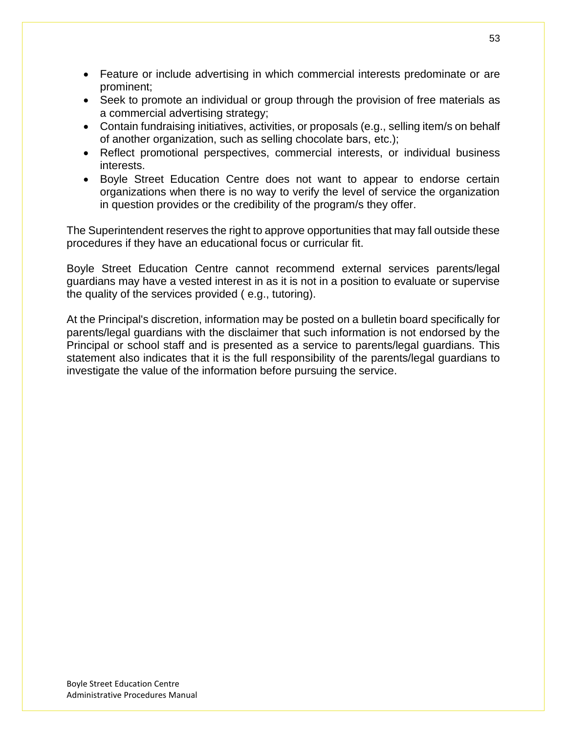- Feature or include advertising in which commercial interests predominate or are prominent;
- Seek to promote an individual or group through the provision of free materials as a commercial advertising strategy;
- Contain fundraising initiatives, activities, or proposals (e.g., selling item/s on behalf of another organization, such as selling chocolate bars, etc.);
- Reflect promotional perspectives, commercial interests, or individual business interests.
- Boyle Street Education Centre does not want to appear to endorse certain organizations when there is no way to verify the level of service the organization in question provides or the credibility of the program/s they offer.

The Superintendent reserves the right to approve opportunities that may fall outside these procedures if they have an educational focus or curricular fit.

Boyle Street Education Centre cannot recommend external services parents/legal guardians may have a vested interest in as it is not in a position to evaluate or supervise the quality of the services provided ( e.g., tutoring).

At the Principal's discretion, information may be posted on a bulletin board specifically for parents/legal guardians with the disclaimer that such information is not endorsed by the Principal or school staff and is presented as a service to parents/legal guardians. This statement also indicates that it is the full responsibility of the parents/legal guardians to investigate the value of the information before pursuing the service.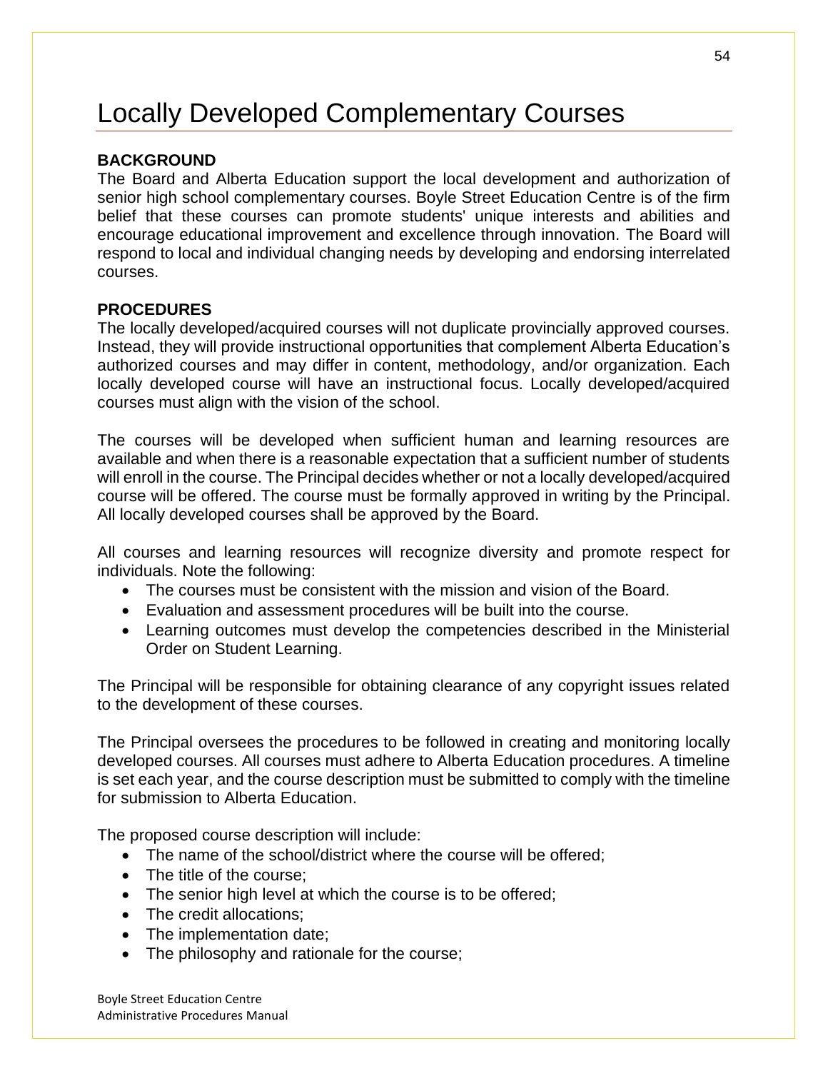# Locally Developed Complementary Courses

**BACKGROUND**

The Board and Alberta Education support the local development and authorization of senior high school complementary courses. Boyle Street Education Centre is of the firm belief that these courses can promote students' unique interests and abilities and encourage educational improvement and excellence through innovation. The Board will respond to local and individual changing needs by developing and endorsing interrelated courses.

**PROCEDURES**

The locally developed/acquired courses will not duplicate provincially approved courses. Instead, they will provide instructional opportunities that complement Alberta Education's authorized courses and may differ in content, methodology, and/or organization. Each locally developed course will have an instructional focus. Locally developed/acquired courses must align with the vision of the school.

The courses will be developed when sufficient human and learning resources are available and when there is a reasonable expectation that a sufficient number of students will enroll in the course. The Principal decides whether or not a locally developed/acquired course will be offered. The course must be formally approved in writing by the Principal. All locally developed courses shall be approved by the Board.

All courses and learning resources will recognize diversity and promote respect for individuals. Note the following:

- The courses must be consistent with the mission and vision of the Board.
- Evaluation and assessment procedures will be built into the course.
- Learning outcomes must develop the competencies described in the Ministerial Order on Student Learning.

The Principal will be responsible for obtaining clearance of any copyright issues related to the development of these courses.

The Principal oversees the procedures to be followed in creating and monitoring locally developed courses. All courses must adhere to Alberta Education procedures. A timeline is set each year, and the course description must be submitted to comply with the timeline for submission to Alberta Education.

The proposed course description will include:

- The name of the school/district where the course will be offered;
- The title of the course;
- The senior high level at which the course is to be offered;
- The credit allocations;
- The implementation date;
- The philosophy and rationale for the course;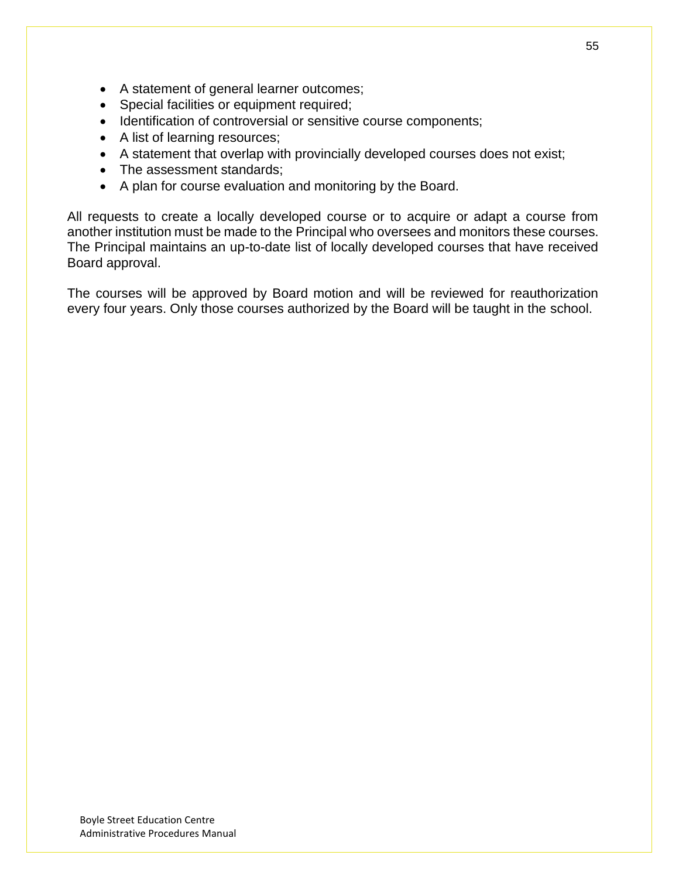- A statement of general learner outcomes;
- Special facilities or equipment required;
- Identification of controversial or sensitive course components;
- A list of learning resources;
- A statement that overlap with provincially developed courses does not exist;
- The assessment standards;
- A plan for course evaluation and monitoring by the Board.

All requests to create a locally developed course or to acquire or adapt a course from another institution must be made to the Principal who oversees and monitors these courses. The Principal maintains an up-to-date list of locally developed courses that have received Board approval.

The courses will be approved by Board motion and will be reviewed for reauthorization every four years. Only those courses authorized by the Board will be taught in the school.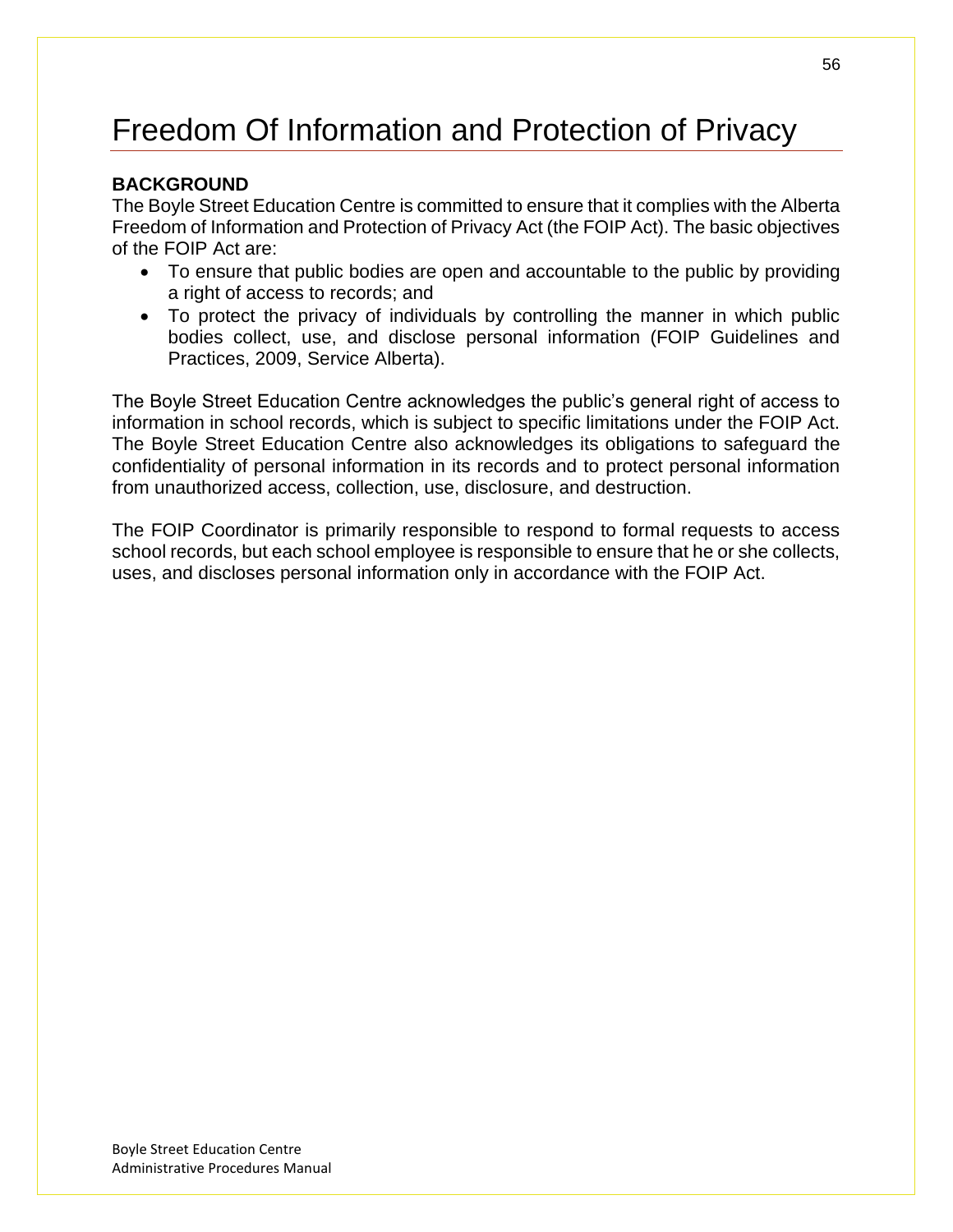# Freedom Of Information and Protection of Privacy

**BACKGROUND**

The Boyle Street Education Centre is committed to ensure that it complies with the Alberta Freedom of Information and Protection of Privacy Act (the FOIP Act). The basic objectives of the FOIP Act are:

- To ensure that public bodies are open and accountable to the public by providing a right of access to records; and
- To protect the privacy of individuals by controlling the manner in which public bodies collect, use, and disclose personal information (FOIP Guidelines and Practices, 2009, Service Alberta).

The Boyle Street Education Centre acknowledges the public's general right of access to information in school records, which is subject to specific limitations under the FOIP Act. The Boyle Street Education Centre also acknowledges its obligations to safeguard the confidentiality of personal information in its records and to protect personal information from unauthorized access, collection, use, disclosure, and destruction.

The FOIP Coordinator is primarily responsible to respond to formal requests to access school records, but each school employee is responsible to ensure that he or she collects, uses, and discloses personal information only in accordance with the FOIP Act.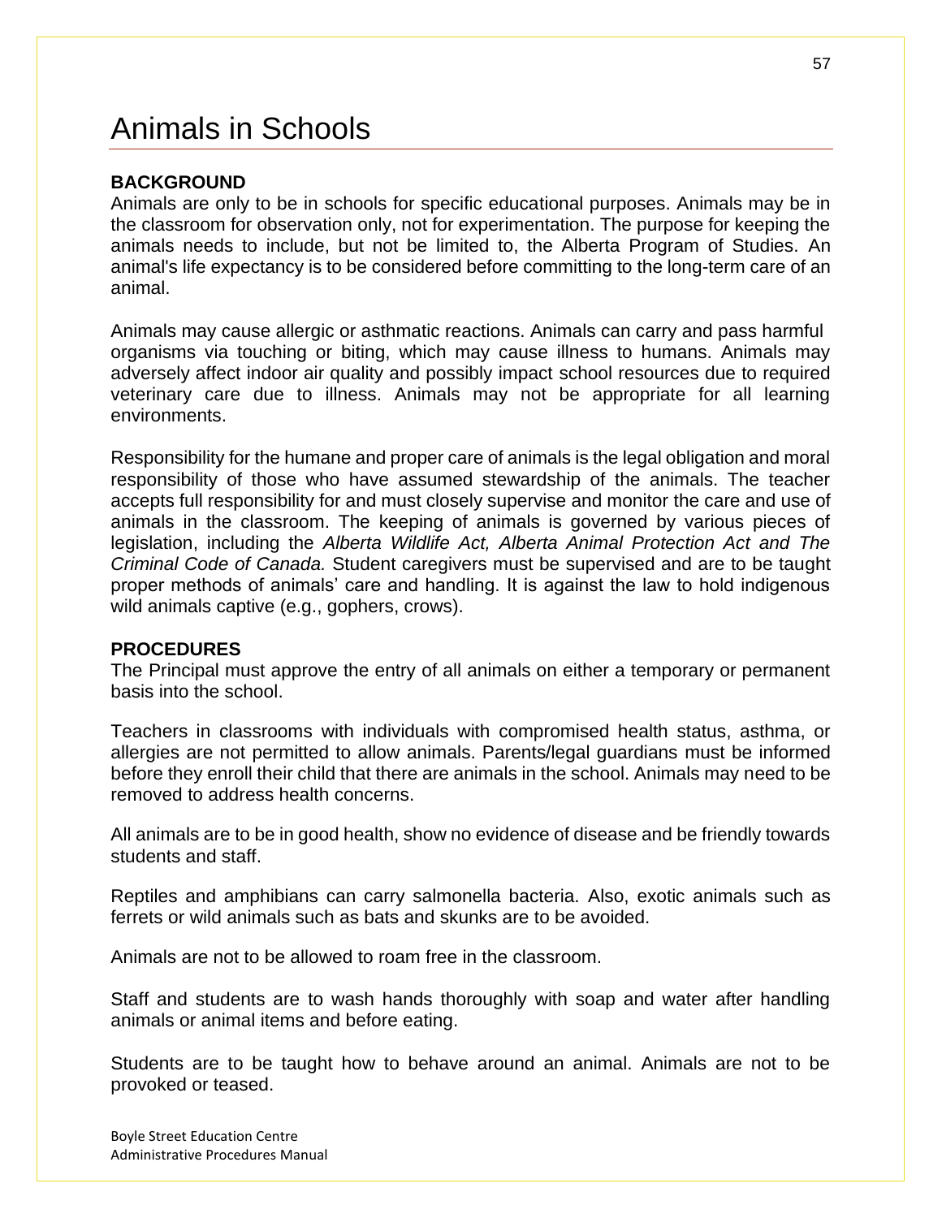# Animals in Schools

**BACKGROUND**

Animals are only to be in schools for specific educational purposes. Animals may be in the classroom for observation only, not for experimentation. The purpose for keeping the animals needs to include, but not be limited to, the Alberta Program of Studies. An animal's life expectancy is to be considered before committing to the long-term care of an animal.

Animals may cause allergic or asthmatic reactions. Animals can carry and pass harmful organisms via touching or biting, which may cause illness to humans. Animals may adversely affect indoor air quality and possibly impact school resources due to required veterinary care due to illness. Animals may not be appropriate for all learning environments.

Responsibility for the humane and proper care of animals is the legal obligation and moral responsibility of those who have assumed stewardship of the animals. The teacher accepts full responsibility for and must closely supervise and monitor the care and use of animals in the classroom. The keeping of animals is governed by various pieces of legislation, including the *Alberta Wildlife Act, Alberta Animal Protection Act and The Criminal Code of Canada.* Student caregivers must be supervised and are to be taught proper methods of animals' care and handling. It is against the law to hold indigenous wild animals captive (e.g., gophers, crows).

**PROCEDURES**

The Principal must approve the entry of all animals on either a temporary or permanent basis into the school.

Teachers in classrooms with individuals with compromised health status, asthma, or allergies are not permitted to allow animals. Parents/legal guardians must be informed before they enroll their child that there are animals in the school. Animals may need to be removed to address health concerns.

All animals are to be in good health, show no evidence of disease and be friendly towards students and staff.

Reptiles and amphibians can carry salmonella bacteria. Also, exotic animals such as ferrets or wild animals such as bats and skunks are to be avoided.

Animals are not to be allowed to roam free in the classroom.

Staff and students are to wash hands thoroughly with soap and water after handling animals or animal items and before eating.

Students are to be taught how to behave around an animal. Animals are not to be provoked or teased.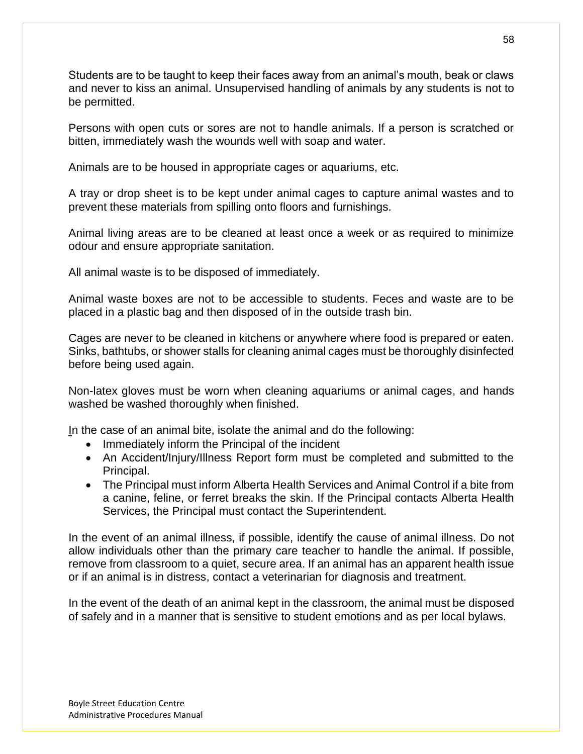Students are to be taught to keep their faces away from an animal's mouth, beak or claws and never to kiss an animal. Unsupervised handling of animals by any students is not to be permitted.

Persons with open cuts or sores are not to handle animals. If a person is scratched or bitten, immediately wash the wounds well with soap and water.

Animals are to be housed in appropriate cages or aquariums, etc.

A tray or drop sheet is to be kept under animal cages to capture animal wastes and to prevent these materials from spilling onto floors and furnishings.

Animal living areas are to be cleaned at least once a week or as required to minimize odour and ensure appropriate sanitation.

All animal waste is to be disposed of immediately.

Animal waste boxes are not to be accessible to students. Feces and waste are to be placed in a plastic bag and then disposed of in the outside trash bin.

Cages are never to be cleaned in kitchens or anywhere where food is prepared or eaten. Sinks, bathtubs, or shower stalls for cleaning animal cages must be thoroughly disinfected before being used again.

Non-latex gloves must be worn when cleaning aquariums or animal cages, and hands washed be washed thoroughly when finished.

In the case of an animal bite, isolate the animal and do the following:

- Immediately inform the Principal of the incident
- An Accident/Injury/Illness Report form must be completed and submitted to the Principal.
- The Principal must inform Alberta Health Services and Animal Control if a bite from a canine, feline, or ferret breaks the skin. If the Principal contacts Alberta Health Services, the Principal must contact the Superintendent.

In the event of an animal illness, if possible, identify the cause of animal illness. Do not allow individuals other than the primary care teacher to handle the animal. If possible, remove from classroom to a quiet, secure area. If an animal has an apparent health issue or if an animal is in distress, contact a veterinarian for diagnosis and treatment.

In the event of the death of an animal kept in the classroom, the animal must be disposed of safely and in a manner that is sensitive to student emotions and as per local bylaws.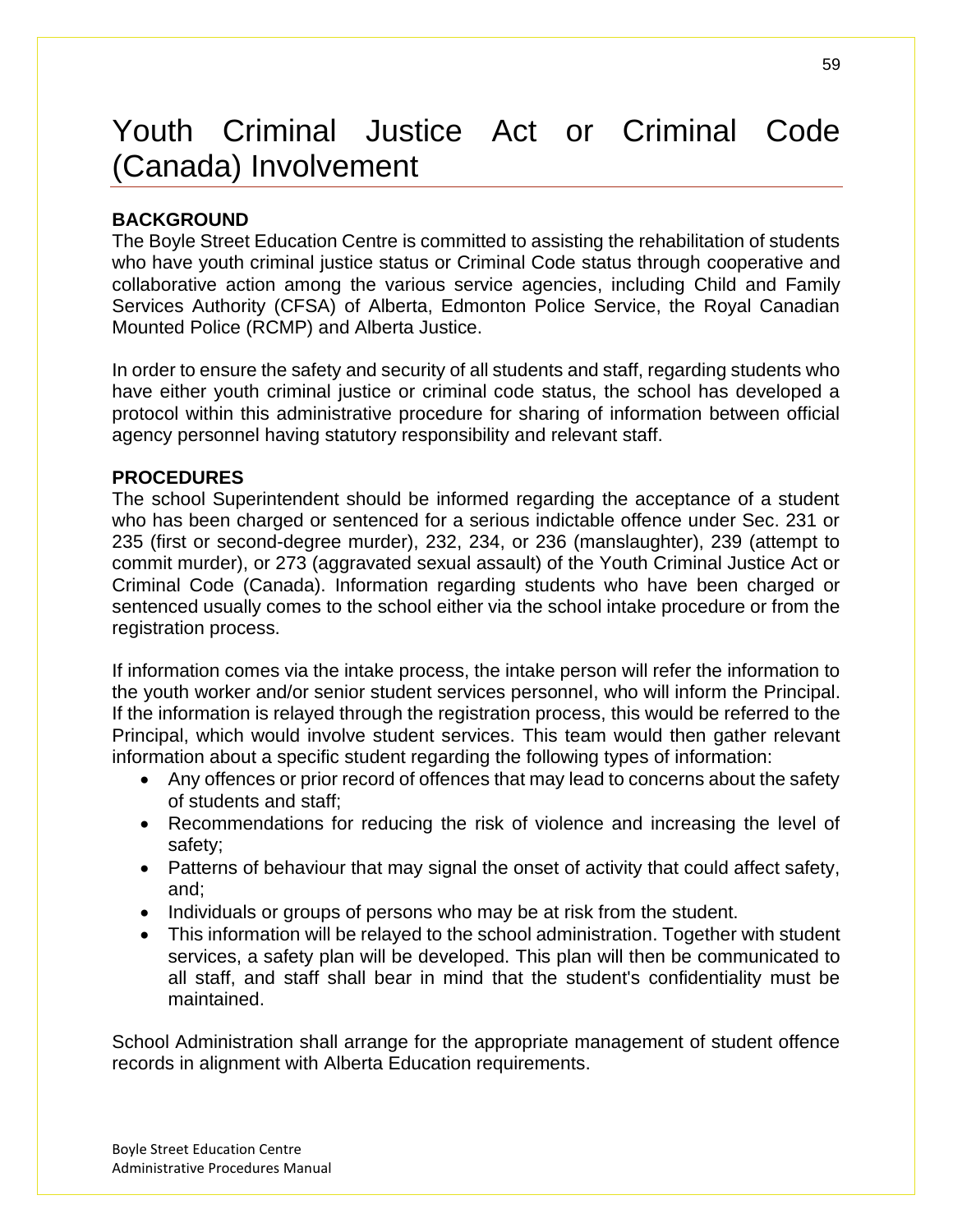# Youth Criminal Justice Act or Criminal Code (Canada) Involvement

**BACKGROUND**

The Boyle Street Education Centre is committed to assisting the rehabilitation of students who have youth criminal justice status or Criminal Code status through cooperative and collaborative action among the various service agencies, including Child and Family Services Authority (CFSA) of Alberta, Edmonton Police Service, the Royal Canadian Mounted Police (RCMP) and Alberta Justice.

In order to ensure the safety and security of all students and staff, regarding students who have either youth criminal justice or criminal code status, the school has developed a protocol within this administrative procedure for sharing of information between official agency personnel having statutory responsibility and relevant staff.

**PROCEDURES**

The school Superintendent should be informed regarding the acceptance of a student who has been charged or sentenced for a serious indictable offence under Sec. 231 or 235 (first or second-degree murder), 232, 234, or 236 (manslaughter), 239 (attempt to commit murder), or 273 (aggravated sexual assault) of the Youth Criminal Justice Act or Criminal Code (Canada). Information regarding students who have been charged or sentenced usually comes to the school either via the school intake procedure or from the registration process.

If information comes via the intake process, the intake person will refer the information to the youth worker and/or senior student services personnel, who will inform the Principal. If the information is relayed through the registration process, this would be referred to the Principal, which would involve student services. This team would then gather relevant information about a specific student regarding the following types of information:

- Any offences or prior record of offences that may lead to concerns about the safety of students and staff;
- Recommendations for reducing the risk of violence and increasing the level of safety;
- Patterns of behaviour that may signal the onset of activity that could affect safety, and;
- Individuals or groups of persons who may be at risk from the student.
- This information will be relayed to the school administration. Together with student services, a safety plan will be developed. This plan will then be communicated to all staff, and staff shall bear in mind that the student's confidentiality must be maintained.

School Administration shall arrange for the appropriate management of student offence records in alignment with Alberta Education requirements.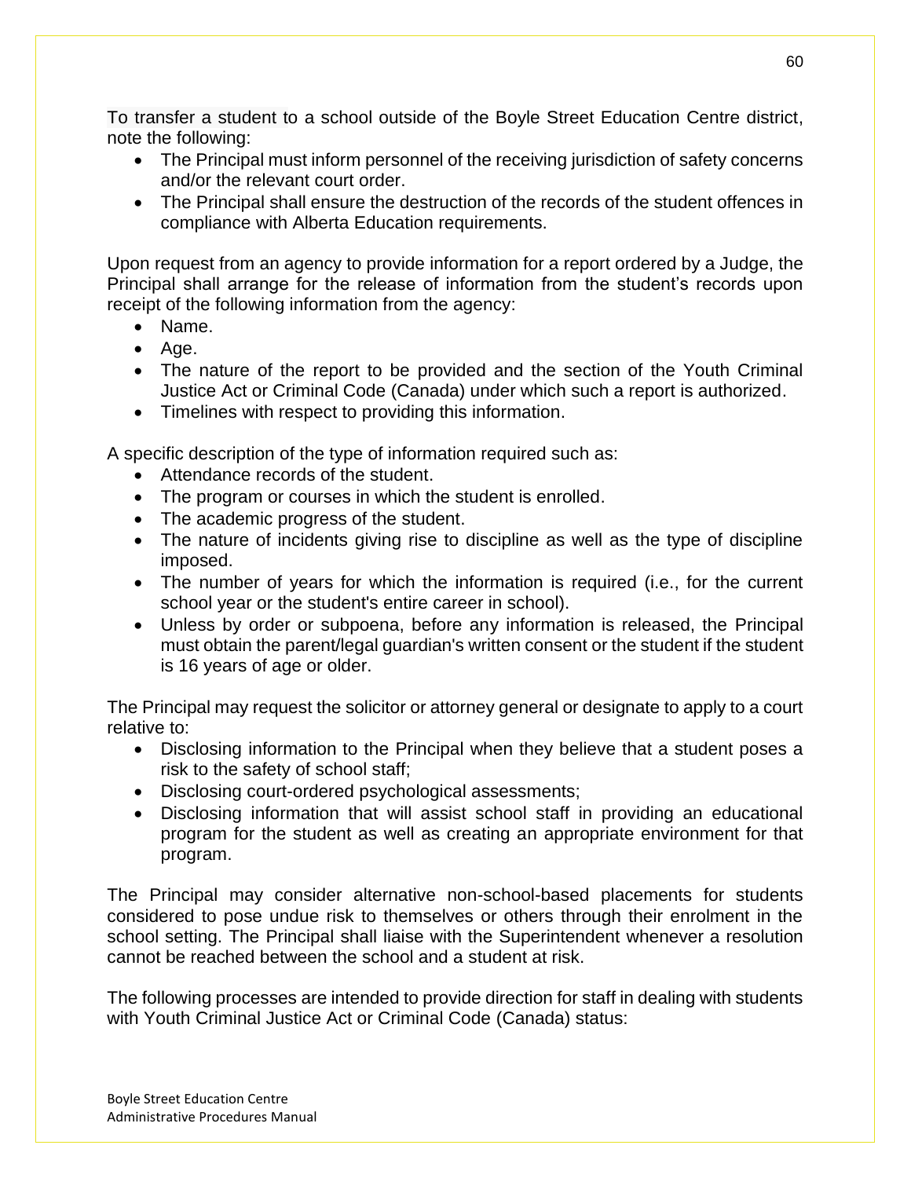To transfer a student to a school outside of the Boyle Street Education Centre district, note the following:

- The Principal must inform personnel of the receiving jurisdiction of safety concerns and/or the relevant court order.
- The Principal shall ensure the destruction of the records of the student offences in compliance with Alberta Education requirements.

Upon request from an agency to provide information for a report ordered by a Judge, the Principal shall arrange for the release of information from the student's records upon receipt of the following information from the agency:

- Name.
- Age.
- The nature of the report to be provided and the section of the Youth Criminal Justice Act or Criminal Code (Canada) under which such a report is authorized.
- Timelines with respect to providing this information.

A specific description of the type of information required such as:

- Attendance records of the student.
- The program or courses in which the student is enrolled.
- The academic progress of the student.
- The nature of incidents giving rise to discipline as well as the type of discipline imposed.
- The number of years for which the information is required (i.e., for the current school year or the student's entire career in school).
- Unless by order or subpoena, before any information is released, the Principal must obtain the parent/legal guardian's written consent or the student if the student is 16 years of age or older.

The Principal may request the solicitor or attorney general or designate to apply to a court relative to:

- Disclosing information to the Principal when they believe that a student poses a risk to the safety of school staff;
- Disclosing court-ordered psychological assessments;
- Disclosing information that will assist school staff in providing an educational program for the student as well as creating an appropriate environment for that program.

The Principal may consider alternative non-school-based placements for students considered to pose undue risk to themselves or others through their enrolment in the school setting. The Principal shall liaise with the Superintendent whenever a resolution cannot be reached between the school and a student at risk.

The following processes are intended to provide direction for staff in dealing with students with Youth Criminal Justice Act or Criminal Code (Canada) status: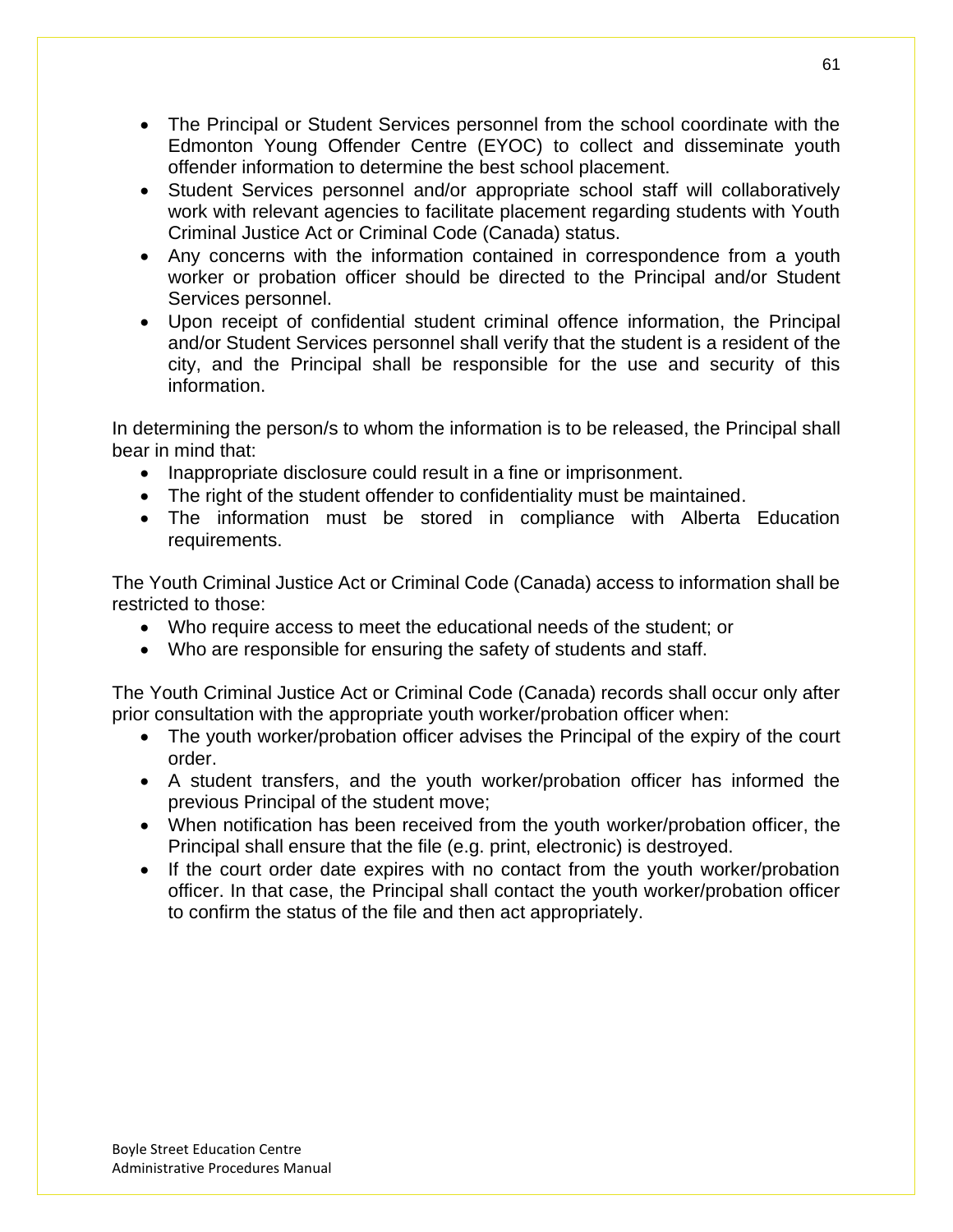- The Principal or Student Services personnel from the school coordinate with the Edmonton Young Offender Centre (EYOC) to collect and disseminate youth offender information to determine the best school placement.
- Student Services personnel and/or appropriate school staff will collaboratively work with relevant agencies to facilitate placement regarding students with Youth Criminal Justice Act or Criminal Code (Canada) status.
- Any concerns with the information contained in correspondence from a youth worker or probation officer should be directed to the Principal and/or Student Services personnel.
- Upon receipt of confidential student criminal offence information, the Principal and/or Student Services personnel shall verify that the student is a resident of the city, and the Principal shall be responsible for the use and security of this information.

In determining the person/s to whom the information is to be released, the Principal shall bear in mind that:

- Inappropriate disclosure could result in a fine or imprisonment.
- The right of the student offender to confidentiality must be maintained.
- The information must be stored in compliance with Alberta Education requirements.

The Youth Criminal Justice Act or Criminal Code (Canada) access to information shall be restricted to those:

- Who require access to meet the educational needs of the student; or
- Who are responsible for ensuring the safety of students and staff.

The Youth Criminal Justice Act or Criminal Code (Canada) records shall occur only after prior consultation with the appropriate youth worker/probation officer when:

- The youth worker/probation officer advises the Principal of the expiry of the court order.
- A student transfers, and the youth worker/probation officer has informed the previous Principal of the student move;
- When notification has been received from the youth worker/probation officer, the Principal shall ensure that the file (e.g. print, electronic) is destroyed.
- If the court order date expires with no contact from the youth worker/probation officer. In that case, the Principal shall contact the youth worker/probation officer to confirm the status of the file and then act appropriately.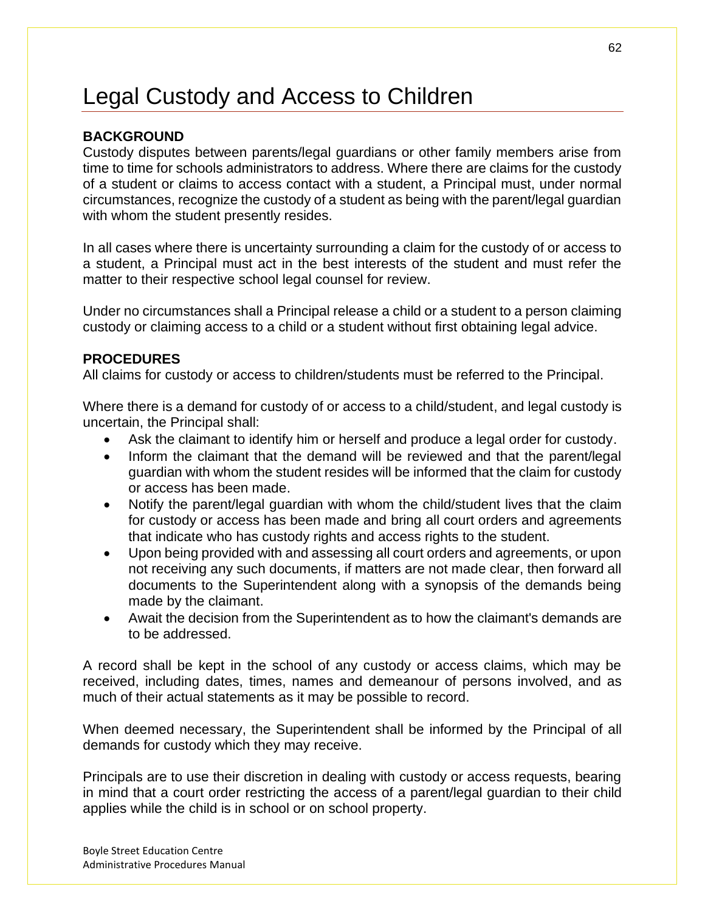# Legal Custody and Access to Children

**BACKGROUND**

Custody disputes between parents/legal guardians or other family members arise from time to time for schools administrators to address. Where there are claims for the custody of a student or claims to access contact with a student, a Principal must, under normal circumstances, recognize the custody of a student as being with the parent/legal guardian with whom the student presently resides.

In all cases where there is uncertainty surrounding a claim for the custody of or access to a student, a Principal must act in the best interests of the student and must refer the matter to their respective school legal counsel for review.

Under no circumstances shall a Principal release a child or a student to a person claiming custody or claiming access to a child or a student without first obtaining legal advice.

**PROCEDURES**

All claims for custody or access to children/students must be referred to the Principal.

Where there is a demand for custody of or access to a child/student, and legal custody is uncertain, the Principal shall:

- Ask the claimant to identify him or herself and produce a legal order for custody.
- Inform the claimant that the demand will be reviewed and that the parent/legal guardian with whom the student resides will be informed that the claim for custody or access has been made.
- Notify the parent/legal guardian with whom the child/student lives that the claim for custody or access has been made and bring all court orders and agreements that indicate who has custody rights and access rights to the student.
- Upon being provided with and assessing all court orders and agreements, or upon not receiving any such documents, if matters are not made clear, then forward all documents to the Superintendent along with a synopsis of the demands being made by the claimant.
- Await the decision from the Superintendent as to how the claimant's demands are to be addressed.

A record shall be kept in the school of any custody or access claims, which may be received, including dates, times, names and demeanour of persons involved, and as much of their actual statements as it may be possible to record.

When deemed necessary, the Superintendent shall be informed by the Principal of all demands for custody which they may receive.

Principals are to use their discretion in dealing with custody or access requests, bearing in mind that a court order restricting the access of a parent/legal guardian to their child applies while the child is in school or on school property.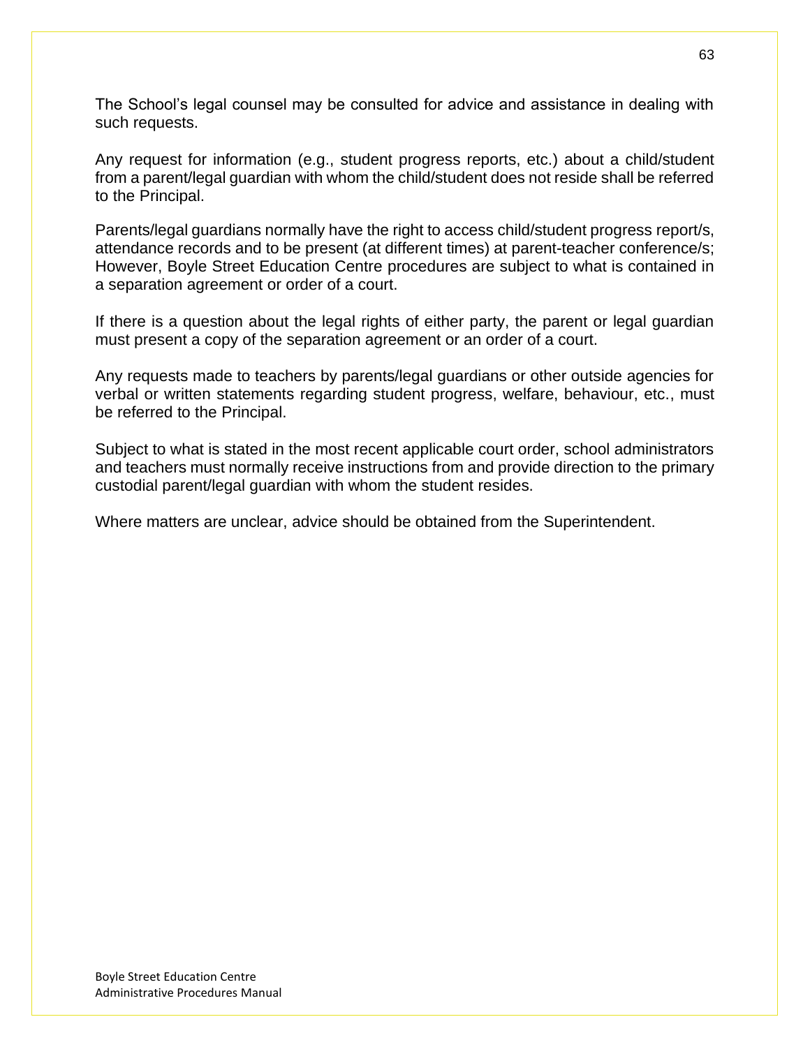The School's legal counsel may be consulted for advice and assistance in dealing with such requests.

Any request for information (e.g., student progress reports, etc.) about a child/student from a parent/legal guardian with whom the child/student does not reside shall be referred to the Principal.

Parents/legal guardians normally have the right to access child/student progress report/s, attendance records and to be present (at different times) at parent-teacher conference/s; However, Boyle Street Education Centre procedures are subject to what is contained in a separation agreement or order of a court.

If there is a question about the legal rights of either party, the parent or legal guardian must present a copy of the separation agreement or an order of a court.

Any requests made to teachers by parents/legal guardians or other outside agencies for verbal or written statements regarding student progress, welfare, behaviour, etc., must be referred to the Principal.

Subject to what is stated in the most recent applicable court order, school administrators and teachers must normally receive instructions from and provide direction to the primary custodial parent/legal guardian with whom the student resides.

Where matters are unclear, advice should be obtained from the Superintendent.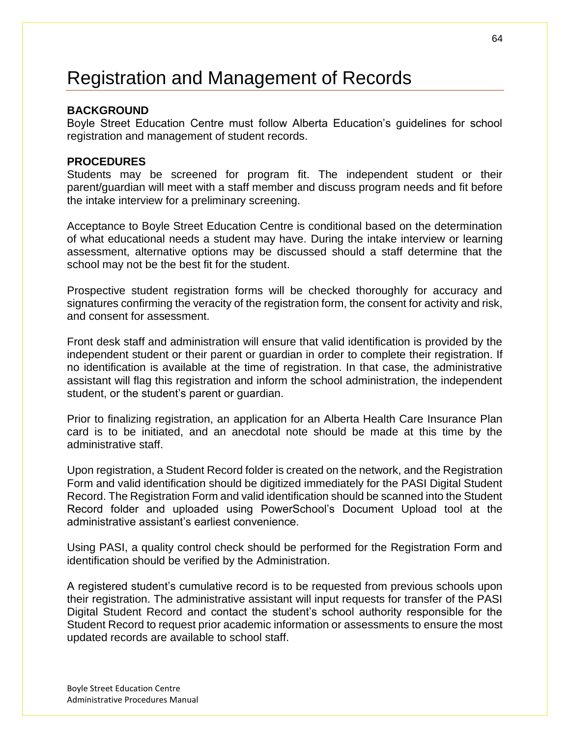# Registration and Management of Records

**BACKGROUND**

Boyle Street Education Centre must follow Alberta Education's guidelines for school registration and management of student records.

**PROCEDURES**

Students may be screened for program fit. The independent student or their parent/guardian will meet with a staff member and discuss program needs and fit before the intake interview for a preliminary screening.

Acceptance to Boyle Street Education Centre is conditional based on the determination of what educational needs a student may have. During the intake interview or learning assessment, alternative options may be discussed should a staff determine that the school may not be the best fit for the student.

Prospective student registration forms will be checked thoroughly for accuracy and signatures confirming the veracity of the registration form, the consent for activity and risk, and consent for assessment.

Front desk staff and administration will ensure that valid identification is provided by the independent student or their parent or guardian in order to complete their registration. If no identification is available at the time of registration. In that case, the administrative assistant will flag this registration and inform the school administration, the independent student, or the student's parent or guardian.

Prior to finalizing registration, an application for an Alberta Health Care Insurance Plan card is to be initiated, and an anecdotal note should be made at this time by the administrative staff.

Upon registration, a Student Record folder is created on the network, and the Registration Form and valid identification should be digitized immediately for the PASI Digital Student Record. The Registration Form and valid identification should be scanned into the Student Record folder and uploaded using PowerSchool's Document Upload tool at the administrative assistant's earliest convenience.

Using PASI, a quality control check should be performed for the Registration Form and identification should be verified by the Administration.

A registered student's cumulative record is to be requested from previous schools upon their registration. The administrative assistant will input requests for transfer of the PASI Digital Student Record and contact the student's school authority responsible for the Student Record to request prior academic information or assessments to ensure the most updated records are available to school staff.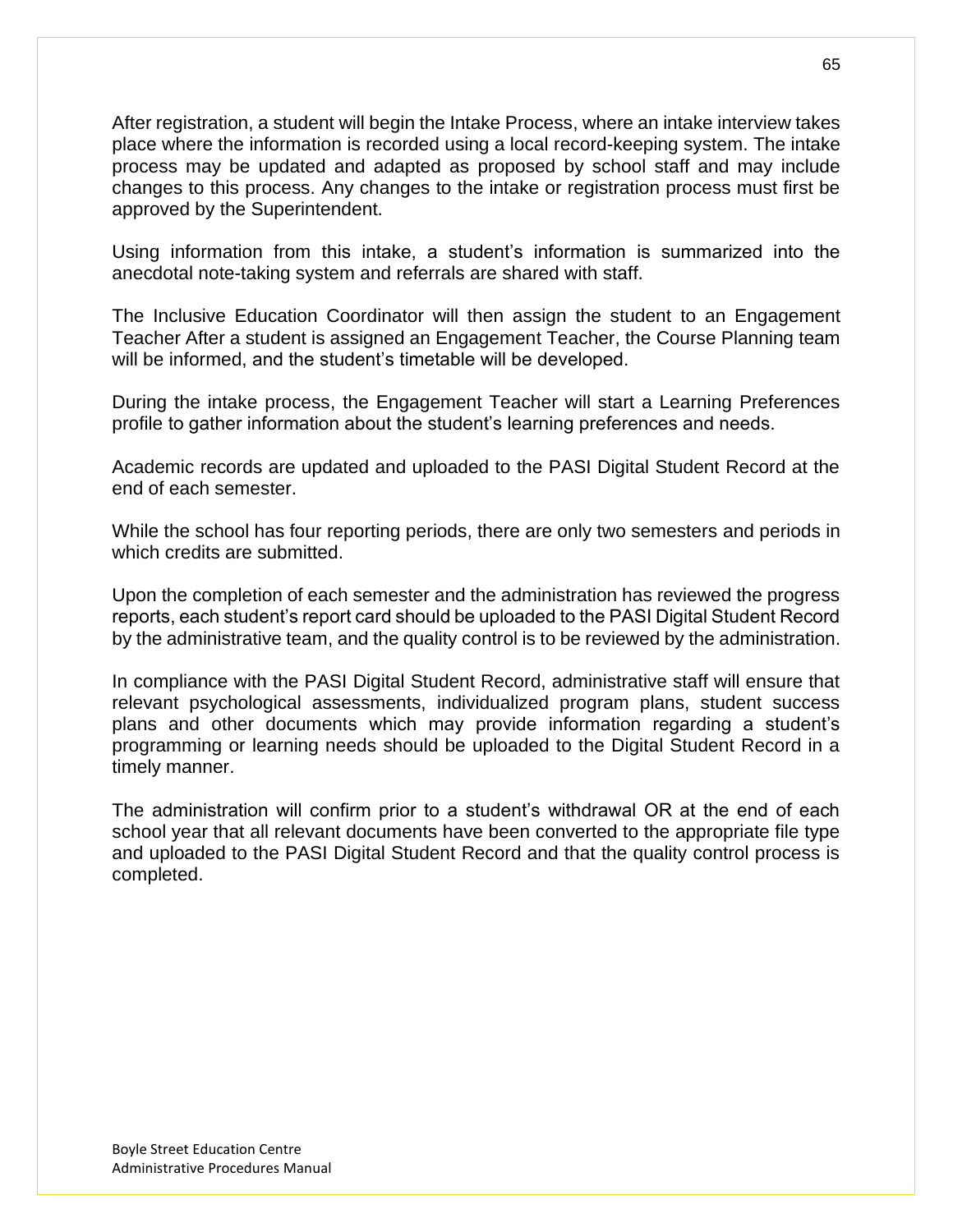After registration, a student will begin the Intake Process, where an intake interview takes place where the information is recorded using a local record-keeping system. The intake process may be updated and adapted as proposed by school staff and may include changes to this process. Any changes to the intake or registration process must first be approved by the Superintendent.

Using information from this intake, a student's information is summarized into the anecdotal note-taking system and referrals are shared with staff.

The Inclusive Education Coordinator will then assign the student to an Engagement Teacher After a student is assigned an Engagement Teacher, the Course Planning team will be informed, and the student's timetable will be developed.

During the intake process, the Engagement Teacher will start a Learning Preferences profile to gather information about the student's learning preferences and needs.

Academic records are updated and uploaded to the PASI Digital Student Record at the end of each semester.

While the school has four reporting periods, there are only two semesters and periods in which credits are submitted.

Upon the completion of each semester and the administration has reviewed the progress reports, each student's report card should be uploaded to the PASI Digital Student Record by the administrative team, and the quality control is to be reviewed by the administration.

In compliance with the PASI Digital Student Record, administrative staff will ensure that relevant psychological assessments, individualized program plans, student success plans and other documents which may provide information regarding a student's programming or learning needs should be uploaded to the Digital Student Record in a timely manner.

The administration will confirm prior to a student's withdrawal OR at the end of each school year that all relevant documents have been converted to the appropriate file type and uploaded to the PASI Digital Student Record and that the quality control process is completed.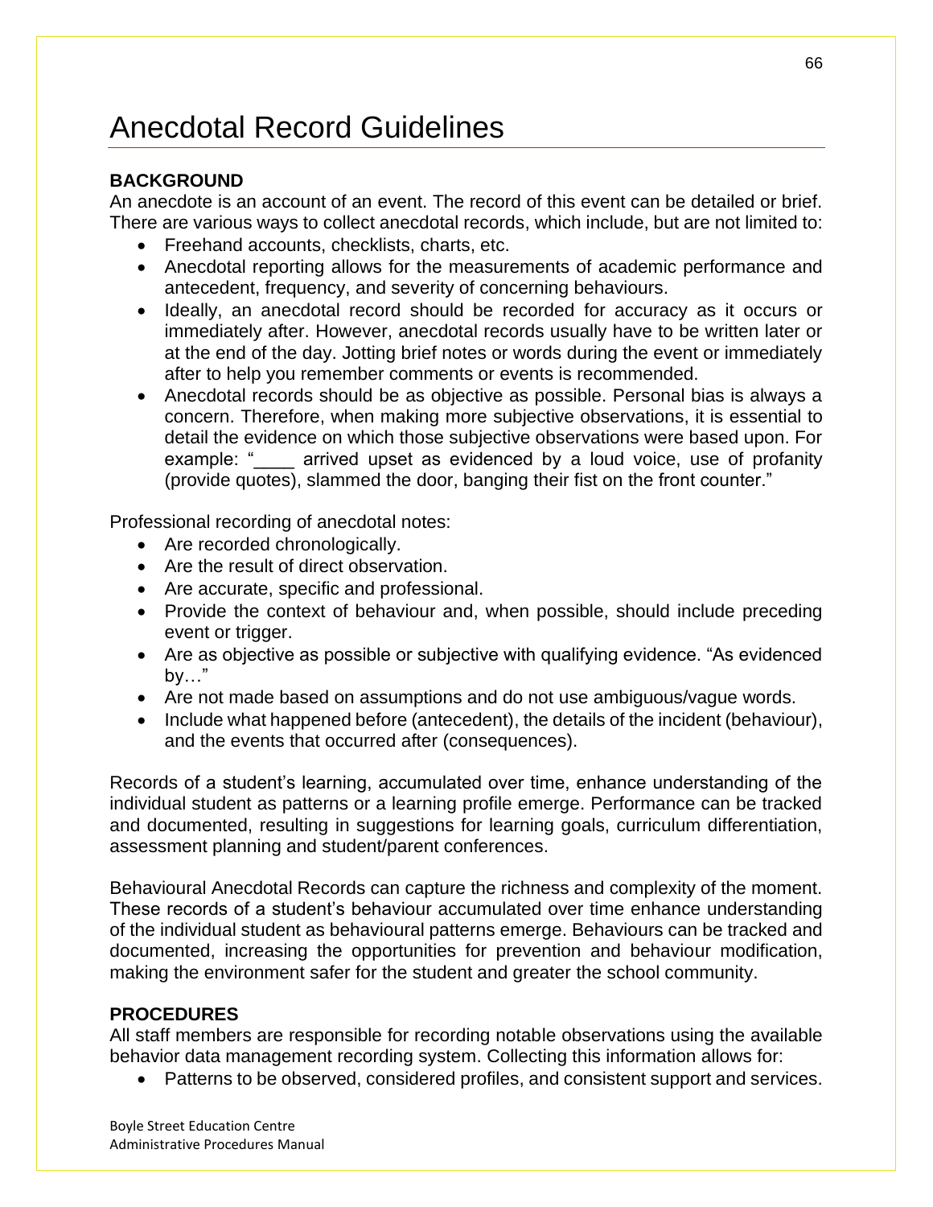# Anecdotal Record Guidelines

**BACKGROUND**

An anecdote is an account of an event. The record of this event can be detailed or brief. There are various ways to collect anecdotal records, which include, but are not limited to:

- Freehand accounts, checklists, charts, etc.
- Anecdotal reporting allows for the measurements of academic performance and antecedent, frequency, and severity of concerning behaviours.
- Ideally, an anecdotal record should be recorded for accuracy as it occurs or immediately after. However, anecdotal records usually have to be written later or at the end of the day. Jotting brief notes or words during the event or immediately after to help you remember comments or events is recommended.
- Anecdotal records should be as objective as possible. Personal bias is always a concern. Therefore, when making more subjective observations, it is essential to detail the evidence on which those subjective observations were based upon. For example: "____ arrived upset as evidenced by a loud voice, use of profanity (provide quotes), slammed the door, banging their fist on the front counter."

Professional recording of anecdotal notes:

- Are recorded chronologically.
- Are the result of direct observation.
- Are accurate, specific and professional.
- Provide the context of behaviour and, when possible, should include preceding event or trigger.
- Are as objective as possible or subjective with qualifying evidence. "As evidenced by…"
- Are not made based on assumptions and do not use ambiguous/vague words.
- Include what happened before (antecedent), the details of the incident (behaviour), and the events that occurred after (consequences).

Records of a student's learning, accumulated over time, enhance understanding of the individual student as patterns or a learning profile emerge. Performance can be tracked and documented, resulting in suggestions for learning goals, curriculum differentiation, assessment planning and student/parent conferences.

Behavioural Anecdotal Records can capture the richness and complexity of the moment. These records of a student's behaviour accumulated over time enhance understanding of the individual student as behavioural patterns emerge. Behaviours can be tracked and documented, increasing the opportunities for prevention and behaviour modification, making the environment safer for the student and greater the school community.

**PROCEDURES**

All staff members are responsible for recording notable observations using the available behavior data management recording system. Collecting this information allows for:

- Patterns to be observed, considered profiles, and consistent support and services.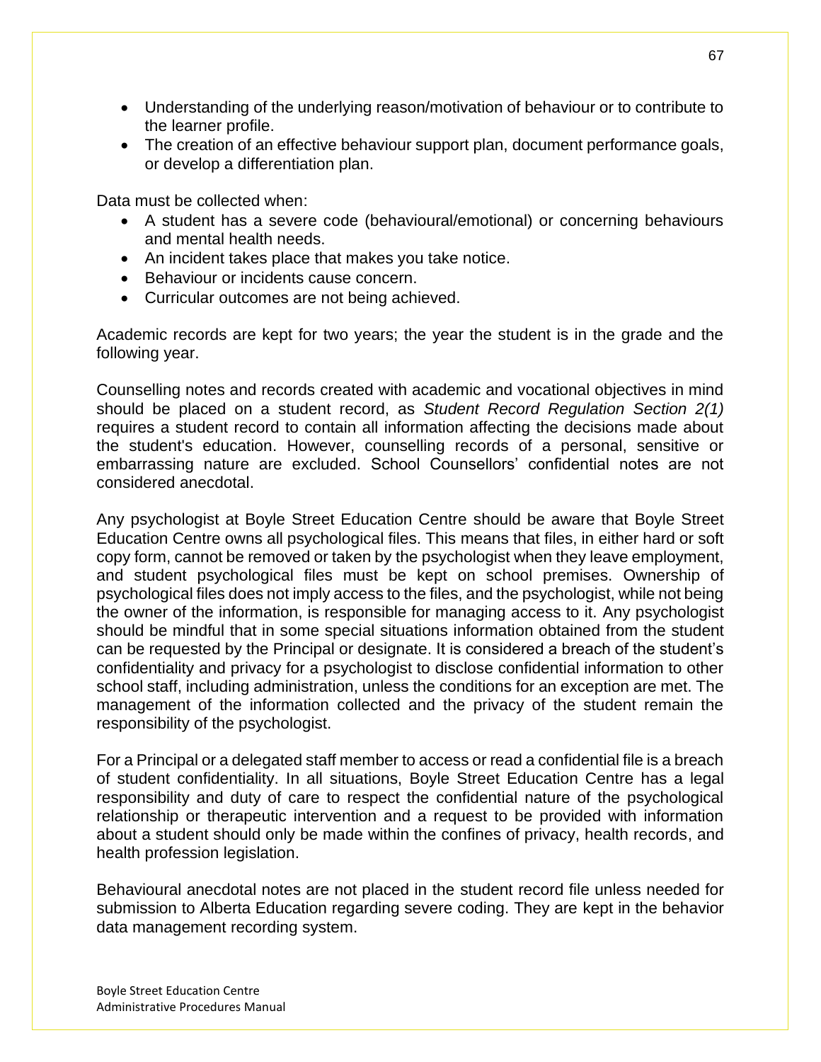- Understanding of the underlying reason/motivation of behaviour or to contribute to the learner profile.
- The creation of an effective behaviour support plan, document performance goals, or develop a differentiation plan.

Data must be collected when:

- A student has a severe code (behavioural/emotional) or concerning behaviours and mental health needs.
- An incident takes place that makes you take notice.
- Behaviour or incidents cause concern.
- Curricular outcomes are not being achieved.

Academic records are kept for two years; the year the student is in the grade and the following year.

Counselling notes and records created with academic and vocational objectives in mind should be placed on a student record, as *Student Record Regulation Section 2(1)* requires a student record to contain all information affecting the decisions made about the student's education. However, counselling records of a personal, sensitive or embarrassing nature are excluded. School Counsellors' confidential notes are not considered anecdotal.

Any psychologist at Boyle Street Education Centre should be aware that Boyle Street Education Centre owns all psychological files. This means that files, in either hard or soft copy form, cannot be removed or taken by the psychologist when they leave employment, and student psychological files must be kept on school premises. Ownership of psychological files does not imply access to the files, and the psychologist, while not being the owner of the information, is responsible for managing access to it. Any psychologist should be mindful that in some special situations information obtained from the student can be requested by the Principal or designate. It is considered a breach of the student's confidentiality and privacy for a psychologist to disclose confidential information to other school staff, including administration, unless the conditions for an exception are met. The management of the information collected and the privacy of the student remain the responsibility of the psychologist.

For a Principal or a delegated staff member to access or read a confidential file is a breach of student confidentiality. In all situations, Boyle Street Education Centre has a legal responsibility and duty of care to respect the confidential nature of the psychological relationship or therapeutic intervention and a request to be provided with information about a student should only be made within the confines of privacy, health records, and health profession legislation.

Behavioural anecdotal notes are not placed in the student record file unless needed for submission to Alberta Education regarding severe coding. They are kept in the behavior data management recording system.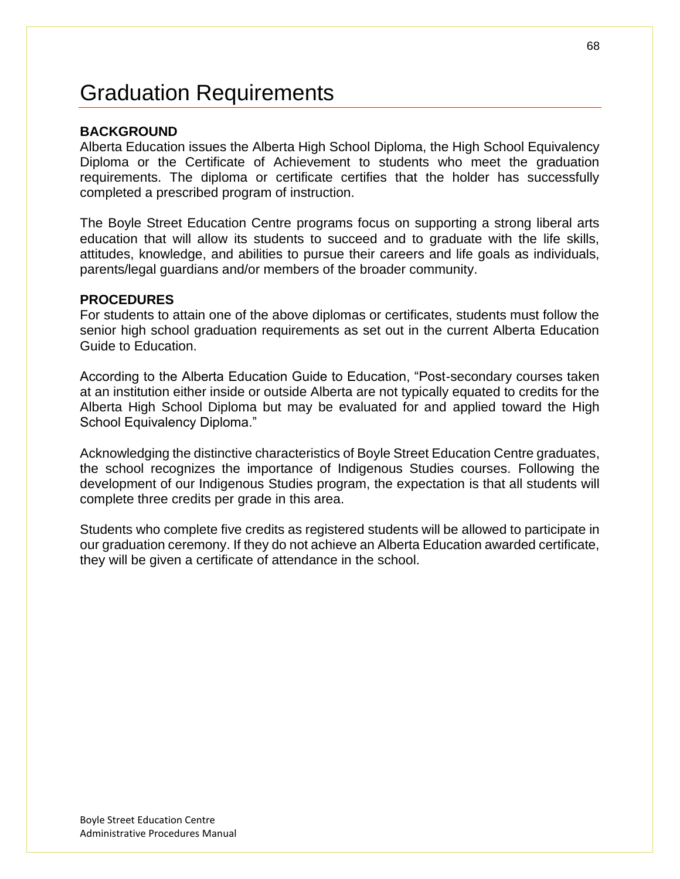# Graduation Requirements

**BACKGROUND**

Alberta Education issues the Alberta High School Diploma, the High School Equivalency Diploma or the Certificate of Achievement to students who meet the graduation requirements. The diploma or certificate certifies that the holder has successfully completed a prescribed program of instruction.

The Boyle Street Education Centre programs focus on supporting a strong liberal arts education that will allow its students to succeed and to graduate with the life skills, attitudes, knowledge, and abilities to pursue their careers and life goals as individuals, parents/legal guardians and/or members of the broader community.

**PROCEDURES**

For students to attain one of the above diplomas or certificates, students must follow the senior high school graduation requirements as set out in the current Alberta Education Guide to Education.

According to the Alberta Education Guide to Education, "Post-secondary courses taken at an institution either inside or outside Alberta are not typically equated to credits for the Alberta High School Diploma but may be evaluated for and applied toward the High School Equivalency Diploma."

Acknowledging the distinctive characteristics of Boyle Street Education Centre graduates, the school recognizes the importance of Indigenous Studies courses. Following the development of our Indigenous Studies program, the expectation is that all students will complete three credits per grade in this area.

Students who complete five credits as registered students will be allowed to participate in our graduation ceremony. If they do not achieve an Alberta Education awarded certificate, they will be given a certificate of attendance in the school.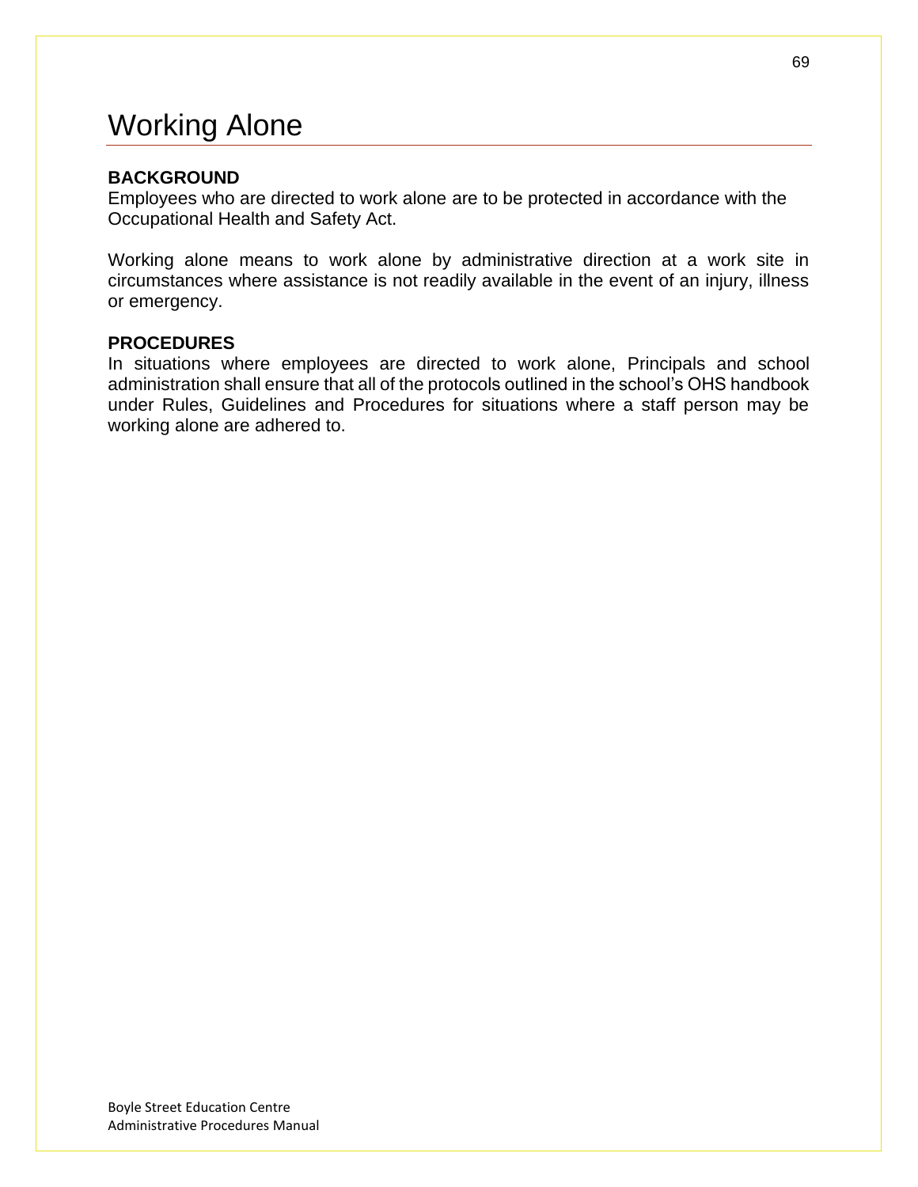# Working Alone

**BACKGROUND**

Employees who are directed to work alone are to be protected in accordance with the Occupational Health and Safety Act.

Working alone means to work alone by administrative direction at a work site in circumstances where assistance is not readily available in the event of an injury, illness or emergency.

**PROCEDURES**

In situations where employees are directed to work alone, Principals and school administration shall ensure that all of the protocols outlined in the school's OHS handbook under Rules, Guidelines and Procedures for situations where a staff person may be working alone are adhered to.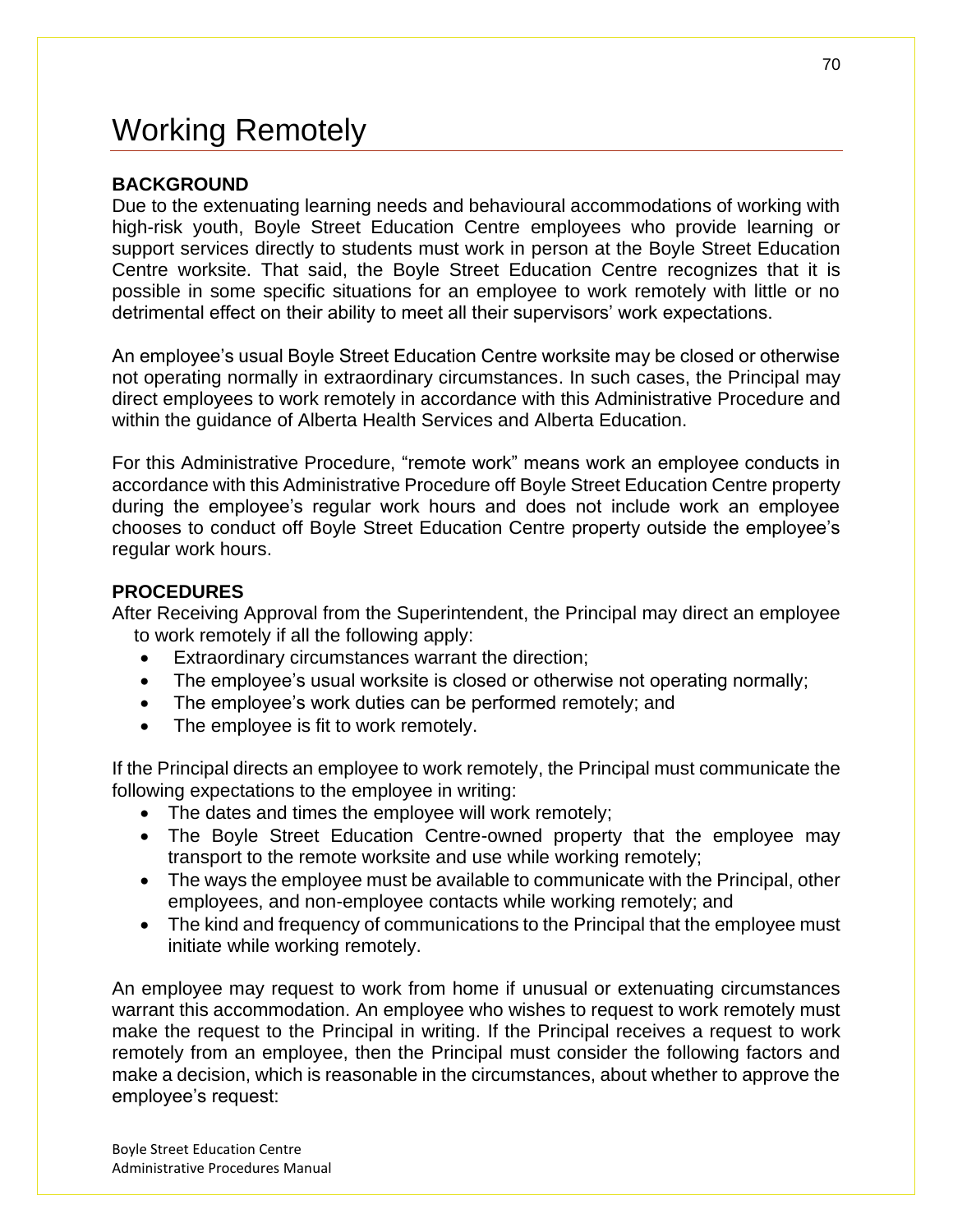# Working Remotely

**BACKGROUND**

Due to the extenuating learning needs and behavioural accommodations of working with high-risk youth, Boyle Street Education Centre employees who provide learning or support services directly to students must work in person at the Boyle Street Education Centre worksite. That said, the Boyle Street Education Centre recognizes that it is possible in some specific situations for an employee to work remotely with little or no detrimental effect on their ability to meet all their supervisors' work expectations.

An employee's usual Boyle Street Education Centre worksite may be closed or otherwise not operating normally in extraordinary circumstances. In such cases, the Principal may direct employees to work remotely in accordance with this Administrative Procedure and within the guidance of Alberta Health Services and Alberta Education.

For this Administrative Procedure, "remote work" means work an employee conducts in accordance with this Administrative Procedure off Boyle Street Education Centre property during the employee's regular work hours and does not include work an employee chooses to conduct off Boyle Street Education Centre property outside the employee's regular work hours.

**PROCEDURES**

After Receiving Approval from the Superintendent, the Principal may direct an employee to work remotely if all the following apply:

- Extraordinary circumstances warrant the direction;
- The employee's usual worksite is closed or otherwise not operating normally;
- The employee's work duties can be performed remotely; and
- The employee is fit to work remotely.

If the Principal directs an employee to work remotely, the Principal must communicate the following expectations to the employee in writing:

- The dates and times the employee will work remotely;
- The Boyle Street Education Centre-owned property that the employee may transport to the remote worksite and use while working remotely;
- The ways the employee must be available to communicate with the Principal, other employees, and non-employee contacts while working remotely; and
- The kind and frequency of communications to the Principal that the employee must initiate while working remotely.

An employee may request to work from home if unusual or extenuating circumstances warrant this accommodation. An employee who wishes to request to work remotely must make the request to the Principal in writing. If the Principal receives a request to work remotely from an employee, then the Principal must consider the following factors and make a decision, which is reasonable in the circumstances, about whether to approve the employee's request: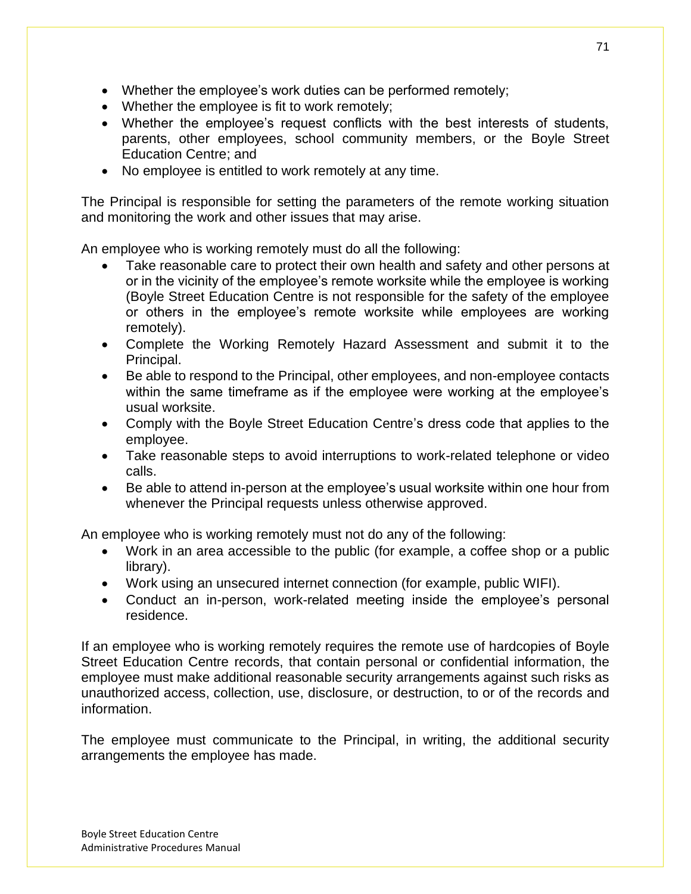- Whether the employee's work duties can be performed remotely;
- Whether the employee is fit to work remotely;
- Whether the employee's request conflicts with the best interests of students, parents, other employees, school community members, or the Boyle Street Education Centre; and
- No employee is entitled to work remotely at any time.

The Principal is responsible for setting the parameters of the remote working situation and monitoring the work and other issues that may arise.

An employee who is working remotely must do all the following:

- Take reasonable care to protect their own health and safety and other persons at or in the vicinity of the employee's remote worksite while the employee is working (Boyle Street Education Centre is not responsible for the safety of the employee or others in the employee's remote worksite while employees are working remotely).
- Complete the Working Remotely Hazard Assessment and submit it to the Principal.
- Be able to respond to the Principal, other employees, and non-employee contacts within the same timeframe as if the employee were working at the employee's usual worksite.
- Comply with the Boyle Street Education Centre's dress code that applies to the employee.
- Take reasonable steps to avoid interruptions to work-related telephone or video calls.
- Be able to attend in-person at the employee's usual worksite within one hour from whenever the Principal requests unless otherwise approved.

An employee who is working remotely must not do any of the following:

- Work in an area accessible to the public (for example, a coffee shop or a public library).
- Work using an unsecured internet connection (for example, public WIFI).
- Conduct an in-person, work-related meeting inside the employee's personal residence.

If an employee who is working remotely requires the remote use of hardcopies of Boyle Street Education Centre records, that contain personal or confidential information, the employee must make additional reasonable security arrangements against such risks as unauthorized access, collection, use, disclosure, or destruction, to or of the records and information.

The employee must communicate to the Principal, in writing, the additional security arrangements the employee has made.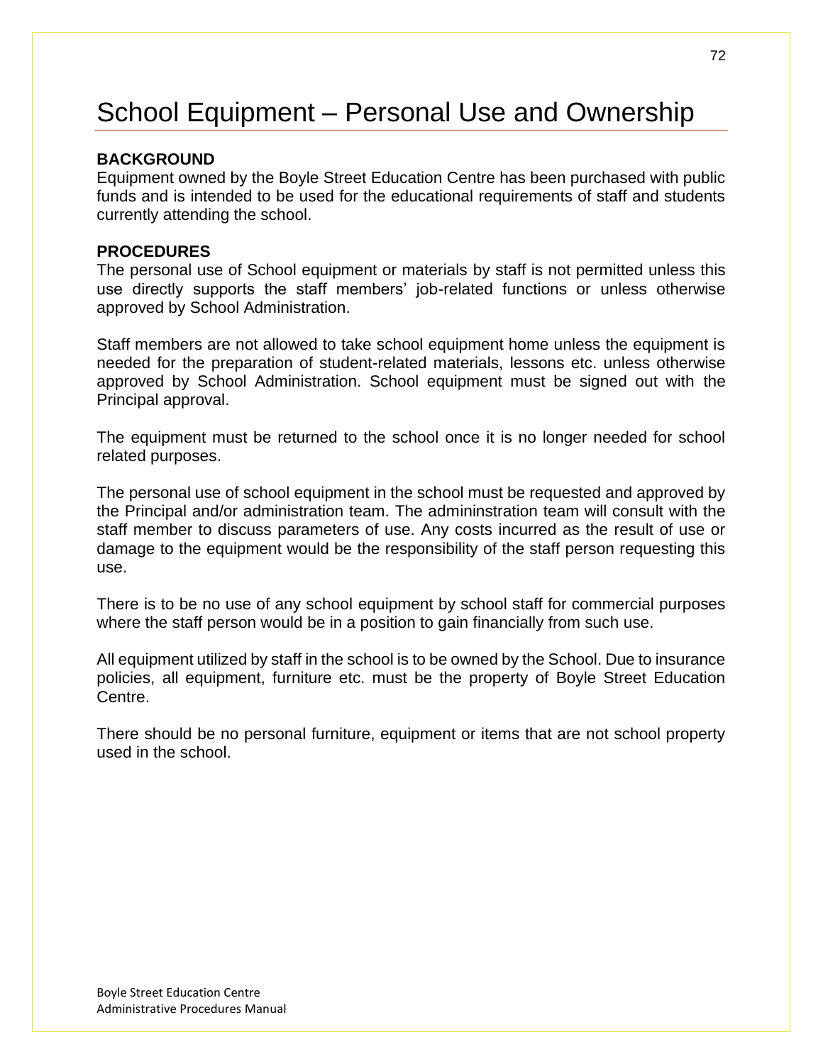# School Equipment – Personal Use and Ownership

**BACKGROUND**

Equipment owned by the Boyle Street Education Centre has been purchased with public funds and is intended to be used for the educational requirements of staff and students currently attending the school.

**PROCEDURES**

The personal use of School equipment or materials by staff is not permitted unless this use directly supports the staff members' job-related functions or unless otherwise approved by School Administration.

Staff members are not allowed to take school equipment home unless the equipment is needed for the preparation of student-related materials, lessons etc. unless otherwise approved by School Administration. School equipment must be signed out with the Principal approval.

The equipment must be returned to the school once it is no longer needed for school related purposes.

The personal use of school equipment in the school must be requested and approved by the Principal and/or administration team. The admininstration team will consult with the staff member to discuss parameters of use. Any costs incurred as the result of use or damage to the equipment would be the responsibility of the staff person requesting this use.

There is to be no use of any school equipment by school staff for commercial purposes where the staff person would be in a position to gain financially from such use.

All equipment utilized by staff in the school is to be owned by the School. Due to insurance policies, all equipment, furniture etc. must be the property of Boyle Street Education Centre.

There should be no personal furniture, equipment or items that are not school property used in the school.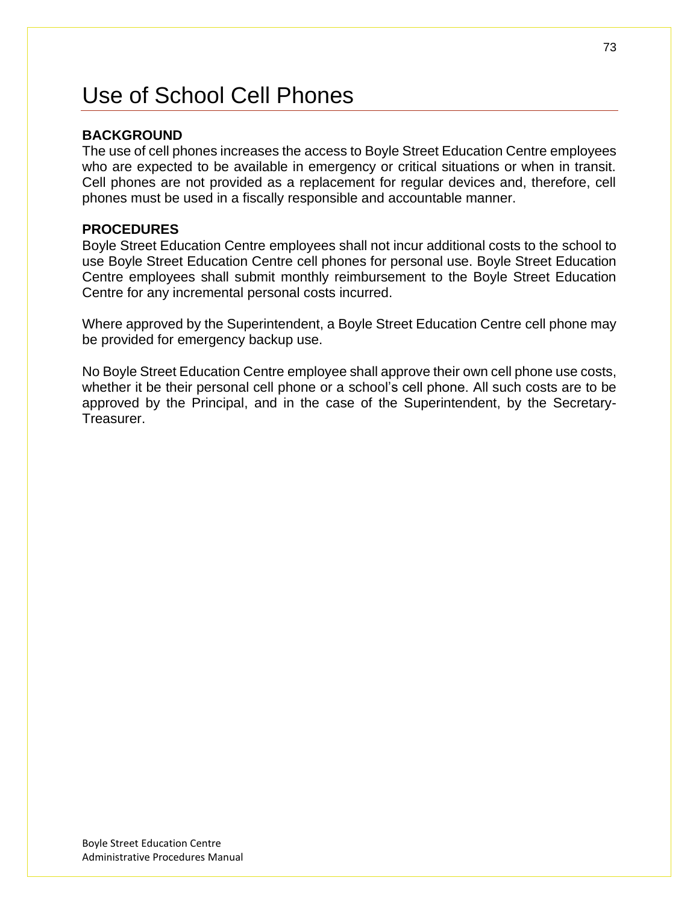# Use of School Cell Phones

**BACKGROUND**

The use of cell phones increases the access to Boyle Street Education Centre employees who are expected to be available in emergency or critical situations or when in transit. Cell phones are not provided as a replacement for regular devices and, therefore, cell phones must be used in a fiscally responsible and accountable manner.

**PROCEDURES**

Boyle Street Education Centre employees shall not incur additional costs to the school to use Boyle Street Education Centre cell phones for personal use. Boyle Street Education Centre employees shall submit monthly reimbursement to the Boyle Street Education Centre for any incremental personal costs incurred.

Where approved by the Superintendent, a Boyle Street Education Centre cell phone may be provided for emergency backup use.

No Boyle Street Education Centre employee shall approve their own cell phone use costs, whether it be their personal cell phone or a school's cell phone. All such costs are to be approved by the Principal, and in the case of the Superintendent, by the Secretary-Treasurer.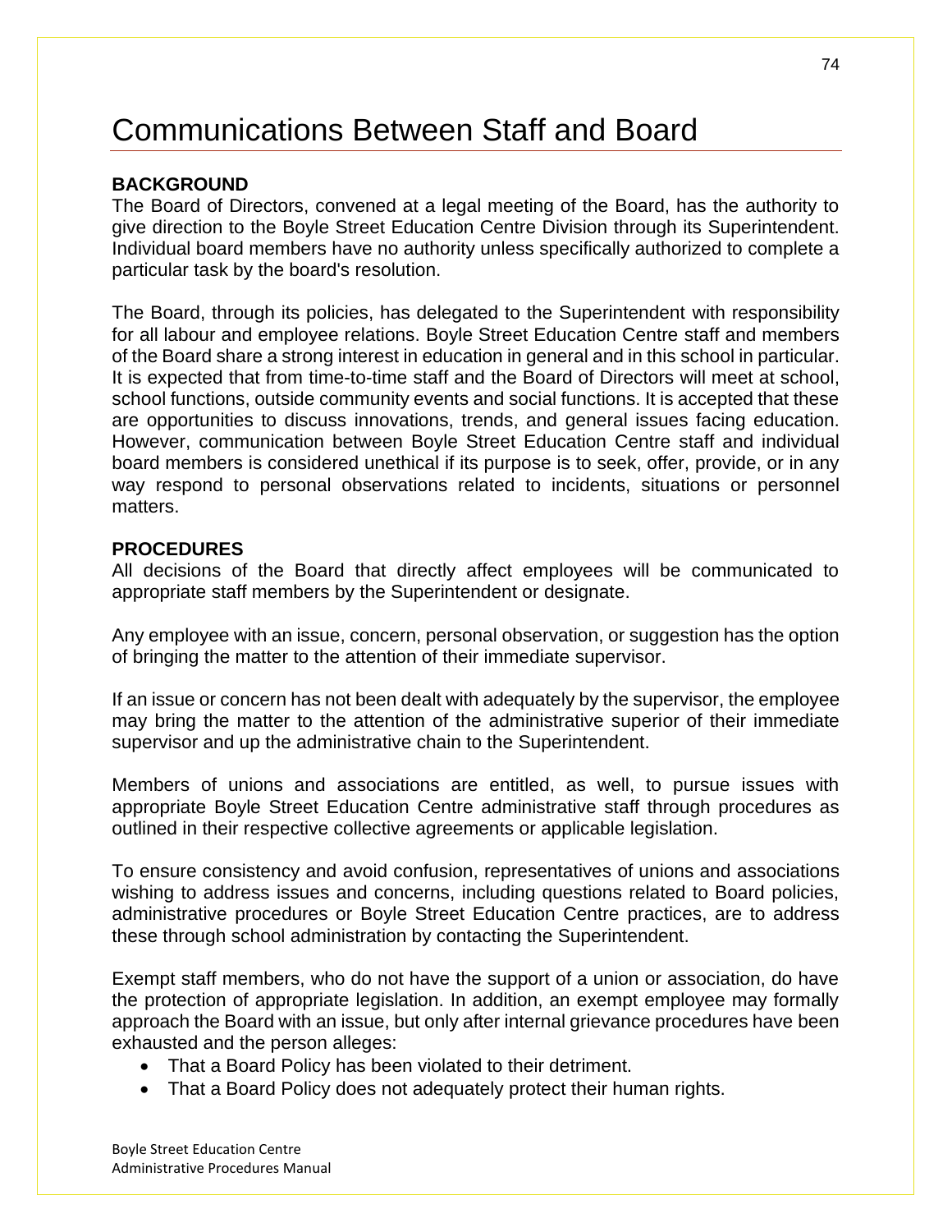# Communications Between Staff and Board

**BACKGROUND**

The Board of Directors, convened at a legal meeting of the Board, has the authority to give direction to the Boyle Street Education Centre Division through its Superintendent. Individual board members have no authority unless specifically authorized to complete a particular task by the board's resolution.

The Board, through its policies, has delegated to the Superintendent with responsibility for all labour and employee relations. Boyle Street Education Centre staff and members of the Board share a strong interest in education in general and in this school in particular. It is expected that from time-to-time staff and the Board of Directors will meet at school, school functions, outside community events and social functions. It is accepted that these are opportunities to discuss innovations, trends, and general issues facing education. However, communication between Boyle Street Education Centre staff and individual board members is considered unethical if its purpose is to seek, offer, provide, or in any way respond to personal observations related to incidents, situations or personnel matters.

**PROCEDURES**

All decisions of the Board that directly affect employees will be communicated to appropriate staff members by the Superintendent or designate.

Any employee with an issue, concern, personal observation, or suggestion has the option of bringing the matter to the attention of their immediate supervisor.

If an issue or concern has not been dealt with adequately by the supervisor, the employee may bring the matter to the attention of the administrative superior of their immediate supervisor and up the administrative chain to the Superintendent.

Members of unions and associations are entitled, as well, to pursue issues with appropriate Boyle Street Education Centre administrative staff through procedures as outlined in their respective collective agreements or applicable legislation.

To ensure consistency and avoid confusion, representatives of unions and associations wishing to address issues and concerns, including questions related to Board policies, administrative procedures or Boyle Street Education Centre practices, are to address these through school administration by contacting the Superintendent.

Exempt staff members, who do not have the support of a union or association, do have the protection of appropriate legislation. In addition, an exempt employee may formally approach the Board with an issue, but only after internal grievance procedures have been exhausted and the person alleges:

- That a Board Policy has been violated to their detriment.
- That a Board Policy does not adequately protect their human rights.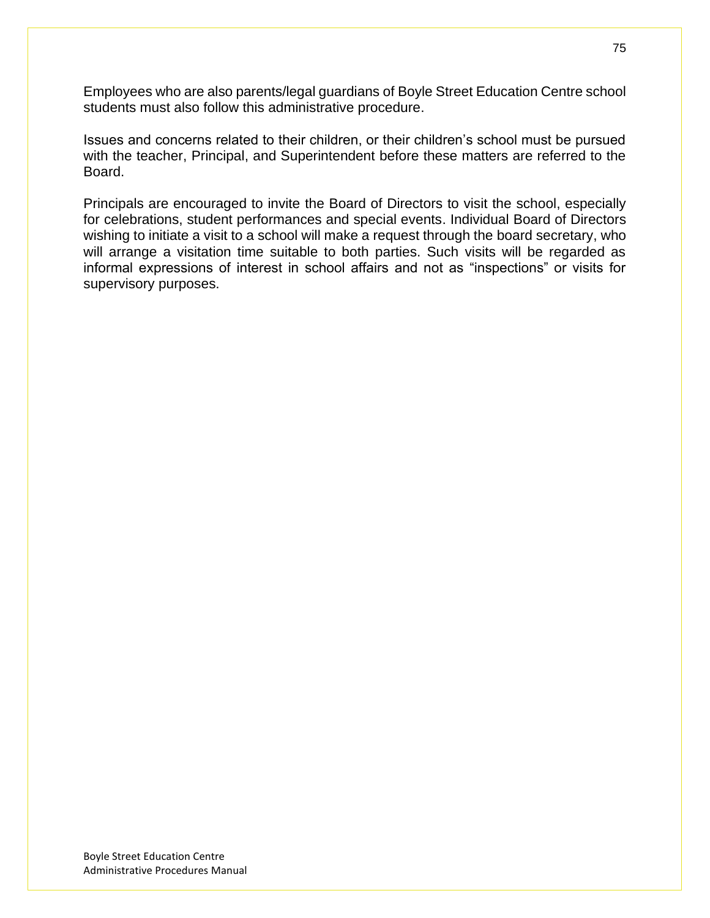Employees who are also parents/legal guardians of Boyle Street Education Centre school students must also follow this administrative procedure.

Issues and concerns related to their children, or their children's school must be pursued with the teacher, Principal, and Superintendent before these matters are referred to the Board.

Principals are encouraged to invite the Board of Directors to visit the school, especially for celebrations, student performances and special events. Individual Board of Directors wishing to initiate a visit to a school will make a request through the board secretary, who will arrange a visitation time suitable to both parties. Such visits will be regarded as informal expressions of interest in school affairs and not as "inspections" or visits for supervisory purposes.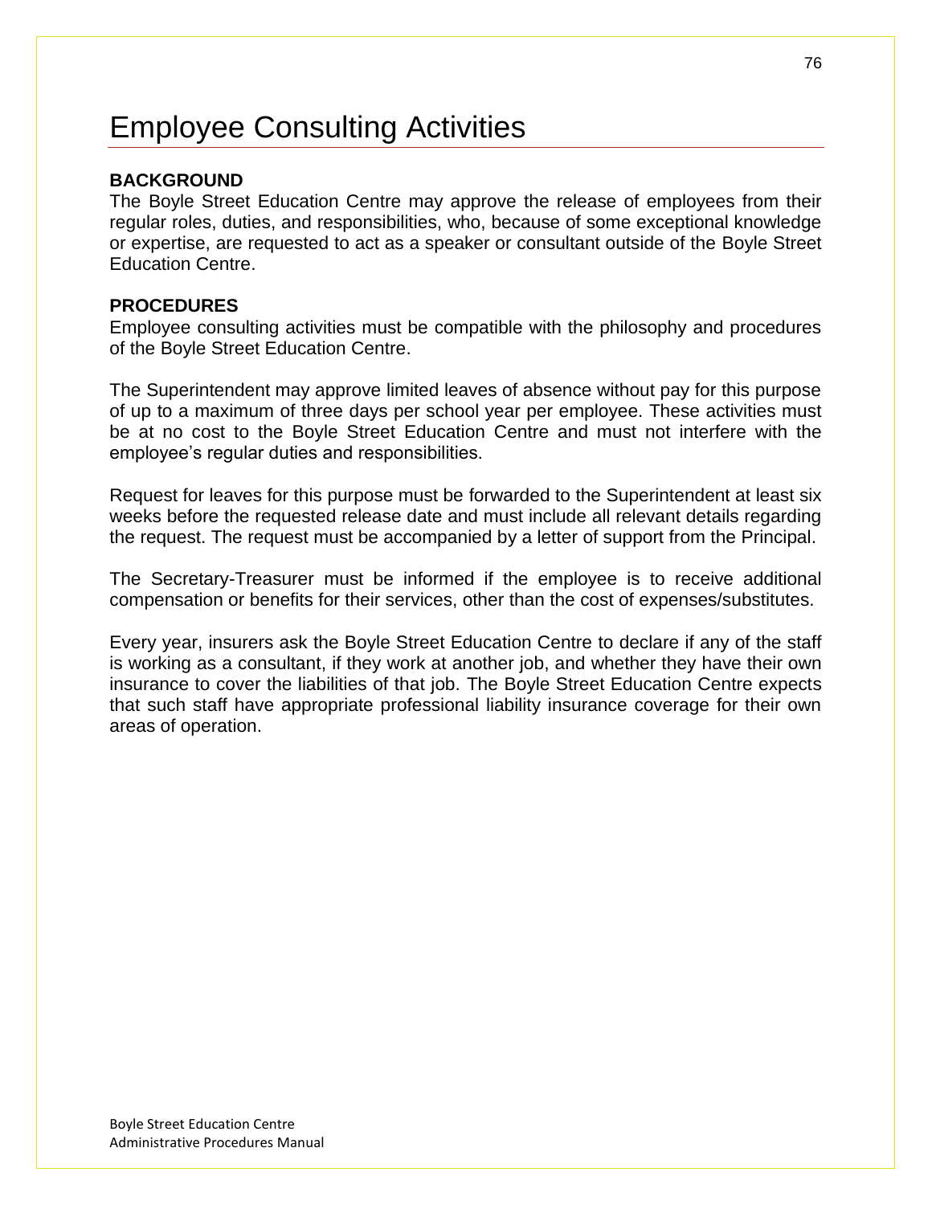# Employee Consulting Activities

**BACKGROUND**

The Boyle Street Education Centre may approve the release of employees from their regular roles, duties, and responsibilities, who, because of some exceptional knowledge or expertise, are requested to act as a speaker or consultant outside of the Boyle Street Education Centre.

**PROCEDURES**

Employee consulting activities must be compatible with the philosophy and procedures of the Boyle Street Education Centre.

The Superintendent may approve limited leaves of absence without pay for this purpose of up to a maximum of three days per school year per employee. These activities must be at no cost to the Boyle Street Education Centre and must not interfere with the employee's regular duties and responsibilities.

Request for leaves for this purpose must be forwarded to the Superintendent at least six weeks before the requested release date and must include all relevant details regarding the request. The request must be accompanied by a letter of support from the Principal.

The Secretary-Treasurer must be informed if the employee is to receive additional compensation or benefits for their services, other than the cost of expenses/substitutes.

Every year, insurers ask the Boyle Street Education Centre to declare if any of the staff is working as a consultant, if they work at another job, and whether they have their own insurance to cover the liabilities of that job. The Boyle Street Education Centre expects that such staff have appropriate professional liability insurance coverage for their own areas of operation.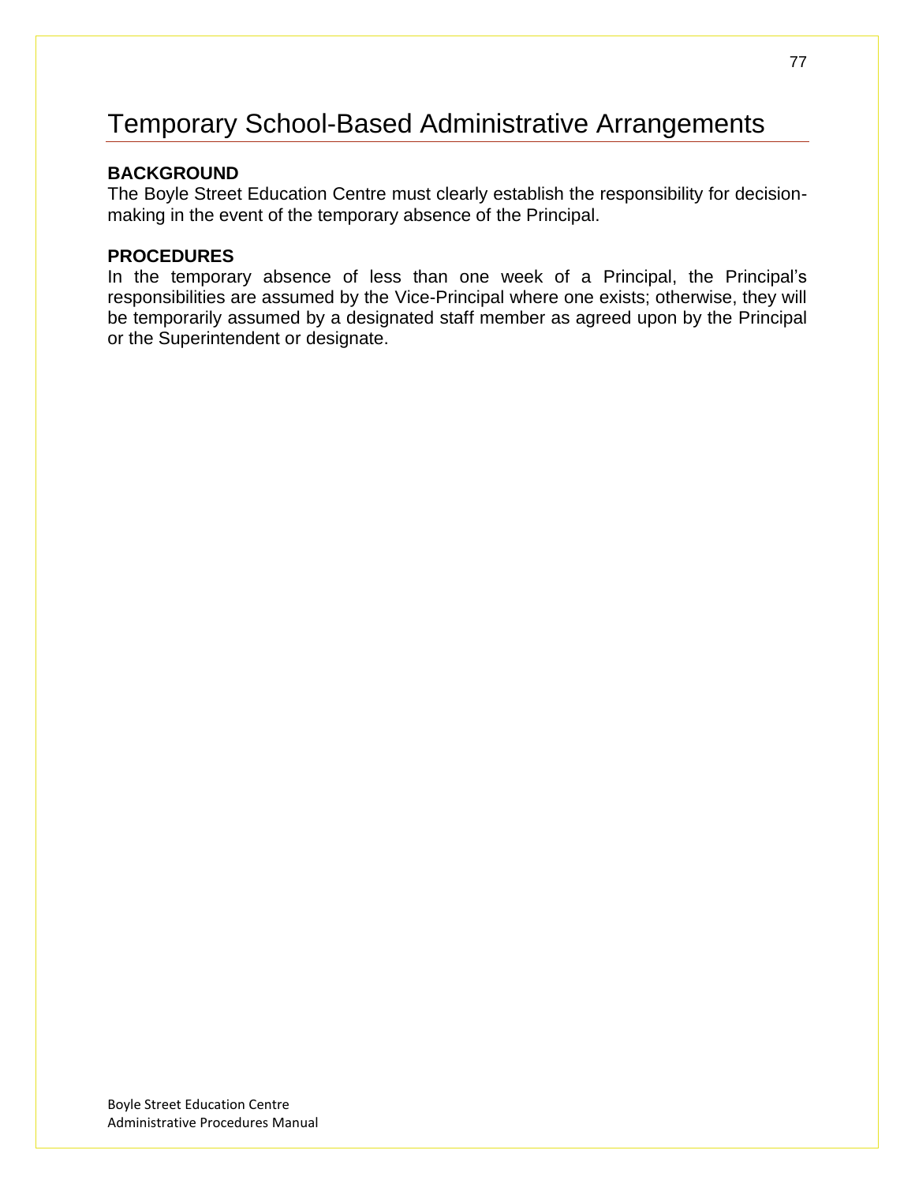# Temporary School-Based Administrative Arrangements

**BACKGROUND**

The Boyle Street Education Centre must clearly establish the responsibility for decision-making in the event of the temporary absence of the Principal.

**PROCEDURES**

In the temporary absence of less than one week of a Principal, the Principal's responsibilities are assumed by the Vice-Principal where one exists; otherwise, they will be temporarily assumed by a designated staff member as agreed upon by the Principal or the Superintendent or designate.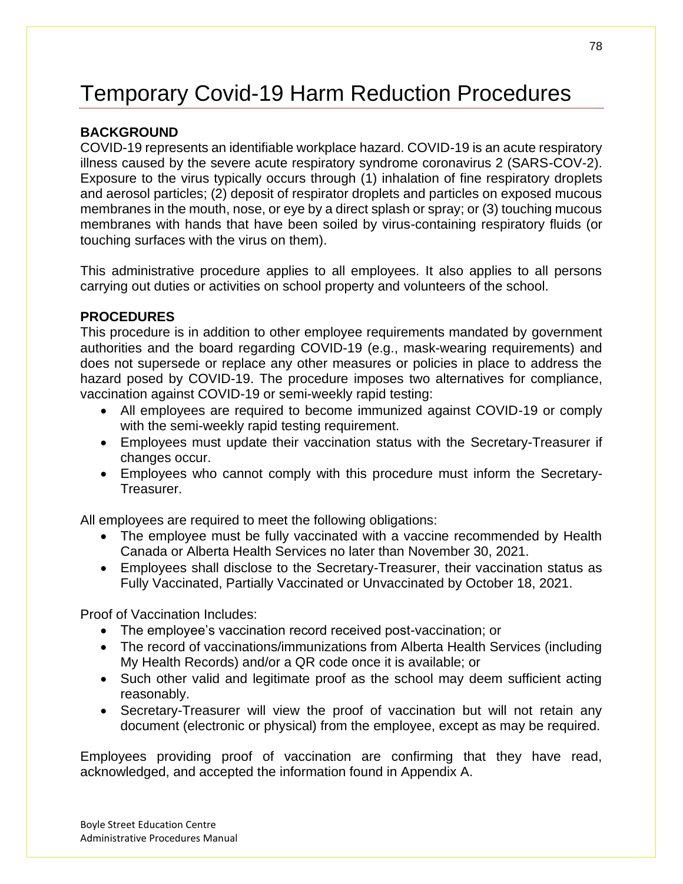# Temporary Covid-19 Harm Reduction Procedures

**BACKGROUND**

COVID-19 represents an identifiable workplace hazard. COVID-19 is an acute respiratory illness caused by the severe acute respiratory syndrome coronavirus 2 (SARS-COV-2). Exposure to the virus typically occurs through (1) inhalation of fine respiratory droplets and aerosol particles; (2) deposit of respirator droplets and particles on exposed mucous membranes in the mouth, nose, or eye by a direct splash or spray; or (3) touching mucous membranes with hands that have been soiled by virus-containing respiratory fluids (or touching surfaces with the virus on them).

This administrative procedure applies to all employees. It also applies to all persons carrying out duties or activities on school property and volunteers of the school.

**PROCEDURES**

This procedure is in addition to other employee requirements mandated by government authorities and the board regarding COVID-19 (e.g., mask-wearing requirements) and does not supersede or replace any other measures or policies in place to address the hazard posed by COVID-19. The procedure imposes two alternatives for compliance, vaccination against COVID-19 or semi-weekly rapid testing:

- All employees are required to become immunized against COVID-19 or comply with the semi-weekly rapid testing requirement.
- Employees must update their vaccination status with the Secretary-Treasurer if changes occur.
- Employees who cannot comply with this procedure must inform the Secretary-Treasurer.

All employees are required to meet the following obligations:

- The employee must be fully vaccinated with a vaccine recommended by Health Canada or Alberta Health Services no later than November 30, 2021.
- Employees shall disclose to the Secretary-Treasurer, their vaccination status as Fully Vaccinated, Partially Vaccinated or Unvaccinated by October 18, 2021.

Proof of Vaccination Includes:

- The employee's vaccination record received post-vaccination; or
- The record of vaccinations/immunizations from Alberta Health Services (including My Health Records) and/or a QR code once it is available; or
- Such other valid and legitimate proof as the school may deem sufficient acting reasonably.
- Secretary-Treasurer will view the proof of vaccination but will not retain any document (electronic or physical) from the employee, except as may be required.

Employees providing proof of vaccination are confirming that they have read, acknowledged, and accepted the information found in Appendix A.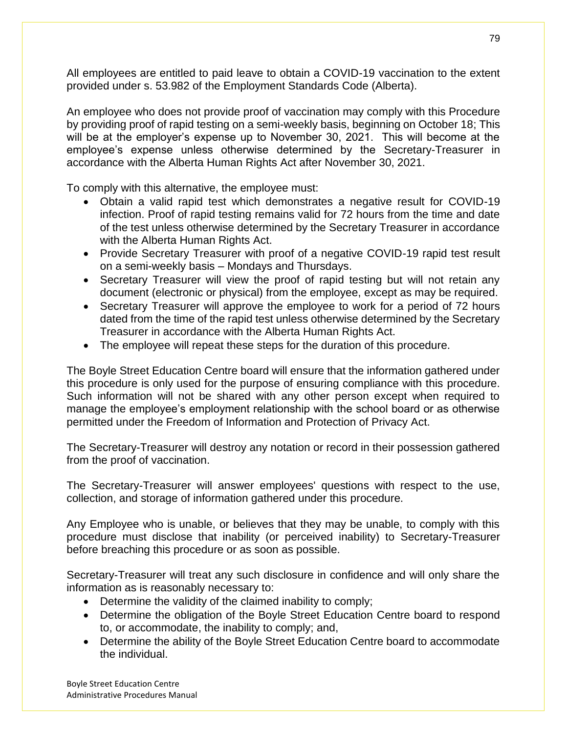All employees are entitled to paid leave to obtain a COVID-19 vaccination to the extent provided under s. 53.982 of the Employment Standards Code (Alberta).

An employee who does not provide proof of vaccination may comply with this Procedure by providing proof of rapid testing on a semi-weekly basis, beginning on October 18; This will be at the employer's expense up to November 30, 2021. This will become at the employee's expense unless otherwise determined by the Secretary-Treasurer in accordance with the Alberta Human Rights Act after November 30, 2021.

To comply with this alternative, the employee must:

- Obtain a valid rapid test which demonstrates a negative result for COVID-19 infection. Proof of rapid testing remains valid for 72 hours from the time and date of the test unless otherwise determined by the Secretary Treasurer in accordance with the Alberta Human Rights Act.
- Provide Secretary Treasurer with proof of a negative COVID-19 rapid test result on a semi-weekly basis – Mondays and Thursdays.
- Secretary Treasurer will view the proof of rapid testing but will not retain any document (electronic or physical) from the employee, except as may be required.
- Secretary Treasurer will approve the employee to work for a period of 72 hours dated from the time of the rapid test unless otherwise determined by the Secretary Treasurer in accordance with the Alberta Human Rights Act.
- The employee will repeat these steps for the duration of this procedure.

The Boyle Street Education Centre board will ensure that the information gathered under this procedure is only used for the purpose of ensuring compliance with this procedure. Such information will not be shared with any other person except when required to manage the employee's employment relationship with the school board or as otherwise permitted under the Freedom of Information and Protection of Privacy Act.

The Secretary-Treasurer will destroy any notation or record in their possession gathered from the proof of vaccination.

The Secretary-Treasurer will answer employees' questions with respect to the use, collection, and storage of information gathered under this procedure.

Any Employee who is unable, or believes that they may be unable, to comply with this procedure must disclose that inability (or perceived inability) to Secretary-Treasurer before breaching this procedure or as soon as possible.

Secretary-Treasurer will treat any such disclosure in confidence and will only share the information as is reasonably necessary to:

- Determine the validity of the claimed inability to comply;
- Determine the obligation of the Boyle Street Education Centre board to respond to, or accommodate, the inability to comply; and,
- Determine the ability of the Boyle Street Education Centre board to accommodate the individual.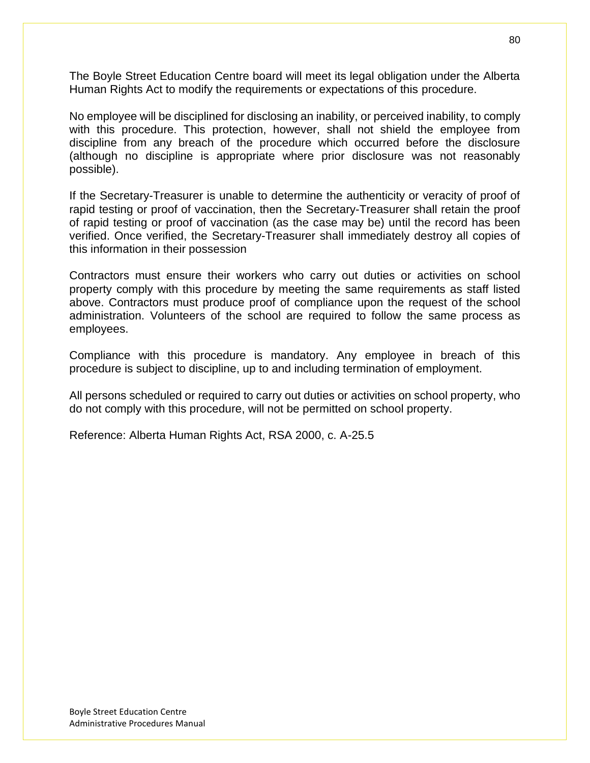The Boyle Street Education Centre board will meet its legal obligation under the Alberta Human Rights Act to modify the requirements or expectations of this procedure.

No employee will be disciplined for disclosing an inability, or perceived inability, to comply with this procedure. This protection, however, shall not shield the employee from discipline from any breach of the procedure which occurred before the disclosure (although no discipline is appropriate where prior disclosure was not reasonably possible).

If the Secretary-Treasurer is unable to determine the authenticity or veracity of proof of rapid testing or proof of vaccination, then the Secretary-Treasurer shall retain the proof of rapid testing or proof of vaccination (as the case may be) until the record has been verified. Once verified, the Secretary-Treasurer shall immediately destroy all copies of this information in their possession

Contractors must ensure their workers who carry out duties or activities on school property comply with this procedure by meeting the same requirements as staff listed above. Contractors must produce proof of compliance upon the request of the school administration. Volunteers of the school are required to follow the same process as employees.

Compliance with this procedure is mandatory. Any employee in breach of this procedure is subject to discipline, up to and including termination of employment.

All persons scheduled or required to carry out duties or activities on school property, who do not comply with this procedure, will not be permitted on school property.

Reference: Alberta Human Rights Act, RSA 2000, c. A-25.5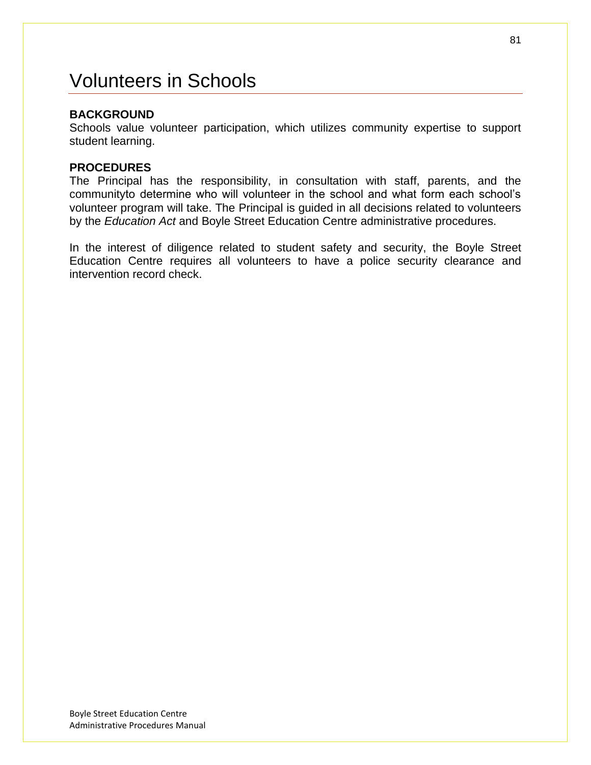# Volunteers in Schools

**BACKGROUND**

Schools value volunteer participation, which utilizes community expertise to support student learning.

**PROCEDURES**

The Principal has the responsibility, in consultation with staff, parents, and the communityto determine who will volunteer in the school and what form each school's volunteer program will take. The Principal is guided in all decisions related to volunteers by the *Education Act* and Boyle Street Education Centre administrative procedures.

In the interest of diligence related to student safety and security, the Boyle Street Education Centre requires all volunteers to have a police security clearance and intervention record check.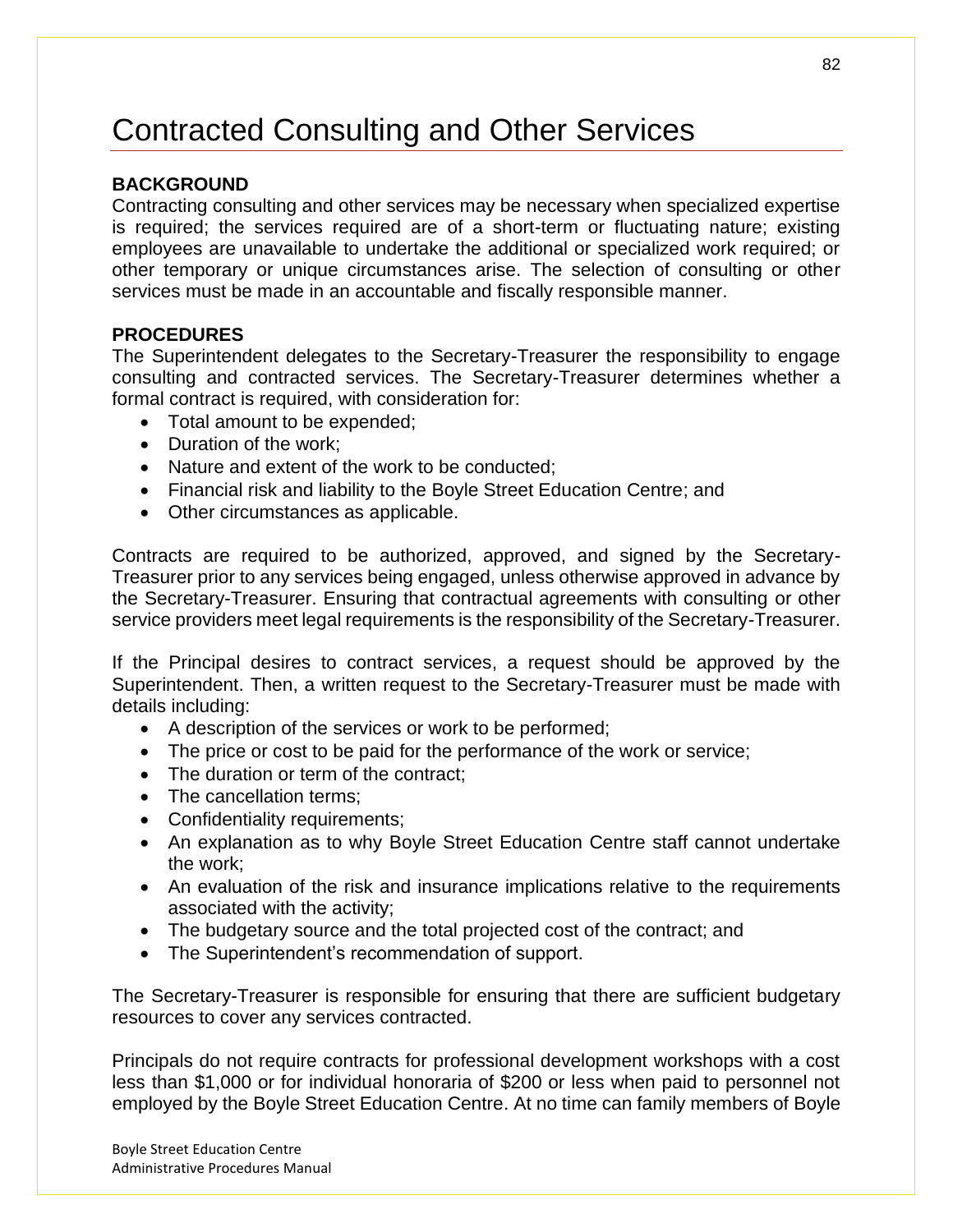# Contracted Consulting and Other Services

**BACKGROUND**

Contracting consulting and other services may be necessary when specialized expertise is required; the services required are of a short-term or fluctuating nature; existing employees are unavailable to undertake the additional or specialized work required; or other temporary or unique circumstances arise. The selection of consulting or other services must be made in an accountable and fiscally responsible manner.

**PROCEDURES**

The Superintendent delegates to the Secretary-Treasurer the responsibility to engage consulting and contracted services. The Secretary-Treasurer determines whether a formal contract is required, with consideration for:

- Total amount to be expended;
- Duration of the work;
- Nature and extent of the work to be conducted;
- Financial risk and liability to the Boyle Street Education Centre; and
- Other circumstances as applicable.

Contracts are required to be authorized, approved, and signed by the Secretary-Treasurer prior to any services being engaged, unless otherwise approved in advance by the Secretary-Treasurer. Ensuring that contractual agreements with consulting or other service providers meet legal requirements is the responsibility of the Secretary-Treasurer.

If the Principal desires to contract services, a request should be approved by the Superintendent. Then, a written request to the Secretary-Treasurer must be made with details including:

- A description of the services or work to be performed;
- The price or cost to be paid for the performance of the work or service;
- The duration or term of the contract;
- The cancellation terms;
- Confidentiality requirements;
- An explanation as to why Boyle Street Education Centre staff cannot undertake the work;
- An evaluation of the risk and insurance implications relative to the requirements associated with the activity;
- The budgetary source and the total projected cost of the contract; and
- The Superintendent's recommendation of support.

The Secretary-Treasurer is responsible for ensuring that there are sufficient budgetary resources to cover any services contracted.

Principals do not require contracts for professional development workshops with a cost less than $1,000 or for individual honoraria of $200 or less when paid to personnel not employed by the Boyle Street Education Centre. At no time can family members of Boyle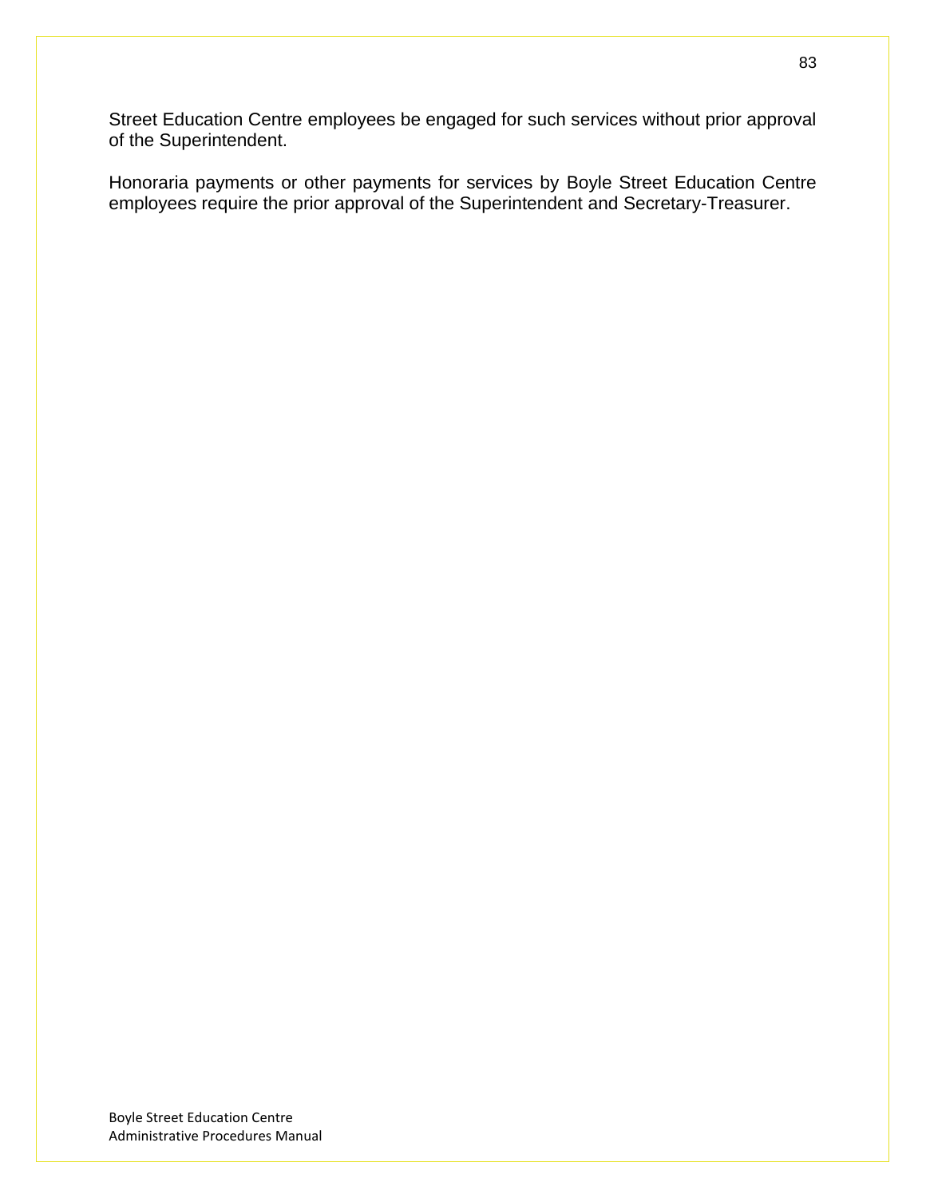Street Education Centre employees be engaged for such services without prior approval of the Superintendent.

Honoraria payments or other payments for services by Boyle Street Education Centre employees require the prior approval of the Superintendent and Secretary-Treasurer.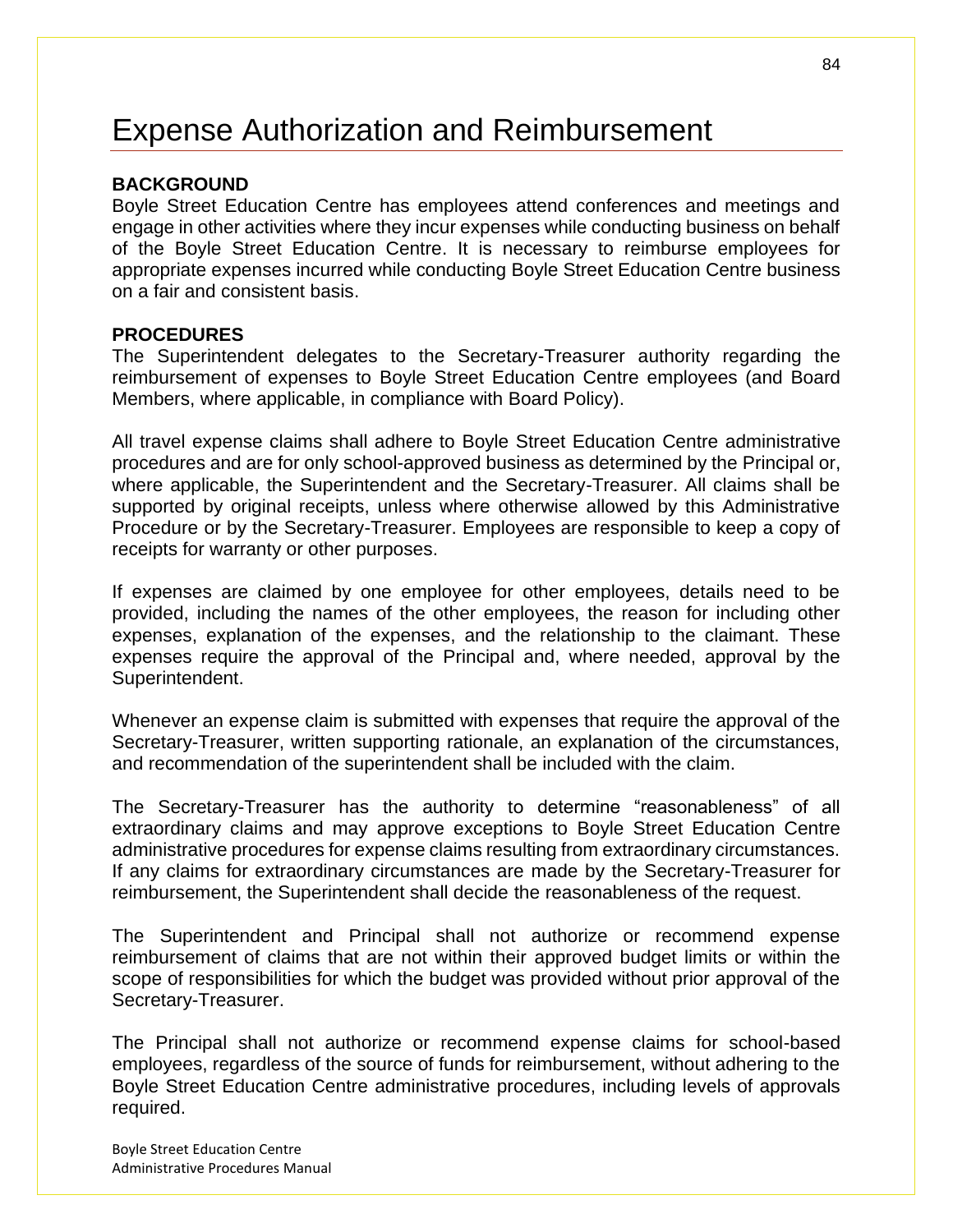# Expense Authorization and Reimbursement

**BACKGROUND**

Boyle Street Education Centre has employees attend conferences and meetings and engage in other activities where they incur expenses while conducting business on behalf of the Boyle Street Education Centre. It is necessary to reimburse employees for appropriate expenses incurred while conducting Boyle Street Education Centre business on a fair and consistent basis.

**PROCEDURES**

The Superintendent delegates to the Secretary-Treasurer authority regarding the reimbursement of expenses to Boyle Street Education Centre employees (and Board Members, where applicable, in compliance with Board Policy).

All travel expense claims shall adhere to Boyle Street Education Centre administrative procedures and are for only school-approved business as determined by the Principal or, where applicable, the Superintendent and the Secretary-Treasurer. All claims shall be supported by original receipts, unless where otherwise allowed by this Administrative Procedure or by the Secretary-Treasurer. Employees are responsible to keep a copy of receipts for warranty or other purposes.

If expenses are claimed by one employee for other employees, details need to be provided, including the names of the other employees, the reason for including other expenses, explanation of the expenses, and the relationship to the claimant. These expenses require the approval of the Principal and, where needed, approval by the Superintendent.

Whenever an expense claim is submitted with expenses that require the approval of the Secretary-Treasurer, written supporting rationale, an explanation of the circumstances, and recommendation of the superintendent shall be included with the claim.

The Secretary-Treasurer has the authority to determine "reasonableness" of all extraordinary claims and may approve exceptions to Boyle Street Education Centre administrative procedures for expense claims resulting from extraordinary circumstances. If any claims for extraordinary circumstances are made by the Secretary-Treasurer for reimbursement, the Superintendent shall decide the reasonableness of the request.

The Superintendent and Principal shall not authorize or recommend expense reimbursement of claims that are not within their approved budget limits or within the scope of responsibilities for which the budget was provided without prior approval of the Secretary-Treasurer.

The Principal shall not authorize or recommend expense claims for school-based employees, regardless of the source of funds for reimbursement, without adhering to the Boyle Street Education Centre administrative procedures, including levels of approvals required.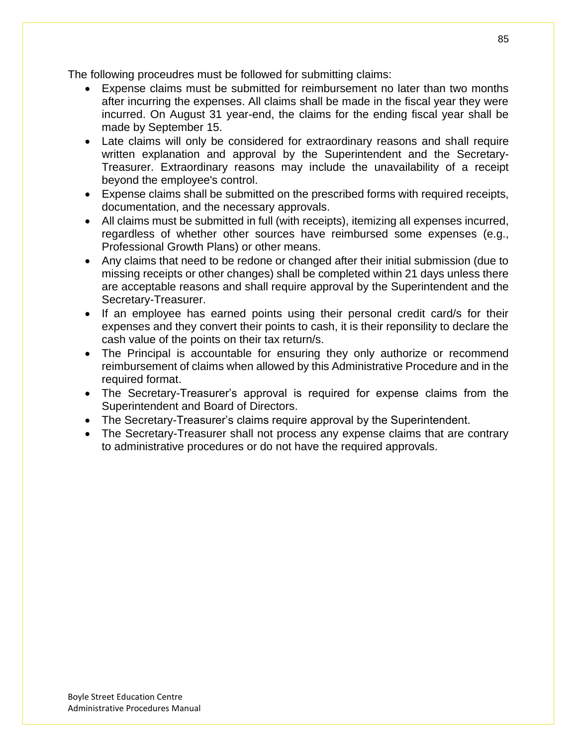The following proceudres must be followed for submitting claims:

- Expense claims must be submitted for reimbursement no later than two months after incurring the expenses. All claims shall be made in the fiscal year they were incurred. On August 31 year-end, the claims for the ending fiscal year shall be made by September 15.
- Late claims will only be considered for extraordinary reasons and shall require written explanation and approval by the Superintendent and the Secretary-Treasurer. Extraordinary reasons may include the unavailability of a receipt beyond the employee's control.
- Expense claims shall be submitted on the prescribed forms with required receipts, documentation, and the necessary approvals.
- All claims must be submitted in full (with receipts), itemizing all expenses incurred, regardless of whether other sources have reimbursed some expenses (e.g., Professional Growth Plans) or other means.
- Any claims that need to be redone or changed after their initial submission (due to missing receipts or other changes) shall be completed within 21 days unless there are acceptable reasons and shall require approval by the Superintendent and the Secretary-Treasurer.
- If an employee has earned points using their personal credit card/s for their expenses and they convert their points to cash, it is their reponsility to declare the cash value of the points on their tax return/s.
- The Principal is accountable for ensuring they only authorize or recommend reimbursement of claims when allowed by this Administrative Procedure and in the required format.
- The Secretary-Treasurer's approval is required for expense claims from the Superintendent and Board of Directors.
- The Secretary-Treasurer's claims require approval by the Superintendent.
- The Secretary-Treasurer shall not process any expense claims that are contrary to administrative procedures or do not have the required approvals.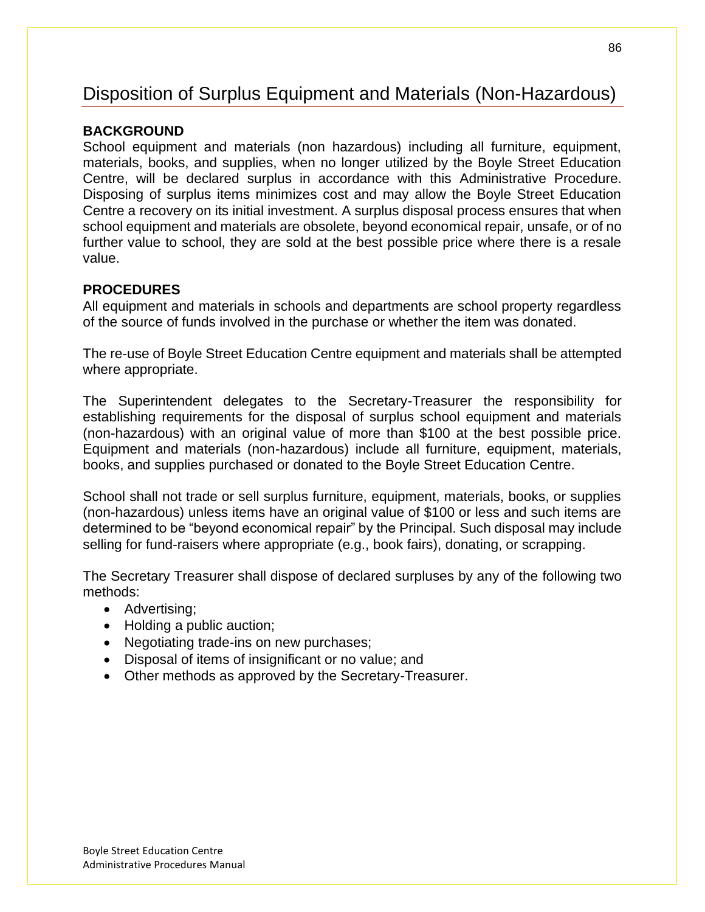# Disposition of Surplus Equipment and Materials (Non-Hazardous)

**BACKGROUND**

School equipment and materials (non hazardous) including all furniture, equipment, materials, books, and supplies, when no longer utilized by the Boyle Street Education Centre, will be declared surplus in accordance with this Administrative Procedure. Disposing of surplus items minimizes cost and may allow the Boyle Street Education Centre a recovery on its initial investment. A surplus disposal process ensures that when school equipment and materials are obsolete, beyond economical repair, unsafe, or of no further value to school, they are sold at the best possible price where there is a resale value.

**PROCEDURES**

All equipment and materials in schools and departments are school property regardless of the source of funds involved in the purchase or whether the item was donated.

The re-use of Boyle Street Education Centre equipment and materials shall be attempted where appropriate.

The Superintendent delegates to the Secretary-Treasurer the responsibility for establishing requirements for the disposal of surplus school equipment and materials (non-hazardous) with an original value of more than $100 at the best possible price. Equipment and materials (non-hazardous) include all furniture, equipment, materials, books, and supplies purchased or donated to the Boyle Street Education Centre.

School shall not trade or sell surplus furniture, equipment, materials, books, or supplies (non-hazardous) unless items have an original value of $100 or less and such items are determined to be "beyond economical repair" by the Principal. Such disposal may include selling for fund-raisers where appropriate (e.g., book fairs), donating, or scrapping.

The Secretary Treasurer shall dispose of declared surpluses by any of the following two methods:

- Advertising;
- Holding a public auction;
- Negotiating trade-ins on new purchases;
- Disposal of items of insignificant or no value; and
- Other methods as approved by the Secretary-Treasurer.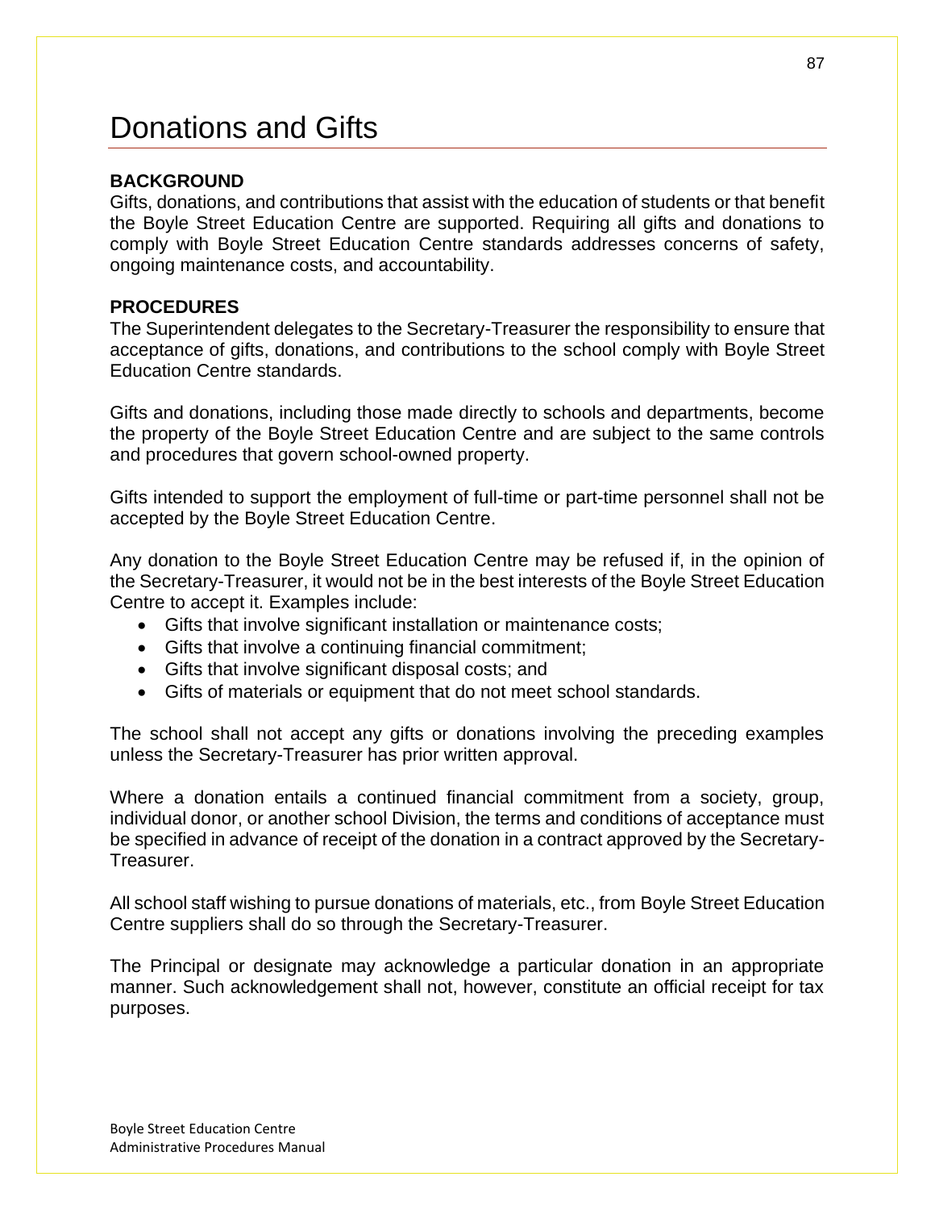# Donations and Gifts

**BACKGROUND**

Gifts, donations, and contributions that assist with the education of students or that benefit the Boyle Street Education Centre are supported. Requiring all gifts and donations to comply with Boyle Street Education Centre standards addresses concerns of safety, ongoing maintenance costs, and accountability.

**PROCEDURES**

The Superintendent delegates to the Secretary-Treasurer the responsibility to ensure that acceptance of gifts, donations, and contributions to the school comply with Boyle Street Education Centre standards.

Gifts and donations, including those made directly to schools and departments, become the property of the Boyle Street Education Centre and are subject to the same controls and procedures that govern school-owned property.

Gifts intended to support the employment of full-time or part-time personnel shall not be accepted by the Boyle Street Education Centre.

Any donation to the Boyle Street Education Centre may be refused if, in the opinion of the Secretary-Treasurer, it would not be in the best interests of the Boyle Street Education Centre to accept it. Examples include:

- Gifts that involve significant installation or maintenance costs;
- Gifts that involve a continuing financial commitment;
- Gifts that involve significant disposal costs; and
- Gifts of materials or equipment that do not meet school standards.

The school shall not accept any gifts or donations involving the preceding examples unless the Secretary-Treasurer has prior written approval.

Where a donation entails a continued financial commitment from a society, group, individual donor, or another school Division, the terms and conditions of acceptance must be specified in advance of receipt of the donation in a contract approved by the Secretary-Treasurer.

All school staff wishing to pursue donations of materials, etc., from Boyle Street Education Centre suppliers shall do so through the Secretary-Treasurer.

The Principal or designate may acknowledge a particular donation in an appropriate manner. Such acknowledgement shall not, however, constitute an official receipt for tax purposes.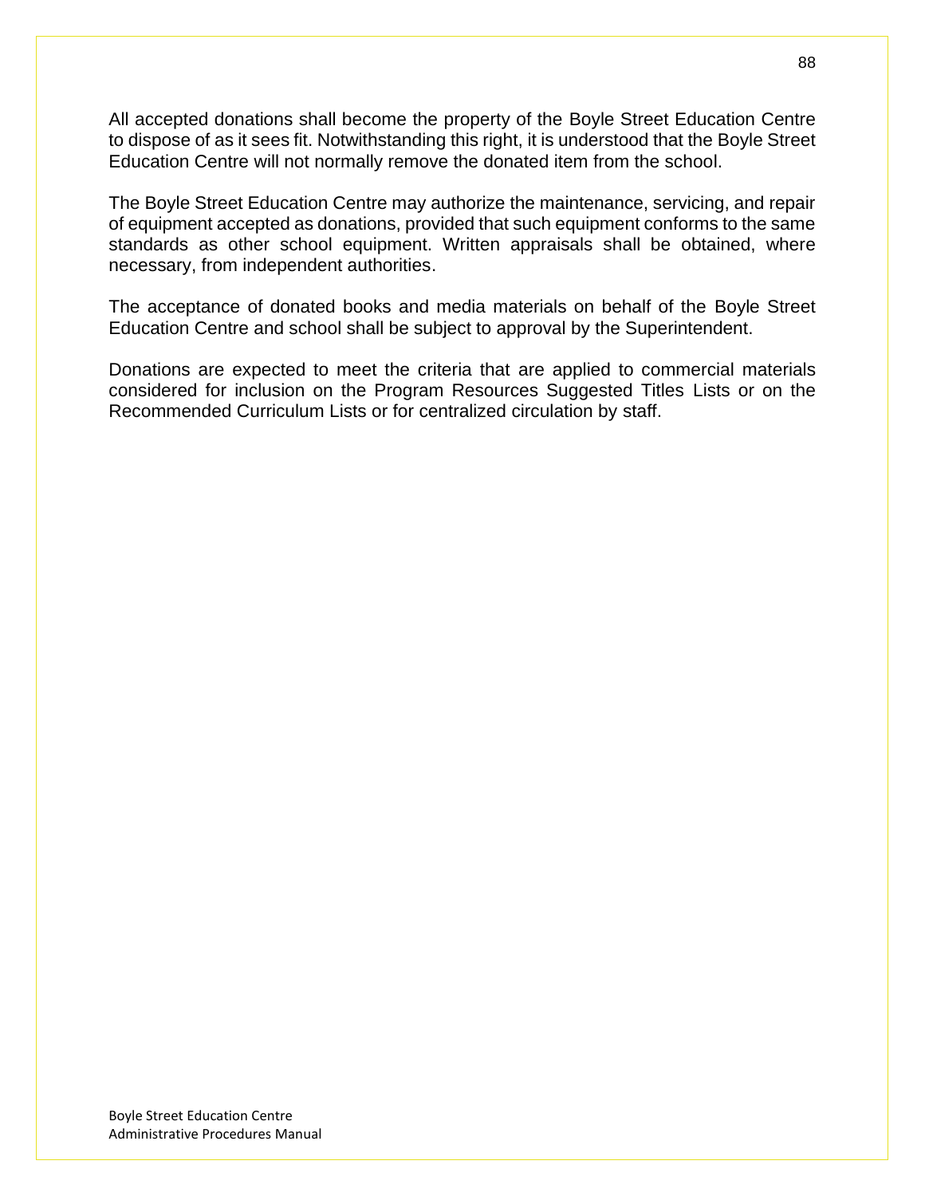All accepted donations shall become the property of the Boyle Street Education Centre to dispose of as it sees fit. Notwithstanding this right, it is understood that the Boyle Street Education Centre will not normally remove the donated item from the school.

The Boyle Street Education Centre may authorize the maintenance, servicing, and repair of equipment accepted as donations, provided that such equipment conforms to the same standards as other school equipment. Written appraisals shall be obtained, where necessary, from independent authorities.

The acceptance of donated books and media materials on behalf of the Boyle Street Education Centre and school shall be subject to approval by the Superintendent.

Donations are expected to meet the criteria that are applied to commercial materials considered for inclusion on the Program Resources Suggested Titles Lists or on the Recommended Curriculum Lists or for centralized circulation by staff.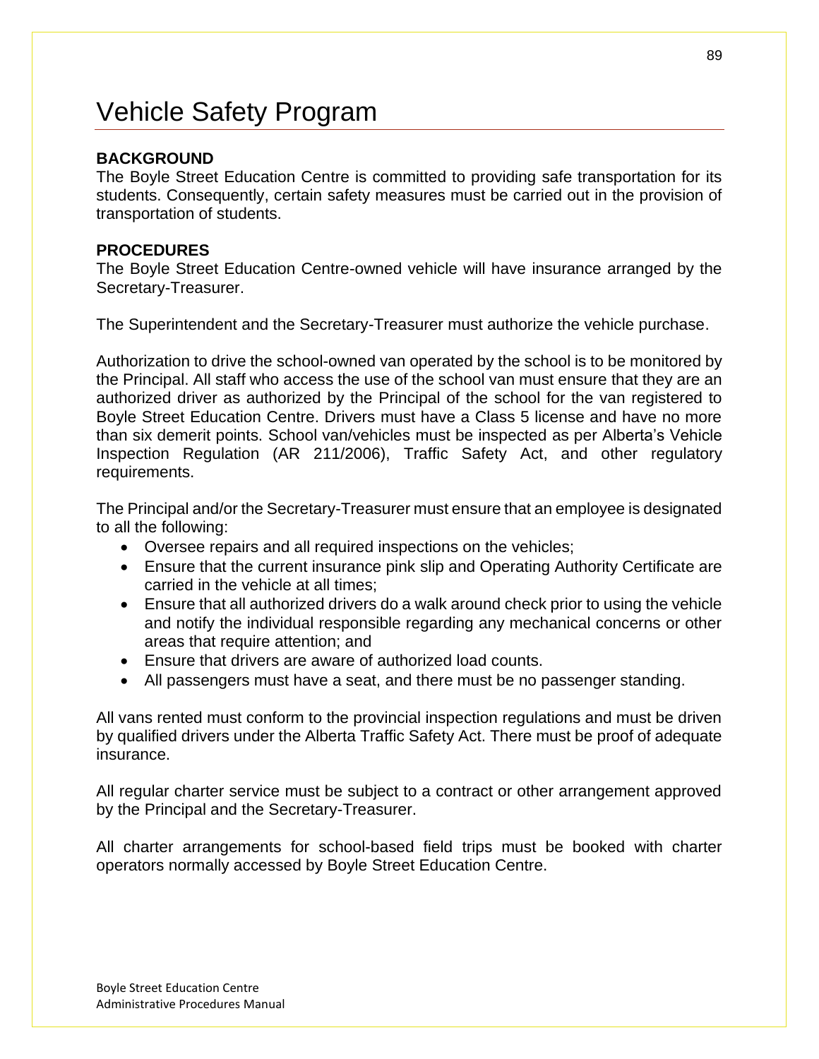# Vehicle Safety Program

**BACKGROUND**

The Boyle Street Education Centre is committed to providing safe transportation for its students. Consequently, certain safety measures must be carried out in the provision of transportation of students.

**PROCEDURES**

The Boyle Street Education Centre-owned vehicle will have insurance arranged by the Secretary-Treasurer.

The Superintendent and the Secretary-Treasurer must authorize the vehicle purchase.

Authorization to drive the school-owned van operated by the school is to be monitored by the Principal. All staff who access the use of the school van must ensure that they are an authorized driver as authorized by the Principal of the school for the van registered to Boyle Street Education Centre. Drivers must have a Class 5 license and have no more than six demerit points. School van/vehicles must be inspected as per Alberta's Vehicle Inspection Regulation (AR 211/2006), Traffic Safety Act, and other regulatory requirements.

The Principal and/or the Secretary-Treasurer must ensure that an employee is designated to all the following:

- Oversee repairs and all required inspections on the vehicles;
- Ensure that the current insurance pink slip and Operating Authority Certificate are carried in the vehicle at all times;
- Ensure that all authorized drivers do a walk around check prior to using the vehicle and notify the individual responsible regarding any mechanical concerns or other areas that require attention; and
- Ensure that drivers are aware of authorized load counts.
- All passengers must have a seat, and there must be no passenger standing.

All vans rented must conform to the provincial inspection regulations and must be driven by qualified drivers under the Alberta Traffic Safety Act. There must be proof of adequate insurance.

All regular charter service must be subject to a contract or other arrangement approved by the Principal and the Secretary-Treasurer.

All charter arrangements for school-based field trips must be booked with charter operators normally accessed by Boyle Street Education Centre.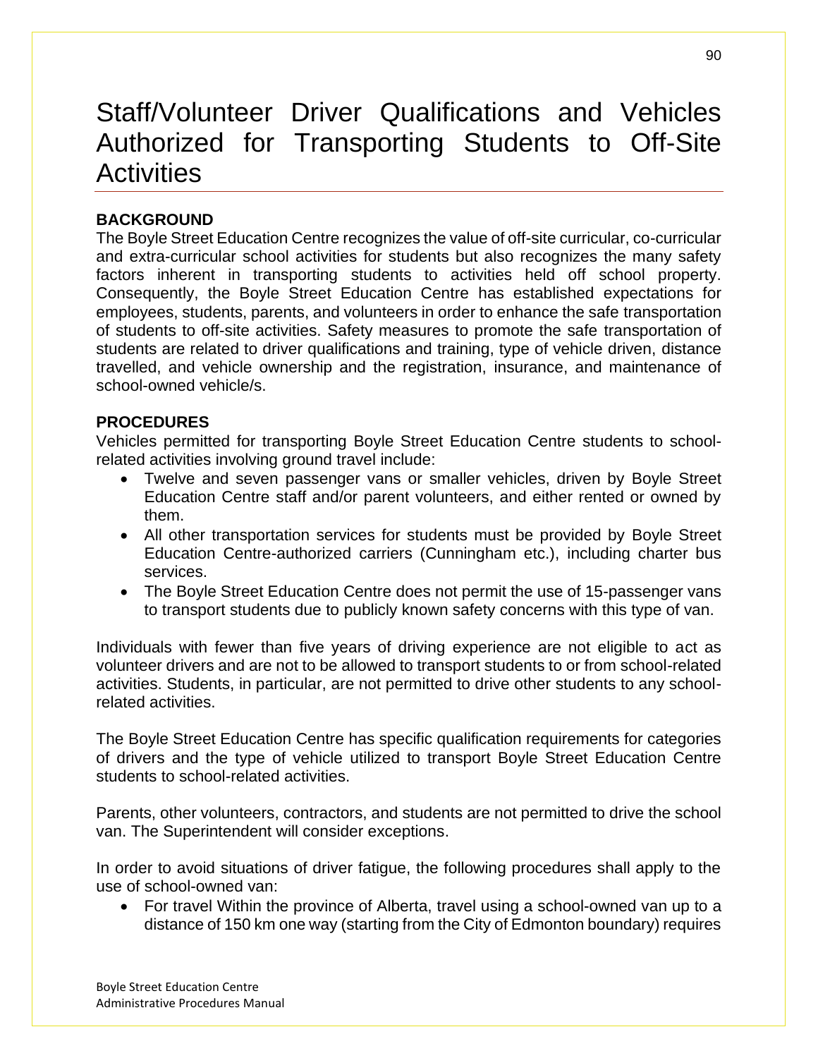# Staff/Volunteer Driver Qualifications and Vehicles Authorized for Transporting Students to Off-Site Activities

**BACKGROUND**

The Boyle Street Education Centre recognizes the value of off-site curricular, co-curricular and extra-curricular school activities for students but also recognizes the many safety factors inherent in transporting students to activities held off school property. Consequently, the Boyle Street Education Centre has established expectations for employees, students, parents, and volunteers in order to enhance the safe transportation of students to off-site activities. Safety measures to promote the safe transportation of students are related to driver qualifications and training, type of vehicle driven, distance travelled, and vehicle ownership and the registration, insurance, and maintenance of school-owned vehicle/s.

**PROCEDURES**

Vehicles permitted for transporting Boyle Street Education Centre students to school-related activities involving ground travel include:

- Twelve and seven passenger vans or smaller vehicles, driven by Boyle Street Education Centre staff and/or parent volunteers, and either rented or owned by them.
- All other transportation services for students must be provided by Boyle Street Education Centre-authorized carriers (Cunningham etc.), including charter bus services.
- The Boyle Street Education Centre does not permit the use of 15-passenger vans to transport students due to publicly known safety concerns with this type of van.

Individuals with fewer than five years of driving experience are not eligible to act as volunteer drivers and are not to be allowed to transport students to or from school-related activities. Students, in particular, are not permitted to drive other students to any school-related activities.

The Boyle Street Education Centre has specific qualification requirements for categories of drivers and the type of vehicle utilized to transport Boyle Street Education Centre students to school-related activities.

Parents, other volunteers, contractors, and students are not permitted to drive the school van. The Superintendent will consider exceptions.

In order to avoid situations of driver fatigue, the following procedures shall apply to the use of school-owned van:

- For travel Within the province of Alberta, travel using a school-owned van up to a distance of 150 km one way (starting from the City of Edmonton boundary) requires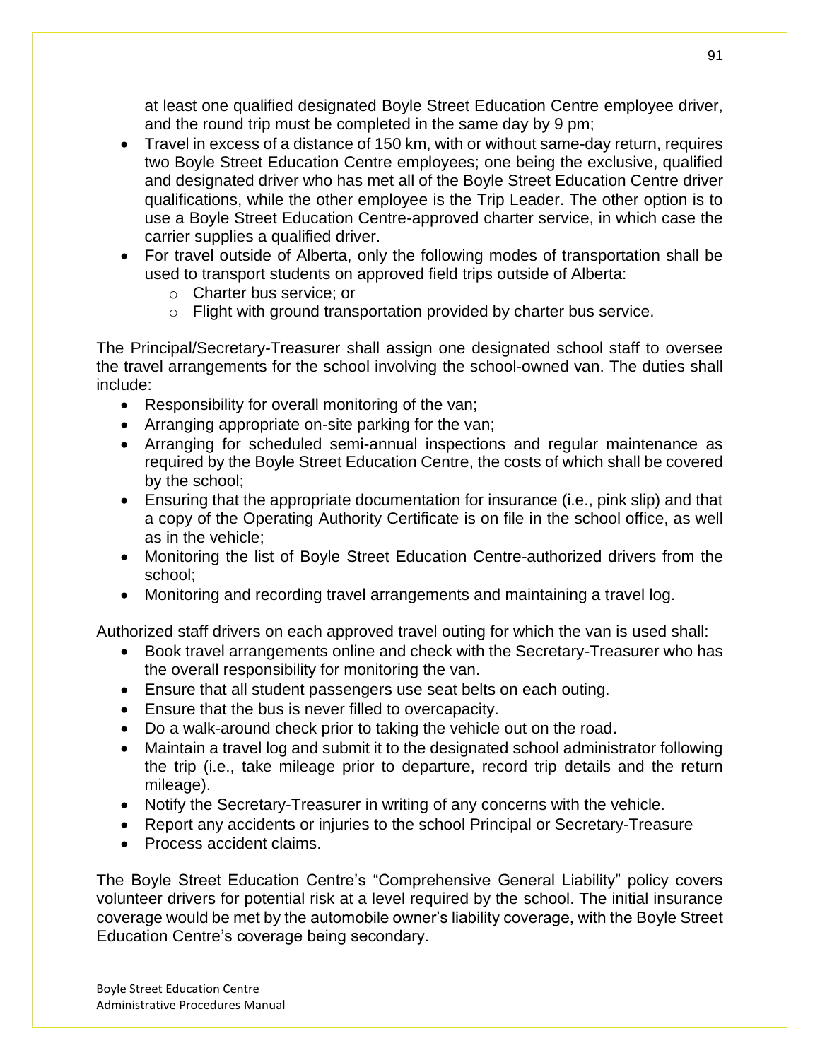at least one qualified designated Boyle Street Education Centre employee driver, and the round trip must be completed in the same day by 9 pm;

- Travel in excess of a distance of 150 km, with or without same-day return, requires two Boyle Street Education Centre employees; one being the exclusive, qualified and designated driver who has met all of the Boyle Street Education Centre driver qualifications, while the other employee is the Trip Leader. The other option is to use a Boyle Street Education Centre-approved charter service, in which case the carrier supplies a qualified driver.
- For travel outside of Alberta, only the following modes of transportation shall be used to transport students on approved field trips outside of Alberta:
  - Charter bus service; or
  - Flight with ground transportation provided by charter bus service.

The Principal/Secretary-Treasurer shall assign one designated school staff to oversee the travel arrangements for the school involving the school-owned van. The duties shall include:

- Responsibility for overall monitoring of the van;
- Arranging appropriate on-site parking for the van;
- Arranging for scheduled semi-annual inspections and regular maintenance as required by the Boyle Street Education Centre, the costs of which shall be covered by the school;
- Ensuring that the appropriate documentation for insurance (i.e., pink slip) and that a copy of the Operating Authority Certificate is on file in the school office, as well as in the vehicle;
- Monitoring the list of Boyle Street Education Centre-authorized drivers from the school;
- Monitoring and recording travel arrangements and maintaining a travel log.

Authorized staff drivers on each approved travel outing for which the van is used shall:

- Book travel arrangements online and check with the Secretary-Treasurer who has the overall responsibility for monitoring the van.
- Ensure that all student passengers use seat belts on each outing.
- Ensure that the bus is never filled to overcapacity.
- Do a walk-around check prior to taking the vehicle out on the road.
- Maintain a travel log and submit it to the designated school administrator following the trip (i.e., take mileage prior to departure, record trip details and the return mileage).
- Notify the Secretary-Treasurer in writing of any concerns with the vehicle.
- Report any accidents or injuries to the school Principal or Secretary-Treasure
- Process accident claims.

The Boyle Street Education Centre's "Comprehensive General Liability" policy covers volunteer drivers for potential risk at a level required by the school. The initial insurance coverage would be met by the automobile owner's liability coverage, with the Boyle Street Education Centre's coverage being secondary.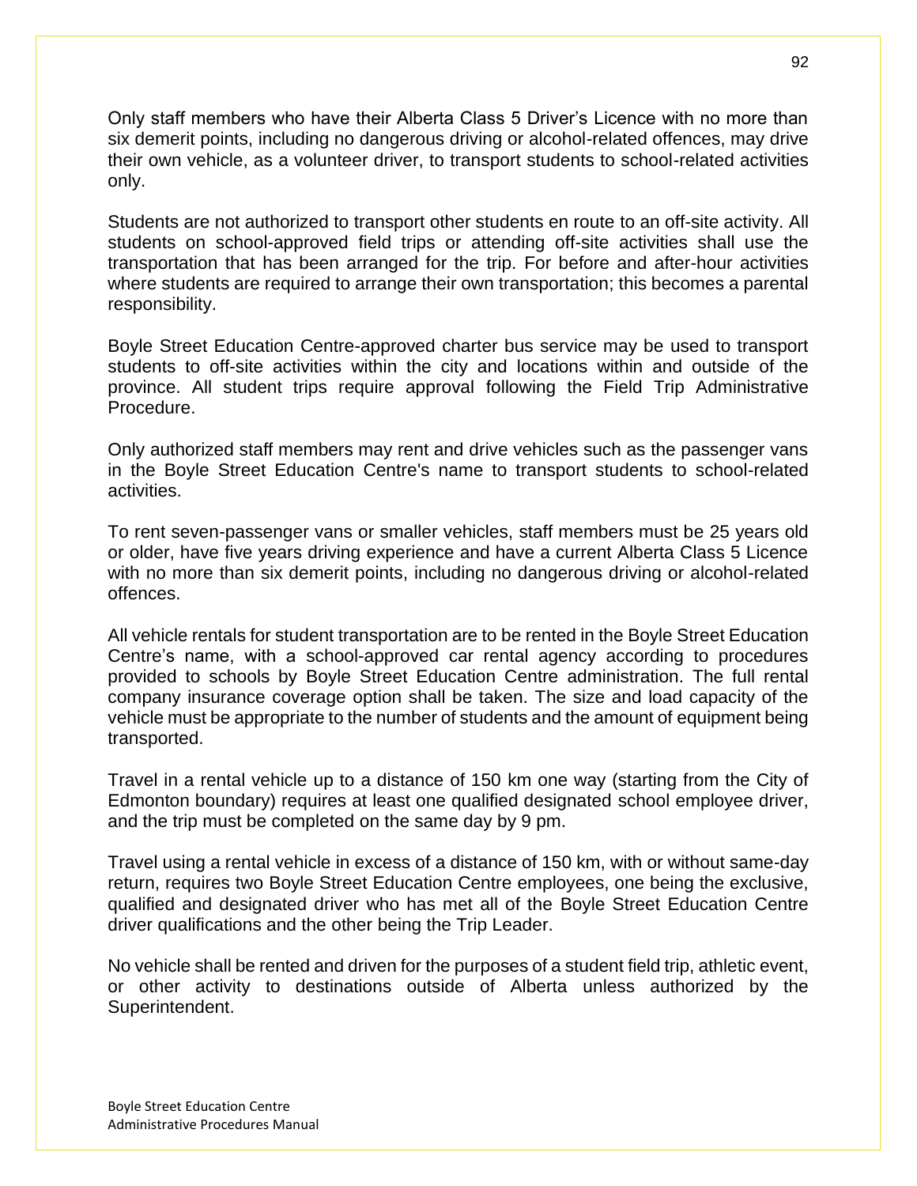Only staff members who have their Alberta Class 5 Driver's Licence with no more than six demerit points, including no dangerous driving or alcohol-related offences, may drive their own vehicle, as a volunteer driver, to transport students to school-related activities only.

Students are not authorized to transport other students en route to an off-site activity. All students on school-approved field trips or attending off-site activities shall use the transportation that has been arranged for the trip. For before and after-hour activities where students are required to arrange their own transportation; this becomes a parental responsibility.

Boyle Street Education Centre-approved charter bus service may be used to transport students to off-site activities within the city and locations within and outside of the province. All student trips require approval following the Field Trip Administrative Procedure.

Only authorized staff members may rent and drive vehicles such as the passenger vans in the Boyle Street Education Centre's name to transport students to school-related activities.

To rent seven-passenger vans or smaller vehicles, staff members must be 25 years old or older, have five years driving experience and have a current Alberta Class 5 Licence with no more than six demerit points, including no dangerous driving or alcohol-related offences.

All vehicle rentals for student transportation are to be rented in the Boyle Street Education Centre's name, with a school-approved car rental agency according to procedures provided to schools by Boyle Street Education Centre administration. The full rental company insurance coverage option shall be taken. The size and load capacity of the vehicle must be appropriate to the number of students and the amount of equipment being transported.

Travel in a rental vehicle up to a distance of 150 km one way (starting from the City of Edmonton boundary) requires at least one qualified designated school employee driver, and the trip must be completed on the same day by 9 pm.

Travel using a rental vehicle in excess of a distance of 150 km, with or without same-day return, requires two Boyle Street Education Centre employees, one being the exclusive, qualified and designated driver who has met all of the Boyle Street Education Centre driver qualifications and the other being the Trip Leader.

No vehicle shall be rented and driven for the purposes of a student field trip, athletic event, or other activity to destinations outside of Alberta unless authorized by the Superintendent.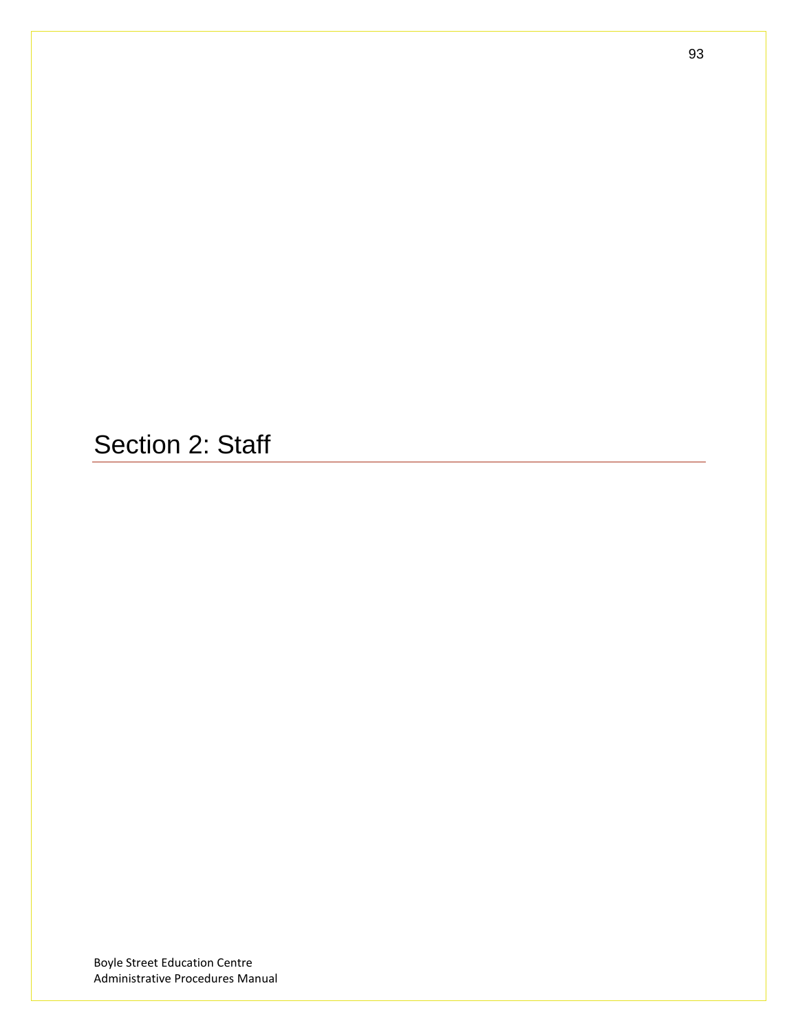# Section 2: Staff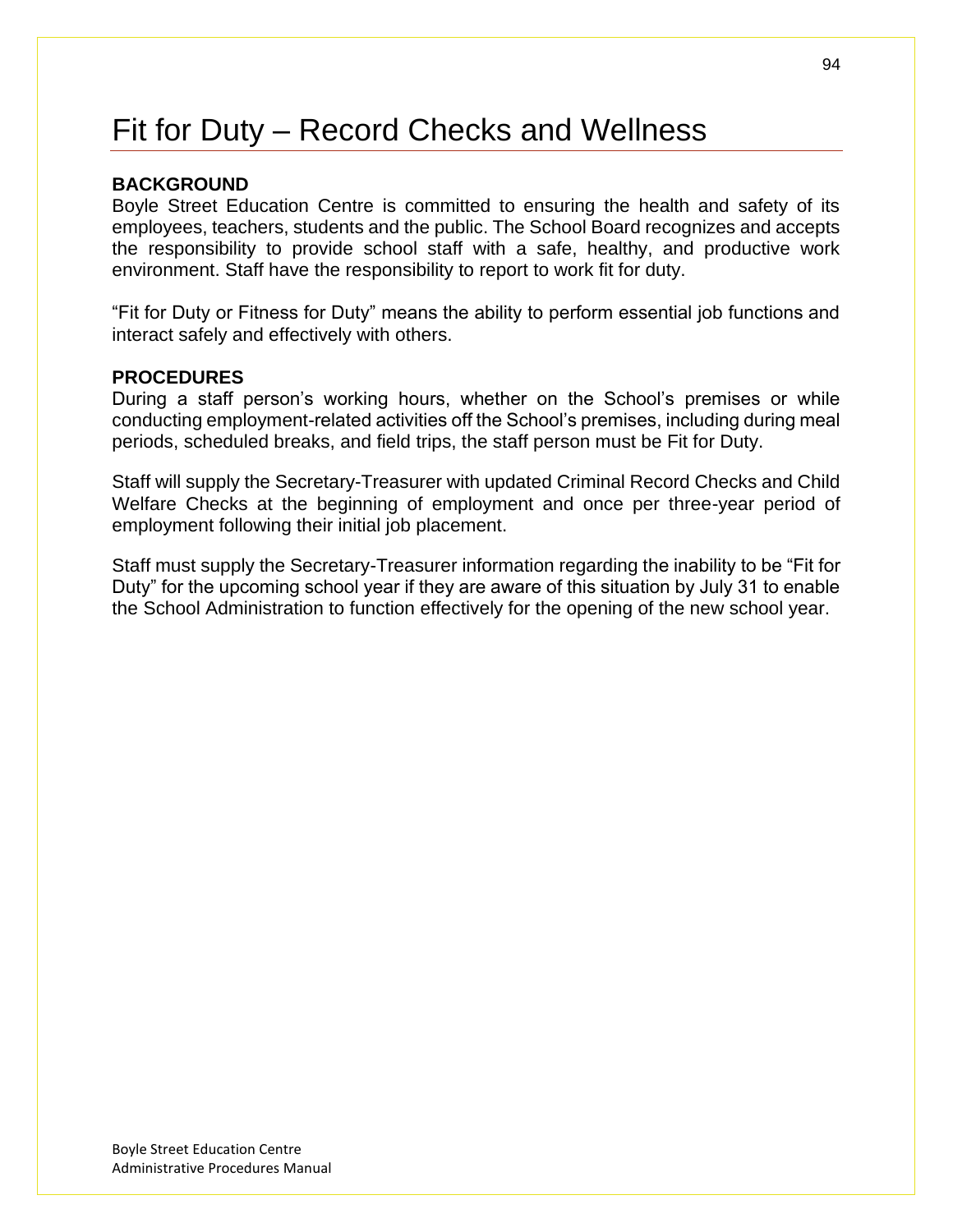# Fit for Duty – Record Checks and Wellness

**BACKGROUND**

Boyle Street Education Centre is committed to ensuring the health and safety of its employees, teachers, students and the public. The School Board recognizes and accepts the responsibility to provide school staff with a safe, healthy, and productive work environment. Staff have the responsibility to report to work fit for duty.

"Fit for Duty or Fitness for Duty" means the ability to perform essential job functions and interact safely and effectively with others.

**PROCEDURES**

During a staff person's working hours, whether on the School's premises or while conducting employment-related activities off the School's premises, including during meal periods, scheduled breaks, and field trips, the staff person must be Fit for Duty.

Staff will supply the Secretary-Treasurer with updated Criminal Record Checks and Child Welfare Checks at the beginning of employment and once per three-year period of employment following their initial job placement.

Staff must supply the Secretary-Treasurer information regarding the inability to be "Fit for Duty" for the upcoming school year if they are aware of this situation by July 31 to enable the School Administration to function effectively for the opening of the new school year.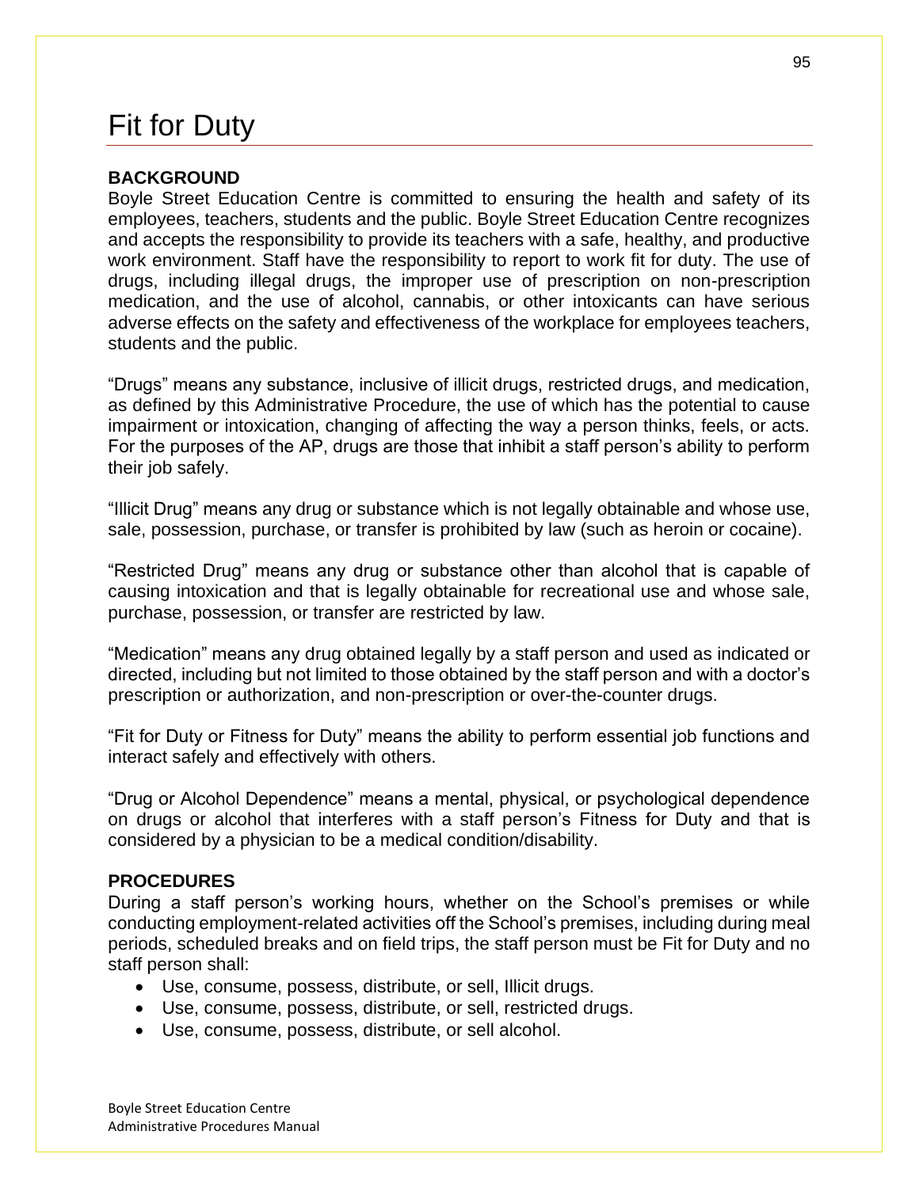# Fit for Duty

**BACKGROUND**

Boyle Street Education Centre is committed to ensuring the health and safety of its employees, teachers, students and the public. Boyle Street Education Centre recognizes and accepts the responsibility to provide its teachers with a safe, healthy, and productive work environment. Staff have the responsibility to report to work fit for duty. The use of drugs, including illegal drugs, the improper use of prescription on non-prescription medication, and the use of alcohol, cannabis, or other intoxicants can have serious adverse effects on the safety and effectiveness of the workplace for employees teachers, students and the public.

“Drugs” means any substance, inclusive of illicit drugs, restricted drugs, and medication, as defined by this Administrative Procedure, the use of which has the potential to cause impairment or intoxication, changing of affecting the way a person thinks, feels, or acts. For the purposes of the AP, drugs are those that inhibit a staff person’s ability to perform their job safely.

“Illicit Drug” means any drug or substance which is not legally obtainable and whose use, sale, possession, purchase, or transfer is prohibited by law (such as heroin or cocaine).

“Restricted Drug” means any drug or substance other than alcohol that is capable of causing intoxication and that is legally obtainable for recreational use and whose sale, purchase, possession, or transfer are restricted by law.

“Medication” means any drug obtained legally by a staff person and used as indicated or directed, including but not limited to those obtained by the staff person and with a doctor’s prescription or authorization, and non-prescription or over-the-counter drugs.

“Fit for Duty or Fitness for Duty” means the ability to perform essential job functions and interact safely and effectively with others.

“Drug or Alcohol Dependence” means a mental, physical, or psychological dependence on drugs or alcohol that interferes with a staff person’s Fitness for Duty and that is considered by a physician to be a medical condition/disability.

**PROCEDURES**

During a staff person’s working hours, whether on the School’s premises or while conducting employment-related activities off the School’s premises, including during meal periods, scheduled breaks and on field trips, the staff person must be Fit for Duty and no staff person shall:

- Use, consume, possess, distribute, or sell, Illicit drugs.
- Use, consume, possess, distribute, or sell, restricted drugs.
- Use, consume, possess, distribute, or sell alcohol.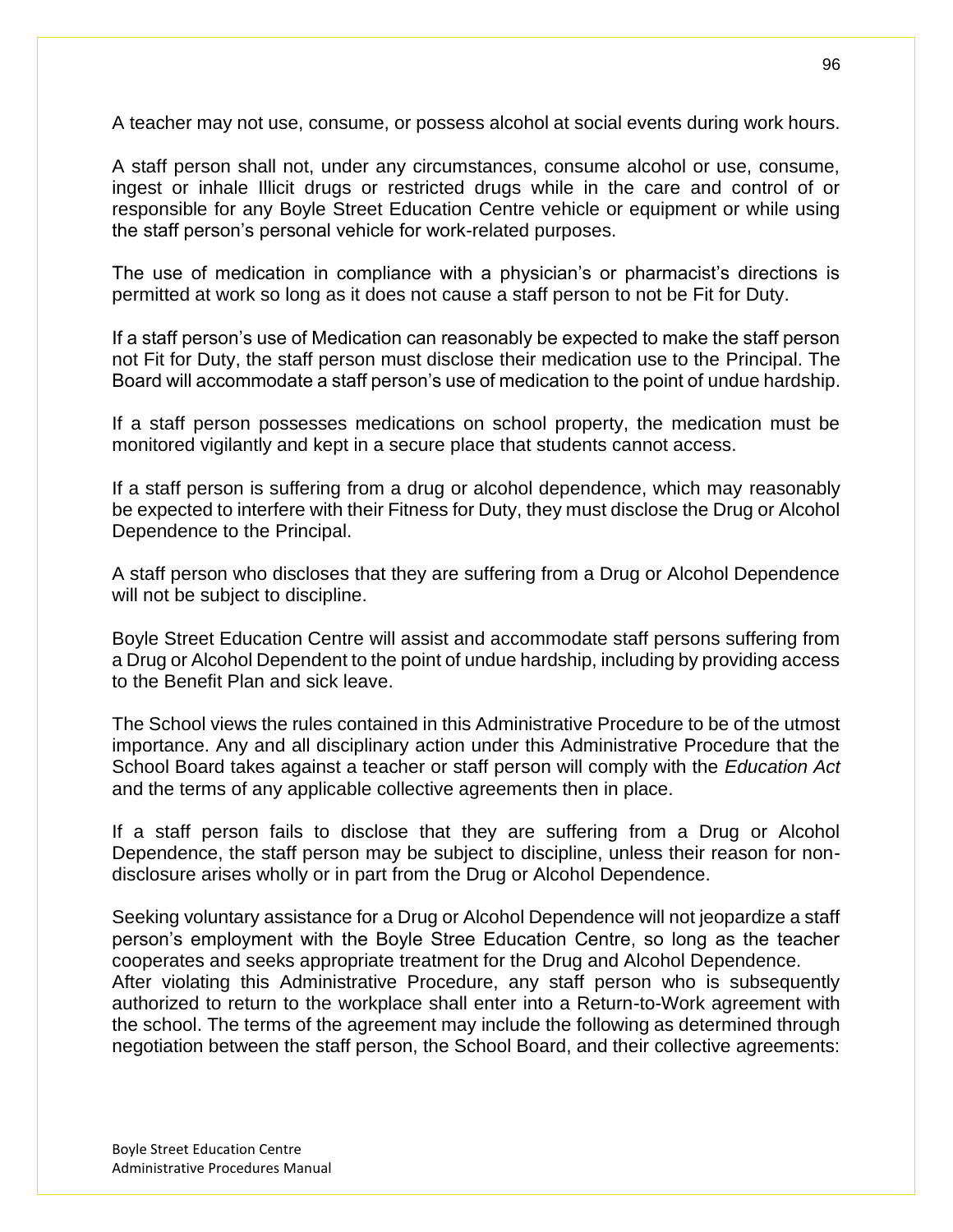A teacher may not use, consume, or possess alcohol at social events during work hours.

A staff person shall not, under any circumstances, consume alcohol or use, consume, ingest or inhale Illicit drugs or restricted drugs while in the care and control of or responsible for any Boyle Street Education Centre vehicle or equipment or while using the staff person's personal vehicle for work-related purposes.

The use of medication in compliance with a physician's or pharmacist's directions is permitted at work so long as it does not cause a staff person to not be Fit for Duty.

If a staff person's use of Medication can reasonably be expected to make the staff person not Fit for Duty, the staff person must disclose their medication use to the Principal. The Board will accommodate a staff person's use of medication to the point of undue hardship.

If a staff person possesses medications on school property, the medication must be monitored vigilantly and kept in a secure place that students cannot access.

If a staff person is suffering from a drug or alcohol dependence, which may reasonably be expected to interfere with their Fitness for Duty, they must disclose the Drug or Alcohol Dependence to the Principal.

A staff person who discloses that they are suffering from a Drug or Alcohol Dependence will not be subject to discipline.

Boyle Street Education Centre will assist and accommodate staff persons suffering from a Drug or Alcohol Dependent to the point of undue hardship, including by providing access to the Benefit Plan and sick leave.

The School views the rules contained in this Administrative Procedure to be of the utmost importance. Any and all disciplinary action under this Administrative Procedure that the School Board takes against a teacher or staff person will comply with the *Education Act* and the terms of any applicable collective agreements then in place.

If a staff person fails to disclose that they are suffering from a Drug or Alcohol Dependence, the staff person may be subject to discipline, unless their reason for non-disclosure arises wholly or in part from the Drug or Alcohol Dependence.

Seeking voluntary assistance for a Drug or Alcohol Dependence will not jeopardize a staff person's employment with the Boyle Stree Education Centre, so long as the teacher cooperates and seeks appropriate treatment for the Drug and Alcohol Dependence.
After violating this Administrative Procedure, any staff person who is subsequently authorized to return to the workplace shall enter into a Return-to-Work agreement with the school. The terms of the agreement may include the following as determined through negotiation between the staff person, the School Board, and their collective agreements: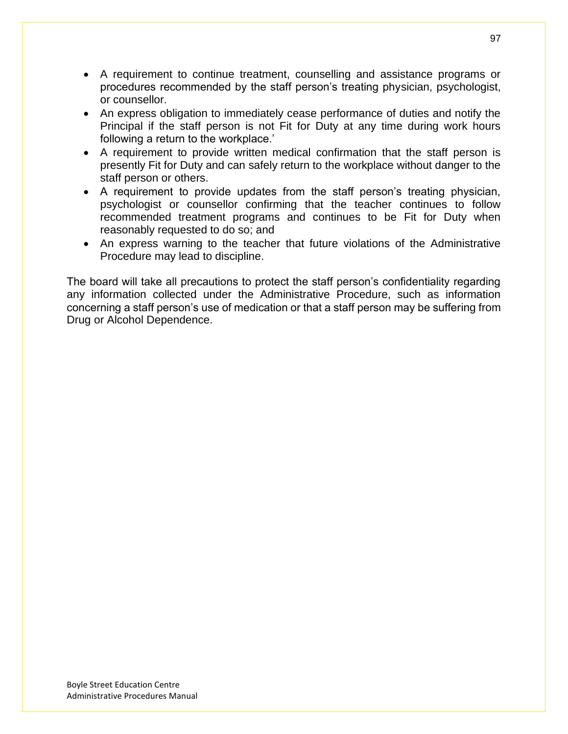- A requirement to continue treatment, counselling and assistance programs or procedures recommended by the staff person's treating physician, psychologist, or counsellor.
- An express obligation to immediately cease performance of duties and notify the Principal if the staff person is not Fit for Duty at any time during work hours following a return to the workplace.'
- A requirement to provide written medical confirmation that the staff person is presently Fit for Duty and can safely return to the workplace without danger to the staff person or others.
- A requirement to provide updates from the staff person's treating physician, psychologist or counsellor confirming that the teacher continues to follow recommended treatment programs and continues to be Fit for Duty when reasonably requested to do so; and
- An express warning to the teacher that future violations of the Administrative Procedure may lead to discipline.

The board will take all precautions to protect the staff person's confidentiality regarding any information collected under the Administrative Procedure, such as information concerning a staff person's use of medication or that a staff person may be suffering from Drug or Alcohol Dependence.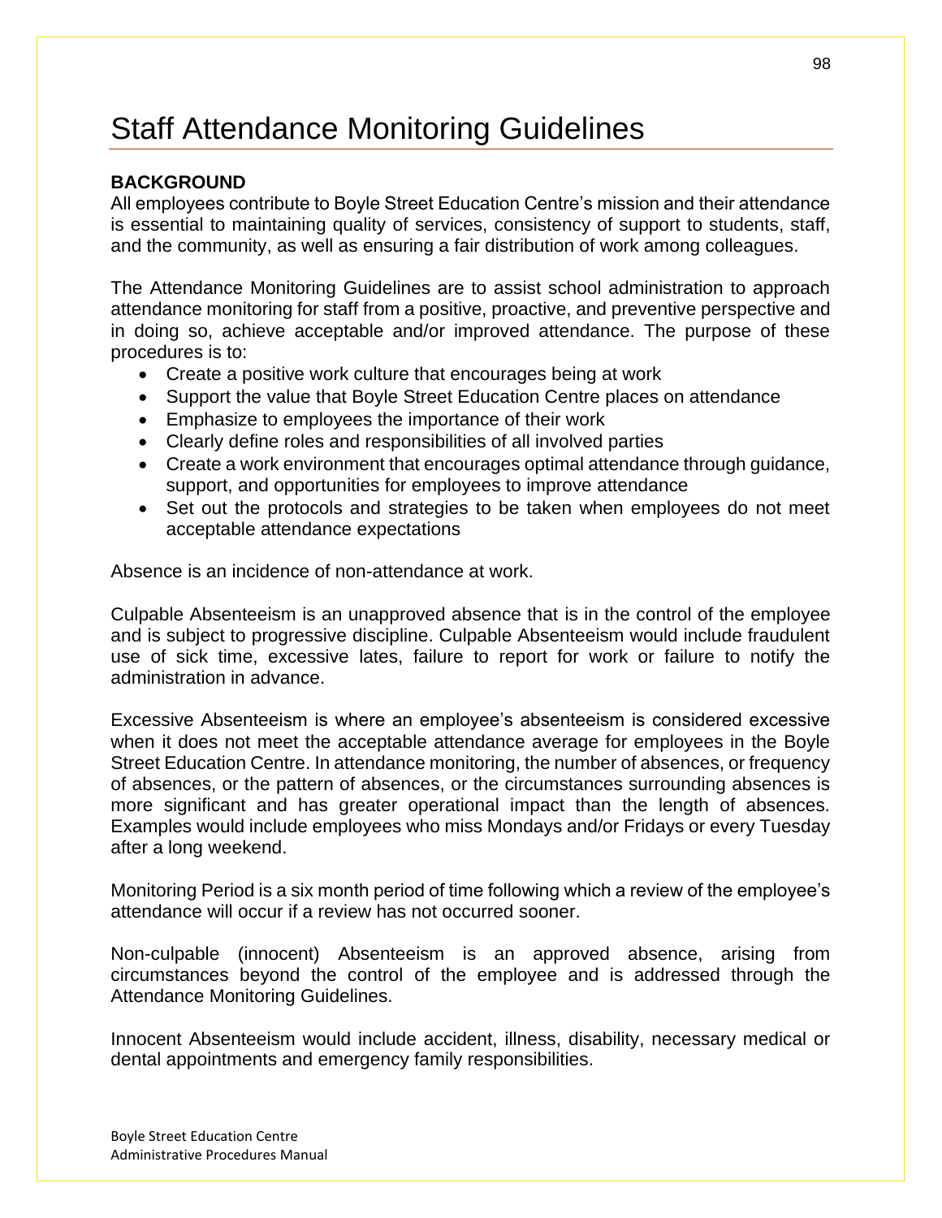# Staff Attendance Monitoring Guidelines

**BACKGROUND**

All employees contribute to Boyle Street Education Centre's mission and their attendance is essential to maintaining quality of services, consistency of support to students, staff, and the community, as well as ensuring a fair distribution of work among colleagues.

The Attendance Monitoring Guidelines are to assist school administration to approach attendance monitoring for staff from a positive, proactive, and preventive perspective and in doing so, achieve acceptable and/or improved attendance. The purpose of these procedures is to:

- Create a positive work culture that encourages being at work
- Support the value that Boyle Street Education Centre places on attendance
- Emphasize to employees the importance of their work
- Clearly define roles and responsibilities of all involved parties
- Create a work environment that encourages optimal attendance through guidance, support, and opportunities for employees to improve attendance
- Set out the protocols and strategies to be taken when employees do not meet acceptable attendance expectations

Absence is an incidence of non-attendance at work.

Culpable Absenteeism is an unapproved absence that is in the control of the employee and is subject to progressive discipline. Culpable Absenteeism would include fraudulent use of sick time, excessive lates, failure to report for work or failure to notify the administration in advance.

Excessive Absenteeism is where an employee's absenteeism is considered excessive when it does not meet the acceptable attendance average for employees in the Boyle Street Education Centre. In attendance monitoring, the number of absences, or frequency of absences, or the pattern of absences, or the circumstances surrounding absences is more significant and has greater operational impact than the length of absences. Examples would include employees who miss Mondays and/or Fridays or every Tuesday after a long weekend.

Monitoring Period is a six month period of time following which a review of the employee's attendance will occur if a review has not occurred sooner.

Non-culpable (innocent) Absenteeism is an approved absence, arising from circumstances beyond the control of the employee and is addressed through the Attendance Monitoring Guidelines.

Innocent Absenteeism would include accident, illness, disability, necessary medical or dental appointments and emergency family responsibilities.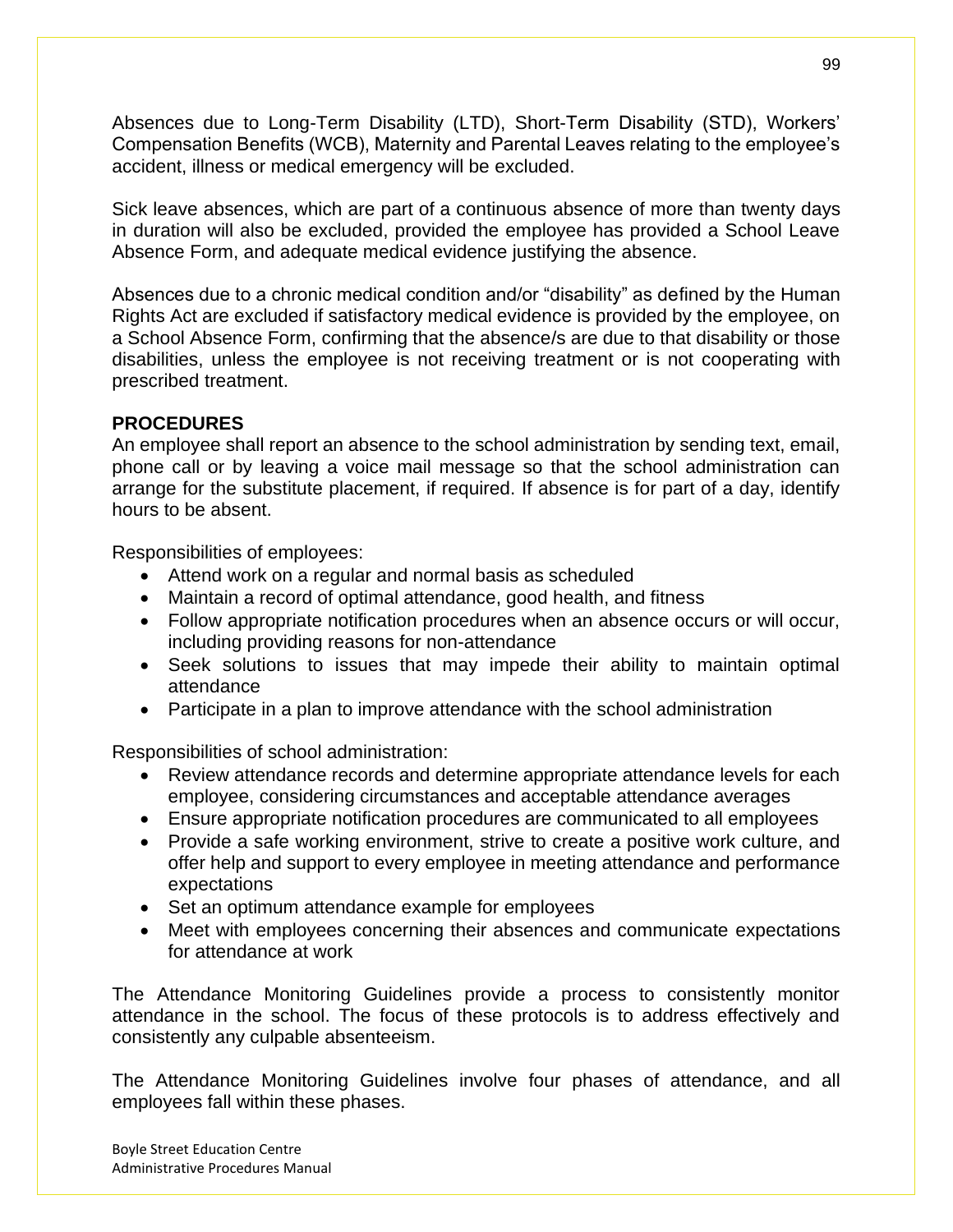Absences due to Long-Term Disability (LTD), Short-Term Disability (STD), Workers' Compensation Benefits (WCB), Maternity and Parental Leaves relating to the employee's accident, illness or medical emergency will be excluded.

Sick leave absences, which are part of a continuous absence of more than twenty days in duration will also be excluded, provided the employee has provided a School Leave Absence Form, and adequate medical evidence justifying the absence.

Absences due to a chronic medical condition and/or "disability" as defined by the Human Rights Act are excluded if satisfactory medical evidence is provided by the employee, on a School Absence Form, confirming that the absence/s are due to that disability or those disabilities, unless the employee is not receiving treatment or is not cooperating with prescribed treatment.

**PROCEDURES**

An employee shall report an absence to the school administration by sending text, email, phone call or by leaving a voice mail message so that the school administration can arrange for the substitute placement, if required. If absence is for part of a day, identify hours to be absent.

Responsibilities of employees:

- Attend work on a regular and normal basis as scheduled
- Maintain a record of optimal attendance, good health, and fitness
- Follow appropriate notification procedures when an absence occurs or will occur, including providing reasons for non-attendance
- Seek solutions to issues that may impede their ability to maintain optimal attendance
- Participate in a plan to improve attendance with the school administration

Responsibilities of school administration:

- Review attendance records and determine appropriate attendance levels for each employee, considering circumstances and acceptable attendance averages
- Ensure appropriate notification procedures are communicated to all employees
- Provide a safe working environment, strive to create a positive work culture, and offer help and support to every employee in meeting attendance and performance expectations
- Set an optimum attendance example for employees
- Meet with employees concerning their absences and communicate expectations for attendance at work

The Attendance Monitoring Guidelines provide a process to consistently monitor attendance in the school. The focus of these protocols is to address effectively and consistently any culpable absenteeism.

The Attendance Monitoring Guidelines involve four phases of attendance, and all employees fall within these phases.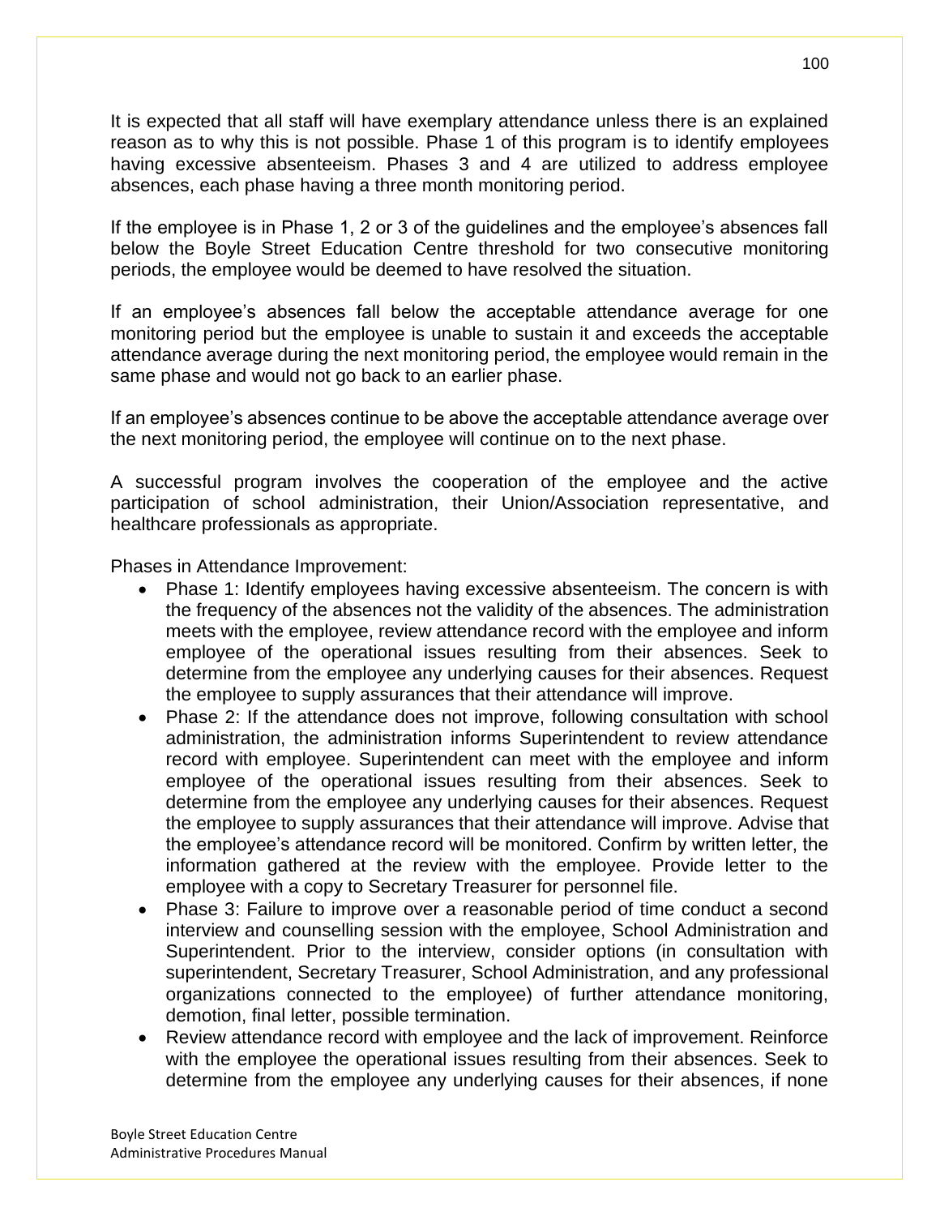It is expected that all staff will have exemplary attendance unless there is an explained reason as to why this is not possible. Phase 1 of this program is to identify employees having excessive absenteeism. Phases 3 and 4 are utilized to address employee absences, each phase having a three month monitoring period.

If the employee is in Phase 1, 2 or 3 of the guidelines and the employee's absences fall below the Boyle Street Education Centre threshold for two consecutive monitoring periods, the employee would be deemed to have resolved the situation.

If an employee's absences fall below the acceptable attendance average for one monitoring period but the employee is unable to sustain it and exceeds the acceptable attendance average during the next monitoring period, the employee would remain in the same phase and would not go back to an earlier phase.

If an employee's absences continue to be above the acceptable attendance average over the next monitoring period, the employee will continue on to the next phase.

A successful program involves the cooperation of the employee and the active participation of school administration, their Union/Association representative, and healthcare professionals as appropriate.

Phases in Attendance Improvement:

- Phase 1: Identify employees having excessive absenteeism. The concern is with the frequency of the absences not the validity of the absences. The administration meets with the employee, review attendance record with the employee and inform employee of the operational issues resulting from their absences. Seek to determine from the employee any underlying causes for their absences. Request the employee to supply assurances that their attendance will improve.
- Phase 2: If the attendance does not improve, following consultation with school administration, the administration informs Superintendent to review attendance record with employee. Superintendent can meet with the employee and inform employee of the operational issues resulting from their absences. Seek to determine from the employee any underlying causes for their absences. Request the employee to supply assurances that their attendance will improve. Advise that the employee's attendance record will be monitored. Confirm by written letter, the information gathered at the review with the employee. Provide letter to the employee with a copy to Secretary Treasurer for personnel file.
- Phase 3: Failure to improve over a reasonable period of time conduct a second interview and counselling session with the employee, School Administration and Superintendent. Prior to the interview, consider options (in consultation with superintendent, Secretary Treasurer, School Administration, and any professional organizations connected to the employee) of further attendance monitoring, demotion, final letter, possible termination.
- Review attendance record with employee and the lack of improvement. Reinforce with the employee the operational issues resulting from their absences. Seek to determine from the employee any underlying causes for their absences, if none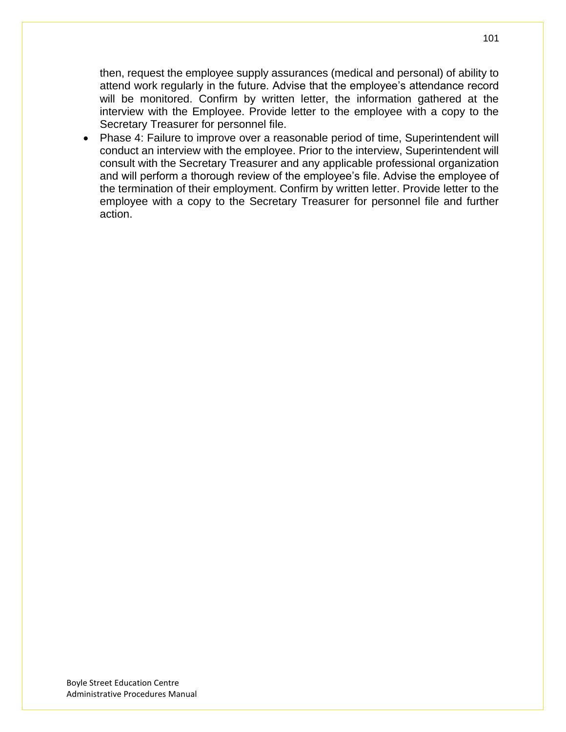then, request the employee supply assurances (medical and personal) of ability to attend work regularly in the future. Advise that the employee's attendance record will be monitored. Confirm by written letter, the information gathered at the interview with the Employee. Provide letter to the employee with a copy to the Secretary Treasurer for personnel file.

- Phase 4: Failure to improve over a reasonable period of time, Superintendent will conduct an interview with the employee. Prior to the interview, Superintendent will consult with the Secretary Treasurer and any applicable professional organization and will perform a thorough review of the employee's file. Advise the employee of the termination of their employment. Confirm by written letter. Provide letter to the employee with a copy to the Secretary Treasurer for personnel file and further action.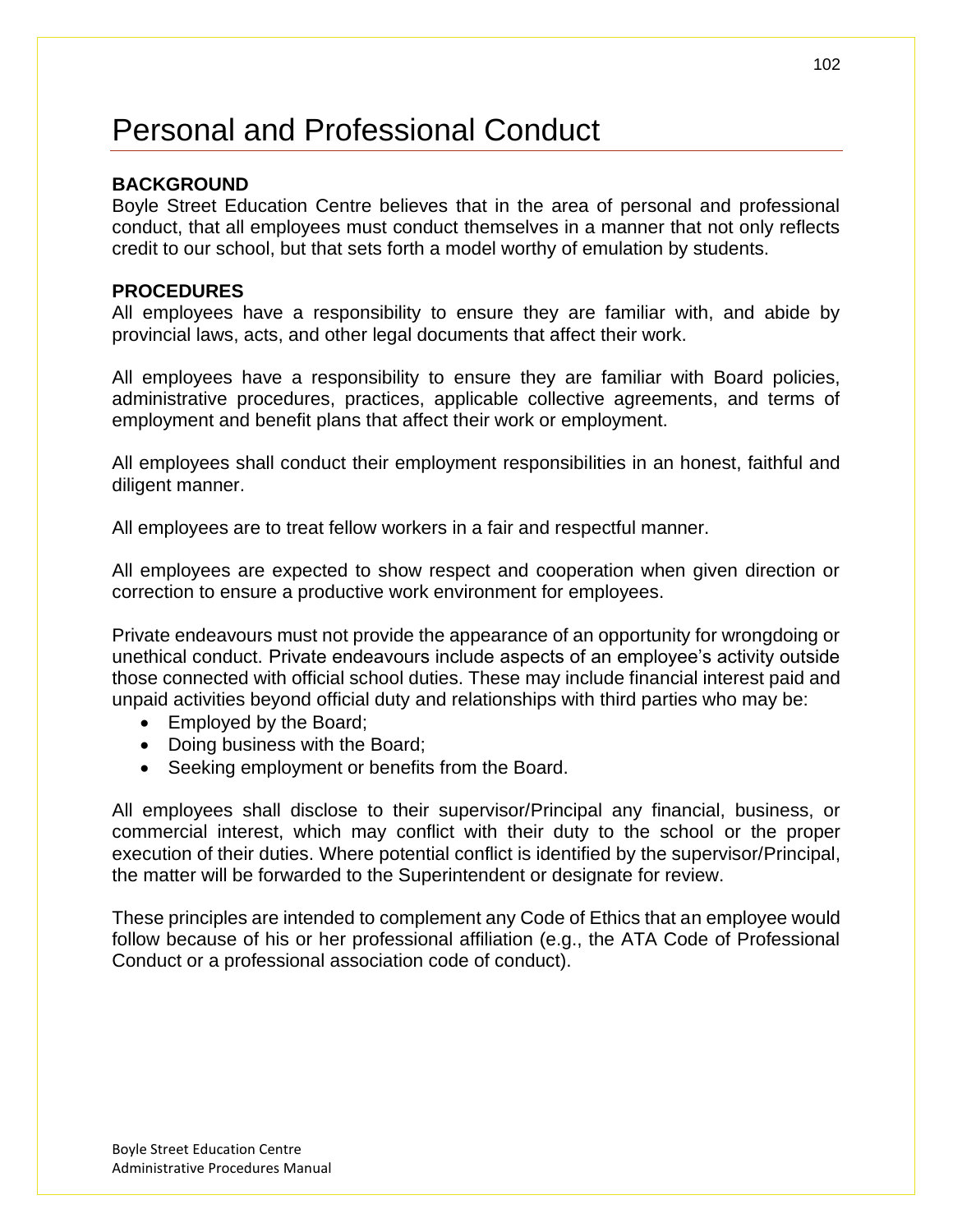# Personal and Professional Conduct

**BACKGROUND**

Boyle Street Education Centre believes that in the area of personal and professional conduct, that all employees must conduct themselves in a manner that not only reflects credit to our school, but that sets forth a model worthy of emulation by students.

**PROCEDURES**

All employees have a responsibility to ensure they are familiar with, and abide by provincial laws, acts, and other legal documents that affect their work.

All employees have a responsibility to ensure they are familiar with Board policies, administrative procedures, practices, applicable collective agreements, and terms of employment and benefit plans that affect their work or employment.

All employees shall conduct their employment responsibilities in an honest, faithful and diligent manner.

All employees are to treat fellow workers in a fair and respectful manner.

All employees are expected to show respect and cooperation when given direction or correction to ensure a productive work environment for employees.

Private endeavours must not provide the appearance of an opportunity for wrongdoing or unethical conduct. Private endeavours include aspects of an employee's activity outside those connected with official school duties. These may include financial interest paid and unpaid activities beyond official duty and relationships with third parties who may be:

- Employed by the Board;
- Doing business with the Board;
- Seeking employment or benefits from the Board.

All employees shall disclose to their supervisor/Principal any financial, business, or commercial interest, which may conflict with their duty to the school or the proper execution of their duties. Where potential conflict is identified by the supervisor/Principal, the matter will be forwarded to the Superintendent or designate for review.

These principles are intended to complement any Code of Ethics that an employee would follow because of his or her professional affiliation (e.g., the ATA Code of Professional Conduct or a professional association code of conduct).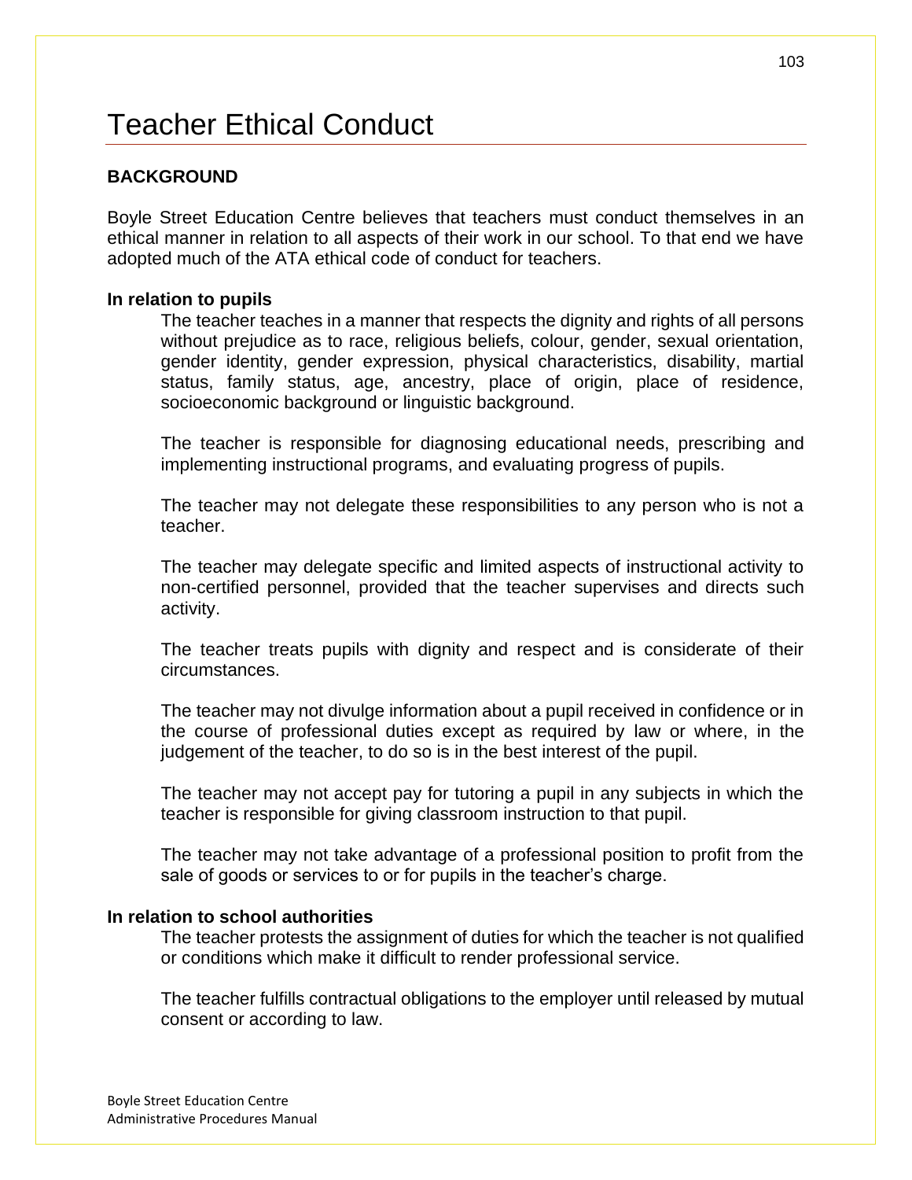# Teacher Ethical Conduct

**BACKGROUND**

Boyle Street Education Centre believes that teachers must conduct themselves in an ethical manner in relation to all aspects of their work in our school. To that end we have adopted much of the ATA ethical code of conduct for teachers.

**In relation to pupils**

The teacher teaches in a manner that respects the dignity and rights of all persons without prejudice as to race, religious beliefs, colour, gender, sexual orientation, gender identity, gender expression, physical characteristics, disability, martial status, family status, age, ancestry, place of origin, place of residence, socioeconomic background or linguistic background.

The teacher is responsible for diagnosing educational needs, prescribing and implementing instructional programs, and evaluating progress of pupils.

The teacher may not delegate these responsibilities to any person who is not a teacher.

The teacher may delegate specific and limited aspects of instructional activity to non-certified personnel, provided that the teacher supervises and directs such activity.

The teacher treats pupils with dignity and respect and is considerate of their circumstances.

The teacher may not divulge information about a pupil received in confidence or in the course of professional duties except as required by law or where, in the judgement of the teacher, to do so is in the best interest of the pupil.

The teacher may not accept pay for tutoring a pupil in any subjects in which the teacher is responsible for giving classroom instruction to that pupil.

The teacher may not take advantage of a professional position to profit from the sale of goods or services to or for pupils in the teacher's charge.

**In relation to school authorities**

The teacher protests the assignment of duties for which the teacher is not qualified or conditions which make it difficult to render professional service.

The teacher fulfills contractual obligations to the employer until released by mutual consent or according to law.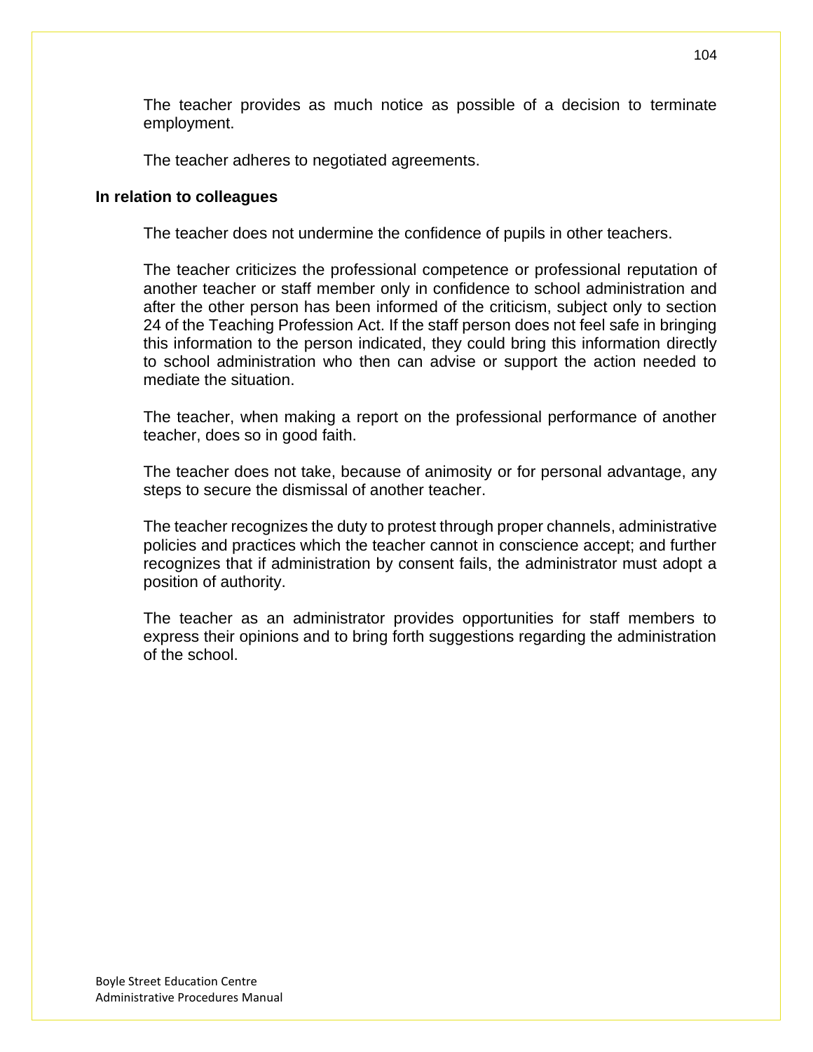The teacher provides as much notice as possible of a decision to terminate employment.

The teacher adheres to negotiated agreements.

**In relation to colleagues**

The teacher does not undermine the confidence of pupils in other teachers.

The teacher criticizes the professional competence or professional reputation of another teacher or staff member only in confidence to school administration and after the other person has been informed of the criticism, subject only to section 24 of the Teaching Profession Act. If the staff person does not feel safe in bringing this information to the person indicated, they could bring this information directly to school administration who then can advise or support the action needed to mediate the situation.

The teacher, when making a report on the professional performance of another teacher, does so in good faith.

The teacher does not take, because of animosity or for personal advantage, any steps to secure the dismissal of another teacher.

The teacher recognizes the duty to protest through proper channels, administrative policies and practices which the teacher cannot in conscience accept; and further recognizes that if administration by consent fails, the administrator must adopt a position of authority.

The teacher as an administrator provides opportunities for staff members to express their opinions and to bring forth suggestions regarding the administration of the school.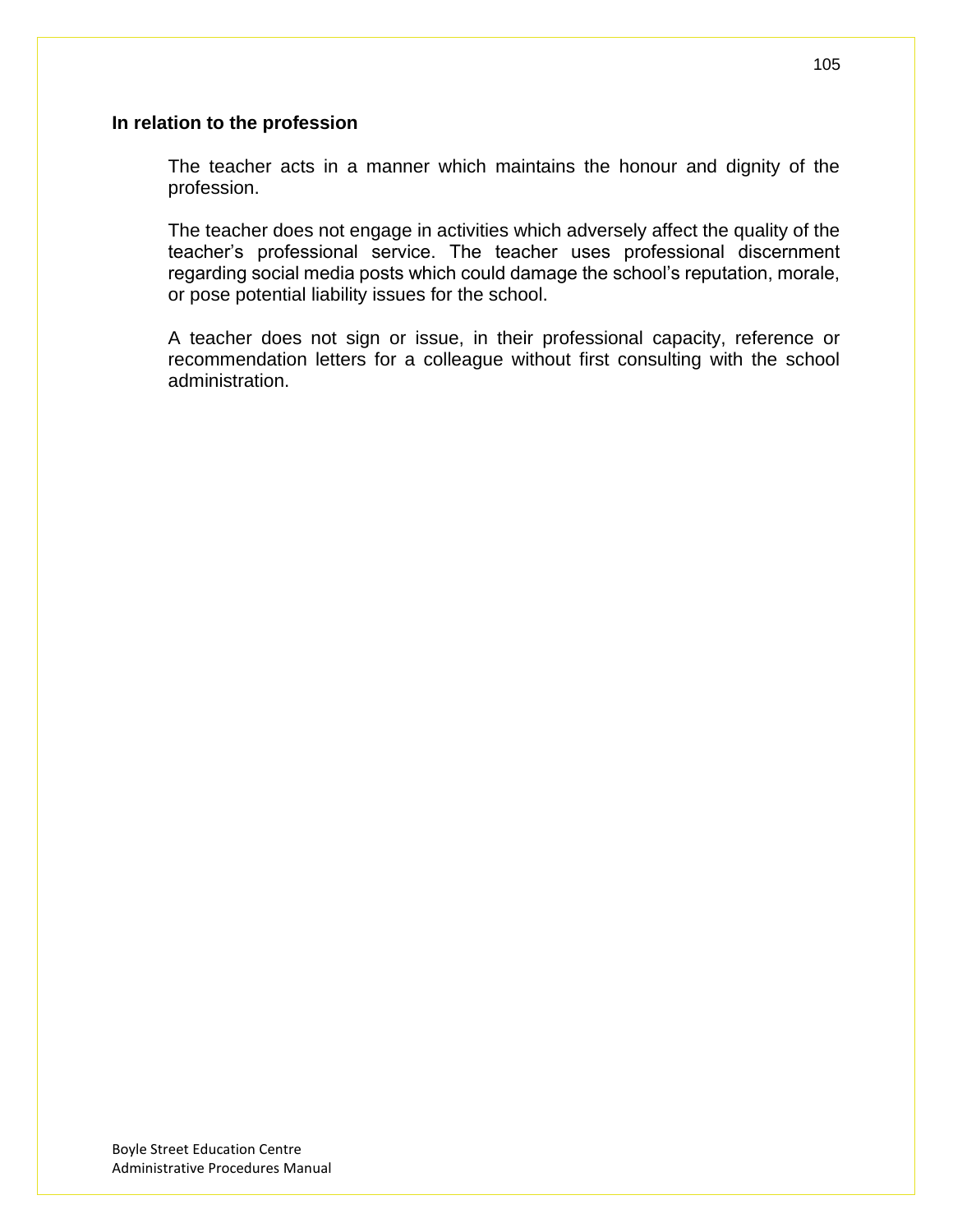**In relation to the profession**

The teacher acts in a manner which maintains the honour and dignity of the profession.

The teacher does not engage in activities which adversely affect the quality of the teacher's professional service. The teacher uses professional discernment regarding social media posts which could damage the school's reputation, morale, or pose potential liability issues for the school.

A teacher does not sign or issue, in their professional capacity, reference or recommendation letters for a colleague without first consulting with the school administration.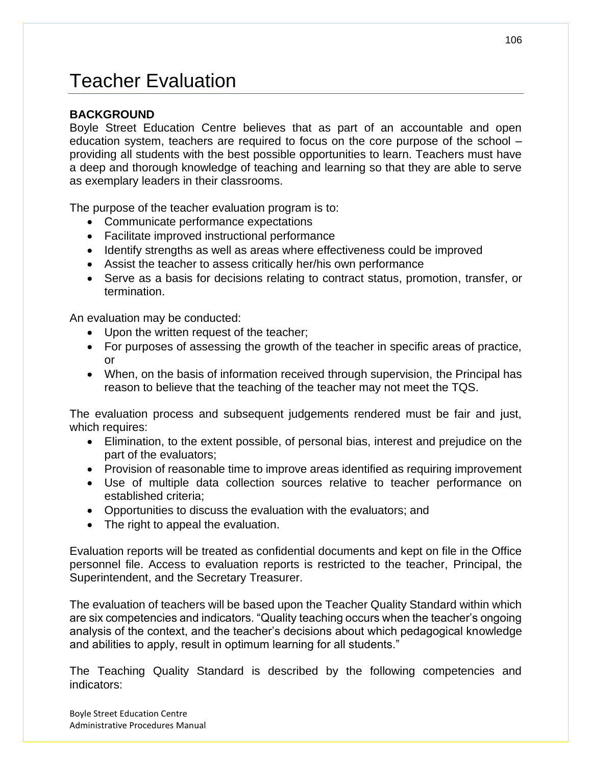# Teacher Evaluation

**BACKGROUND**

Boyle Street Education Centre believes that as part of an accountable and open education system, teachers are required to focus on the core purpose of the school – providing all students with the best possible opportunities to learn. Teachers must have a deep and thorough knowledge of teaching and learning so that they are able to serve as exemplary leaders in their classrooms.

The purpose of the teacher evaluation program is to:

- Communicate performance expectations
- Facilitate improved instructional performance
- Identify strengths as well as areas where effectiveness could be improved
- Assist the teacher to assess critically her/his own performance
- Serve as a basis for decisions relating to contract status, promotion, transfer, or termination.

An evaluation may be conducted:

- Upon the written request of the teacher;
- For purposes of assessing the growth of the teacher in specific areas of practice, or
- When, on the basis of information received through supervision, the Principal has reason to believe that the teaching of the teacher may not meet the TQS.

The evaluation process and subsequent judgements rendered must be fair and just, which requires:

- Elimination, to the extent possible, of personal bias, interest and prejudice on the part of the evaluators;
- Provision of reasonable time to improve areas identified as requiring improvement
- Use of multiple data collection sources relative to teacher performance on established criteria;
- Opportunities to discuss the evaluation with the evaluators; and
- The right to appeal the evaluation.

Evaluation reports will be treated as confidential documents and kept on file in the Office personnel file. Access to evaluation reports is restricted to the teacher, Principal, the Superintendent, and the Secretary Treasurer.

The evaluation of teachers will be based upon the Teacher Quality Standard within which are six competencies and indicators. "Quality teaching occurs when the teacher's ongoing analysis of the context, and the teacher's decisions about which pedagogical knowledge and abilities to apply, result in optimum learning for all students."

The Teaching Quality Standard is described by the following competencies and indicators: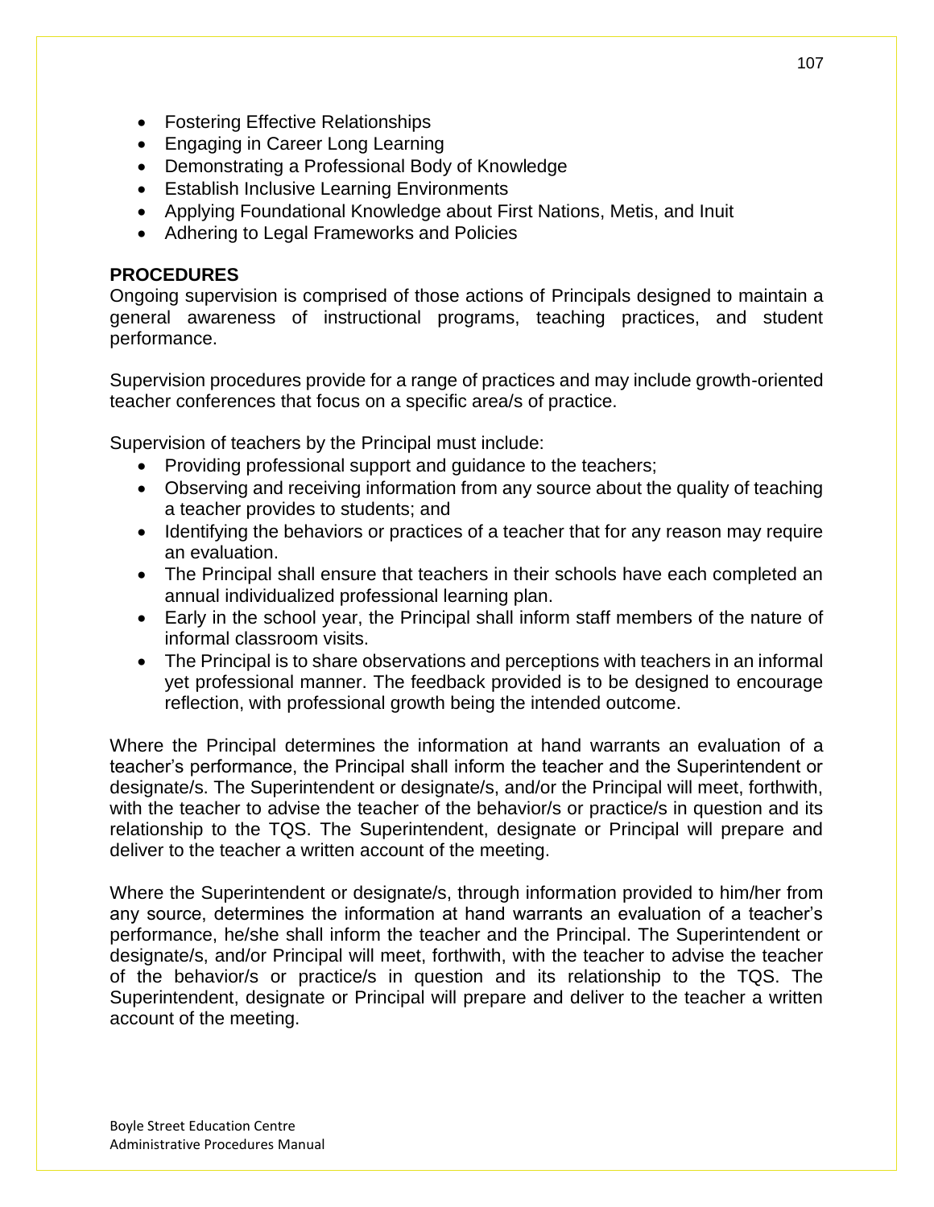- Fostering Effective Relationships
- Engaging in Career Long Learning
- Demonstrating a Professional Body of Knowledge
- Establish Inclusive Learning Environments
- Applying Foundational Knowledge about First Nations, Metis, and Inuit
- Adhering to Legal Frameworks and Policies

**PROCEDURES**

Ongoing supervision is comprised of those actions of Principals designed to maintain a general awareness of instructional programs, teaching practices, and student performance.

Supervision procedures provide for a range of practices and may include growth-oriented teacher conferences that focus on a specific area/s of practice.

Supervision of teachers by the Principal must include:

- Providing professional support and guidance to the teachers;
- Observing and receiving information from any source about the quality of teaching a teacher provides to students; and
- Identifying the behaviors or practices of a teacher that for any reason may require an evaluation.
- The Principal shall ensure that teachers in their schools have each completed an annual individualized professional learning plan.
- Early in the school year, the Principal shall inform staff members of the nature of informal classroom visits.
- The Principal is to share observations and perceptions with teachers in an informal yet professional manner. The feedback provided is to be designed to encourage reflection, with professional growth being the intended outcome.

Where the Principal determines the information at hand warrants an evaluation of a teacher's performance, the Principal shall inform the teacher and the Superintendent or designate/s. The Superintendent or designate/s, and/or the Principal will meet, forthwith, with the teacher to advise the teacher of the behavior/s or practice/s in question and its relationship to the TQS. The Superintendent, designate or Principal will prepare and deliver to the teacher a written account of the meeting.

Where the Superintendent or designate/s, through information provided to him/her from any source, determines the information at hand warrants an evaluation of a teacher's performance, he/she shall inform the teacher and the Principal. The Superintendent or designate/s, and/or Principal will meet, forthwith, with the teacher to advise the teacher of the behavior/s or practice/s in question and its relationship to the TQS. The Superintendent, designate or Principal will prepare and deliver to the teacher a written account of the meeting.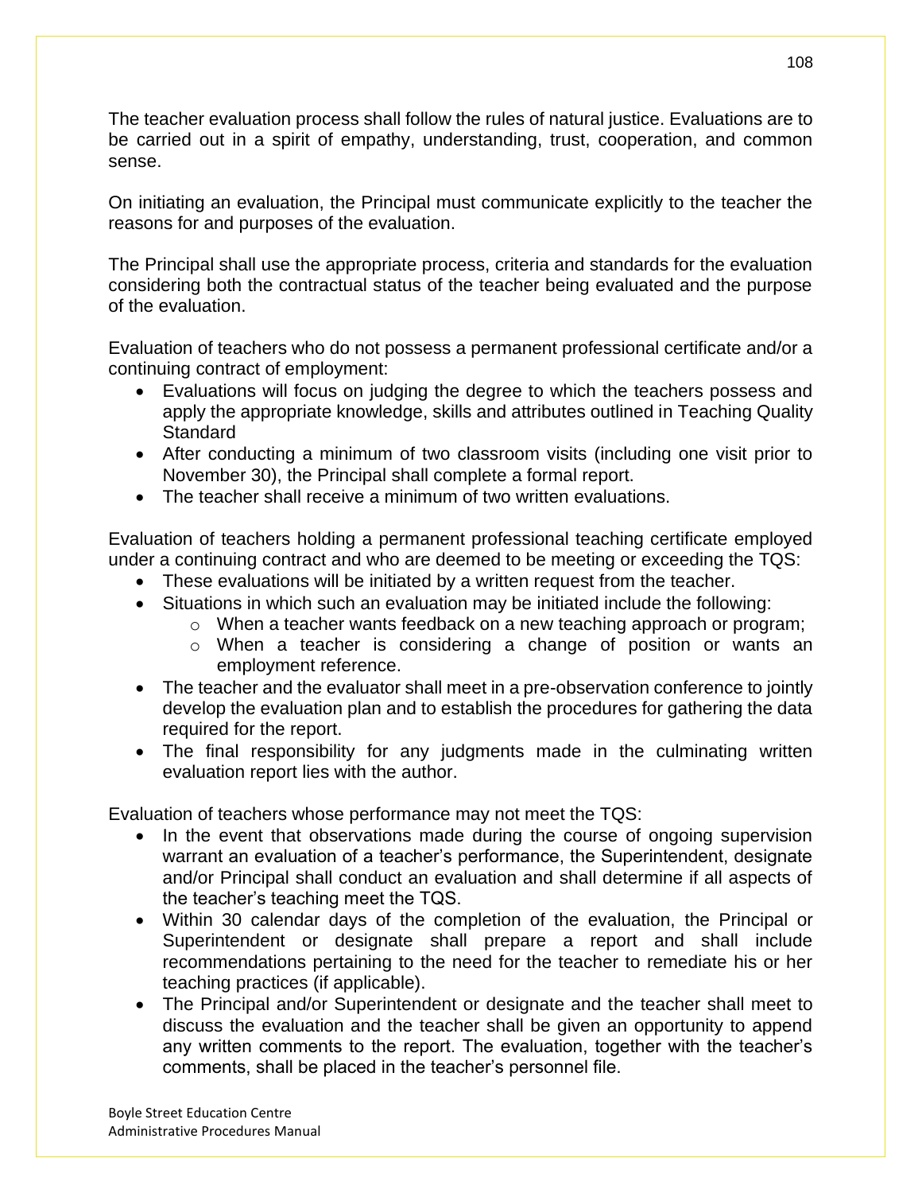The teacher evaluation process shall follow the rules of natural justice. Evaluations are to be carried out in a spirit of empathy, understanding, trust, cooperation, and common sense.

On initiating an evaluation, the Principal must communicate explicitly to the teacher the reasons for and purposes of the evaluation.

The Principal shall use the appropriate process, criteria and standards for the evaluation considering both the contractual status of the teacher being evaluated and the purpose of the evaluation.

Evaluation of teachers who do not possess a permanent professional certificate and/or a continuing contract of employment:

- Evaluations will focus on judging the degree to which the teachers possess and apply the appropriate knowledge, skills and attributes outlined in Teaching Quality Standard
- After conducting a minimum of two classroom visits (including one visit prior to November 30), the Principal shall complete a formal report.
- The teacher shall receive a minimum of two written evaluations.

Evaluation of teachers holding a permanent professional teaching certificate employed under a continuing contract and who are deemed to be meeting or exceeding the TQS:

- These evaluations will be initiated by a written request from the teacher.
- Situations in which such an evaluation may be initiated include the following:
  - When a teacher wants feedback on a new teaching approach or program;
  - When a teacher is considering a change of position or wants an employment reference.
- The teacher and the evaluator shall meet in a pre-observation conference to jointly develop the evaluation plan and to establish the procedures for gathering the data required for the report.
- The final responsibility for any judgments made in the culminating written evaluation report lies with the author.

Evaluation of teachers whose performance may not meet the TQS:

- In the event that observations made during the course of ongoing supervision warrant an evaluation of a teacher's performance, the Superintendent, designate and/or Principal shall conduct an evaluation and shall determine if all aspects of the teacher's teaching meet the TQS.
- Within 30 calendar days of the completion of the evaluation, the Principal or Superintendent or designate shall prepare a report and shall include recommendations pertaining to the need for the teacher to remediate his or her teaching practices (if applicable).
- The Principal and/or Superintendent or designate and the teacher shall meet to discuss the evaluation and the teacher shall be given an opportunity to append any written comments to the report. The evaluation, together with the teacher's comments, shall be placed in the teacher's personnel file.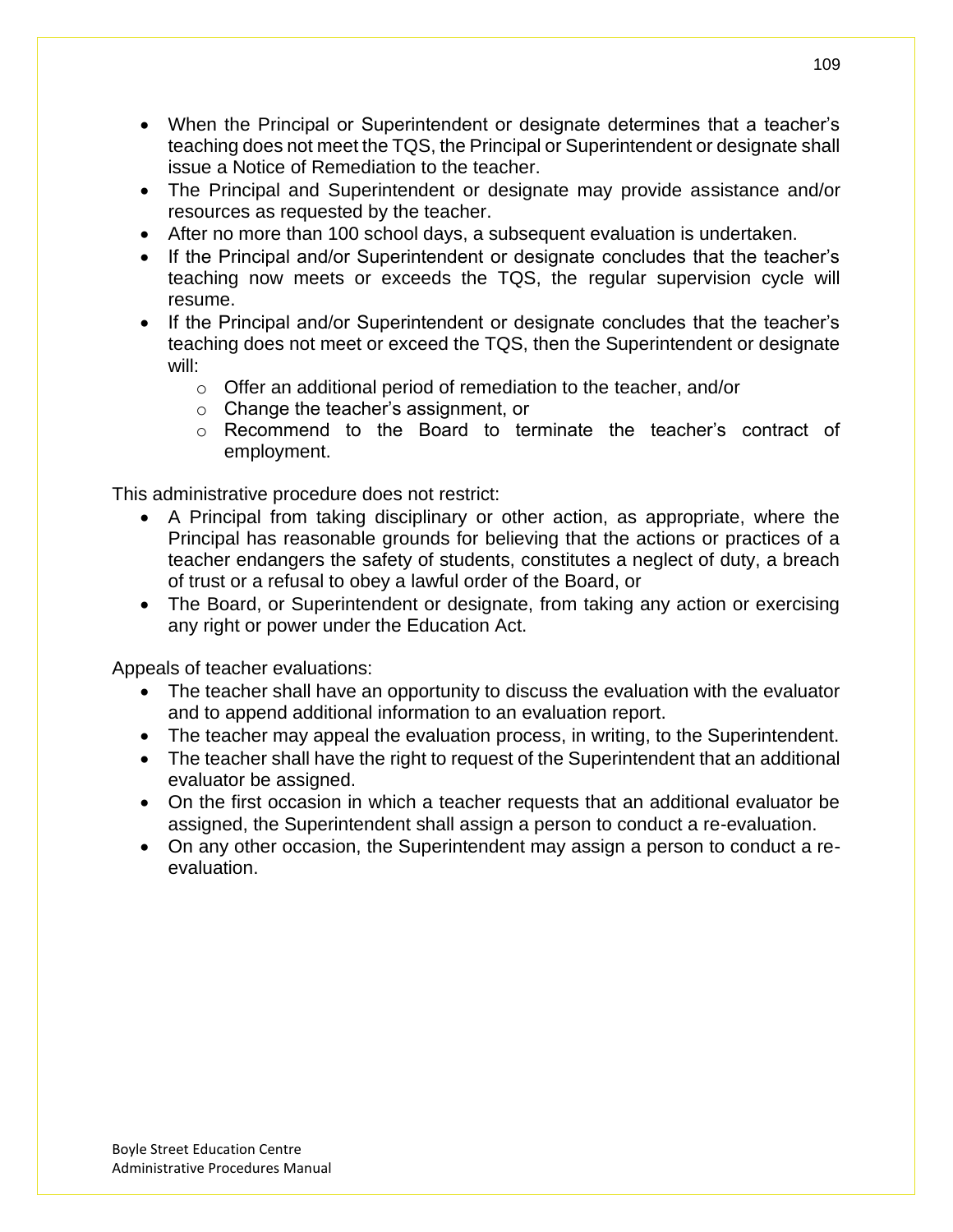- When the Principal or Superintendent or designate determines that a teacher's teaching does not meet the TQS, the Principal or Superintendent or designate shall issue a Notice of Remediation to the teacher.
- The Principal and Superintendent or designate may provide assistance and/or resources as requested by the teacher.
- After no more than 100 school days, a subsequent evaluation is undertaken.
- If the Principal and/or Superintendent or designate concludes that the teacher's teaching now meets or exceeds the TQS, the regular supervision cycle will resume.
- If the Principal and/or Superintendent or designate concludes that the teacher's teaching does not meet or exceed the TQS, then the Superintendent or designate will:
  - Offer an additional period of remediation to the teacher, and/or
  - Change the teacher's assignment, or
  - Recommend to the Board to terminate the teacher's contract of employment.

This administrative procedure does not restrict:

- A Principal from taking disciplinary or other action, as appropriate, where the Principal has reasonable grounds for believing that the actions or practices of a teacher endangers the safety of students, constitutes a neglect of duty, a breach of trust or a refusal to obey a lawful order of the Board, or
- The Board, or Superintendent or designate, from taking any action or exercising any right or power under the Education Act.

Appeals of teacher evaluations:

- The teacher shall have an opportunity to discuss the evaluation with the evaluator and to append additional information to an evaluation report.
- The teacher may appeal the evaluation process, in writing, to the Superintendent.
- The teacher shall have the right to request of the Superintendent that an additional evaluator be assigned.
- On the first occasion in which a teacher requests that an additional evaluator be assigned, the Superintendent shall assign a person to conduct a re-evaluation.
- On any other occasion, the Superintendent may assign a person to conduct a re-evaluation.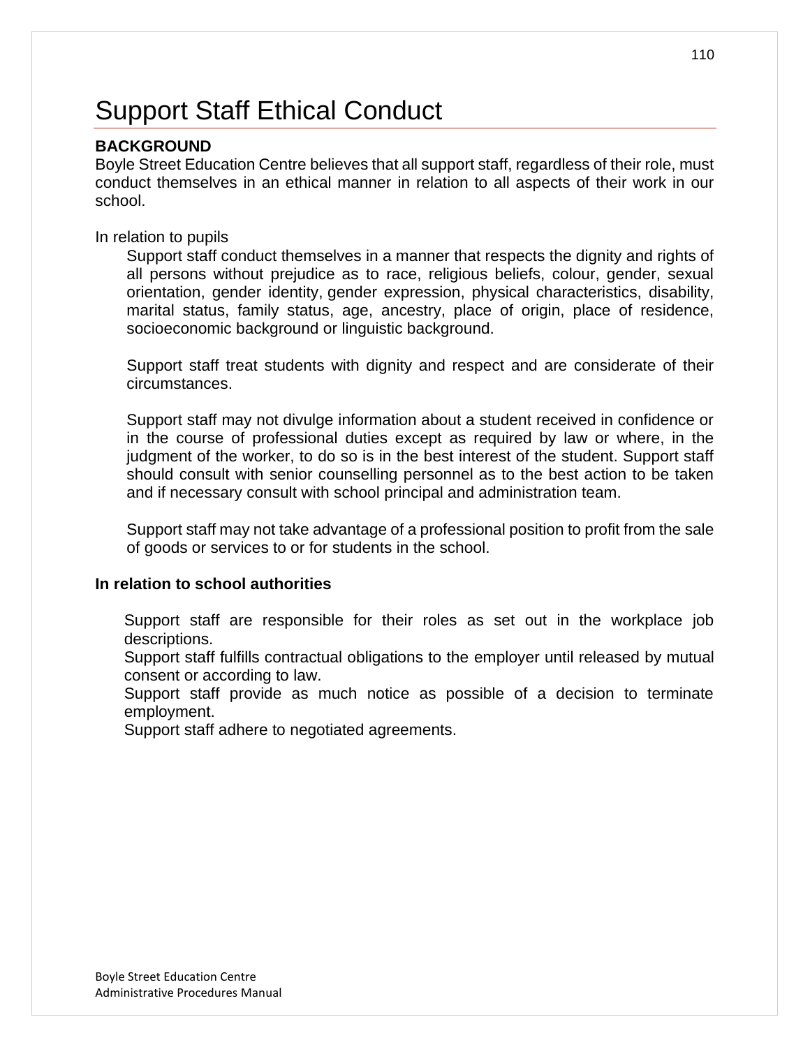# Support Staff Ethical Conduct

**BACKGROUND**

Boyle Street Education Centre believes that all support staff, regardless of their role, must conduct themselves in an ethical manner in relation to all aspects of their work in our school.

In relation to pupils

Support staff conduct themselves in a manner that respects the dignity and rights of all persons without prejudice as to race, religious beliefs, colour, gender, sexual orientation, gender identity, gender expression, physical characteristics, disability, marital status, family status, age, ancestry, place of origin, place of residence, socioeconomic background or linguistic background.

Support staff treat students with dignity and respect and are considerate of their circumstances.

Support staff may not divulge information about a student received in confidence or in the course of professional duties except as required by law or where, in the judgment of the worker, to do so is in the best interest of the student. Support staff should consult with senior counselling personnel as to the best action to be taken and if necessary consult with school principal and administration team.

Support staff may not take advantage of a professional position to profit from the sale of goods or services to or for students in the school.

**In relation to school authorities**

Support staff are responsible for their roles as set out in the workplace job descriptions.

Support staff fulfills contractual obligations to the employer until released by mutual consent or according to law.

Support staff provide as much notice as possible of a decision to terminate employment.

Support staff adhere to negotiated agreements.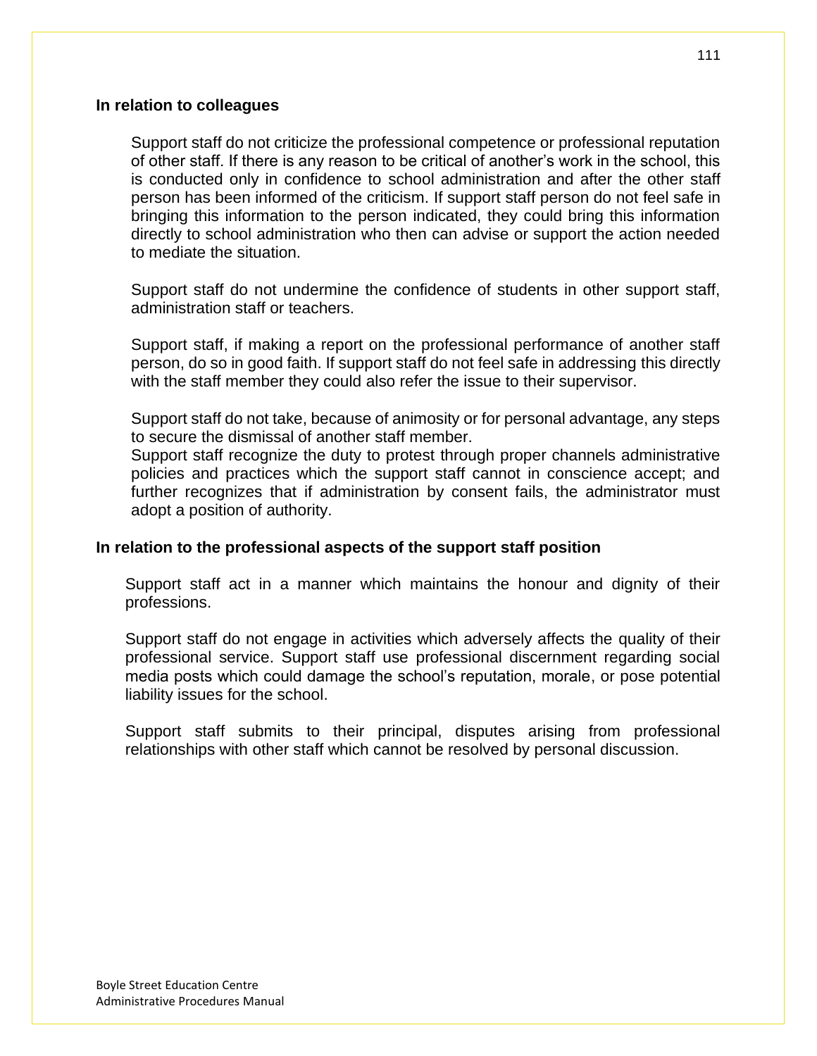**In relation to colleagues**

Support staff do not criticize the professional competence or professional reputation of other staff. If there is any reason to be critical of another's work in the school, this is conducted only in confidence to school administration and after the other staff person has been informed of the criticism. If support staff person do not feel safe in bringing this information to the person indicated, they could bring this information directly to school administration who then can advise or support the action needed to mediate the situation.

Support staff do not undermine the confidence of students in other support staff, administration staff or teachers.

Support staff, if making a report on the professional performance of another staff person, do so in good faith. If support staff do not feel safe in addressing this directly with the staff member they could also refer the issue to their supervisor.

Support staff do not take, because of animosity or for personal advantage, any steps to secure the dismissal of another staff member.

Support staff recognize the duty to protest through proper channels administrative policies and practices which the support staff cannot in conscience accept; and further recognizes that if administration by consent fails, the administrator must adopt a position of authority.

**In relation to the professional aspects of the support staff position**

Support staff act in a manner which maintains the honour and dignity of their professions.

Support staff do not engage in activities which adversely affects the quality of their professional service. Support staff use professional discernment regarding social media posts which could damage the school's reputation, morale, or pose potential liability issues for the school.

Support staff submits to their principal, disputes arising from professional relationships with other staff which cannot be resolved by personal discussion.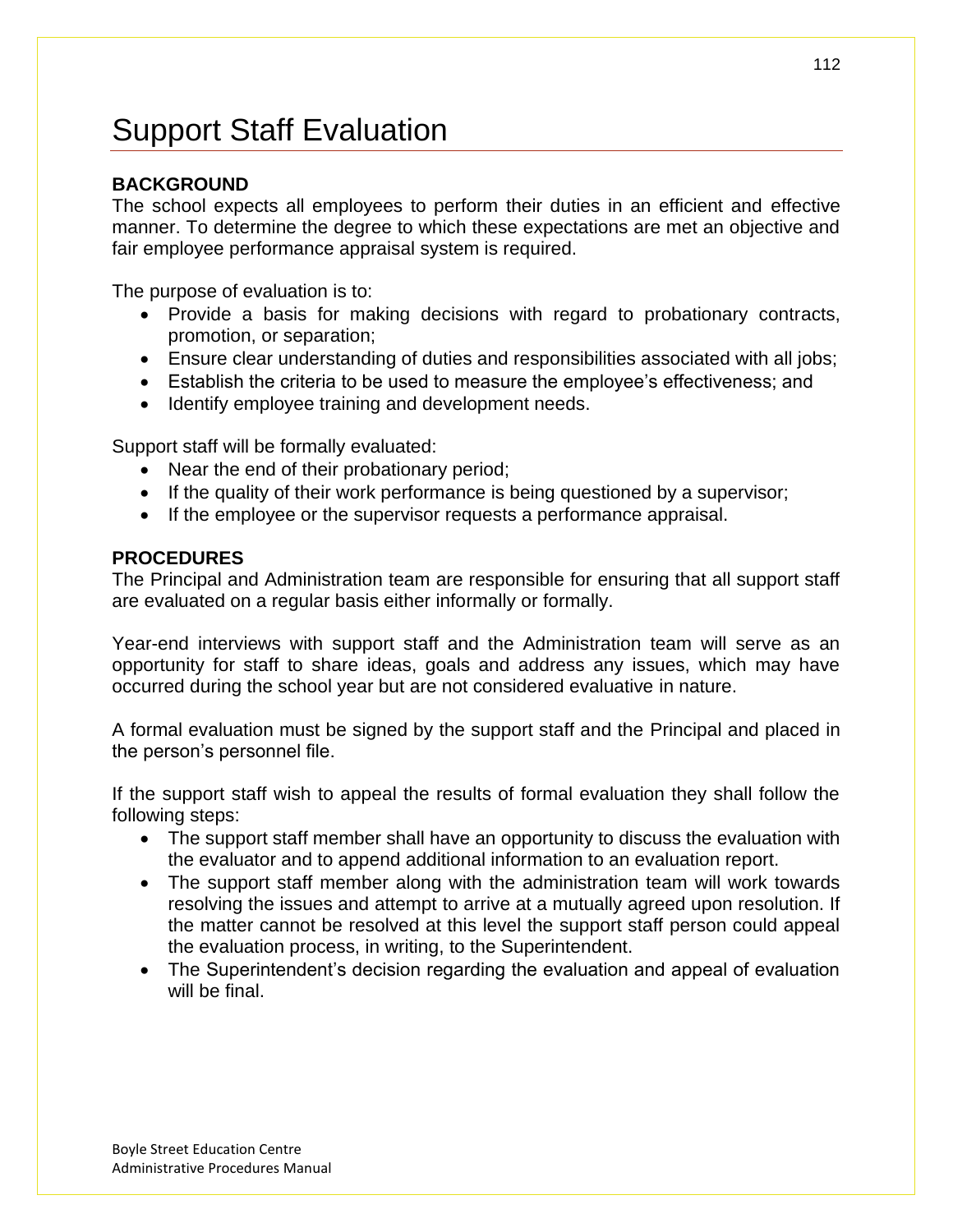# Support Staff Evaluation

**BACKGROUND**

The school expects all employees to perform their duties in an efficient and effective manner. To determine the degree to which these expectations are met an objective and fair employee performance appraisal system is required.

The purpose of evaluation is to:

- Provide a basis for making decisions with regard to probationary contracts, promotion, or separation;
- Ensure clear understanding of duties and responsibilities associated with all jobs;
- Establish the criteria to be used to measure the employee's effectiveness; and
- Identify employee training and development needs.

Support staff will be formally evaluated:

- Near the end of their probationary period;
- If the quality of their work performance is being questioned by a supervisor;
- If the employee or the supervisor requests a performance appraisal.

**PROCEDURES**

The Principal and Administration team are responsible for ensuring that all support staff are evaluated on a regular basis either informally or formally.

Year-end interviews with support staff and the Administration team will serve as an opportunity for staff to share ideas, goals and address any issues, which may have occurred during the school year but are not considered evaluative in nature.

A formal evaluation must be signed by the support staff and the Principal and placed in the person's personnel file.

If the support staff wish to appeal the results of formal evaluation they shall follow the following steps:

- The support staff member shall have an opportunity to discuss the evaluation with the evaluator and to append additional information to an evaluation report.
- The support staff member along with the administration team will work towards resolving the issues and attempt to arrive at a mutually agreed upon resolution. If the matter cannot be resolved at this level the support staff person could appeal the evaluation process, in writing, to the Superintendent.
- The Superintendent's decision regarding the evaluation and appeal of evaluation will be final.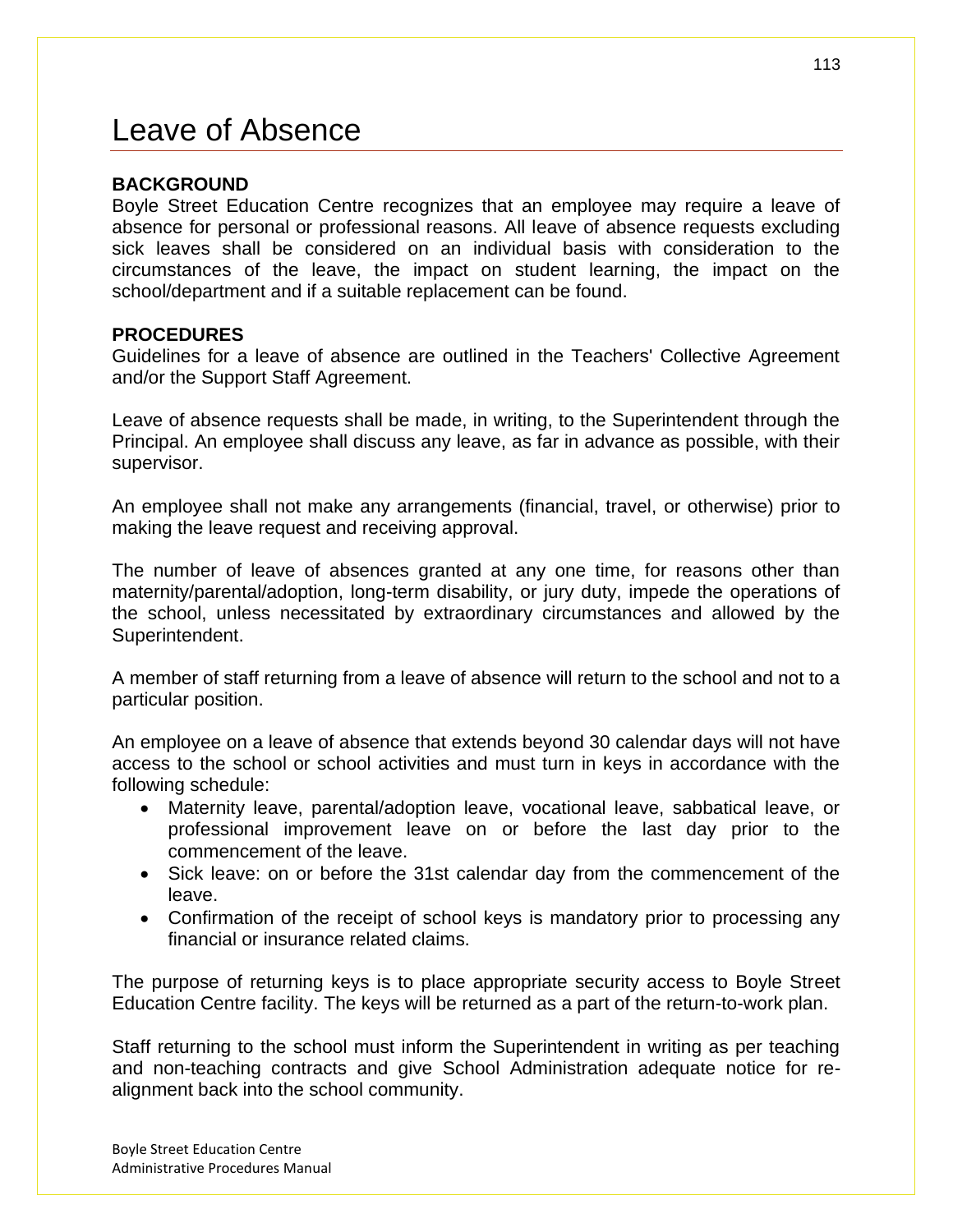# Leave of Absence

**BACKGROUND**

Boyle Street Education Centre recognizes that an employee may require a leave of absence for personal or professional reasons. All leave of absence requests excluding sick leaves shall be considered on an individual basis with consideration to the circumstances of the leave, the impact on student learning, the impact on the school/department and if a suitable replacement can be found.

**PROCEDURES**

Guidelines for a leave of absence are outlined in the Teachers' Collective Agreement and/or the Support Staff Agreement.

Leave of absence requests shall be made, in writing, to the Superintendent through the Principal. An employee shall discuss any leave, as far in advance as possible, with their supervisor.

An employee shall not make any arrangements (financial, travel, or otherwise) prior to making the leave request and receiving approval.

The number of leave of absences granted at any one time, for reasons other than maternity/parental/adoption, long-term disability, or jury duty, impede the operations of the school, unless necessitated by extraordinary circumstances and allowed by the Superintendent.

A member of staff returning from a leave of absence will return to the school and not to a particular position.

An employee on a leave of absence that extends beyond 30 calendar days will not have access to the school or school activities and must turn in keys in accordance with the following schedule:

- Maternity leave, parental/adoption leave, vocational leave, sabbatical leave, or professional improvement leave on or before the last day prior to the commencement of the leave.
- Sick leave: on or before the 31st calendar day from the commencement of the leave.
- Confirmation of the receipt of school keys is mandatory prior to processing any financial or insurance related claims.

The purpose of returning keys is to place appropriate security access to Boyle Street Education Centre facility. The keys will be returned as a part of the return-to-work plan.

Staff returning to the school must inform the Superintendent in writing as per teaching and non-teaching contracts and give School Administration adequate notice for re-alignment back into the school community.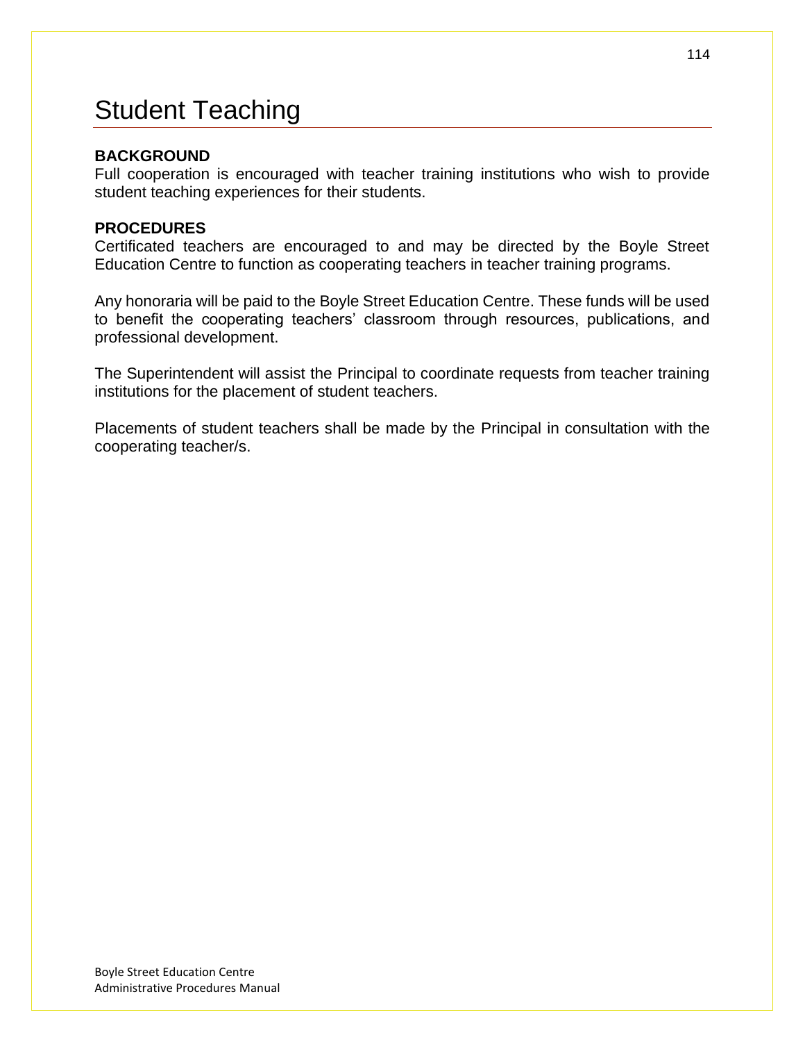# Student Teaching

**BACKGROUND**
Full cooperation is encouraged with teacher training institutions who wish to provide student teaching experiences for their students.

**PROCEDURES**
Certificated teachers are encouraged to and may be directed by the Boyle Street Education Centre to function as cooperating teachers in teacher training programs.

Any honoraria will be paid to the Boyle Street Education Centre. These funds will be used to benefit the cooperating teachers' classroom through resources, publications, and professional development.

The Superintendent will assist the Principal to coordinate requests from teacher training institutions for the placement of student teachers.

Placements of student teachers shall be made by the Principal in consultation with the cooperating teacher/s.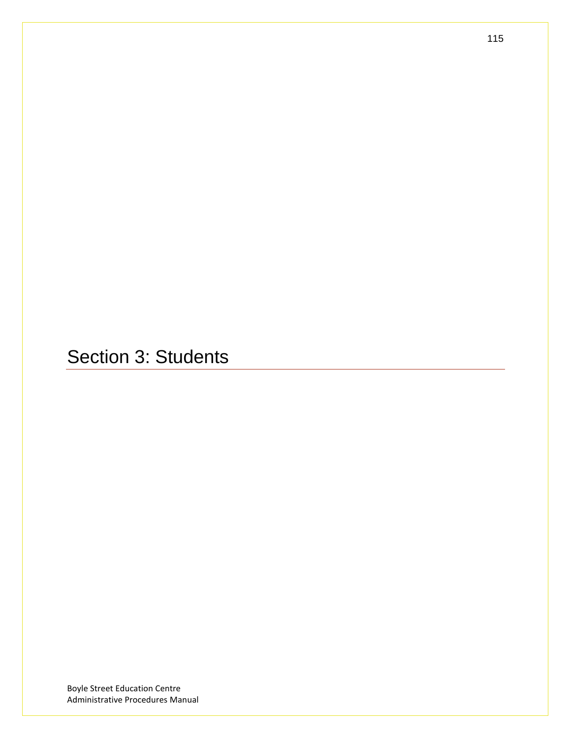# Section 3: Students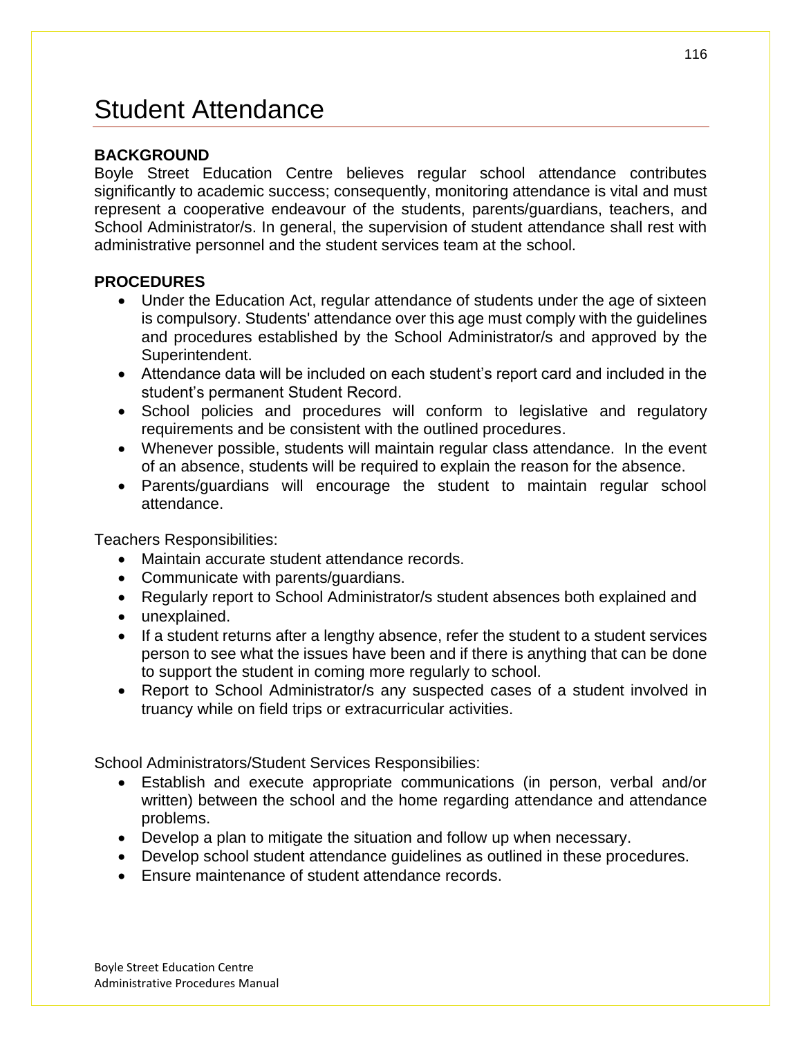# Student Attendance

**BACKGROUND**

Boyle Street Education Centre believes regular school attendance contributes significantly to academic success; consequently, monitoring attendance is vital and must represent a cooperative endeavour of the students, parents/guardians, teachers, and School Administrator/s. In general, the supervision of student attendance shall rest with administrative personnel and the student services team at the school.

**PROCEDURES**

- Under the Education Act, regular attendance of students under the age of sixteen is compulsory. Students' attendance over this age must comply with the guidelines and procedures established by the School Administrator/s and approved by the Superintendent.
- Attendance data will be included on each student's report card and included in the student's permanent Student Record.
- School policies and procedures will conform to legislative and regulatory requirements and be consistent with the outlined procedures.
- Whenever possible, students will maintain regular class attendance. In the event of an absence, students will be required to explain the reason for the absence.
- Parents/guardians will encourage the student to maintain regular school attendance.

Teachers Responsibilities:

- Maintain accurate student attendance records.
- Communicate with parents/guardians.
- Regularly report to School Administrator/s student absences both explained and
- unexplained.
- If a student returns after a lengthy absence, refer the student to a student services person to see what the issues have been and if there is anything that can be done to support the student in coming more regularly to school.
- Report to School Administrator/s any suspected cases of a student involved in truancy while on field trips or extracurricular activities.

School Administrators/Student Services Responsibilies:

- Establish and execute appropriate communications (in person, verbal and/or written) between the school and the home regarding attendance and attendance problems.
- Develop a plan to mitigate the situation and follow up when necessary.
- Develop school student attendance guidelines as outlined in these procedures.
- Ensure maintenance of student attendance records.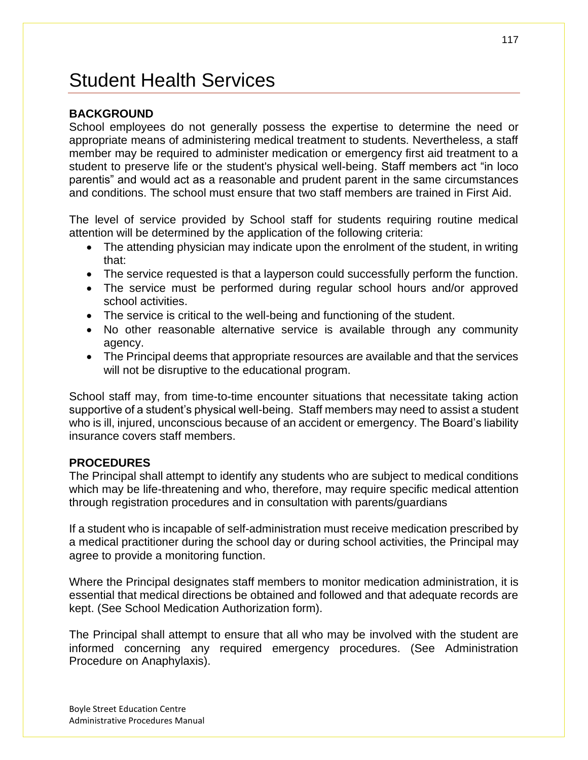# Student Health Services

**BACKGROUND**

School employees do not generally possess the expertise to determine the need or appropriate means of administering medical treatment to students. Nevertheless, a staff member may be required to administer medication or emergency first aid treatment to a student to preserve life or the student's physical well-being. Staff members act "in loco parentis" and would act as a reasonable and prudent parent in the same circumstances and conditions. The school must ensure that two staff members are trained in First Aid.

The level of service provided by School staff for students requiring routine medical attention will be determined by the application of the following criteria:

- The attending physician may indicate upon the enrolment of the student, in writing that:
- The service requested is that a layperson could successfully perform the function.
- The service must be performed during regular school hours and/or approved school activities.
- The service is critical to the well-being and functioning of the student.
- No other reasonable alternative service is available through any community agency.
- The Principal deems that appropriate resources are available and that the services will not be disruptive to the educational program.

School staff may, from time-to-time encounter situations that necessitate taking action supportive of a student's physical well-being. Staff members may need to assist a student who is ill, injured, unconscious because of an accident or emergency. The Board's liability insurance covers staff members.

**PROCEDURES**

The Principal shall attempt to identify any students who are subject to medical conditions which may be life-threatening and who, therefore, may require specific medical attention through registration procedures and in consultation with parents/guardians

If a student who is incapable of self-administration must receive medication prescribed by a medical practitioner during the school day or during school activities, the Principal may agree to provide a monitoring function.

Where the Principal designates staff members to monitor medication administration, it is essential that medical directions be obtained and followed and that adequate records are kept. (See School Medication Authorization form).

The Principal shall attempt to ensure that all who may be involved with the student are informed concerning any required emergency procedures. (See Administration Procedure on Anaphylaxis).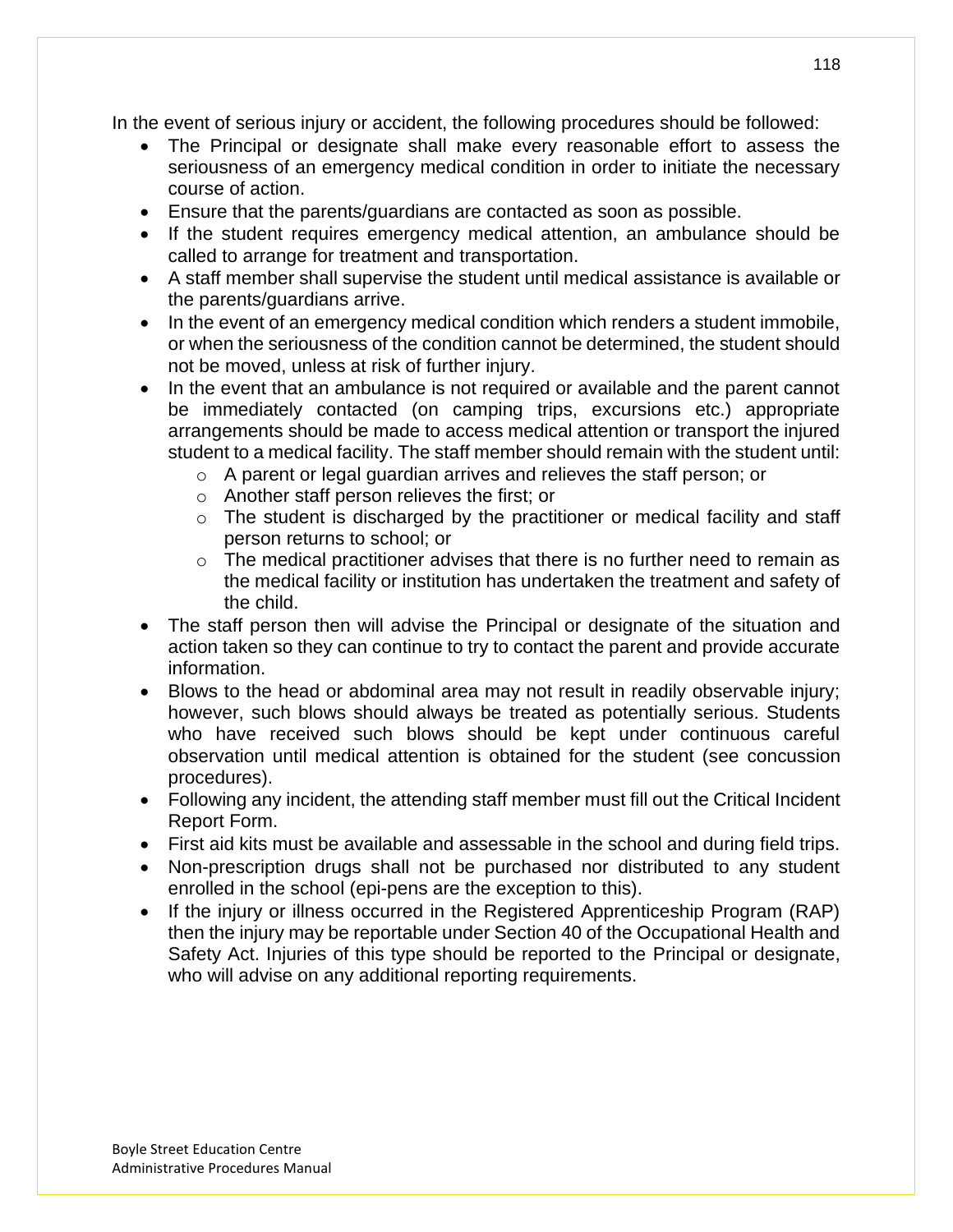In the event of serious injury or accident, the following procedures should be followed:

- The Principal or designate shall make every reasonable effort to assess the seriousness of an emergency medical condition in order to initiate the necessary course of action.
- Ensure that the parents/guardians are contacted as soon as possible.
- If the student requires emergency medical attention, an ambulance should be called to arrange for treatment and transportation.
- A staff member shall supervise the student until medical assistance is available or the parents/guardians arrive.
- In the event of an emergency medical condition which renders a student immobile, or when the seriousness of the condition cannot be determined, the student should not be moved, unless at risk of further injury.
- In the event that an ambulance is not required or available and the parent cannot be immediately contacted (on camping trips, excursions etc.) appropriate arrangements should be made to access medical attention or transport the injured student to a medical facility. The staff member should remain with the student until:
    - A parent or legal guardian arrives and relieves the staff person; or
    - Another staff person relieves the first; or
    - The student is discharged by the practitioner or medical facility and staff person returns to school; or
    - The medical practitioner advises that there is no further need to remain as the medical facility or institution has undertaken the treatment and safety of the child.
- The staff person then will advise the Principal or designate of the situation and action taken so they can continue to try to contact the parent and provide accurate information.
- Blows to the head or abdominal area may not result in readily observable injury; however, such blows should always be treated as potentially serious. Students who have received such blows should be kept under continuous careful observation until medical attention is obtained for the student (see concussion procedures).
- Following any incident, the attending staff member must fill out the Critical Incident Report Form.
- First aid kits must be available and assessable in the school and during field trips.
- Non-prescription drugs shall not be purchased nor distributed to any student enrolled in the school (epi-pens are the exception to this).
- If the injury or illness occurred in the Registered Apprenticeship Program (RAP) then the injury may be reportable under Section 40 of the Occupational Health and Safety Act. Injuries of this type should be reported to the Principal or designate, who will advise on any additional reporting requirements.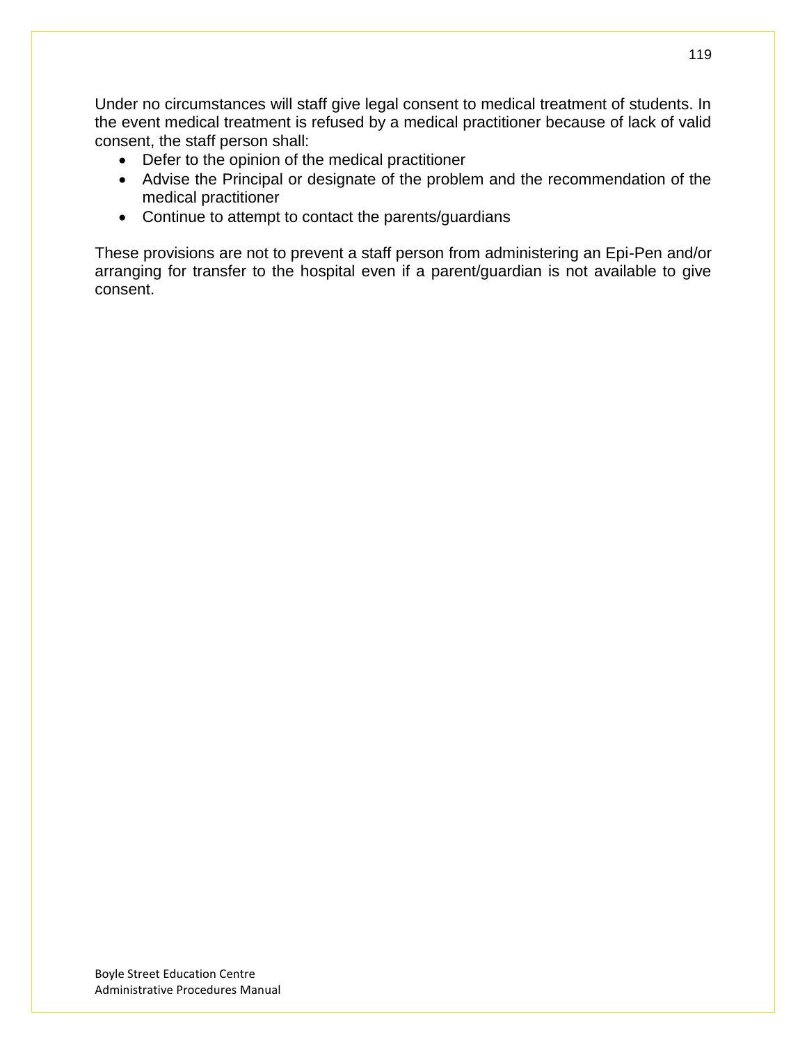Under no circumstances will staff give legal consent to medical treatment of students. In the event medical treatment is refused by a medical practitioner because of lack of valid consent, the staff person shall:

- Defer to the opinion of the medical practitioner
- Advise the Principal or designate of the problem and the recommendation of the medical practitioner
- Continue to attempt to contact the parents/guardians

These provisions are not to prevent a staff person from administering an Epi-Pen and/or arranging for transfer to the hospital even if a parent/guardian is not available to give consent.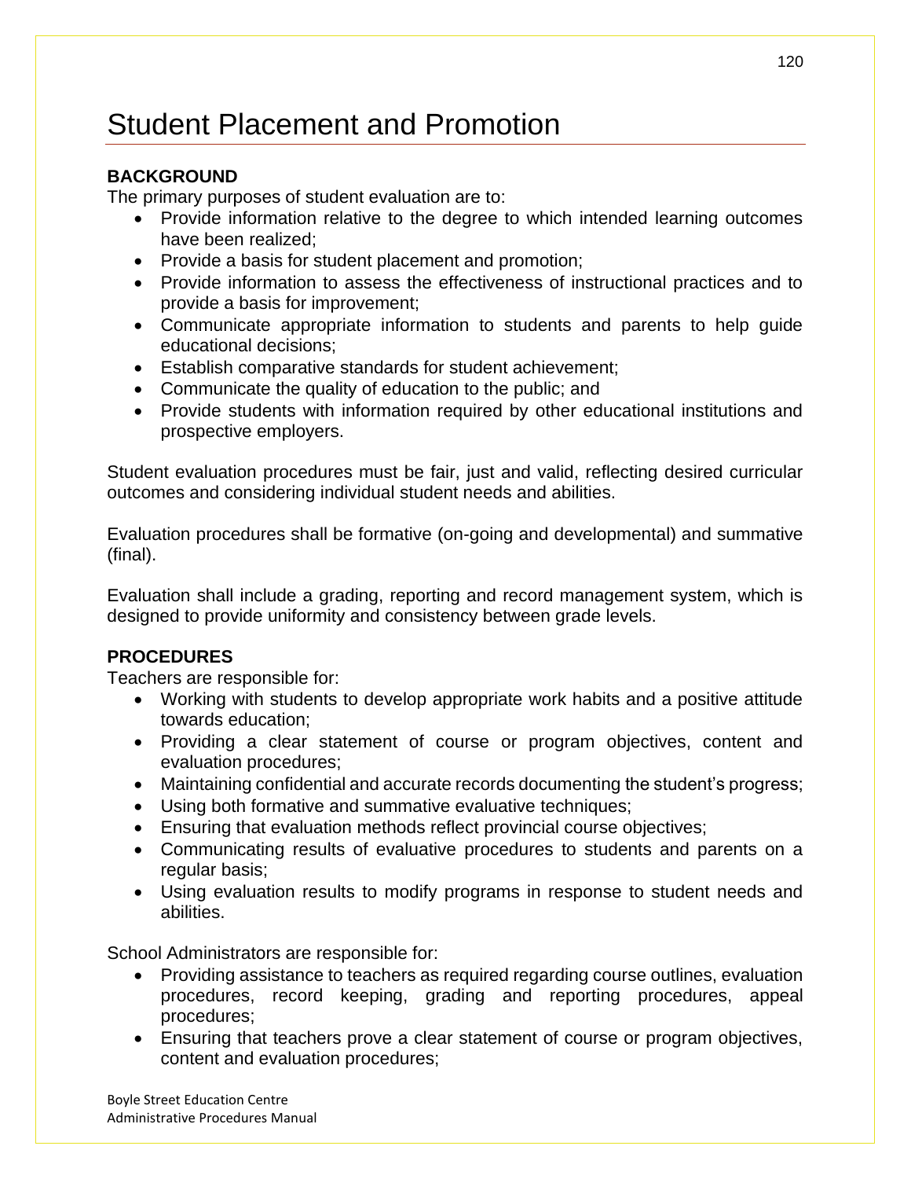# Student Placement and Promotion

**BACKGROUND**

The primary purposes of student evaluation are to:

- Provide information relative to the degree to which intended learning outcomes have been realized;
- Provide a basis for student placement and promotion;
- Provide information to assess the effectiveness of instructional practices and to provide a basis for improvement;
- Communicate appropriate information to students and parents to help guide educational decisions;
- Establish comparative standards for student achievement;
- Communicate the quality of education to the public; and
- Provide students with information required by other educational institutions and prospective employers.

Student evaluation procedures must be fair, just and valid, reflecting desired curricular outcomes and considering individual student needs and abilities.

Evaluation procedures shall be formative (on-going and developmental) and summative (final).

Evaluation shall include a grading, reporting and record management system, which is designed to provide uniformity and consistency between grade levels.

**PROCEDURES**

Teachers are responsible for:

- Working with students to develop appropriate work habits and a positive attitude towards education;
- Providing a clear statement of course or program objectives, content and evaluation procedures;
- Maintaining confidential and accurate records documenting the student's progress;
- Using both formative and summative evaluative techniques;
- Ensuring that evaluation methods reflect provincial course objectives;
- Communicating results of evaluative procedures to students and parents on a regular basis;
- Using evaluation results to modify programs in response to student needs and abilities.

School Administrators are responsible for:

- Providing assistance to teachers as required regarding course outlines, evaluation procedures, record keeping, grading and reporting procedures, appeal procedures;
- Ensuring that teachers prove a clear statement of course or program objectives, content and evaluation procedures;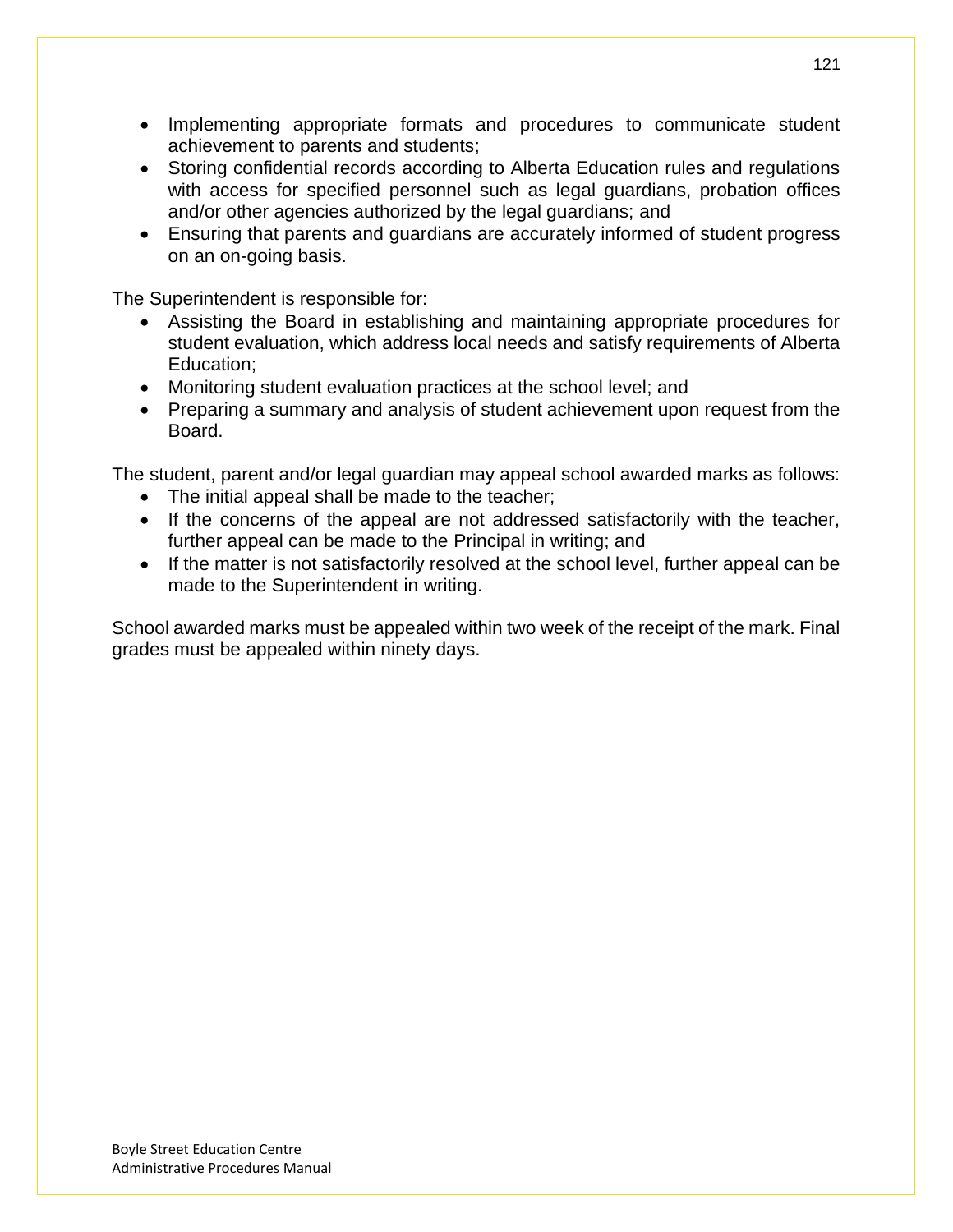- Implementing appropriate formats and procedures to communicate student achievement to parents and students;
- Storing confidential records according to Alberta Education rules and regulations with access for specified personnel such as legal guardians, probation offices and/or other agencies authorized by the legal guardians; and
- Ensuring that parents and guardians are accurately informed of student progress on an on-going basis.

The Superintendent is responsible for:

- Assisting the Board in establishing and maintaining appropriate procedures for student evaluation, which address local needs and satisfy requirements of Alberta Education;
- Monitoring student evaluation practices at the school level; and
- Preparing a summary and analysis of student achievement upon request from the Board.

The student, parent and/or legal guardian may appeal school awarded marks as follows:

- The initial appeal shall be made to the teacher;
- If the concerns of the appeal are not addressed satisfactorily with the teacher, further appeal can be made to the Principal in writing; and
- If the matter is not satisfactorily resolved at the school level, further appeal can be made to the Superintendent in writing.

School awarded marks must be appealed within two week of the receipt of the mark. Final grades must be appealed within ninety days.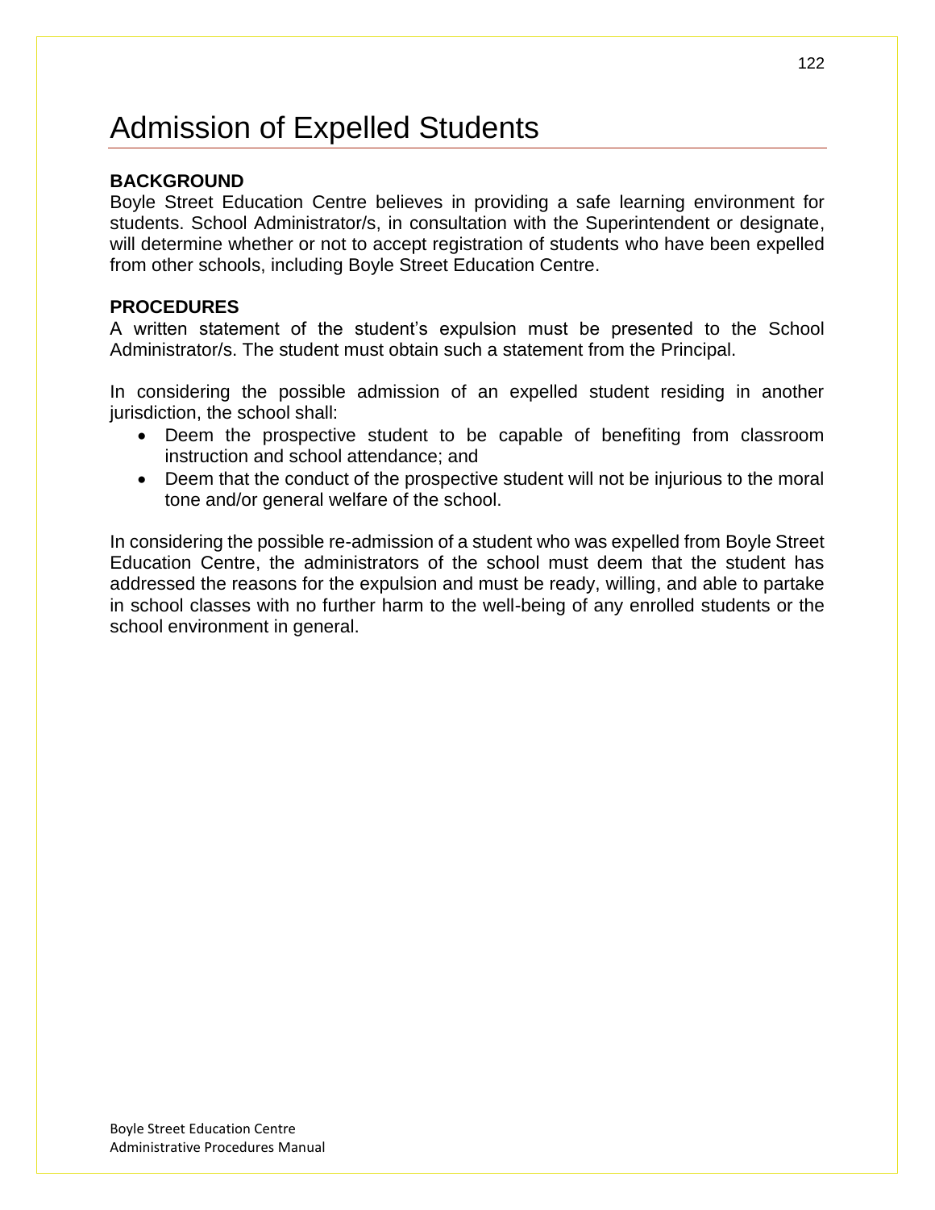# Admission of Expelled Students

**BACKGROUND**

Boyle Street Education Centre believes in providing a safe learning environment for students. School Administrator/s, in consultation with the Superintendent or designate, will determine whether or not to accept registration of students who have been expelled from other schools, including Boyle Street Education Centre.

**PROCEDURES**

A written statement of the student's expulsion must be presented to the School Administrator/s. The student must obtain such a statement from the Principal.

In considering the possible admission of an expelled student residing in another jurisdiction, the school shall:

- Deem the prospective student to be capable of benefiting from classroom instruction and school attendance; and
- Deem that the conduct of the prospective student will not be injurious to the moral tone and/or general welfare of the school.

In considering the possible re-admission of a student who was expelled from Boyle Street Education Centre, the administrators of the school must deem that the student has addressed the reasons for the expulsion and must be ready, willing, and able to partake in school classes with no further harm to the well-being of any enrolled students or the school environment in general.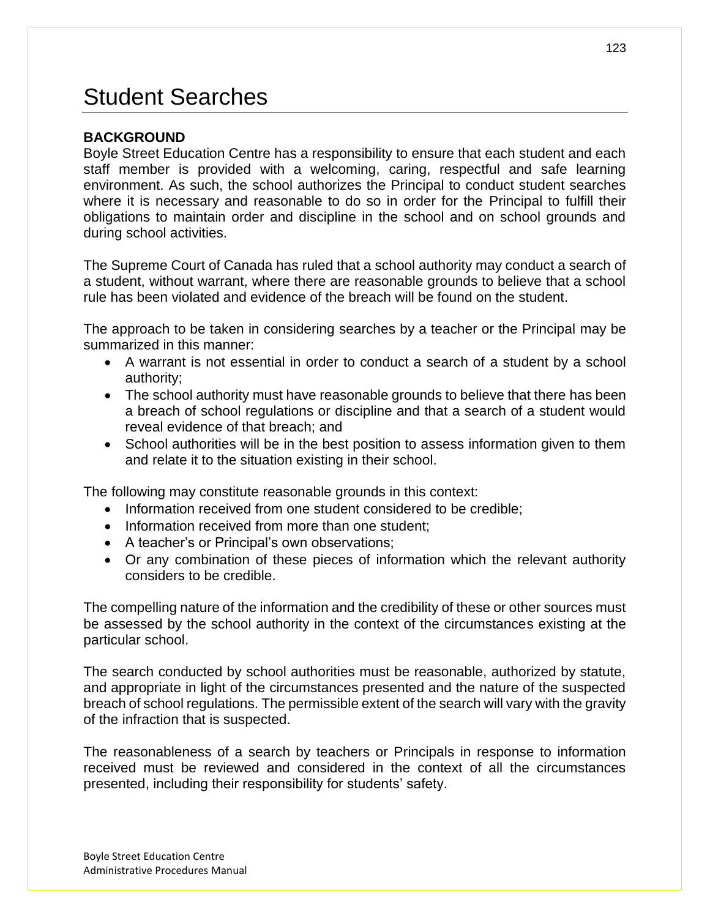# Student Searches

**BACKGROUND**

Boyle Street Education Centre has a responsibility to ensure that each student and each staff member is provided with a welcoming, caring, respectful and safe learning environment. As such, the school authorizes the Principal to conduct student searches where it is necessary and reasonable to do so in order for the Principal to fulfill their obligations to maintain order and discipline in the school and on school grounds and during school activities.

The Supreme Court of Canada has ruled that a school authority may conduct a search of a student, without warrant, where there are reasonable grounds to believe that a school rule has been violated and evidence of the breach will be found on the student.

The approach to be taken in considering searches by a teacher or the Principal may be summarized in this manner:

- A warrant is not essential in order to conduct a search of a student by a school authority;
- The school authority must have reasonable grounds to believe that there has been a breach of school regulations or discipline and that a search of a student would reveal evidence of that breach; and
- School authorities will be in the best position to assess information given to them and relate it to the situation existing in their school.

The following may constitute reasonable grounds in this context:

- Information received from one student considered to be credible;
- Information received from more than one student;
- A teacher's or Principal's own observations;
- Or any combination of these pieces of information which the relevant authority considers to be credible.

The compelling nature of the information and the credibility of these or other sources must be assessed by the school authority in the context of the circumstances existing at the particular school.

The search conducted by school authorities must be reasonable, authorized by statute, and appropriate in light of the circumstances presented and the nature of the suspected breach of school regulations. The permissible extent of the search will vary with the gravity of the infraction that is suspected.

The reasonableness of a search by teachers or Principals in response to information received must be reviewed and considered in the context of all the circumstances presented, including their responsibility for students' safety.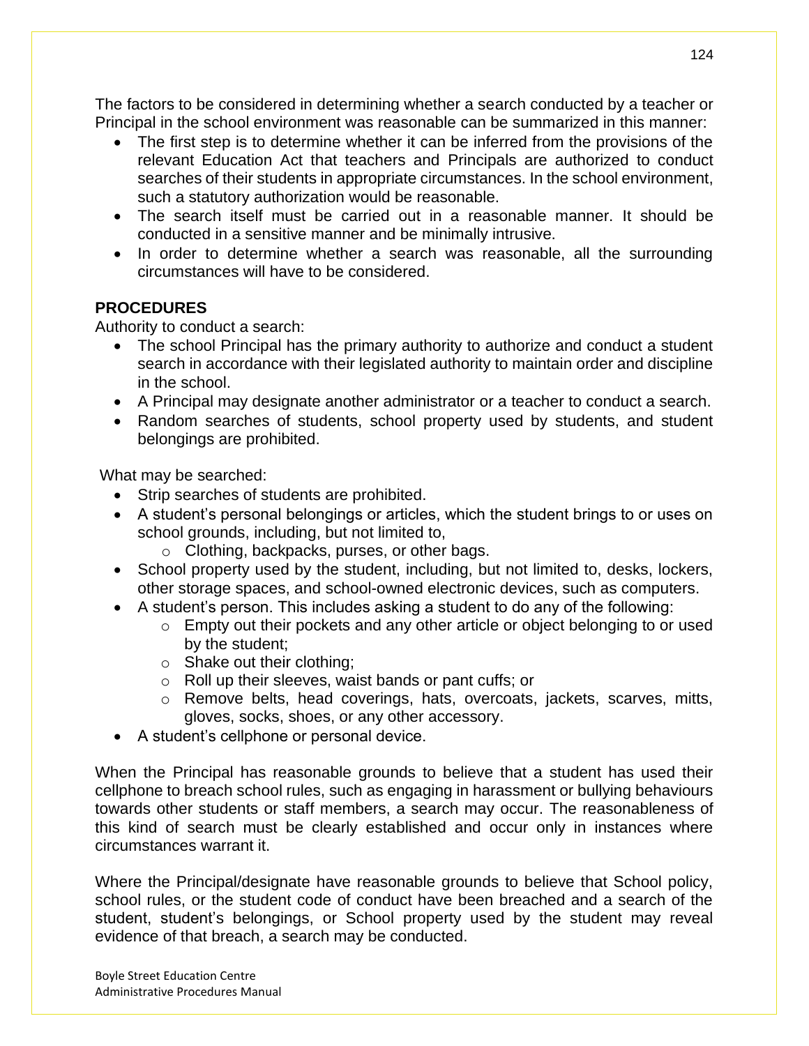The factors to be considered in determining whether a search conducted by a teacher or Principal in the school environment was reasonable can be summarized in this manner:

- The first step is to determine whether it can be inferred from the provisions of the relevant Education Act that teachers and Principals are authorized to conduct searches of their students in appropriate circumstances. In the school environment, such a statutory authorization would be reasonable.
- The search itself must be carried out in a reasonable manner. It should be conducted in a sensitive manner and be minimally intrusive.
- In order to determine whether a search was reasonable, all the surrounding circumstances will have to be considered.

**PROCEDURES**

Authority to conduct a search:

- The school Principal has the primary authority to authorize and conduct a student search in accordance with their legislated authority to maintain order and discipline in the school.
- A Principal may designate another administrator or a teacher to conduct a search.
- Random searches of students, school property used by students, and student belongings are prohibited.

What may be searched:

- Strip searches of students are prohibited.
- A student's personal belongings or articles, which the student brings to or uses on school grounds, including, but not limited to,
  - Clothing, backpacks, purses, or other bags.
- School property used by the student, including, but not limited to, desks, lockers, other storage spaces, and school-owned electronic devices, such as computers.
- A student's person. This includes asking a student to do any of the following:
  - Empty out their pockets and any other article or object belonging to or used by the student;
  - Shake out their clothing;
  - Roll up their sleeves, waist bands or pant cuffs; or
  - Remove belts, head coverings, hats, overcoats, jackets, scarves, mitts, gloves, socks, shoes, or any other accessory.
- A student's cellphone or personal device.

When the Principal has reasonable grounds to believe that a student has used their cellphone to breach school rules, such as engaging in harassment or bullying behaviours towards other students or staff members, a search may occur. The reasonableness of this kind of search must be clearly established and occur only in instances where circumstances warrant it.

Where the Principal/designate have reasonable grounds to believe that School policy, school rules, or the student code of conduct have been breached and a search of the student, student's belongings, or School property used by the student may reveal evidence of that breach, a search may be conducted.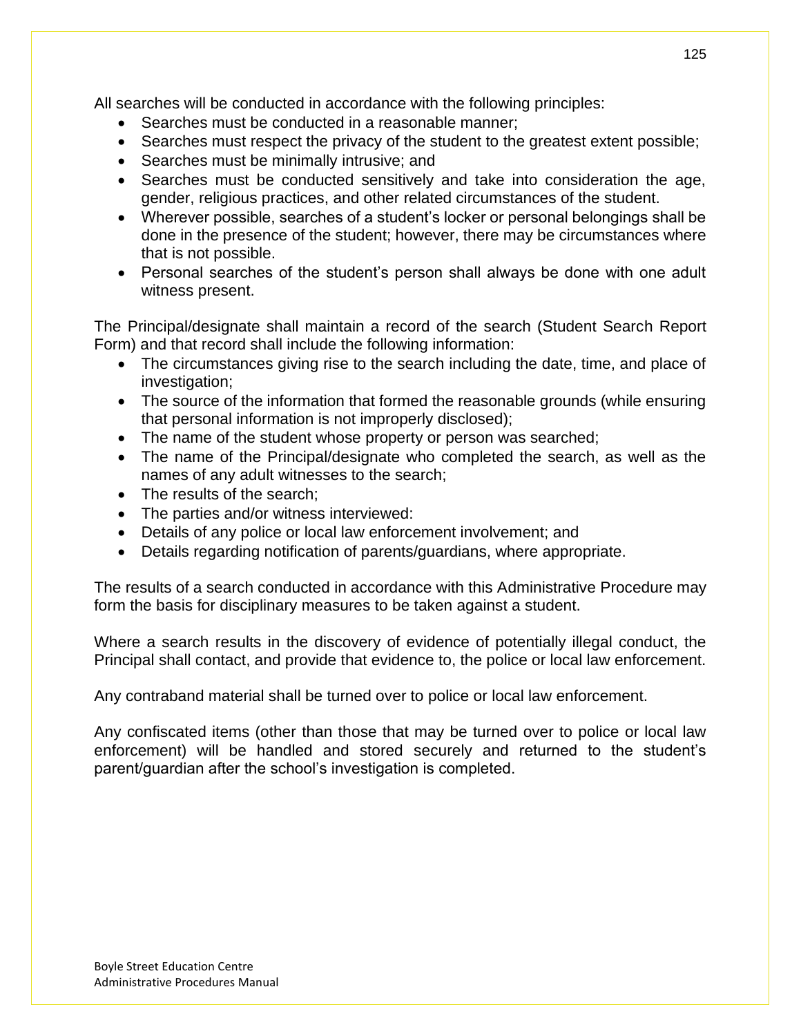All searches will be conducted in accordance with the following principles:

- Searches must be conducted in a reasonable manner;
- Searches must respect the privacy of the student to the greatest extent possible;
- Searches must be minimally intrusive; and
- Searches must be conducted sensitively and take into consideration the age, gender, religious practices, and other related circumstances of the student.
- Wherever possible, searches of a student's locker or personal belongings shall be done in the presence of the student; however, there may be circumstances where that is not possible.
- Personal searches of the student's person shall always be done with one adult witness present.

The Principal/designate shall maintain a record of the search (Student Search Report Form) and that record shall include the following information:

- The circumstances giving rise to the search including the date, time, and place of investigation;
- The source of the information that formed the reasonable grounds (while ensuring that personal information is not improperly disclosed);
- The name of the student whose property or person was searched;
- The name of the Principal/designate who completed the search, as well as the names of any adult witnesses to the search;
- The results of the search;
- The parties and/or witness interviewed:
- Details of any police or local law enforcement involvement; and
- Details regarding notification of parents/guardians, where appropriate.

The results of a search conducted in accordance with this Administrative Procedure may form the basis for disciplinary measures to be taken against a student.

Where a search results in the discovery of evidence of potentially illegal conduct, the Principal shall contact, and provide that evidence to, the police or local law enforcement.

Any contraband material shall be turned over to police or local law enforcement.

Any confiscated items (other than those that may be turned over to police or local law enforcement) will be handled and stored securely and returned to the student's parent/guardian after the school's investigation is completed.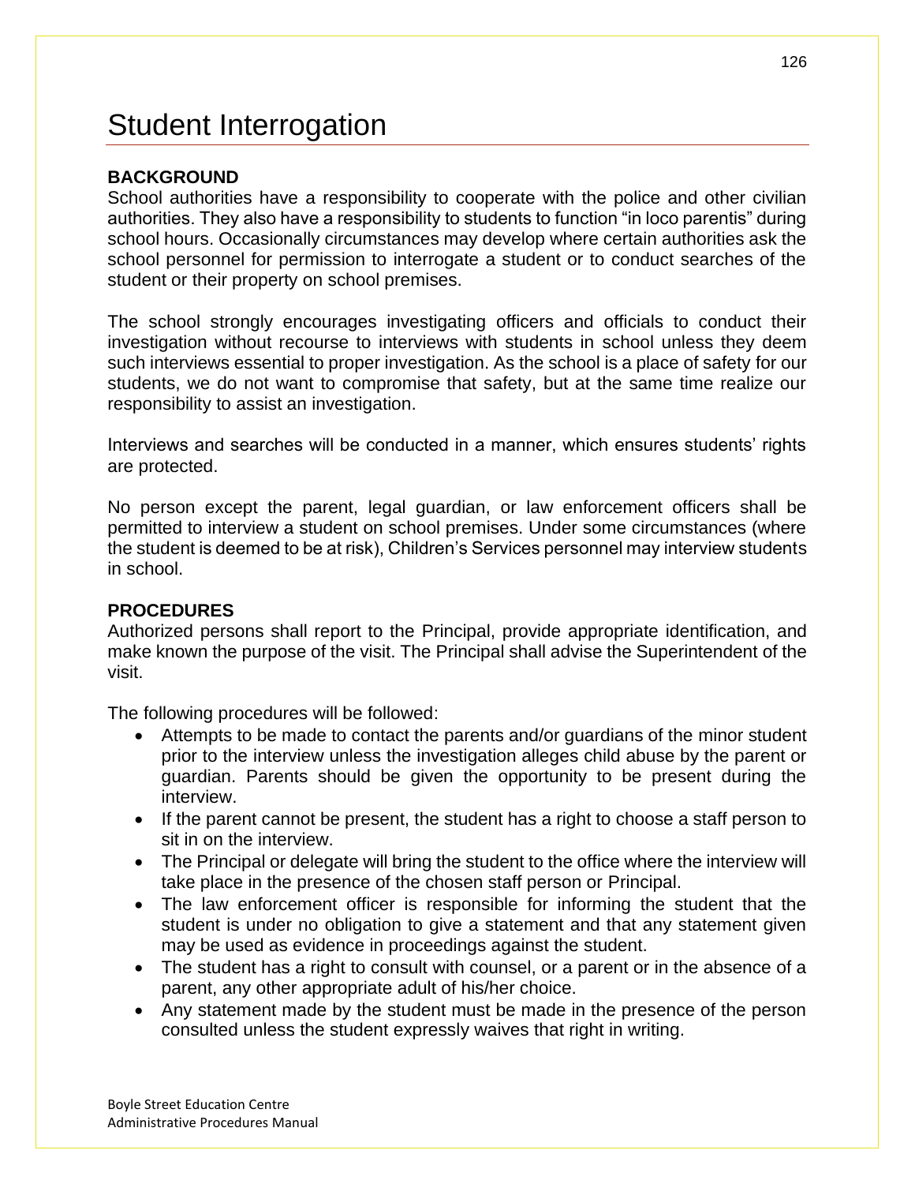# Student Interrogation

**BACKGROUND**

School authorities have a responsibility to cooperate with the police and other civilian authorities. They also have a responsibility to students to function "in loco parentis" during school hours. Occasionally circumstances may develop where certain authorities ask the school personnel for permission to interrogate a student or to conduct searches of the student or their property on school premises.

The school strongly encourages investigating officers and officials to conduct their investigation without recourse to interviews with students in school unless they deem such interviews essential to proper investigation. As the school is a place of safety for our students, we do not want to compromise that safety, but at the same time realize our responsibility to assist an investigation.

Interviews and searches will be conducted in a manner, which ensures students' rights are protected.

No person except the parent, legal guardian, or law enforcement officers shall be permitted to interview a student on school premises. Under some circumstances (where the student is deemed to be at risk), Children's Services personnel may interview students in school.

**PROCEDURES**

Authorized persons shall report to the Principal, provide appropriate identification, and make known the purpose of the visit. The Principal shall advise the Superintendent of the visit.

The following procedures will be followed:

- Attempts to be made to contact the parents and/or guardians of the minor student prior to the interview unless the investigation alleges child abuse by the parent or guardian. Parents should be given the opportunity to be present during the interview.
- If the parent cannot be present, the student has a right to choose a staff person to sit in on the interview.
- The Principal or delegate will bring the student to the office where the interview will take place in the presence of the chosen staff person or Principal.
- The law enforcement officer is responsible for informing the student that the student is under no obligation to give a statement and that any statement given may be used as evidence in proceedings against the student.
- The student has a right to consult with counsel, or a parent or in the absence of a parent, any other appropriate adult of his/her choice.
- Any statement made by the student must be made in the presence of the person consulted unless the student expressly waives that right in writing.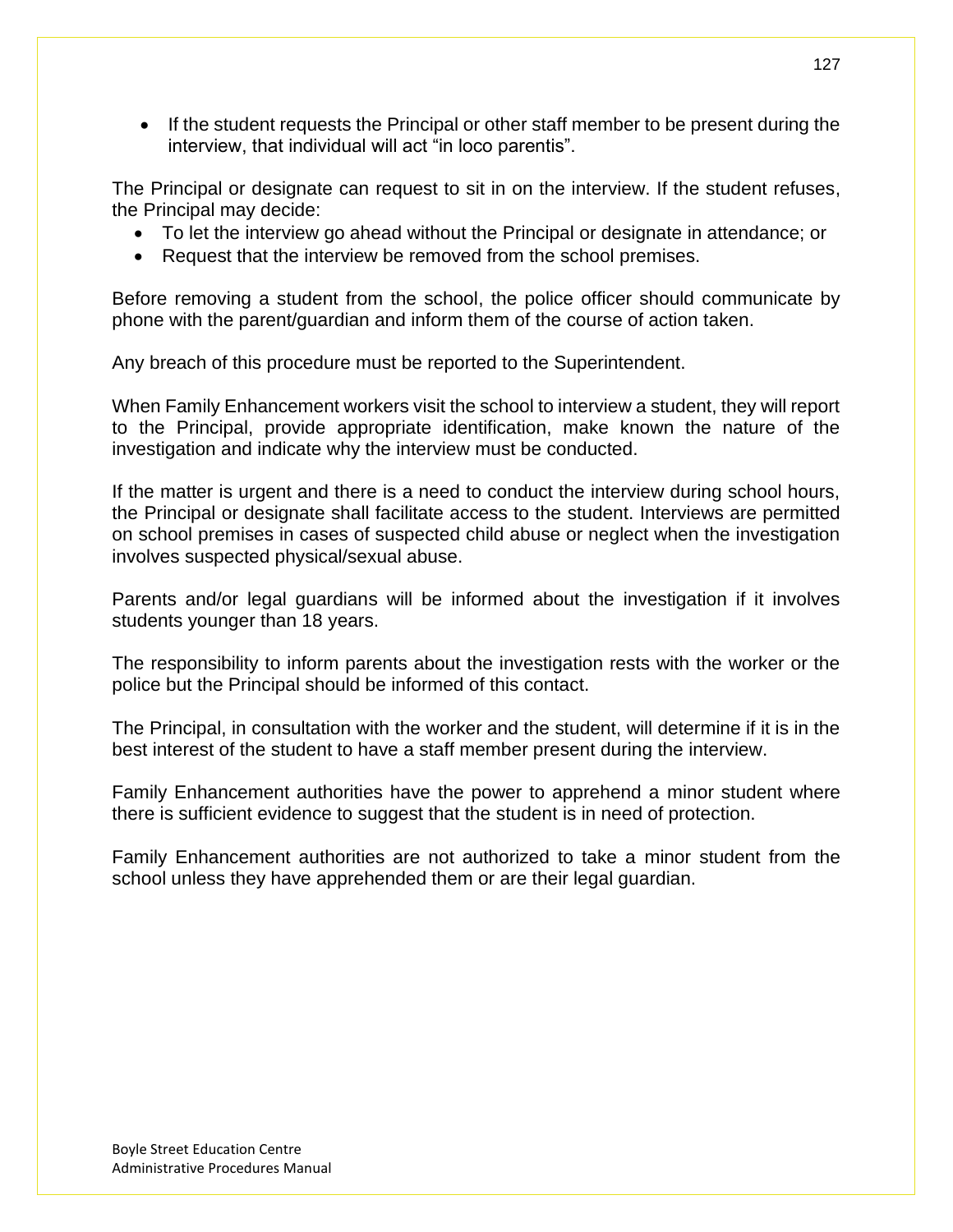- If the student requests the Principal or other staff member to be present during the interview, that individual will act "in loco parentis".

The Principal or designate can request to sit in on the interview. If the student refuses, the Principal may decide:

- To let the interview go ahead without the Principal or designate in attendance; or
- Request that the interview be removed from the school premises.

Before removing a student from the school, the police officer should communicate by phone with the parent/guardian and inform them of the course of action taken.

Any breach of this procedure must be reported to the Superintendent.

When Family Enhancement workers visit the school to interview a student, they will report to the Principal, provide appropriate identification, make known the nature of the investigation and indicate why the interview must be conducted.

If the matter is urgent and there is a need to conduct the interview during school hours, the Principal or designate shall facilitate access to the student. Interviews are permitted on school premises in cases of suspected child abuse or neglect when the investigation involves suspected physical/sexual abuse.

Parents and/or legal guardians will be informed about the investigation if it involves students younger than 18 years.

The responsibility to inform parents about the investigation rests with the worker or the police but the Principal should be informed of this contact.

The Principal, in consultation with the worker and the student, will determine if it is in the best interest of the student to have a staff member present during the interview.

Family Enhancement authorities have the power to apprehend a minor student where there is sufficient evidence to suggest that the student is in need of protection.

Family Enhancement authorities are not authorized to take a minor student from the school unless they have apprehended them or are their legal guardian.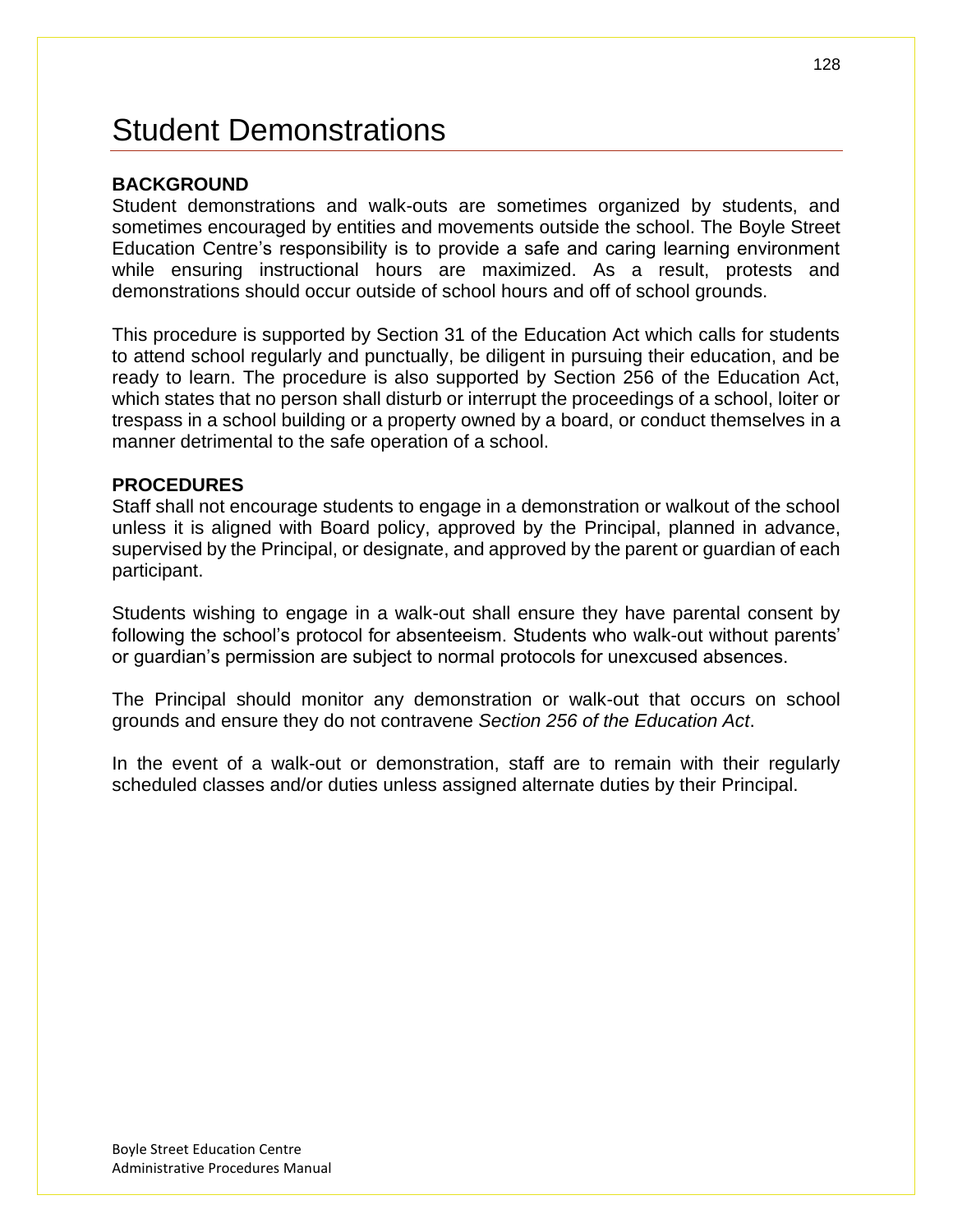# Student Demonstrations

**BACKGROUND**

Student demonstrations and walk-outs are sometimes organized by students, and sometimes encouraged by entities and movements outside the school. The Boyle Street Education Centre's responsibility is to provide a safe and caring learning environment while ensuring instructional hours are maximized. As a result, protests and demonstrations should occur outside of school hours and off of school grounds.

This procedure is supported by Section 31 of the Education Act which calls for students to attend school regularly and punctually, be diligent in pursuing their education, and be ready to learn. The procedure is also supported by Section 256 of the Education Act, which states that no person shall disturb or interrupt the proceedings of a school, loiter or trespass in a school building or a property owned by a board, or conduct themselves in a manner detrimental to the safe operation of a school.

**PROCEDURES**

Staff shall not encourage students to engage in a demonstration or walkout of the school unless it is aligned with Board policy, approved by the Principal, planned in advance, supervised by the Principal, or designate, and approved by the parent or guardian of each participant.

Students wishing to engage in a walk-out shall ensure they have parental consent by following the school's protocol for absenteeism. Students who walk-out without parents' or guardian's permission are subject to normal protocols for unexcused absences.

The Principal should monitor any demonstration or walk-out that occurs on school grounds and ensure they do not contravene *Section 256 of the Education Act*.

In the event of a walk-out or demonstration, staff are to remain with their regularly scheduled classes and/or duties unless assigned alternate duties by their Principal.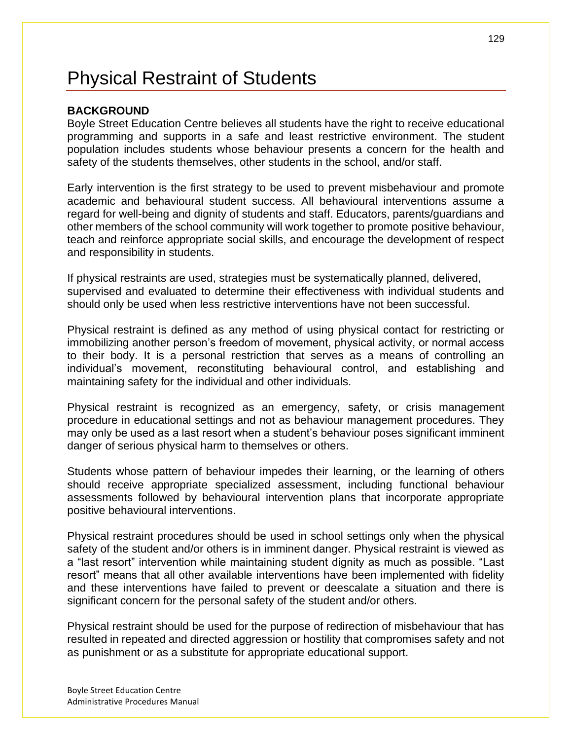# Physical Restraint of Students

**BACKGROUND**

Boyle Street Education Centre believes all students have the right to receive educational programming and supports in a safe and least restrictive environment. The student population includes students whose behaviour presents a concern for the health and safety of the students themselves, other students in the school, and/or staff.

Early intervention is the first strategy to be used to prevent misbehaviour and promote academic and behavioural student success. All behavioural interventions assume a regard for well-being and dignity of students and staff. Educators, parents/guardians and other members of the school community will work together to promote positive behaviour, teach and reinforce appropriate social skills, and encourage the development of respect and responsibility in students.

If physical restraints are used, strategies must be systematically planned, delivered, supervised and evaluated to determine their effectiveness with individual students and should only be used when less restrictive interventions have not been successful.

Physical restraint is defined as any method of using physical contact for restricting or immobilizing another person's freedom of movement, physical activity, or normal access to their body. It is a personal restriction that serves as a means of controlling an individual's movement, reconstituting behavioural control, and establishing and maintaining safety for the individual and other individuals.

Physical restraint is recognized as an emergency, safety, or crisis management procedure in educational settings and not as behaviour management procedures. They may only be used as a last resort when a student's behaviour poses significant imminent danger of serious physical harm to themselves or others.

Students whose pattern of behaviour impedes their learning, or the learning of others should receive appropriate specialized assessment, including functional behaviour assessments followed by behavioural intervention plans that incorporate appropriate positive behavioural interventions.

Physical restraint procedures should be used in school settings only when the physical safety of the student and/or others is in imminent danger. Physical restraint is viewed as a "last resort" intervention while maintaining student dignity as much as possible. "Last resort" means that all other available interventions have been implemented with fidelity and these interventions have failed to prevent or deescalate a situation and there is significant concern for the personal safety of the student and/or others.

Physical restraint should be used for the purpose of redirection of misbehaviour that has resulted in repeated and directed aggression or hostility that compromises safety and not as punishment or as a substitute for appropriate educational support.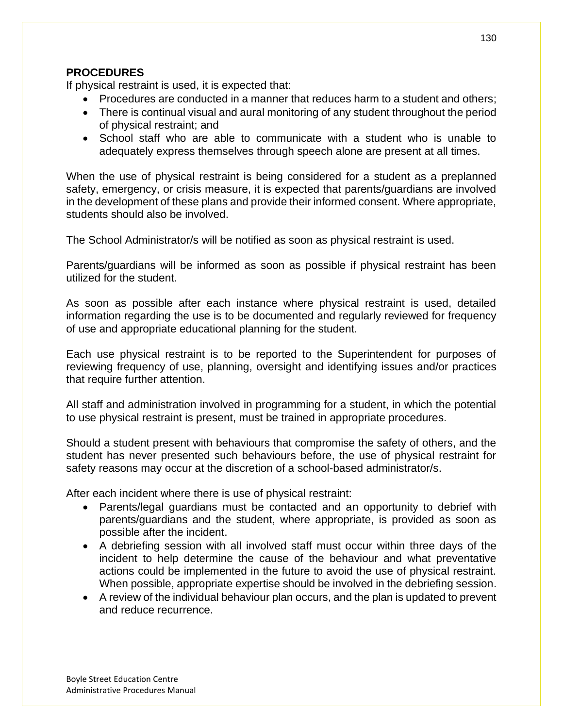**PROCEDURES**

If physical restraint is used, it is expected that:

- Procedures are conducted in a manner that reduces harm to a student and others;
- There is continual visual and aural monitoring of any student throughout the period of physical restraint; and
- School staff who are able to communicate with a student who is unable to adequately express themselves through speech alone are present at all times.

When the use of physical restraint is being considered for a student as a preplanned safety, emergency, or crisis measure, it is expected that parents/guardians are involved in the development of these plans and provide their informed consent. Where appropriate, students should also be involved.

The School Administrator/s will be notified as soon as physical restraint is used.

Parents/guardians will be informed as soon as possible if physical restraint has been utilized for the student.

As soon as possible after each instance where physical restraint is used, detailed information regarding the use is to be documented and regularly reviewed for frequency of use and appropriate educational planning for the student.

Each use physical restraint is to be reported to the Superintendent for purposes of reviewing frequency of use, planning, oversight and identifying issues and/or practices that require further attention.

All staff and administration involved in programming for a student, in which the potential to use physical restraint is present, must be trained in appropriate procedures.

Should a student present with behaviours that compromise the safety of others, and the student has never presented such behaviours before, the use of physical restraint for safety reasons may occur at the discretion of a school-based administrator/s.

After each incident where there is use of physical restraint:

- Parents/legal guardians must be contacted and an opportunity to debrief with parents/guardians and the student, where appropriate, is provided as soon as possible after the incident.
- A debriefing session with all involved staff must occur within three days of the incident to help determine the cause of the behaviour and what preventative actions could be implemented in the future to avoid the use of physical restraint. When possible, appropriate expertise should be involved in the debriefing session.
- A review of the individual behaviour plan occurs, and the plan is updated to prevent and reduce recurrence.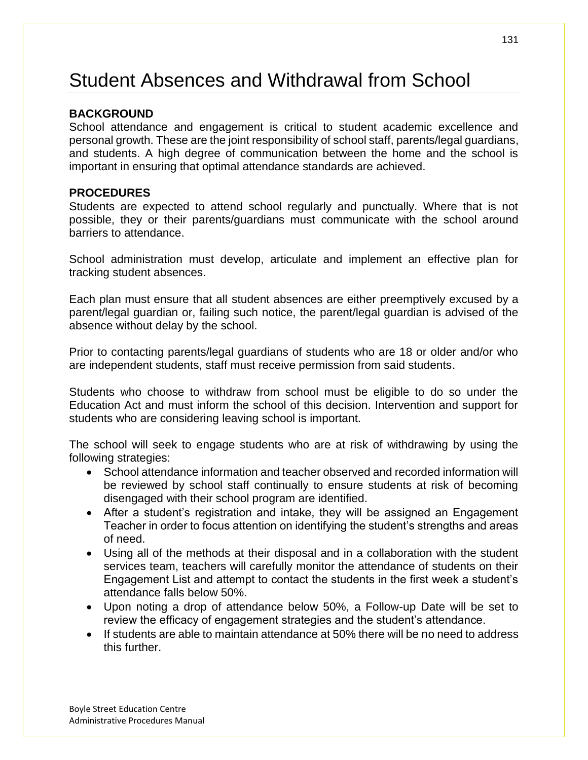# Student Absences and Withdrawal from School

**BACKGROUND**

School attendance and engagement is critical to student academic excellence and personal growth. These are the joint responsibility of school staff, parents/legal guardians, and students. A high degree of communication between the home and the school is important in ensuring that optimal attendance standards are achieved.

**PROCEDURES**

Students are expected to attend school regularly and punctually. Where that is not possible, they or their parents/guardians must communicate with the school around barriers to attendance.

School administration must develop, articulate and implement an effective plan for tracking student absences.

Each plan must ensure that all student absences are either preemptively excused by a parent/legal guardian or, failing such notice, the parent/legal guardian is advised of the absence without delay by the school.

Prior to contacting parents/legal guardians of students who are 18 or older and/or who are independent students, staff must receive permission from said students.

Students who choose to withdraw from school must be eligible to do so under the Education Act and must inform the school of this decision. Intervention and support for students who are considering leaving school is important.

The school will seek to engage students who are at risk of withdrawing by using the following strategies:

- School attendance information and teacher observed and recorded information will be reviewed by school staff continually to ensure students at risk of becoming disengaged with their school program are identified.
- After a student's registration and intake, they will be assigned an Engagement Teacher in order to focus attention on identifying the student's strengths and areas of need.
- Using all of the methods at their disposal and in a collaboration with the student services team, teachers will carefully monitor the attendance of students on their Engagement List and attempt to contact the students in the first week a student's attendance falls below 50%.
- Upon noting a drop of attendance below 50%, a Follow-up Date will be set to review the efficacy of engagement strategies and the student's attendance.
- If students are able to maintain attendance at 50% there will be no need to address this further.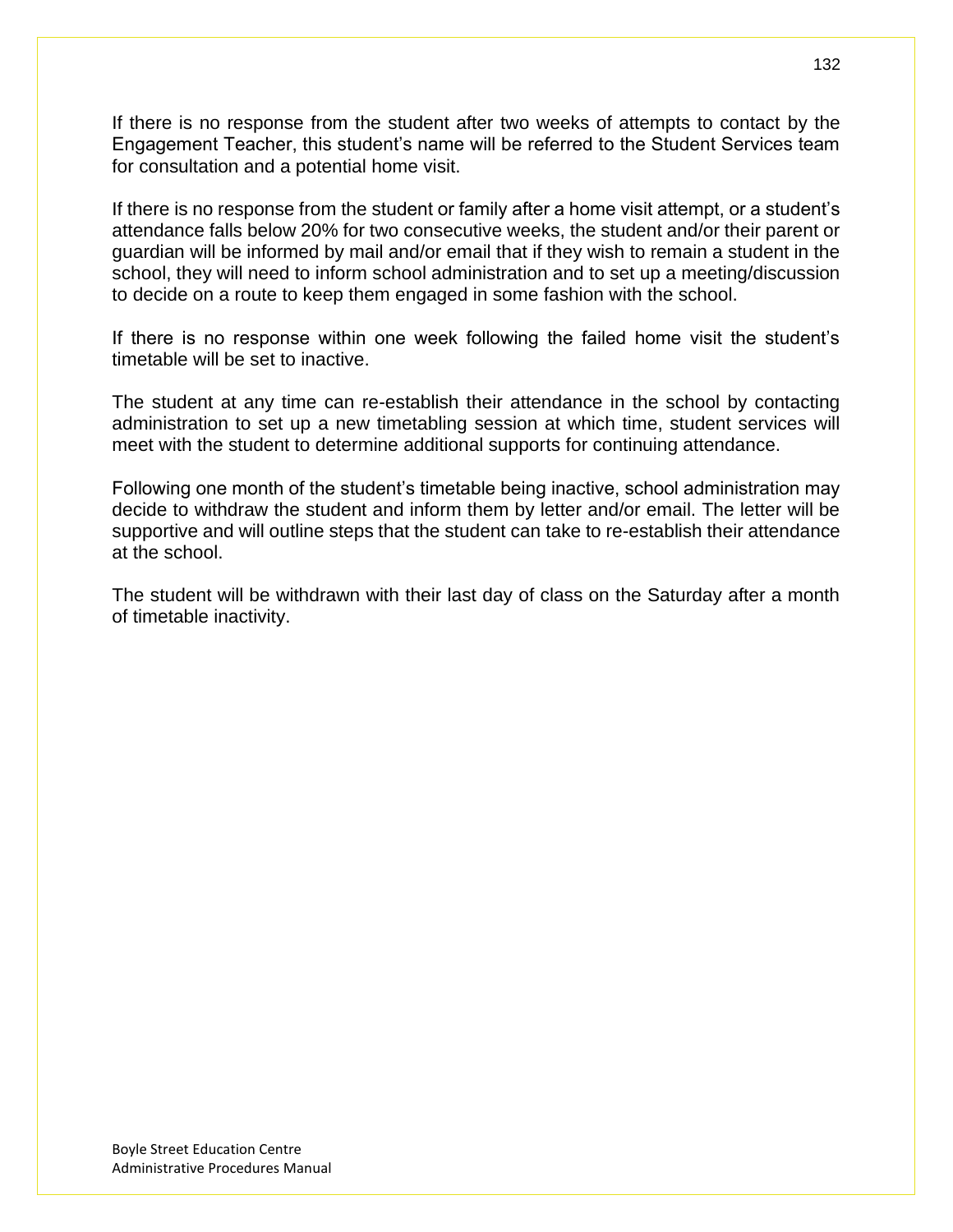If there is no response from the student after two weeks of attempts to contact by the Engagement Teacher, this student's name will be referred to the Student Services team for consultation and a potential home visit.

If there is no response from the student or family after a home visit attempt, or a student's attendance falls below 20% for two consecutive weeks, the student and/or their parent or guardian will be informed by mail and/or email that if they wish to remain a student in the school, they will need to inform school administration and to set up a meeting/discussion to decide on a route to keep them engaged in some fashion with the school.

If there is no response within one week following the failed home visit the student's timetable will be set to inactive.

The student at any time can re-establish their attendance in the school by contacting administration to set up a new timetabling session at which time, student services will meet with the student to determine additional supports for continuing attendance.

Following one month of the student's timetable being inactive, school administration may decide to withdraw the student and inform them by letter and/or email. The letter will be supportive and will outline steps that the student can take to re-establish their attendance at the school.

The student will be withdrawn with their last day of class on the Saturday after a month of timetable inactivity.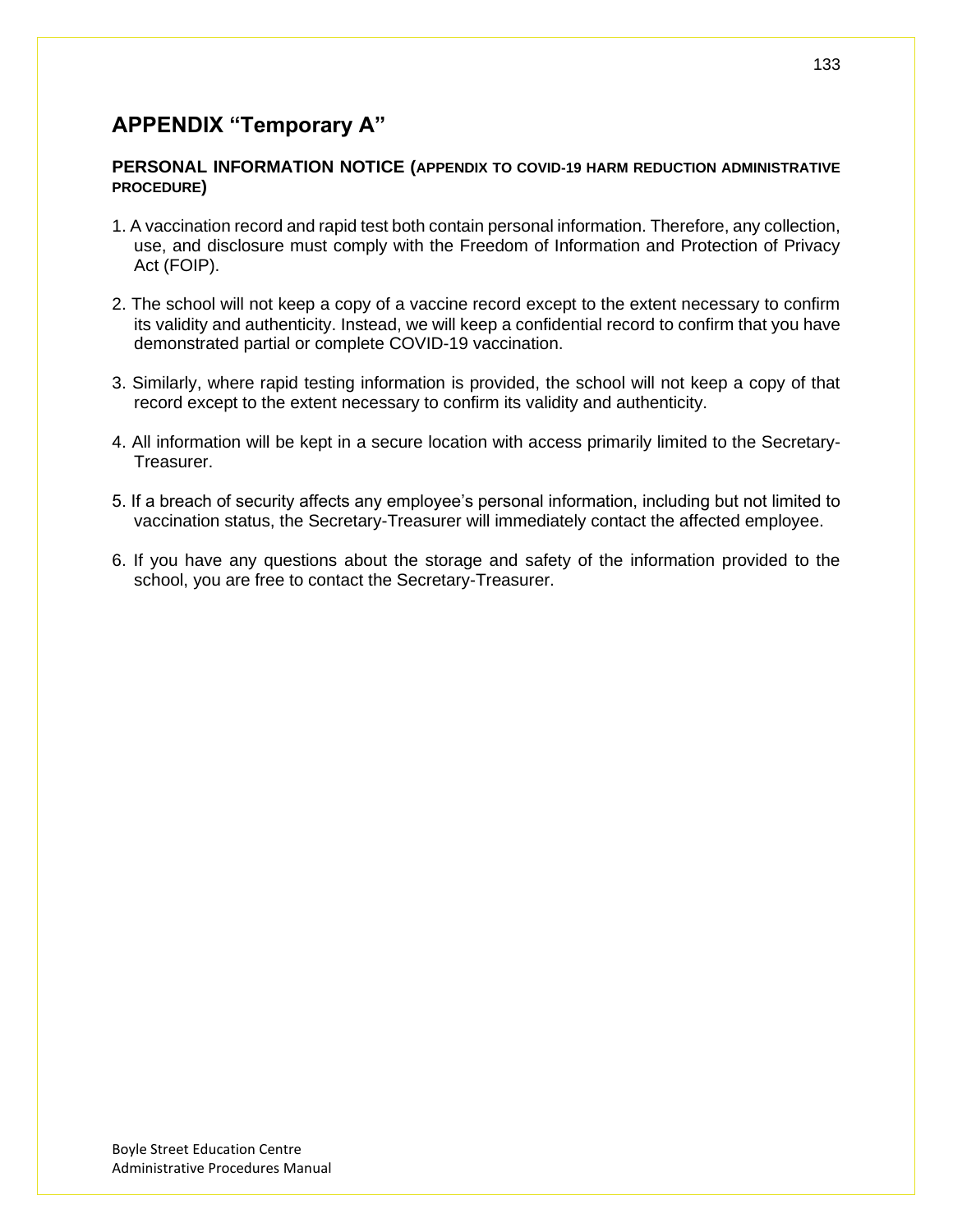## APPENDIX "Temporary A"

### PERSONAL INFORMATION NOTICE (APPENDIX TO COVID-19 HARM REDUCTION ADMINISTRATIVE PROCEDURE)

1. A vaccination record and rapid test both contain personal information. Therefore, any collection, use, and disclosure must comply with the Freedom of Information and Protection of Privacy Act (FOIP).

2. The school will not keep a copy of a vaccine record except to the extent necessary to confirm its validity and authenticity. Instead, we will keep a confidential record to confirm that you have demonstrated partial or complete COVID-19 vaccination.

3. Similarly, where rapid testing information is provided, the school will not keep a copy of that record except to the extent necessary to confirm its validity and authenticity.

4. All information will be kept in a secure location with access primarily limited to the Secretary-Treasurer.

5. If a breach of security affects any employee's personal information, including but not limited to vaccination status, the Secretary-Treasurer will immediately contact the affected employee.

6. If you have any questions about the storage and safety of the information provided to the school, you are free to contact the Secretary-Treasurer.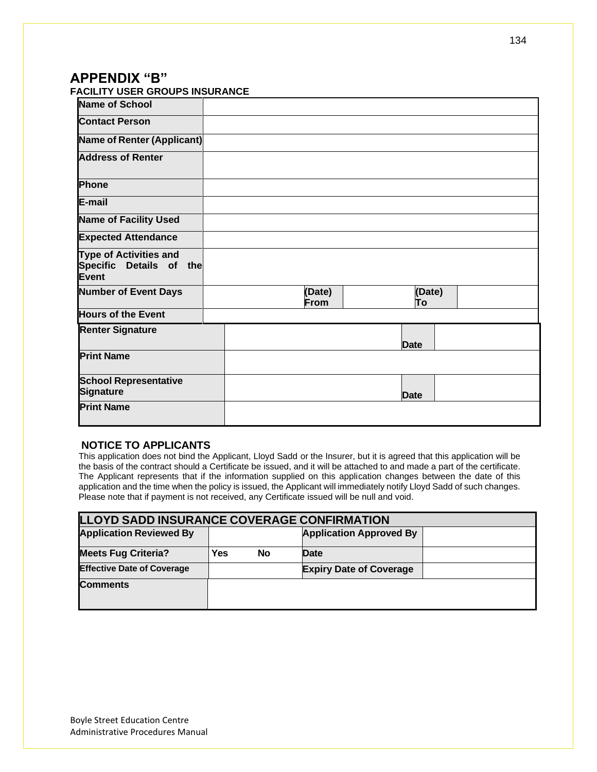# APPENDIX “B”

## FACILITY USER GROUPS INSURANCE

| | | | | | |
|---|---|---|---|---|---|
| **Name of School** | | | | | |
| **Contact Person** | | | | | |
| **Name of Renter (Applicant)** | | | | | |
| **Address of Renter** | | | | | |
| **Phone** | | | | | |
| **E-mail** | | | | | |
| **Name of Facility Used** | | | | | |
| **Expected Attendance** | | | | | |
| **Type of Activities and Specific Details of the Event** | | | | | |
| **Number of Event Days** | | **(Date) From** | | **(Date) To** | |
| **Hours of the Event** | | | | | |

| | | | |
|---|---|---|---|
| **Renter Signature** | | **Date** | |
| **Print Name** | | | |
| **School Representative Signature** | | **Date** | |
| **Print Name** | | | |

**NOTICE TO APPLICANTS**

This application does not bind the Applicant, Lloyd Sadd or the Insurer, but it is agreed that this application will be the basis of the contract should a Certificate be issued, and it will be attached to and made a part of the certificate. The Applicant represents that if the information supplied on this application changes between the date of this application and the time when the policy is issued, the Applicant will immediately notify Lloyd Sadd of such changes. Please note that if payment is not received, any Certificate issued will be null and void.

| **LLOYD SADD INSURANCE COVERAGE CONFIRMATION** | | | |
|---|---|---|---|
| **Application Reviewed By** | | **Application Approved By** | |
| **Meets Fug Criteria?** | **Yes** **No** | **Date** | |
| **Effective Date of Coverage** | | **Expiry Date of Coverage** | |
| **Comments** | | | |